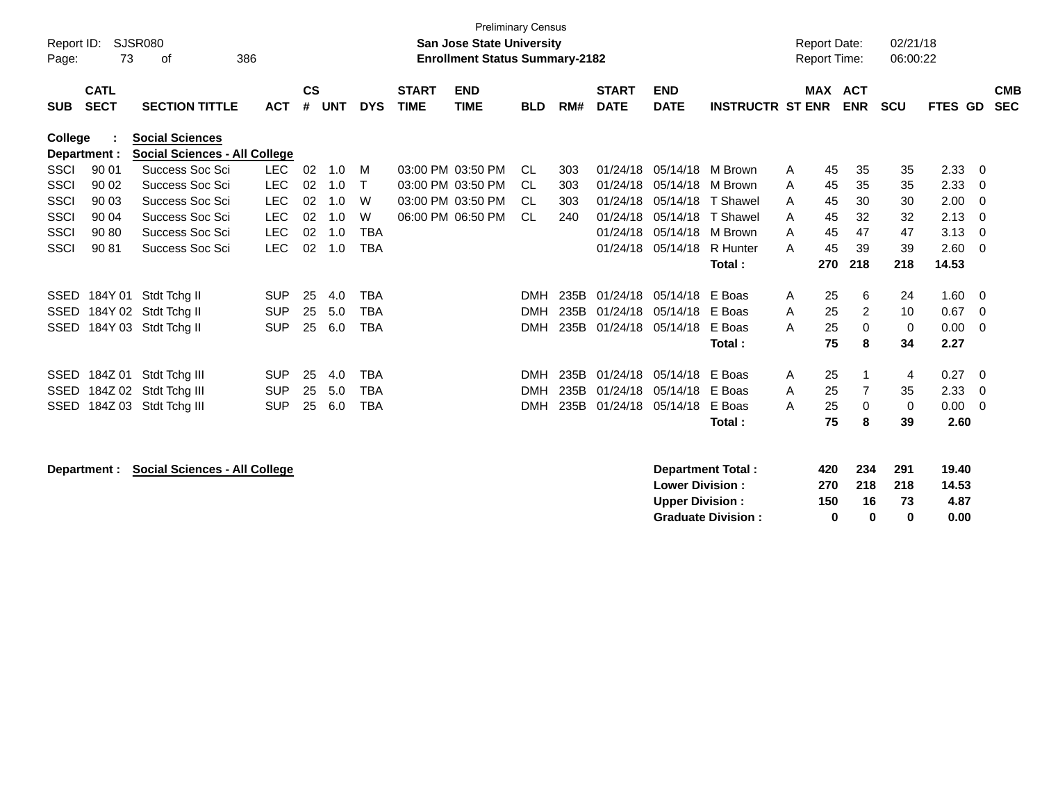Preliminary Census

**San Jose State University**
**Enrollment Status Summary-2182**

Report ID: SJSR080
Report Date: 02/21/18
Report Time: 06:00:22

| SUB | CATL SECT | SECTION TITTLE | ACT | CS # | UNT | DYS | START TIME | END TIME | BLD | RM# | START DATE | END DATE | INSTRUCTR | ST | MAX ENR | ACT ENR | SCU | FTES | GD | CMB SEC |
|---|---|---|---|---|---|---|---|---|---|---|---|---|---|---|---|---|---|---|---|---|
| **College :** | | **Social Sciences** | | | | | | | | | | | | | | | | | | |
| **Department :** | | **Social Sciences - All College** | | | | | | | | | | | | | | | | | | |
| SSCI | 90 01 | Success Soc Sci | LEC | 02 | 1.0 | M | 03:00 PM | 03:50 PM | CL | 303 | 01/24/18 | 05/14/18 | M Brown | A | 45 | 35 | 35 | 2.33 | 0 | |
| SSCI | 90 02 | Success Soc Sci | LEC | 02 | 1.0 | T | 03:00 PM | 03:50 PM | CL | 303 | 01/24/18 | 05/14/18 | M Brown | A | 45 | 35 | 35 | 2.33 | 0 | |
| SSCI | 90 03 | Success Soc Sci | LEC | 02 | 1.0 | W | 03:00 PM | 03:50 PM | CL | 303 | 01/24/18 | 05/14/18 | T Shawel | A | 45 | 30 | 30 | 2.00 | 0 | |
| SSCI | 90 04 | Success Soc Sci | LEC | 02 | 1.0 | W | 06:00 PM | 06:50 PM | CL | 240 | 01/24/18 | 05/14/18 | T Shawel | A | 45 | 32 | 32 | 2.13 | 0 | |
| SSCI | 90 80 | Success Soc Sci | LEC | 02 | 1.0 | TBA | | | | | 01/24/18 | 05/14/18 | M Brown | A | 45 | 47 | 47 | 3.13 | 0 | |
| SSCI | 90 81 | Success Soc Sci | LEC | 02 | 1.0 | TBA | | | | | 01/24/18 | 05/14/18 | R Hunter | A | 45 | 39 | 39 | 2.60 | 0 | |
| | | | | | | | | | | | | | **Total :** | | **270** | **218** | **218** | **14.53** | | |
| SSED | 184Y 01 | Stdt Tchg II | SUP | 25 | 4.0 | TBA | | | DMH | 235B | 01/24/18 | 05/14/18 | E Boas | A | 25 | 6 | 24 | 1.60 | 0 | |
| SSED | 184Y 02 | Stdt Tchg II | SUP | 25 | 5.0 | TBA | | | DMH | 235B | 01/24/18 | 05/14/18 | E Boas | A | 25 | 2 | 10 | 0.67 | 0 | |
| SSED | 184Y 03 | Stdt Tchg II | SUP | 25 | 6.0 | TBA | | | DMH | 235B | 01/24/18 | 05/14/18 | E Boas | A | 25 | 0 | 0 | 0.00 | 0 | |
| | | | | | | | | | | | | | **Total :** | | **75** | **8** | **34** | **2.27** | | |
| SSED | 184Z 01 | Stdt Tchg III | SUP | 25 | 4.0 | TBA | | | DMH | 235B | 01/24/18 | 05/14/18 | E Boas | A | 25 | 1 | 4 | 0.27 | 0 | |
| SSED | 184Z 02 | Stdt Tchg III | SUP | 25 | 5.0 | TBA | | | DMH | 235B | 01/24/18 | 05/14/18 | E Boas | A | 25 | 7 | 35 | 2.33 | 0 | |
| SSED | 184Z 03 | Stdt Tchg III | SUP | 25 | 6.0 | TBA | | | DMH | 235B | 01/24/18 | 05/14/18 | E Boas | A | 25 | 0 | 0 | 0.00 | 0 | |
| | | | | | | | | | | | | | **Total :** | | **75** | **8** | **39** | **2.60** | | |

**Department : Social Sciences - All College**

| | MAX ENR | ACT ENR | SCU | FTES |
|---|---|---|---|---|
| **Department Total :** | **420** | **234** | **291** | **19.40** |
| **Lower Division :** | **270** | **218** | **218** | **14.53** |
| **Upper Division :** | **150** | **16** | **73** | **4.87** |
| **Graduate Division :** | **0** | **0** | **0** | **0.00** |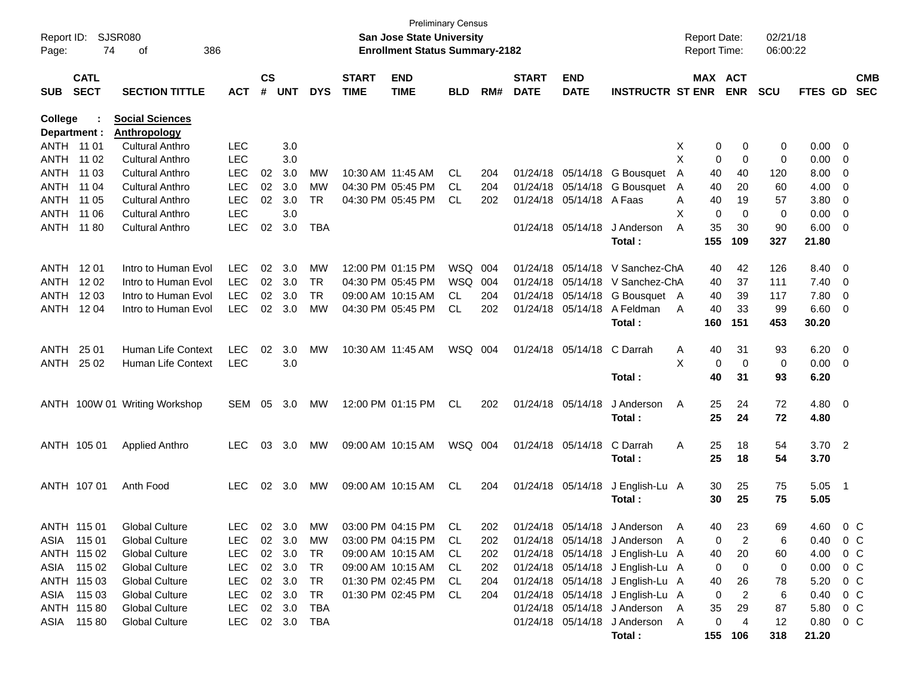Preliminary Census
**San Jose State University**
**Enrollment Status Summary-2182**

Report ID: SJSR080
Report Date: 02/21/18
Report Time: 06:00:22

**College : Social Sciences**
**Department : Anthropology**

| SUB | CATL SECT | SECTION TITTLE | ACT | CS # | UNT | DYS | START TIME | END TIME | BLD | RM# | START DATE | END DATE | INSTRUCTR | ST | MAX ENR | ACT ENR | SCU | FTES | GD | CMB SEC |
|---|---|---|---|---|---|---|---|---|---|---|---|---|---|---|---|---|---|---|---|---|
| ANTH | 11 01 | Cultural Anthro | LEC | | 3.0 | | | | | | | | | X | 0 | 0 | 0 | 0.00 | 0 | |
| ANTH | 11 02 | Cultural Anthro | LEC | | 3.0 | | | | | | | | | X | 0 | 0 | 0 | 0.00 | 0 | |
| ANTH | 11 03 | Cultural Anthro | LEC | 02 | 3.0 | MW | 10:30 AM | 11:45 AM | CL | 204 | 01/24/18 | 05/14/18 | G Bousquet | A | 40 | 40 | 120 | 8.00 | 0 | |
| ANTH | 11 04 | Cultural Anthro | LEC | 02 | 3.0 | MW | 04:30 PM | 05:45 PM | CL | 204 | 01/24/18 | 05/14/18 | G Bousquet | A | 40 | 20 | 60 | 4.00 | 0 | |
| ANTH | 11 05 | Cultural Anthro | LEC | 02 | 3.0 | TR | 04:30 PM | 05:45 PM | CL | 202 | 01/24/18 | 05/14/18 | A Faas | A | 40 | 19 | 57 | 3.80 | 0 | |
| ANTH | 11 06 | Cultural Anthro | LEC | | 3.0 | | | | | | | | | X | 0 | 0 | 0 | 0.00 | 0 | |
| ANTH | 11 80 | Cultural Anthro | LEC | 02 | 3.0 | TBA | | | | | 01/24/18 | 05/14/18 | J Anderson | A | 35 | 30 | 90 | 6.00 | 0 | |
| | | | | | | | | | | | | | **Total :** | | **155** | **109** | **327** | **21.80** | | |
| ANTH | 12 01 | Intro to Human Evol | LEC | 02 | 3.0 | MW | 12:00 PM | 01:15 PM | WSQ | 004 | 01/24/18 | 05/14/18 | V Sanchez-Ch | A | 40 | 42 | 126 | 8.40 | 0 | |
| ANTH | 12 02 | Intro to Human Evol | LEC | 02 | 3.0 | TR | 04:30 PM | 05:45 PM | WSQ | 004 | 01/24/18 | 05/14/18 | V Sanchez-Ch | A | 40 | 37 | 111 | 7.40 | 0 | |
| ANTH | 12 03 | Intro to Human Evol | LEC | 02 | 3.0 | TR | 09:00 AM | 10:15 AM | CL | 204 | 01/24/18 | 05/14/18 | G Bousquet | A | 40 | 39 | 117 | 7.80 | 0 | |
| ANTH | 12 04 | Intro to Human Evol | LEC | 02 | 3.0 | MW | 04:30 PM | 05:45 PM | CL | 202 | 01/24/18 | 05/14/18 | A Feldman | A | 40 | 33 | 99 | 6.60 | 0 | |
| | | | | | | | | | | | | | **Total :** | | **160** | **151** | **453** | **30.20** | | |
| ANTH | 25 01 | Human Life Context | LEC | 02 | 3.0 | MW | 10:30 AM | 11:45 AM | WSQ | 004 | 01/24/18 | 05/14/18 | C Darrah | A | 40 | 31 | 93 | 6.20 | 0 | |
| ANTH | 25 02 | Human Life Context | LEC | | 3.0 | | | | | | | | | X | 0 | 0 | 0 | 0.00 | 0 | |
| | | | | | | | | | | | | | **Total :** | | **40** | **31** | **93** | **6.20** | | |
| ANTH | 100W 01 | Writing Workshop | SEM | 05 | 3.0 | MW | 12:00 PM | 01:15 PM | CL | 202 | 01/24/18 | 05/14/18 | J Anderson | A | 25 | 24 | 72 | 4.80 | 0 | |
| | | | | | | | | | | | | | **Total :** | | **25** | **24** | **72** | **4.80** | | |
| ANTH | 105 01 | Applied Anthro | LEC | 03 | 3.0 | MW | 09:00 AM | 10:15 AM | WSQ | 004 | 01/24/18 | 05/14/18 | C Darrah | A | 25 | 18 | 54 | 3.70 | 2 | |
| | | | | | | | | | | | | | **Total :** | | **25** | **18** | **54** | **3.70** | | |
| ANTH | 107 01 | Anth Food | LEC | 02 | 3.0 | MW | 09:00 AM | 10:15 AM | CL | 204 | 01/24/18 | 05/14/18 | J English-Lu | A | 30 | 25 | 75 | 5.05 | 1 | |
| | | | | | | | | | | | | | **Total :** | | **30** | **25** | **75** | **5.05** | | |
| ANTH | 115 01 | Global Culture | LEC | 02 | 3.0 | MW | 03:00 PM | 04:15 PM | CL | 202 | 01/24/18 | 05/14/18 | J Anderson | A | 40 | 23 | 69 | 4.60 | 0 | C |
| ASIA | 115 01 | Global Culture | LEC | 02 | 3.0 | MW | 03:00 PM | 04:15 PM | CL | 202 | 01/24/18 | 05/14/18 | J Anderson | A | 0 | 2 | 6 | 0.40 | 0 | C |
| ANTH | 115 02 | Global Culture | LEC | 02 | 3.0 | TR | 09:00 AM | 10:15 AM | CL | 202 | 01/24/18 | 05/14/18 | J English-Lu | A | 40 | 20 | 60 | 4.00 | 0 | C |
| ASIA | 115 02 | Global Culture | LEC | 02 | 3.0 | TR | 09:00 AM | 10:15 AM | CL | 202 | 01/24/18 | 05/14/18 | J English-Lu | A | 0 | 0 | 0 | 0.00 | 0 | C |
| ANTH | 115 03 | Global Culture | LEC | 02 | 3.0 | TR | 01:30 PM | 02:45 PM | CL | 204 | 01/24/18 | 05/14/18 | J English-Lu | A | 40 | 26 | 78 | 5.20 | 0 | C |
| ASIA | 115 03 | Global Culture | LEC | 02 | 3.0 | TR | 01:30 PM | 02:45 PM | CL | 204 | 01/24/18 | 05/14/18 | J English-Lu | A | 0 | 2 | 6 | 0.40 | 0 | C |
| ANTH | 115 80 | Global Culture | LEC | 02 | 3.0 | TBA | | | | | 01/24/18 | 05/14/18 | J Anderson | A | 35 | 29 | 87 | 5.80 | 0 | C |
| ASIA | 115 80 | Global Culture | LEC | 02 | 3.0 | TBA | | | | | 01/24/18 | 05/14/18 | J Anderson | A | 0 | 4 | 12 | 0.80 | 0 | C |
| | | | | | | | | | | | | | **Total :** | | **155** | **106** | **318** | **21.20** | | |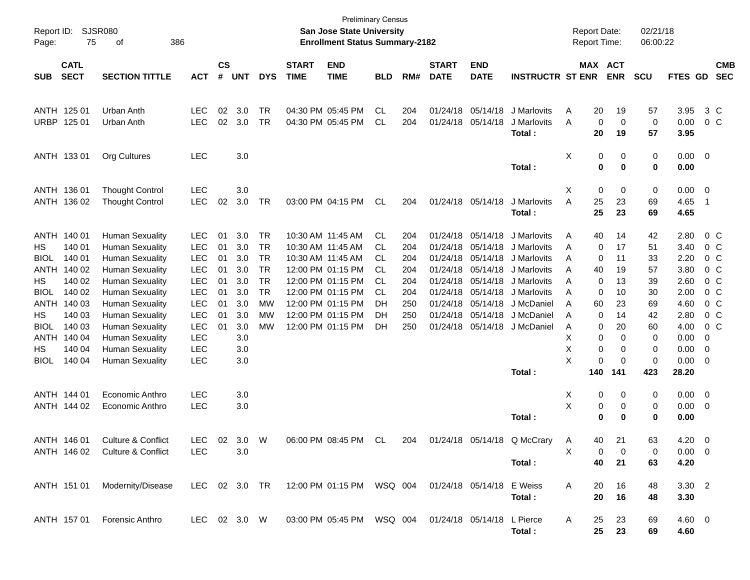Preliminary Census
**San Jose State University**
**Enrollment Status Summary-2182**

Report ID: SJSR080
Report Date: 02/21/18
Report Time: 06:00:22

| SUB | CATL SECT | SECTION TITTLE | ACT | CS # | UNT | DYS | START TIME | END TIME | BLD | RM# | START DATE | END DATE | INSTRUCTR | ST | MAX ENR | ACT ENR | SCU | FTES | GD | CMB SEC |
|---|---|---|---|---|---|---|---|---|---|---|---|---|---|---|---|---|---|---|---|---|
| ANTH | 125 01 | Urban Anth | LEC | 02 | 3.0 | TR | 04:30 PM | 05:45 PM | CL | 204 | 01/24/18 | 05/14/18 | J Marlovits | A | 20 | 19 | 57 | 3.95 | 3 | C |
| URBP | 125 01 | Urban Anth | LEC | 02 | 3.0 | TR | 04:30 PM | 05:45 PM | CL | 204 | 01/24/18 | 05/14/18 | J Marlovits | A | 0 | 0 | 0 | 0.00 | 0 | C |
| | | | | | | | | | | | | | **Total :** | | **20** | **19** | **57** | **3.95** | | |
| ANTH | 133 01 | Org Cultures | LEC | | 3.0 | | | | | | | | | X | 0 | 0 | 0 | 0.00 | 0 | |
| | | | | | | | | | | | | | **Total :** | | **0** | **0** | **0** | **0.00** | | |
| ANTH | 136 01 | Thought Control | LEC | | 3.0 | | | | | | | | | X | 0 | 0 | 0 | 0.00 | 0 | |
| ANTH | 136 02 | Thought Control | LEC | 02 | 3.0 | TR | 03:00 PM | 04:15 PM | CL | 204 | 01/24/18 | 05/14/18 | J Marlovits | A | 25 | 23 | 69 | 4.65 | 1 | |
| | | | | | | | | | | | | | **Total :** | | **25** | **23** | **69** | **4.65** | | |
| ANTH | 140 01 | Human Sexuality | LEC | 01 | 3.0 | TR | 10:30 AM | 11:45 AM | CL | 204 | 01/24/18 | 05/14/18 | J Marlovits | A | 40 | 14 | 42 | 2.80 | 0 | C |
| HS | 140 01 | Human Sexuality | LEC | 01 | 3.0 | TR | 10:30 AM | 11:45 AM | CL | 204 | 01/24/18 | 05/14/18 | J Marlovits | A | 0 | 17 | 51 | 3.40 | 0 | C |
| BIOL | 140 01 | Human Sexuality | LEC | 01 | 3.0 | TR | 10:30 AM | 11:45 AM | CL | 204 | 01/24/18 | 05/14/18 | J Marlovits | A | 0 | 11 | 33 | 2.20 | 0 | C |
| ANTH | 140 02 | Human Sexuality | LEC | 01 | 3.0 | TR | 12:00 PM | 01:15 PM | CL | 204 | 01/24/18 | 05/14/18 | J Marlovits | A | 40 | 19 | 57 | 3.80 | 0 | C |
| HS | 140 02 | Human Sexuality | LEC | 01 | 3.0 | TR | 12:00 PM | 01:15 PM | CL | 204 | 01/24/18 | 05/14/18 | J Marlovits | A | 0 | 13 | 39 | 2.60 | 0 | C |
| BIOL | 140 02 | Human Sexuality | LEC | 01 | 3.0 | TR | 12:00 PM | 01:15 PM | CL | 204 | 01/24/18 | 05/14/18 | J Marlovits | A | 0 | 10 | 30 | 2.00 | 0 | C |
| ANTH | 140 03 | Human Sexuality | LEC | 01 | 3.0 | MW | 12:00 PM | 01:15 PM | DH | 250 | 01/24/18 | 05/14/18 | J McDaniel | A | 60 | 23 | 69 | 4.60 | 0 | C |
| HS | 140 03 | Human Sexuality | LEC | 01 | 3.0 | MW | 12:00 PM | 01:15 PM | DH | 250 | 01/24/18 | 05/14/18 | J McDaniel | A | 0 | 14 | 42 | 2.80 | 0 | C |
| BIOL | 140 03 | Human Sexuality | LEC | 01 | 3.0 | MW | 12:00 PM | 01:15 PM | DH | 250 | 01/24/18 | 05/14/18 | J McDaniel | A | 0 | 20 | 60 | 4.00 | 0 | C |
| ANTH | 140 04 | Human Sexuality | LEC | | 3.0 | | | | | | | | | X | 0 | 0 | 0 | 0.00 | 0 | |
| HS | 140 04 | Human Sexuality | LEC | | 3.0 | | | | | | | | | X | 0 | 0 | 0 | 0.00 | 0 | |
| BIOL | 140 04 | Human Sexuality | LEC | | 3.0 | | | | | | | | | X | 0 | 0 | 0 | 0.00 | 0 | |
| | | | | | | | | | | | | | **Total :** | | **140** | **141** | **423** | **28.20** | | |
| ANTH | 144 01 | Economic Anthro | LEC | | 3.0 | | | | | | | | | X | 0 | 0 | 0 | 0.00 | 0 | |
| ANTH | 144 02 | Economic Anthro | LEC | | 3.0 | | | | | | | | | X | 0 | 0 | 0 | 0.00 | 0 | |
| | | | | | | | | | | | | | **Total :** | | **0** | **0** | **0** | **0.00** | | |
| ANTH | 146 01 | Culture & Conflict | LEC | 02 | 3.0 | W | 06:00 PM | 08:45 PM | CL | 204 | 01/24/18 | 05/14/18 | Q McCrary | A | 40 | 21 | 63 | 4.20 | 0 | |
| ANTH | 146 02 | Culture & Conflict | LEC | | 3.0 | | | | | | | | | X | 0 | 0 | 0 | 0.00 | 0 | |
| | | | | | | | | | | | | | **Total :** | | **40** | **21** | **63** | **4.20** | | |
| ANTH | 151 01 | Modernity/Disease | LEC | 02 | 3.0 | TR | 12:00 PM | 01:15 PM | WSQ | 004 | 01/24/18 | 05/14/18 | E Weiss | A | 20 | 16 | 48 | 3.30 | 2 | |
| | | | | | | | | | | | | | **Total :** | | **20** | **16** | **48** | **3.30** | | |
| ANTH | 157 01 | Forensic Anthro | LEC | 02 | 3.0 | W | 03:00 PM | 05:45 PM | WSQ | 004 | 01/24/18 | 05/14/18 | L Pierce | A | 25 | 23 | 69 | 4.60 | 0 | |
| | | | | | | | | | | | | | **Total :** | | **25** | **23** | **69** | **4.60** | | |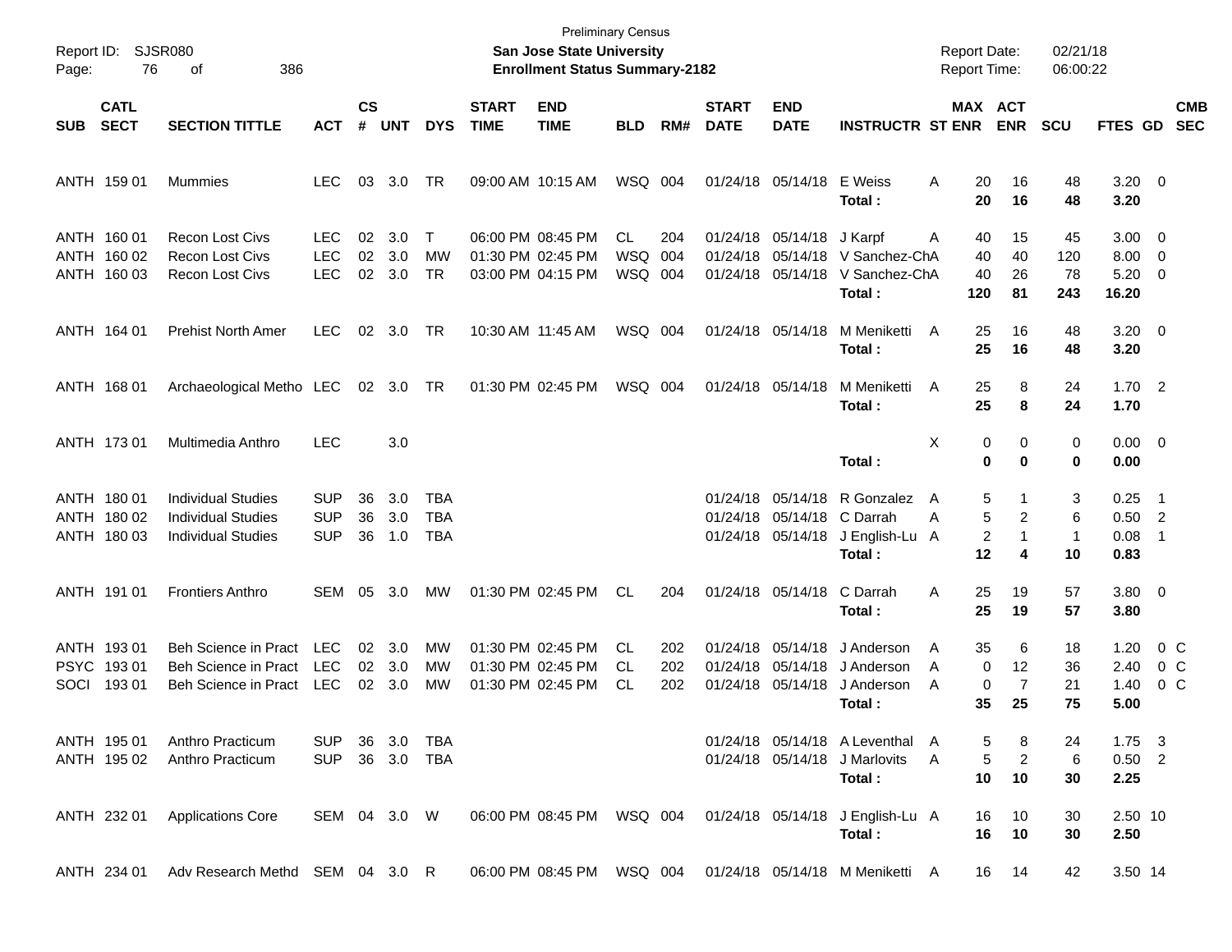Preliminary Census

**San Jose State University**

**Enrollment Status Summary-2182**

Report ID: SJSR080

Report Date: 02/21/18
Report Time: 06:00:22

| SUB | CATL SECT | SECTION TITTLE | ACT | CS # | UNT | DYS | START TIME | END TIME | BLD | RM# | START DATE | END DATE | INSTRUCTR | ST | MAX ENR | ACT ENR | SCU | FTES | GD | CMB SEC |
|---|---|---|---|---|---|---|---|---|---|---|---|---|---|---|---|---|---|---|---|---|
| ANTH | 159 01 | Mummies | LEC | 03 | 3.0 | TR | 09:00 AM | 10:15 AM | WSQ | 004 | 01/24/18 | 05/14/18 | E Weiss | A | 20 | 16 | 48 | 3.20 | 0 | |
| | | | | | | | | | | | | | **Total :** | | **20** | **16** | **48** | **3.20** | | |
| ANTH | 160 01 | Recon Lost Civs | LEC | 02 | 3.0 | T | 06:00 PM | 08:45 PM | CL | 204 | 01/24/18 | 05/14/18 | J Karpf | A | 40 | 15 | 45 | 3.00 | 0 | |
| ANTH | 160 02 | Recon Lost Civs | LEC | 02 | 3.0 | MW | 01:30 PM | 02:45 PM | WSQ | 004 | 01/24/18 | 05/14/18 | V Sanchez-Ch | A | 40 | 40 | 120 | 8.00 | 0 | |
| ANTH | 160 03 | Recon Lost Civs | LEC | 02 | 3.0 | TR | 03:00 PM | 04:15 PM | WSQ | 004 | 01/24/18 | 05/14/18 | V Sanchez-Ch | A | 40 | 26 | 78 | 5.20 | 0 | |
| | | | | | | | | | | | | | **Total :** | | **120** | **81** | **243** | **16.20** | | |
| ANTH | 164 01 | Prehist North Amer | LEC | 02 | 3.0 | TR | 10:30 AM | 11:45 AM | WSQ | 004 | 01/24/18 | 05/14/18 | M Meniketti | A | 25 | 16 | 48 | 3.20 | 0 | |
| | | | | | | | | | | | | | **Total :** | | **25** | **16** | **48** | **3.20** | | |
| ANTH | 168 01 | Archaeological Metho | LEC | 02 | 3.0 | TR | 01:30 PM | 02:45 PM | WSQ | 004 | 01/24/18 | 05/14/18 | M Meniketti | A | 25 | 8 | 24 | 1.70 | 2 | |
| | | | | | | | | | | | | | **Total :** | | **25** | **8** | **24** | **1.70** | | |
| ANTH | 173 01 | Multimedia Anthro | LEC | | 3.0 | | | | | | | | | X | 0 | 0 | 0 | 0.00 | 0 | |
| | | | | | | | | | | | | | **Total :** | | **0** | **0** | **0** | **0.00** | | |
| ANTH | 180 01 | Individual Studies | SUP | 36 | 3.0 | TBA | | | | | 01/24/18 | 05/14/18 | R Gonzalez | A | 5 | 1 | 3 | 0.25 | 1 | |
| ANTH | 180 02 | Individual Studies | SUP | 36 | 3.0 | TBA | | | | | 01/24/18 | 05/14/18 | C Darrah | A | 5 | 2 | 6 | 0.50 | 2 | |
| ANTH | 180 03 | Individual Studies | SUP | 36 | 1.0 | TBA | | | | | 01/24/18 | 05/14/18 | J English-Lu | A | 2 | 1 | 1 | 0.08 | 1 | |
| | | | | | | | | | | | | | **Total :** | | **12** | **4** | **10** | **0.83** | | |
| ANTH | 191 01 | Frontiers Anthro | SEM | 05 | 3.0 | MW | 01:30 PM | 02:45 PM | CL | 204 | 01/24/18 | 05/14/18 | C Darrah | A | 25 | 19 | 57 | 3.80 | 0 | |
| | | | | | | | | | | | | | **Total :** | | **25** | **19** | **57** | **3.80** | | |
| ANTH | 193 01 | Beh Science in Pract | LEC | 02 | 3.0 | MW | 01:30 PM | 02:45 PM | CL | 202 | 01/24/18 | 05/14/18 | J Anderson | A | 35 | 6 | 18 | 1.20 | 0 | C |
| PSYC | 193 01 | Beh Science in Pract | LEC | 02 | 3.0 | MW | 01:30 PM | 02:45 PM | CL | 202 | 01/24/18 | 05/14/18 | J Anderson | A | 0 | 12 | 36 | 2.40 | 0 | C |
| SOCI | 193 01 | Beh Science in Pract | LEC | 02 | 3.0 | MW | 01:30 PM | 02:45 PM | CL | 202 | 01/24/18 | 05/14/18 | J Anderson | A | 0 | 7 | 21 | 1.40 | 0 | C |
| | | | | | | | | | | | | | **Total :** | | **35** | **25** | **75** | **5.00** | | |
| ANTH | 195 01 | Anthro Practicum | SUP | 36 | 3.0 | TBA | | | | | 01/24/18 | 05/14/18 | A Leventhal | A | 5 | 8 | 24 | 1.75 | 3 | |
| ANTH | 195 02 | Anthro Practicum | SUP | 36 | 3.0 | TBA | | | | | 01/24/18 | 05/14/18 | J Marlovits | A | 5 | 2 | 6 | 0.50 | 2 | |
| | | | | | | | | | | | | | **Total :** | | **10** | **10** | **30** | **2.25** | | |
| ANTH | 232 01 | Applications Core | SEM | 04 | 3.0 | W | 06:00 PM | 08:45 PM | WSQ | 004 | 01/24/18 | 05/14/18 | J English-Lu | A | 16 | 10 | 30 | 2.50 | 10 | |
| | | | | | | | | | | | | | **Total :** | | **16** | **10** | **30** | **2.50** | | |
| ANTH | 234 01 | Adv Research Methd | SEM | 04 | 3.0 | R | 06:00 PM | 08:45 PM | WSQ | 004 | 01/24/18 | 05/14/18 | M Meniketti | A | 16 | 14 | 42 | 3.50 | 14 | |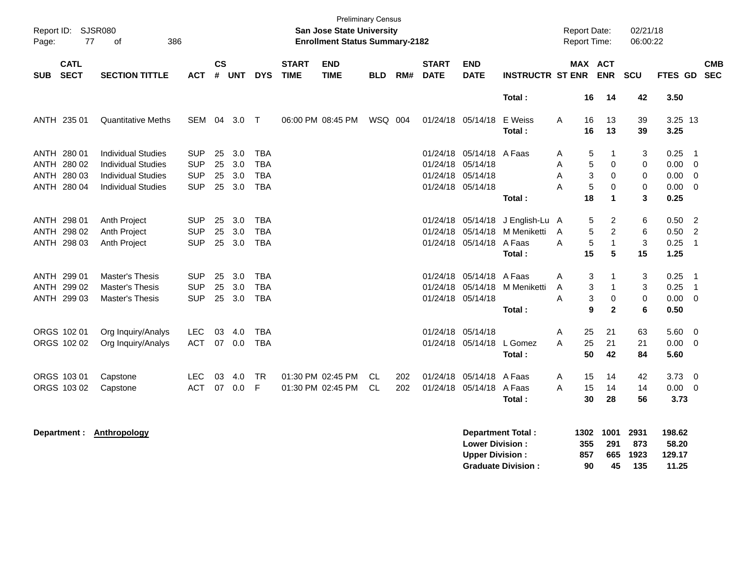Preliminary Census

**San Jose State University**
**Enrollment Status Summary-2182**

Report ID: SJSR080
Report Date: 02/21/18
Report Time: 06:00:22

| SUB | CATL SECT | SECTION TITTLE | ACT | CS # | UNT | DYS | START TIME | END TIME | BLD | RM# | START DATE | END DATE | INSTRUCTR | ST | MAX ENR | ACT ENR | SCU | FTES | GD | CMB SEC |
|---|---|---|---|---|---|---|---|---|---|---|---|---|---|---|---|---|---|---|---|---|
| | | | | | | | | | | | | | **Total :** | | **16** | **14** | **42** | **3.50** | | |
| ANTH | 235 01 | Quantitative Meths | SEM | 04 | 3.0 | T | 06:00 PM | 08:45 PM | WSQ | 004 | 01/24/18 | 05/14/18 | E Weiss | A | 16 | 13 | 39 | 3.25 | 13 | |
| | | | | | | | | | | | | | **Total :** | | **16** | **13** | **39** | **3.25** | | |
| ANTH | 280 01 | Individual Studies | SUP | 25 | 3.0 | TBA | | | | | 01/24/18 | 05/14/18 | A Faas | A | 5 | 1 | 3 | 0.25 | 1 | |
| ANTH | 280 02 | Individual Studies | SUP | 25 | 3.0 | TBA | | | | | 01/24/18 | 05/14/18 | | A | 5 | 0 | 0 | 0.00 | 0 | |
| ANTH | 280 03 | Individual Studies | SUP | 25 | 3.0 | TBA | | | | | 01/24/18 | 05/14/18 | | A | 3 | 0 | 0 | 0.00 | 0 | |
| ANTH | 280 04 | Individual Studies | SUP | 25 | 3.0 | TBA | | | | | 01/24/18 | 05/14/18 | | A | 5 | 0 | 0 | 0.00 | 0 | |
| | | | | | | | | | | | | | **Total :** | | **18** | **1** | **3** | **0.25** | | |
| ANTH | 298 01 | Anth Project | SUP | 25 | 3.0 | TBA | | | | | 01/24/18 | 05/14/18 | J English-Lu | A | 5 | 2 | 6 | 0.50 | 2 | |
| ANTH | 298 02 | Anth Project | SUP | 25 | 3.0 | TBA | | | | | 01/24/18 | 05/14/18 | M Meniketti | A | 5 | 2 | 6 | 0.50 | 2 | |
| ANTH | 298 03 | Anth Project | SUP | 25 | 3.0 | TBA | | | | | 01/24/18 | 05/14/18 | A Faas | A | 5 | 1 | 3 | 0.25 | 1 | |
| | | | | | | | | | | | | | **Total :** | | **15** | **5** | **15** | **1.25** | | |
| ANTH | 299 01 | Master's Thesis | SUP | 25 | 3.0 | TBA | | | | | 01/24/18 | 05/14/18 | A Faas | A | 3 | 1 | 3 | 0.25 | 1 | |
| ANTH | 299 02 | Master's Thesis | SUP | 25 | 3.0 | TBA | | | | | 01/24/18 | 05/14/18 | M Meniketti | A | 3 | 1 | 3 | 0.25 | 1 | |
| ANTH | 299 03 | Master's Thesis | SUP | 25 | 3.0 | TBA | | | | | 01/24/18 | 05/14/18 | | A | 3 | 0 | 0 | 0.00 | 0 | |
| | | | | | | | | | | | | | **Total :** | | **9** | **2** | **6** | **0.50** | | |
| ORGS | 102 01 | Org Inquiry/Analys | LEC | 03 | 4.0 | TBA | | | | | 01/24/18 | 05/14/18 | | A | 25 | 21 | 63 | 5.60 | 0 | |
| ORGS | 102 02 | Org Inquiry/Analys | ACT | 07 | 0.0 | TBA | | | | | 01/24/18 | 05/14/18 | L Gomez | A | 25 | 21 | 21 | 0.00 | 0 | |
| | | | | | | | | | | | | | **Total :** | | **50** | **42** | **84** | **5.60** | | |
| ORGS | 103 01 | Capstone | LEC | 03 | 4.0 | TR | 01:30 PM | 02:45 PM | CL | 202 | 01/24/18 | 05/14/18 | A Faas | A | 15 | 14 | 42 | 3.73 | 0 | |
| ORGS | 103 02 | Capstone | ACT | 07 | 0.0 | F | 01:30 PM | 02:45 PM | CL | 202 | 01/24/18 | 05/14/18 | A Faas | A | 15 | 14 | 14 | 0.00 | 0 | |
| | | | | | | | | | | | | | **Total :** | | **30** | **28** | **56** | **3.73** | | |

**Department : Anthropology**

| | MAX ENR | ACT ENR | SCU | FTES |
|---|---|---|---|---|
| **Department Total :** | **1302** | **1001** | **2931** | **198.62** |
| **Lower Division :** | **355** | **291** | **873** | **58.20** |
| **Upper Division :** | **857** | **665** | **1923** | **129.17** |
| **Graduate Division :** | **90** | **45** | **135** | **11.25** |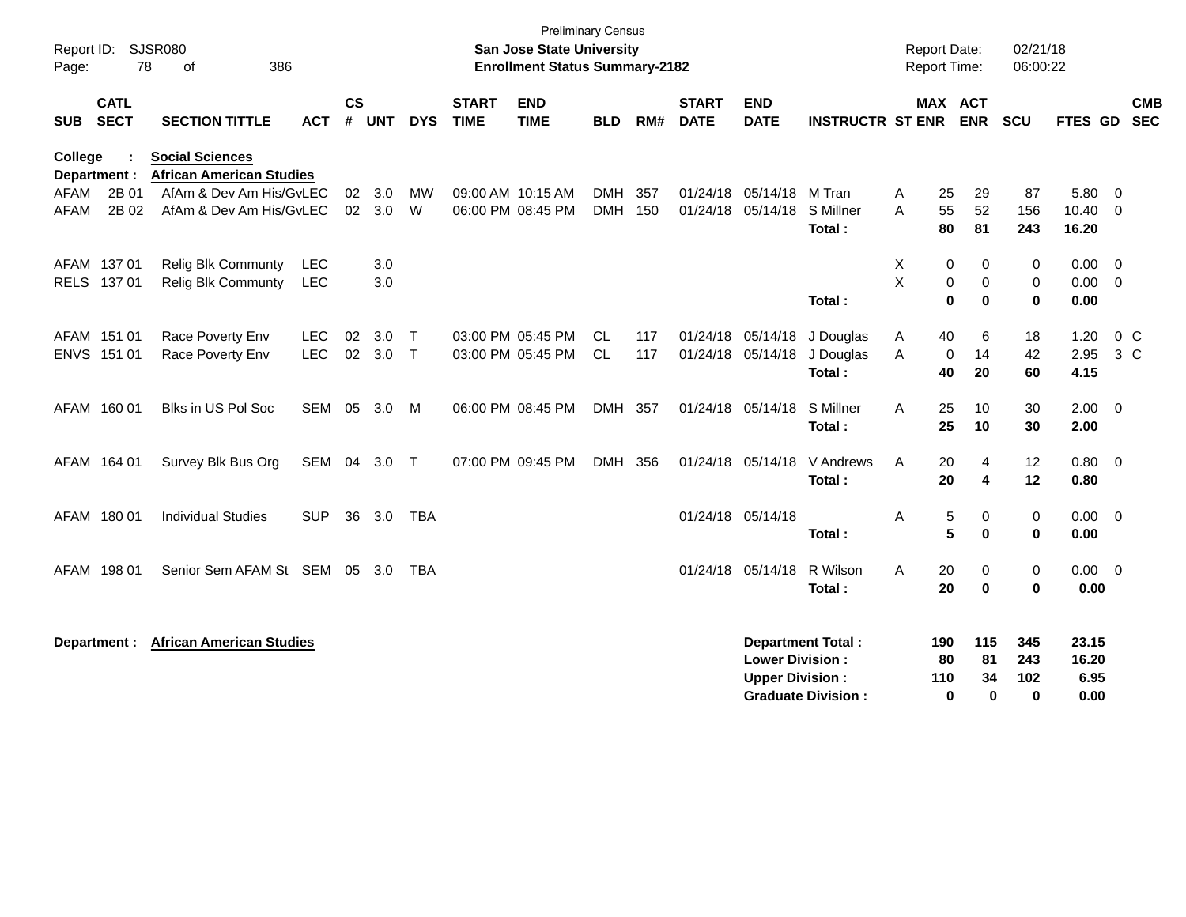Preliminary Census

Report ID: SJSR080

**San Jose State University**

**Enrollment Status Summary-2182**

Report Date: 02/21/18

Report Time: 06:00:22

| SUB | CATL SECT | SECTION TITTLE | ACT | CS # | UNT | DYS | START TIME | END TIME | BLD | RM# | START DATE | END DATE | INSTRUCTR | ST | MAX ENR | ACT ENR | SCU | FTES | GD | CMB SEC |
|---|---|---|---|---|---|---|---|---|---|---|---|---|---|---|---|---|---|---|---|---|
| **College :** | | **Social Sciences** | | | | | | | | | | | | | | | | | | |
| **Department :** | | **African American Studies** | | | | | | | | | | | | | | | | | | |
| AFAM | 2B 01 | AfAm & Dev Am His/Gv | LEC | 02 | 3.0 | MW | 09:00 AM | 10:15 AM | DMH | 357 | 01/24/18 | 05/14/18 | M Tran | A | 25 | 29 | 87 | 5.80 | 0 | |
| AFAM | 2B 02 | AfAm & Dev Am His/Gv | LEC | 02 | 3.0 | W | 06:00 PM | 08:45 PM | DMH | 150 | 01/24/18 | 05/14/18 | S Millner | A | 55 | 52 | 156 | 10.40 | 0 | |
| | | | | | | | | | | | | | **Total :** | | **80** | **81** | **243** | **16.20** | | |
| AFAM | 137 01 | Relig Blk Communty | LEC | | 3.0 | | | | | | | | | X | 0 | 0 | 0 | 0.00 | 0 | |
| RELS | 137 01 | Relig Blk Communty | LEC | | 3.0 | | | | | | | | | X | 0 | 0 | 0 | 0.00 | 0 | |
| | | | | | | | | | | | | | **Total :** | | **0** | **0** | **0** | **0.00** | | |
| AFAM | 151 01 | Race Poverty Env | LEC | 02 | 3.0 | T | 03:00 PM | 05:45 PM | CL | 117 | 01/24/18 | 05/14/18 | J Douglas | A | 40 | 6 | 18 | 1.20 | 0 | C |
| ENVS | 151 01 | Race Poverty Env | LEC | 02 | 3.0 | T | 03:00 PM | 05:45 PM | CL | 117 | 01/24/18 | 05/14/18 | J Douglas | A | 0 | 14 | 42 | 2.95 | 3 | C |
| | | | | | | | | | | | | | **Total :** | | **40** | **20** | **60** | **4.15** | | |
| AFAM | 160 01 | Blks in US Pol Soc | SEM | 05 | 3.0 | M | 06:00 PM | 08:45 PM | DMH | 357 | 01/24/18 | 05/14/18 | S Millner | A | 25 | 10 | 30 | 2.00 | 0 | |
| | | | | | | | | | | | | | **Total :** | | **25** | **10** | **30** | **2.00** | | |
| AFAM | 164 01 | Survey Blk Bus Org | SEM | 04 | 3.0 | T | 07:00 PM | 09:45 PM | DMH | 356 | 01/24/18 | 05/14/18 | V Andrews | A | 20 | 4 | 12 | 0.80 | 0 | |
| | | | | | | | | | | | | | **Total :** | | **20** | **4** | **12** | **0.80** | | |
| AFAM | 180 01 | Individual Studies | SUP | 36 | 3.0 | TBA | | | | | 01/24/18 | 05/14/18 | | A | 5 | 0 | 0 | 0.00 | 0 | |
| | | | | | | | | | | | | | **Total :** | | **5** | **0** | **0** | **0.00** | | |
| AFAM | 198 01 | Senior Sem AFAM St | SEM | 05 | 3.0 | TBA | | | | | 01/24/18 | 05/14/18 | R Wilson | A | 20 | 0 | 0 | 0.00 | 0 | |
| | | | | | | | | | | | | | **Total :** | | **20** | **0** | **0** | **0.00** | | |

**Department : African American Studies**

| | MAX ENR | ACT ENR | SCU | FTES |
|---|---|---|---|---|
| **Department Total :** | **190** | **115** | **345** | **23.15** |
| **Lower Division :** | **80** | **81** | **243** | **16.20** |
| **Upper Division :** | **110** | **34** | **102** | **6.95** |
| **Graduate Division :** | **0** | **0** | **0** | **0.00** |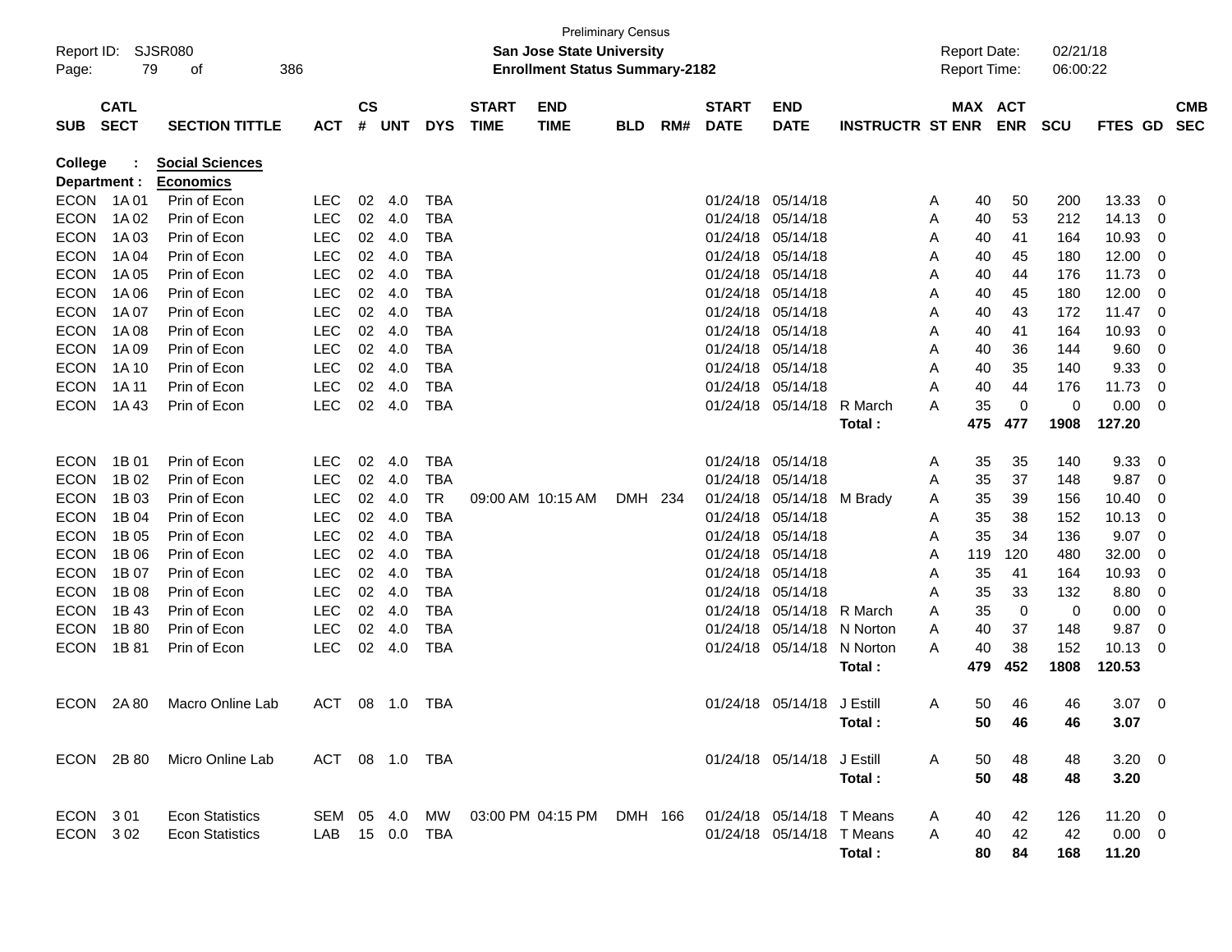Preliminary Census

**San Jose State University**
**Enrollment Status Summary-2182**

Report ID: SJSR080
Report Date: 02/21/18
Report Time: 06:00:22

**College : Social Sciences**
**Department : Economics**

| SUB | CATL SECT | SECTION TITTLE | ACT | CS # | UNT | DYS | START TIME | END TIME | BLD | RM# | START DATE | END DATE | INSTRUCTR | ST | MAX ENR | ACT ENR | SCU | FTES | GD | CMB SEC |
|---|---|---|---|---|---|---|---|---|---|---|---|---|---|---|---|---|---|---|---|---|
| ECON | 1A 01 | Prin of Econ | LEC | 02 | 4.0 | TBA | | | | | 01/24/18 | 05/14/18 | | A | 40 | 50 | 200 | 13.33 | 0 | |
| ECON | 1A 02 | Prin of Econ | LEC | 02 | 4.0 | TBA | | | | | 01/24/18 | 05/14/18 | | A | 40 | 53 | 212 | 14.13 | 0 | |
| ECON | 1A 03 | Prin of Econ | LEC | 02 | 4.0 | TBA | | | | | 01/24/18 | 05/14/18 | | A | 40 | 41 | 164 | 10.93 | 0 | |
| ECON | 1A 04 | Prin of Econ | LEC | 02 | 4.0 | TBA | | | | | 01/24/18 | 05/14/18 | | A | 40 | 45 | 180 | 12.00 | 0 | |
| ECON | 1A 05 | Prin of Econ | LEC | 02 | 4.0 | TBA | | | | | 01/24/18 | 05/14/18 | | A | 40 | 44 | 176 | 11.73 | 0 | |
| ECON | 1A 06 | Prin of Econ | LEC | 02 | 4.0 | TBA | | | | | 01/24/18 | 05/14/18 | | A | 40 | 45 | 180 | 12.00 | 0 | |
| ECON | 1A 07 | Prin of Econ | LEC | 02 | 4.0 | TBA | | | | | 01/24/18 | 05/14/18 | | A | 40 | 43 | 172 | 11.47 | 0 | |
| ECON | 1A 08 | Prin of Econ | LEC | 02 | 4.0 | TBA | | | | | 01/24/18 | 05/14/18 | | A | 40 | 41 | 164 | 10.93 | 0 | |
| ECON | 1A 09 | Prin of Econ | LEC | 02 | 4.0 | TBA | | | | | 01/24/18 | 05/14/18 | | A | 40 | 36 | 144 | 9.60 | 0 | |
| ECON | 1A 10 | Prin of Econ | LEC | 02 | 4.0 | TBA | | | | | 01/24/18 | 05/14/18 | | A | 40 | 35 | 140 | 9.33 | 0 | |
| ECON | 1A 11 | Prin of Econ | LEC | 02 | 4.0 | TBA | | | | | 01/24/18 | 05/14/18 | | A | 40 | 44 | 176 | 11.73 | 0 | |
| ECON | 1A 43 | Prin of Econ | LEC | 02 | 4.0 | TBA | | | | | 01/24/18 | 05/14/18 | R March | A | 35 | 0 | 0 | 0.00 | 0 | |
| | | | | | | | | | | | | | **Total :** | | **475** | **477** | **1908** | **127.20** | | |
| ECON | 1B 01 | Prin of Econ | LEC | 02 | 4.0 | TBA | | | | | 01/24/18 | 05/14/18 | | A | 35 | 35 | 140 | 9.33 | 0 | |
| ECON | 1B 02 | Prin of Econ | LEC | 02 | 4.0 | TBA | | | | | 01/24/18 | 05/14/18 | | A | 35 | 37 | 148 | 9.87 | 0 | |
| ECON | 1B 03 | Prin of Econ | LEC | 02 | 4.0 | TR | 09:00 AM | 10:15 AM | DMH | 234 | 01/24/18 | 05/14/18 | M Brady | A | 35 | 39 | 156 | 10.40 | 0 | |
| ECON | 1B 04 | Prin of Econ | LEC | 02 | 4.0 | TBA | | | | | 01/24/18 | 05/14/18 | | A | 35 | 38 | 152 | 10.13 | 0 | |
| ECON | 1B 05 | Prin of Econ | LEC | 02 | 4.0 | TBA | | | | | 01/24/18 | 05/14/18 | | A | 35 | 34 | 136 | 9.07 | 0 | |
| ECON | 1B 06 | Prin of Econ | LEC | 02 | 4.0 | TBA | | | | | 01/24/18 | 05/14/18 | | A | 119 | 120 | 480 | 32.00 | 0 | |
| ECON | 1B 07 | Prin of Econ | LEC | 02 | 4.0 | TBA | | | | | 01/24/18 | 05/14/18 | | A | 35 | 41 | 164 | 10.93 | 0 | |
| ECON | 1B 08 | Prin of Econ | LEC | 02 | 4.0 | TBA | | | | | 01/24/18 | 05/14/18 | | A | 35 | 33 | 132 | 8.80 | 0 | |
| ECON | 1B 43 | Prin of Econ | LEC | 02 | 4.0 | TBA | | | | | 01/24/18 | 05/14/18 | R March | A | 35 | 0 | 0 | 0.00 | 0 | |
| ECON | 1B 80 | Prin of Econ | LEC | 02 | 4.0 | TBA | | | | | 01/24/18 | 05/14/18 | N Norton | A | 40 | 37 | 148 | 9.87 | 0 | |
| ECON | 1B 81 | Prin of Econ | LEC | 02 | 4.0 | TBA | | | | | 01/24/18 | 05/14/18 | N Norton | A | 40 | 38 | 152 | 10.13 | 0 | |
| | | | | | | | | | | | | | **Total :** | | **479** | **452** | **1808** | **120.53** | | |
| ECON | 2A 80 | Macro Online Lab | ACT | 08 | 1.0 | TBA | | | | | 01/24/18 | 05/14/18 | J Estill | A | 50 | 46 | 46 | 3.07 | 0 | |
| | | | | | | | | | | | | | **Total :** | | **50** | **46** | **46** | **3.07** | | |
| ECON | 2B 80 | Micro Online Lab | ACT | 08 | 1.0 | TBA | | | | | 01/24/18 | 05/14/18 | J Estill | A | 50 | 48 | 48 | 3.20 | 0 | |
| | | | | | | | | | | | | | **Total :** | | **50** | **48** | **48** | **3.20** | | |
| ECON | 3 01 | Econ Statistics | SEM | 05 | 4.0 | MW | 03:00 PM | 04:15 PM | DMH | 166 | 01/24/18 | 05/14/18 | T Means | A | 40 | 42 | 126 | 11.20 | 0 | |
| ECON | 3 02 | Econ Statistics | LAB | 15 | 0.0 | TBA | | | | | 01/24/18 | 05/14/18 | T Means | A | 40 | 42 | 42 | 0.00 | 0 | |
| | | | | | | | | | | | | | **Total :** | | **80** | **84** | **168** | **11.20** | | |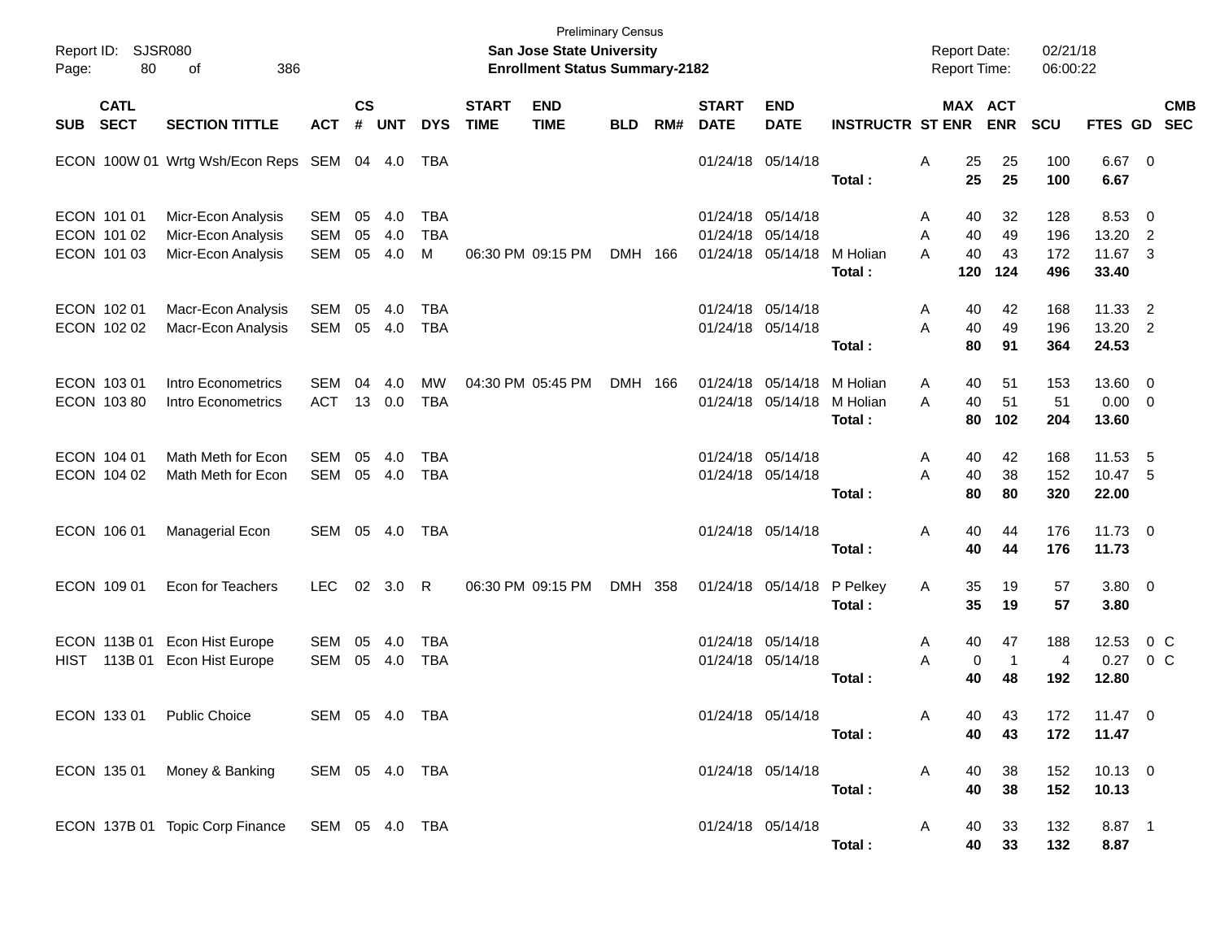Preliminary Census
**San Jose State University**
**Enrollment Status Summary-2182**

Report ID: SJSR080
Report Date: 02/21/18
Report Time: 06:00:22

| SUB | CATL SECT | SECTION TITTLE | ACT | CS # | UNT | DYS | START TIME | END TIME | BLD | RM# | START DATE | END DATE | INSTRUCTR | ST | MAX ENR | ACT ENR | SCU | FTES | GD | CMB SEC |
|---|---|---|---|---|---|---|---|---|---|---|---|---|---|---|---|---|---|---|---|---|
| ECON | 100W 01 | Wrtg Wsh/Econ Reps | SEM | 04 | 4.0 | TBA | | | | | 01/24/18 | 05/14/18 | | A | 25 | 25 | 100 | 6.67 | 0 | |
| | | | | | | | | | | | | | **Total :** | | **25** | **25** | **100** | **6.67** | | |
| ECON | 101 01 | Micr-Econ Analysis | SEM | 05 | 4.0 | TBA | | | | | 01/24/18 | 05/14/18 | | A | 40 | 32 | 128 | 8.53 | 0 | |
| ECON | 101 02 | Micr-Econ Analysis | SEM | 05 | 4.0 | TBA | | | | | 01/24/18 | 05/14/18 | | A | 40 | 49 | 196 | 13.20 | 2 | |
| ECON | 101 03 | Micr-Econ Analysis | SEM | 05 | 4.0 | M | 06:30 PM | 09:15 PM | DMH | 166 | 01/24/18 | 05/14/18 | M Holian | A | 40 | 43 | 172 | 11.67 | 3 | |
| | | | | | | | | | | | | | **Total :** | | **120** | **124** | **496** | **33.40** | | |
| ECON | 102 01 | Macr-Econ Analysis | SEM | 05 | 4.0 | TBA | | | | | 01/24/18 | 05/14/18 | | A | 40 | 42 | 168 | 11.33 | 2 | |
| ECON | 102 02 | Macr-Econ Analysis | SEM | 05 | 4.0 | TBA | | | | | 01/24/18 | 05/14/18 | | A | 40 | 49 | 196 | 13.20 | 2 | |
| | | | | | | | | | | | | | **Total :** | | **80** | **91** | **364** | **24.53** | | |
| ECON | 103 01 | Intro Econometrics | SEM | 04 | 4.0 | MW | 04:30 PM | 05:45 PM | DMH | 166 | 01/24/18 | 05/14/18 | M Holian | A | 40 | 51 | 153 | 13.60 | 0 | |
| ECON | 103 80 | Intro Econometrics | ACT | 13 | 0.0 | TBA | | | | | 01/24/18 | 05/14/18 | M Holian | A | 40 | 51 | 51 | 0.00 | 0 | |
| | | | | | | | | | | | | | **Total :** | | **80** | **102** | **204** | **13.60** | | |
| ECON | 104 01 | Math Meth for Econ | SEM | 05 | 4.0 | TBA | | | | | 01/24/18 | 05/14/18 | | A | 40 | 42 | 168 | 11.53 | 5 | |
| ECON | 104 02 | Math Meth for Econ | SEM | 05 | 4.0 | TBA | | | | | 01/24/18 | 05/14/18 | | A | 40 | 38 | 152 | 10.47 | 5 | |
| | | | | | | | | | | | | | **Total :** | | **80** | **80** | **320** | **22.00** | | |
| ECON | 106 01 | Managerial Econ | SEM | 05 | 4.0 | TBA | | | | | 01/24/18 | 05/14/18 | | A | 40 | 44 | 176 | 11.73 | 0 | |
| | | | | | | | | | | | | | **Total :** | | **40** | **44** | **176** | **11.73** | | |
| ECON | 109 01 | Econ for Teachers | LEC | 02 | 3.0 | R | 06:30 PM | 09:15 PM | DMH | 358 | 01/24/18 | 05/14/18 | P Pelkey | A | 35 | 19 | 57 | 3.80 | 0 | |
| | | | | | | | | | | | | | **Total :** | | **35** | **19** | **57** | **3.80** | | |
| ECON | 113B 01 | Econ Hist Europe | SEM | 05 | 4.0 | TBA | | | | | 01/24/18 | 05/14/18 | | A | 40 | 47 | 188 | 12.53 | 0 | C |
| HIST | 113B 01 | Econ Hist Europe | SEM | 05 | 4.0 | TBA | | | | | 01/24/18 | 05/14/18 | | A | 0 | 1 | 4 | 0.27 | 0 | C |
| | | | | | | | | | | | | | **Total :** | | **40** | **48** | **192** | **12.80** | | |
| ECON | 133 01 | Public Choice | SEM | 05 | 4.0 | TBA | | | | | 01/24/18 | 05/14/18 | | A | 40 | 43 | 172 | 11.47 | 0 | |
| | | | | | | | | | | | | | **Total :** | | **40** | **43** | **172** | **11.47** | | |
| ECON | 135 01 | Money & Banking | SEM | 05 | 4.0 | TBA | | | | | 01/24/18 | 05/14/18 | | A | 40 | 38 | 152 | 10.13 | 0 | |
| | | | | | | | | | | | | | **Total :** | | **40** | **38** | **152** | **10.13** | | |
| ECON | 137B 01 | Topic Corp Finance | SEM | 05 | 4.0 | TBA | | | | | 01/24/18 | 05/14/18 | | A | 40 | 33 | 132 | 8.87 | 1 | |
| | | | | | | | | | | | | | **Total :** | | **40** | **33** | **132** | **8.87** | | |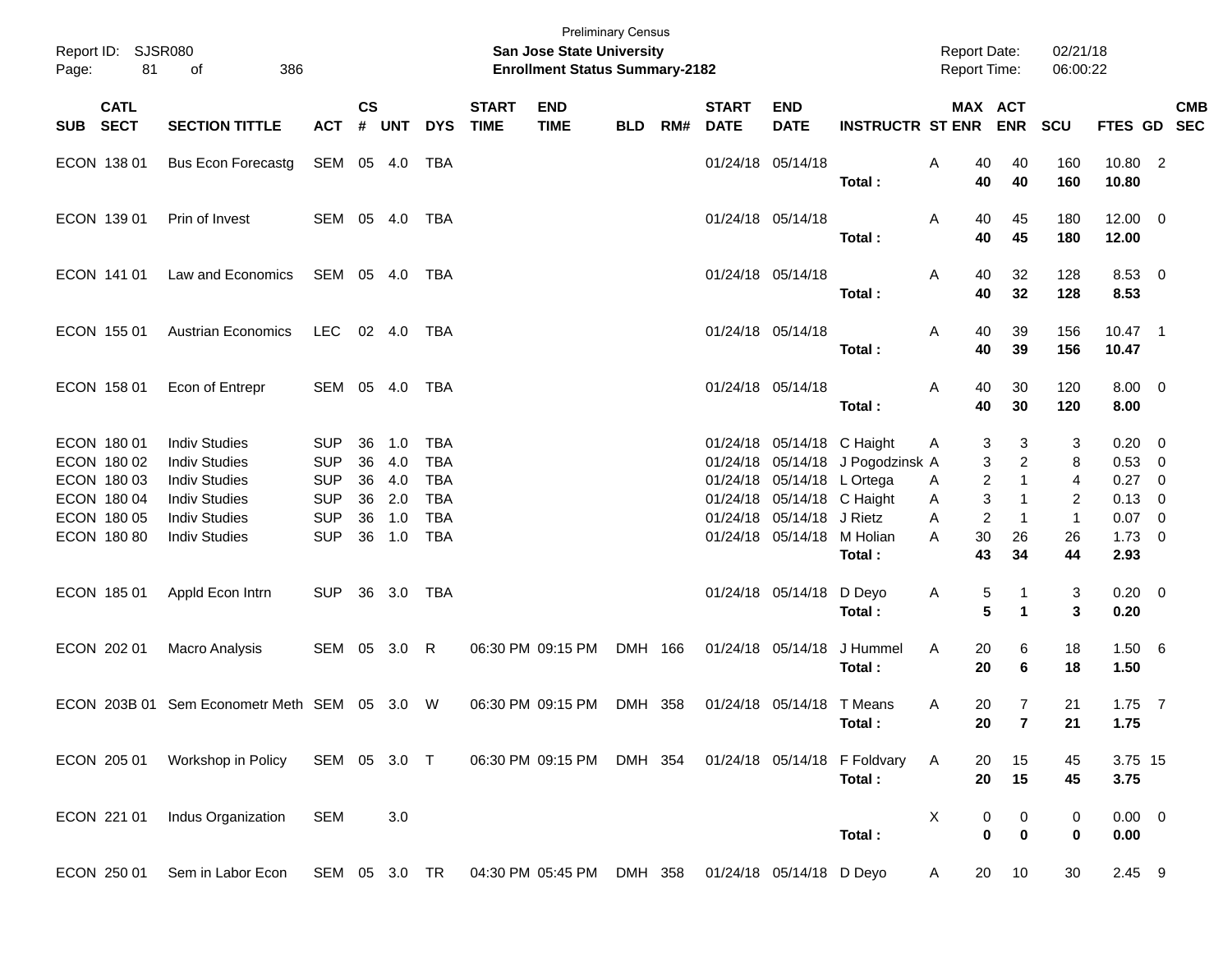Preliminary Census
**San Jose State University**
**Enrollment Status Summary-2182**

Report ID: SJSR080
Report Date: 02/21/18
Report Time: 06:00:22

| SUB | CATL SECT | SECTION TITTLE | ACT | CS # | UNT | DYS | START TIME | END TIME | BLD | RM# | START DATE | END DATE | INSTRUCTR | ST | MAX ENR | ACT ENR | SCU | FTES | GD | CMB SEC |
|---|---|---|---|---|---|---|---|---|---|---|---|---|---|---|---|---|---|---|---|---|
| ECON | 138 01 | Bus Econ Forecastg | SEM | 05 | 4.0 | TBA | | | | | 01/24/18 | 05/14/18 | | A | 40 | 40 | 160 | 10.80 | 2 | |
| | | | | | | | | | | | | | **Total :** | | **40** | **40** | **160** | **10.80** | | |
| ECON | 139 01 | Prin of Invest | SEM | 05 | 4.0 | TBA | | | | | 01/24/18 | 05/14/18 | | A | 40 | 45 | 180 | 12.00 | 0 | |
| | | | | | | | | | | | | | **Total :** | | **40** | **45** | **180** | **12.00** | | |
| ECON | 141 01 | Law and Economics | SEM | 05 | 4.0 | TBA | | | | | 01/24/18 | 05/14/18 | | A | 40 | 32 | 128 | 8.53 | 0 | |
| | | | | | | | | | | | | | **Total :** | | **40** | **32** | **128** | **8.53** | | |
| ECON | 155 01 | Austrian Economics | LEC | 02 | 4.0 | TBA | | | | | 01/24/18 | 05/14/18 | | A | 40 | 39 | 156 | 10.47 | 1 | |
| | | | | | | | | | | | | | **Total :** | | **40** | **39** | **156** | **10.47** | | |
| ECON | 158 01 | Econ of Entrepr | SEM | 05 | 4.0 | TBA | | | | | 01/24/18 | 05/14/18 | | A | 40 | 30 | 120 | 8.00 | 0 | |
| | | | | | | | | | | | | | **Total :** | | **40** | **30** | **120** | **8.00** | | |
| ECON | 180 01 | Indiv Studies | SUP | 36 | 1.0 | TBA | | | | | 01/24/18 | 05/14/18 | C Haight | A | 3 | 3 | 3 | 0.20 | 0 | |
| ECON | 180 02 | Indiv Studies | SUP | 36 | 4.0 | TBA | | | | | 01/24/18 | 05/14/18 | J Pogodzinsk | A | 3 | 2 | 8 | 0.53 | 0 | |
| ECON | 180 03 | Indiv Studies | SUP | 36 | 4.0 | TBA | | | | | 01/24/18 | 05/14/18 | L Ortega | A | 2 | 1 | 4 | 0.27 | 0 | |
| ECON | 180 04 | Indiv Studies | SUP | 36 | 2.0 | TBA | | | | | 01/24/18 | 05/14/18 | C Haight | A | 3 | 1 | 2 | 0.13 | 0 | |
| ECON | 180 05 | Indiv Studies | SUP | 36 | 1.0 | TBA | | | | | 01/24/18 | 05/14/18 | J Rietz | A | 2 | 1 | 1 | 0.07 | 0 | |
| ECON | 180 80 | Indiv Studies | SUP | 36 | 1.0 | TBA | | | | | 01/24/18 | 05/14/18 | M Holian | A | 30 | 26 | 26 | 1.73 | 0 | |
| | | | | | | | | | | | | | **Total :** | | **43** | **34** | **44** | **2.93** | | |
| ECON | 185 01 | Appld Econ Intrn | SUP | 36 | 3.0 | TBA | | | | | 01/24/18 | 05/14/18 | D Deyo | A | 5 | 1 | 3 | 0.20 | 0 | |
| | | | | | | | | | | | | | **Total :** | | **5** | **1** | **3** | **0.20** | | |
| ECON | 202 01 | Macro Analysis | SEM | 05 | 3.0 | R | 06:30 PM | 09:15 PM | DMH | 166 | 01/24/18 | 05/14/18 | J Hummel | A | 20 | 6 | 18 | 1.50 | 6 | |
| | | | | | | | | | | | | | **Total :** | | **20** | **6** | **18** | **1.50** | | |
| ECON | 203B 01 | Sem Econometr Meth | SEM | 05 | 3.0 | W | 06:30 PM | 09:15 PM | DMH | 358 | 01/24/18 | 05/14/18 | T Means | A | 20 | 7 | 21 | 1.75 | 7 | |
| | | | | | | | | | | | | | **Total :** | | **20** | **7** | **21** | **1.75** | | |
| ECON | 205 01 | Workshop in Policy | SEM | 05 | 3.0 | T | 06:30 PM | 09:15 PM | DMH | 354 | 01/24/18 | 05/14/18 | F Foldvary | A | 20 | 15 | 45 | 3.75 | 15 | |
| | | | | | | | | | | | | | **Total :** | | **20** | **15** | **45** | **3.75** | | |
| ECON | 221 01 | Indus Organization | SEM | | 3.0 | | | | | | | | | X | 0 | 0 | 0 | 0.00 | 0 | |
| | | | | | | | | | | | | | **Total :** | | **0** | **0** | **0** | **0.00** | | |
| ECON | 250 01 | Sem in Labor Econ | SEM | 05 | 3.0 | TR | 04:30 PM | 05:45 PM | DMH | 358 | 01/24/18 | 05/14/18 | D Deyo | A | 20 | 10 | 30 | 2.45 | 9 | |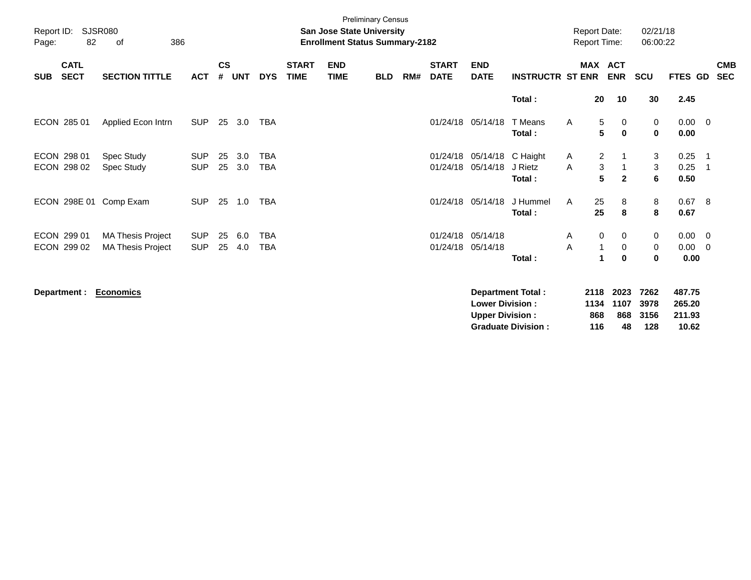Preliminary Census

**San Jose State University**
**Enrollment Status Summary-2182**

Report ID: SJSR080
Report Date: 02/21/18
Report Time: 06:00:22

| SUB | CATL SECT | SECTION TITTLE | ACT | CS # | UNT | DYS | START TIME | END TIME | BLD | RM# | START DATE | END DATE | INSTRUCTR | ST | MAX ENR | ACT ENR | SCU | FTES | GD | CMB SEC |
|---|---|---|---|---|---|---|---|---|---|---|---|---|---|---|---|---|---|---|---|---|
| | | | | | | | | | | | | | **Total :** | | **20** | **10** | **30** | **2.45** | | |
| ECON | 285 01 | Applied Econ Intrn | SUP | 25 | 3.0 | TBA | | | | | 01/24/18 | 05/14/18 | T Means | A | 5 | 0 | 0 | 0.00 | 0 | |
| | | | | | | | | | | | | | **Total :** | | **5** | **0** | **0** | **0.00** | | |
| ECON | 298 01 | Spec Study | SUP | 25 | 3.0 | TBA | | | | | 01/24/18 | 05/14/18 | C Haight | A | 2 | 1 | 3 | 0.25 | 1 | |
| ECON | 298 02 | Spec Study | SUP | 25 | 3.0 | TBA | | | | | 01/24/18 | 05/14/18 | J Rietz | A | 3 | 1 | 3 | 0.25 | 1 | |
| | | | | | | | | | | | | | **Total :** | | **5** | **2** | **6** | **0.50** | | |
| ECON | 298E 01 | Comp Exam | SUP | 25 | 1.0 | TBA | | | | | 01/24/18 | 05/14/18 | J Hummel | A | 25 | 8 | 8 | 0.67 | 8 | |
| | | | | | | | | | | | | | **Total :** | | **25** | **8** | **8** | **0.67** | | |
| ECON | 299 01 | MA Thesis Project | SUP | 25 | 6.0 | TBA | | | | | 01/24/18 | 05/14/18 | | A | 0 | 0 | 0 | 0.00 | 0 | |
| ECON | 299 02 | MA Thesis Project | SUP | 25 | 4.0 | TBA | | | | | 01/24/18 | 05/14/18 | | A | 1 | 0 | 0 | 0.00 | 0 | |
| | | | | | | | | | | | | | **Total :** | | **1** | **0** | **0** | **0.00** | | |

**Department :** **Economics**

| | MAX ENR | ACT ENR | SCU | FTES |
|---|---|---|---|---|
| **Department Total :** | **2118** | **2023** | **7262** | **487.75** |
| **Lower Division :** | **1134** | **1107** | **3978** | **265.20** |
| **Upper Division :** | **868** | **868** | **3156** | **211.93** |
| **Graduate Division :** | **116** | **48** | **128** | **10.62** |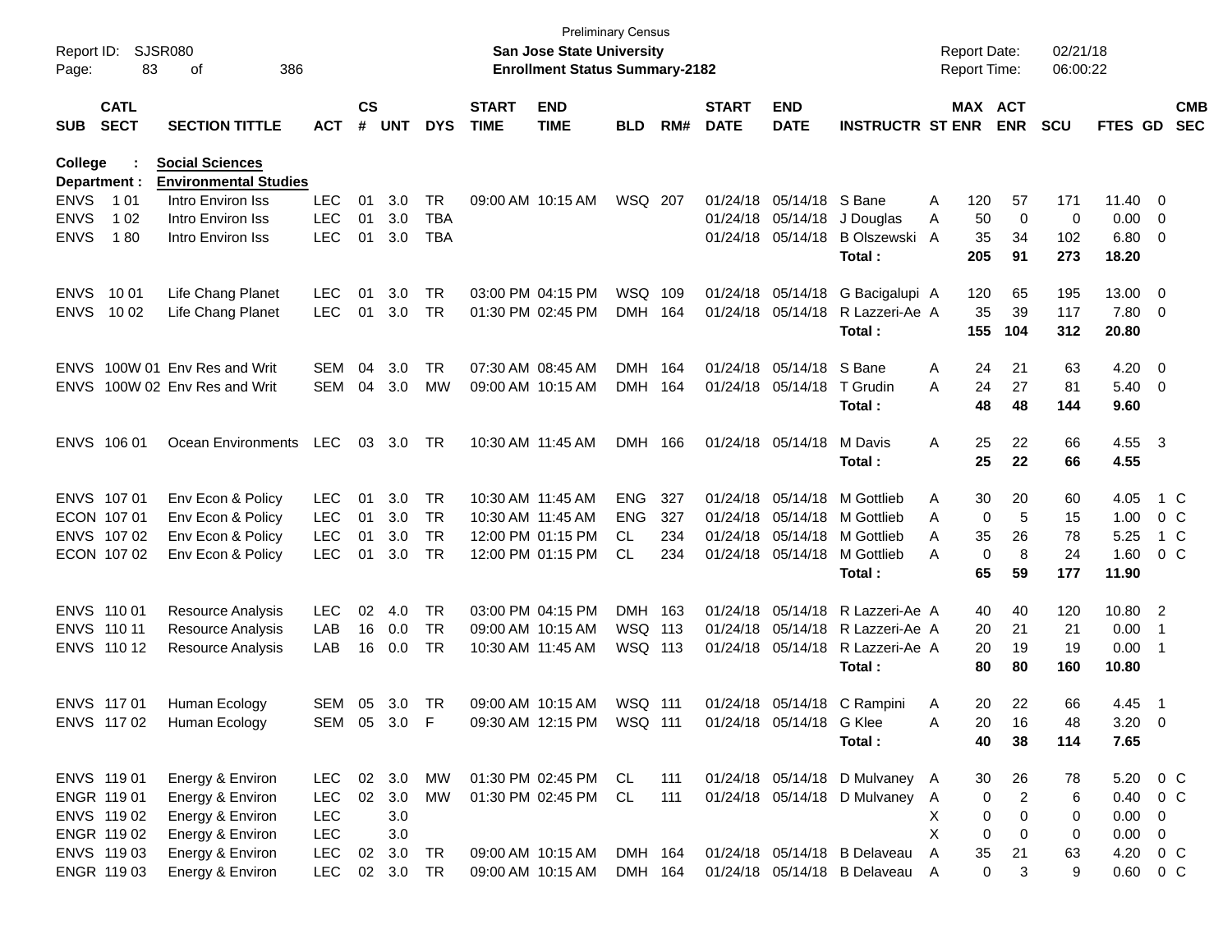Preliminary Census

**San Jose State University**

**Enrollment Status Summary-2182**

Report ID: SJSR080
Report Date: 02/21/18
Report Time: 06:00:22

**College : Social Sciences**
**Department : Environmental Studies**

| SUB | CATL SECT | SECTION TITTLE | ACT | CS # | UNT | DYS | START TIME | END TIME | BLD | RM# | START DATE | END DATE | INSTRUCTR | ST | MAX ENR | ACT ENR | SCU | FTES | GD | CMB SEC |
|---|---|---|---|---|---|---|---|---|---|---|---|---|---|---|---|---|---|---|---|---|
| ENVS | 1 01 | Intro Environ Iss | LEC | 01 | 3.0 | TR | 09:00 AM | 10:15 AM | WSQ | 207 | 01/24/18 | 05/14/18 | S Bane | A | 120 | 57 | 171 | 11.40 | 0 | |
| ENVS | 1 02 | Intro Environ Iss | LEC | 01 | 3.0 | TBA | | | | | 01/24/18 | 05/14/18 | J Douglas | A | 50 | 0 | 0 | 0.00 | 0 | |
| ENVS | 1 80 | Intro Environ Iss | LEC | 01 | 3.0 | TBA | | | | | 01/24/18 | 05/14/18 | B Olszewski | A | 35 | 34 | 102 | 6.80 | 0 | |
| | | | | | | | | | | | | | **Total :** | | **205** | **91** | **273** | **18.20** | | |
| ENVS | 10 01 | Life Chang Planet | LEC | 01 | 3.0 | TR | 03:00 PM | 04:15 PM | WSQ | 109 | 01/24/18 | 05/14/18 | G Bacigalupi | A | 120 | 65 | 195 | 13.00 | 0 | |
| ENVS | 10 02 | Life Chang Planet | LEC | 01 | 3.0 | TR | 01:30 PM | 02:45 PM | DMH | 164 | 01/24/18 | 05/14/18 | R Lazzeri-Ae | A | 35 | 39 | 117 | 7.80 | 0 | |
| | | | | | | | | | | | | | **Total :** | | **155** | **104** | **312** | **20.80** | | |
| ENVS | 100W 01 | Env Res and Writ | SEM | 04 | 3.0 | TR | 07:30 AM | 08:45 AM | DMH | 164 | 01/24/18 | 05/14/18 | S Bane | A | 24 | 21 | 63 | 4.20 | 0 | |
| ENVS | 100W 02 | Env Res and Writ | SEM | 04 | 3.0 | MW | 09:00 AM | 10:15 AM | DMH | 164 | 01/24/18 | 05/14/18 | T Grudin | A | 24 | 27 | 81 | 5.40 | 0 | |
| | | | | | | | | | | | | | **Total :** | | **48** | **48** | **144** | **9.60** | | |
| ENVS | 106 01 | Ocean Environments | LEC | 03 | 3.0 | TR | 10:30 AM | 11:45 AM | DMH | 166 | 01/24/18 | 05/14/18 | M Davis | A | 25 | 22 | 66 | 4.55 | 3 | |
| | | | | | | | | | | | | | **Total :** | | **25** | **22** | **66** | **4.55** | | |
| ENVS | 107 01 | Env Econ & Policy | LEC | 01 | 3.0 | TR | 10:30 AM | 11:45 AM | ENG | 327 | 01/24/18 | 05/14/18 | M Gottlieb | A | 30 | 20 | 60 | 4.05 | 1 | C |
| ECON | 107 01 | Env Econ & Policy | LEC | 01 | 3.0 | TR | 10:30 AM | 11:45 AM | ENG | 327 | 01/24/18 | 05/14/18 | M Gottlieb | A | 0 | 5 | 15 | 1.00 | 0 | C |
| ENVS | 107 02 | Env Econ & Policy | LEC | 01 | 3.0 | TR | 12:00 PM | 01:15 PM | CL | 234 | 01/24/18 | 05/14/18 | M Gottlieb | A | 35 | 26 | 78 | 5.25 | 1 | C |
| ECON | 107 02 | Env Econ & Policy | LEC | 01 | 3.0 | TR | 12:00 PM | 01:15 PM | CL | 234 | 01/24/18 | 05/14/18 | M Gottlieb | A | 0 | 8 | 24 | 1.60 | 0 | C |
| | | | | | | | | | | | | | **Total :** | | **65** | **59** | **177** | **11.90** | | |
| ENVS | 110 01 | Resource Analysis | LEC | 02 | 4.0 | TR | 03:00 PM | 04:15 PM | DMH | 163 | 01/24/18 | 05/14/18 | R Lazzeri-Ae | A | 40 | 40 | 120 | 10.80 | 2 | |
| ENVS | 110 11 | Resource Analysis | LAB | 16 | 0.0 | TR | 09:00 AM | 10:15 AM | WSQ | 113 | 01/24/18 | 05/14/18 | R Lazzeri-Ae | A | 20 | 21 | 21 | 0.00 | 1 | |
| ENVS | 110 12 | Resource Analysis | LAB | 16 | 0.0 | TR | 10:30 AM | 11:45 AM | WSQ | 113 | 01/24/18 | 05/14/18 | R Lazzeri-Ae | A | 20 | 19 | 19 | 0.00 | 1 | |
| | | | | | | | | | | | | | **Total :** | | **80** | **80** | **160** | **10.80** | | |
| ENVS | 117 01 | Human Ecology | SEM | 05 | 3.0 | TR | 09:00 AM | 10:15 AM | WSQ | 111 | 01/24/18 | 05/14/18 | C Rampini | A | 20 | 22 | 66 | 4.45 | 1 | |
| ENVS | 117 02 | Human Ecology | SEM | 05 | 3.0 | F | 09:30 AM | 12:15 PM | WSQ | 111 | 01/24/18 | 05/14/18 | G Klee | A | 20 | 16 | 48 | 3.20 | 0 | |
| | | | | | | | | | | | | | **Total :** | | **40** | **38** | **114** | **7.65** | | |
| ENVS | 119 01 | Energy & Environ | LEC | 02 | 3.0 | MW | 01:30 PM | 02:45 PM | CL | 111 | 01/24/18 | 05/14/18 | D Mulvaney | A | 30 | 26 | 78 | 5.20 | 0 | C |
| ENGR | 119 01 | Energy & Environ | LEC | 02 | 3.0 | MW | 01:30 PM | 02:45 PM | CL | 111 | 01/24/18 | 05/14/18 | D Mulvaney | A | 0 | 2 | 6 | 0.40 | 0 | C |
| ENVS | 119 02 | Energy & Environ | LEC | | 3.0 | | | | | | | | | X | 0 | 0 | 0 | 0.00 | 0 | |
| ENGR | 119 02 | Energy & Environ | LEC | | 3.0 | | | | | | | | | X | 0 | 0 | 0 | 0.00 | 0 | |
| ENVS | 119 03 | Energy & Environ | LEC | 02 | 3.0 | TR | 09:00 AM | 10:15 AM | DMH | 164 | 01/24/18 | 05/14/18 | B Delaveau | A | 35 | 21 | 63 | 4.20 | 0 | C |
| ENGR | 119 03 | Energy & Environ | LEC | 02 | 3.0 | TR | 09:00 AM | 10:15 AM | DMH | 164 | 01/24/18 | 05/14/18 | B Delaveau | A | 0 | 3 | 9 | 0.60 | 0 | C |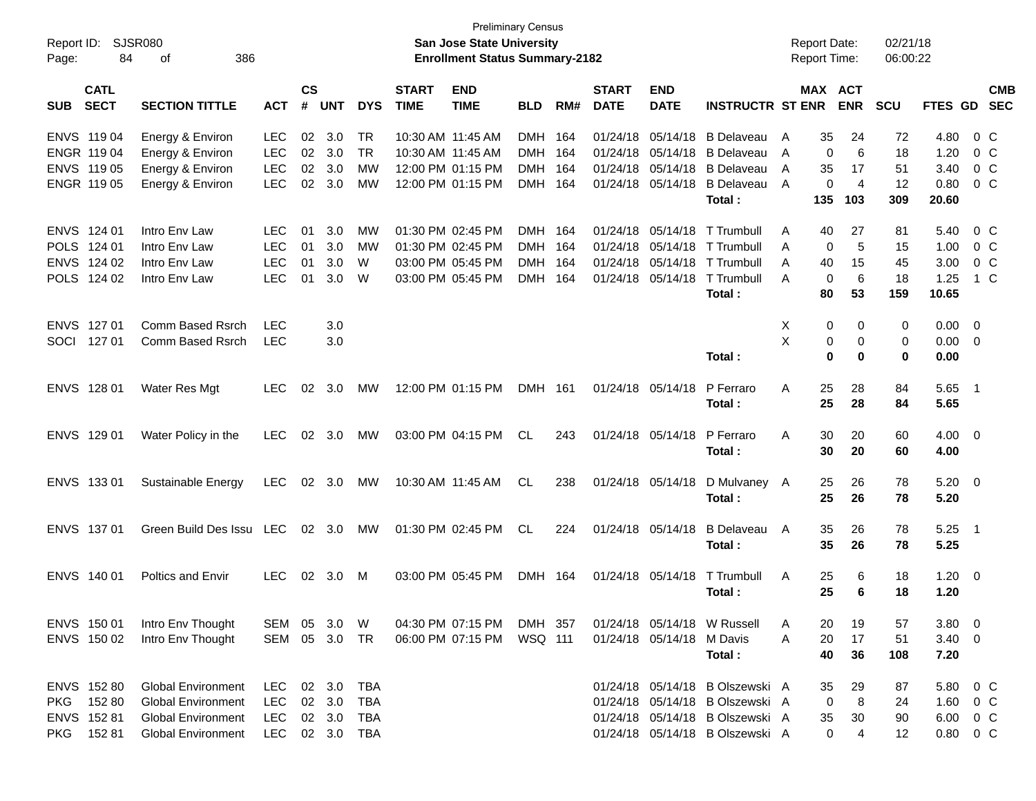Preliminary Census

Report ID: SJSR080
**San Jose State University**
**Enrollment Status Summary-2182**
Report Date: 02/21/18
Report Time: 06:00:22

| SUB | CATL SECT | SECTION TITTLE | ACT | CS # | UNT | DYS | START TIME | END TIME | BLD | RM# | START DATE | END DATE | INSTRUCTR | ST | MAX ENR | ACT ENR | SCU | FTES | GD | CMB SEC |
|---|---|---|---|---|---|---|---|---|---|---|---|---|---|---|---|---|---|---|---|---|
| ENVS | 119 04 | Energy & Environ | LEC | 02 | 3.0 | TR | 10:30 AM | 11:45 AM | DMH | 164 | 01/24/18 | 05/14/18 | B Delaveau | A | 35 | 24 | 72 | 4.80 | 0 | C |
| ENGR | 119 04 | Energy & Environ | LEC | 02 | 3.0 | TR | 10:30 AM | 11:45 AM | DMH | 164 | 01/24/18 | 05/14/18 | B Delaveau | A | 0 | 6 | 18 | 1.20 | 0 | C |
| ENVS | 119 05 | Energy & Environ | LEC | 02 | 3.0 | MW | 12:00 PM | 01:15 PM | DMH | 164 | 01/24/18 | 05/14/18 | B Delaveau | A | 35 | 17 | 51 | 3.40 | 0 | C |
| ENGR | 119 05 | Energy & Environ | LEC | 02 | 3.0 | MW | 12:00 PM | 01:15 PM | DMH | 164 | 01/24/18 | 05/14/18 | B Delaveau | A | 0 | 4 | 12 | 0.80 | 0 | C |
| | | | | | | | | | | | | | **Total :** | | **135** | **103** | **309** | **20.60** | | |
| ENVS | 124 01 | Intro Env Law | LEC | 01 | 3.0 | MW | 01:30 PM | 02:45 PM | DMH | 164 | 01/24/18 | 05/14/18 | T Trumbull | A | 40 | 27 | 81 | 5.40 | 0 | C |
| POLS | 124 01 | Intro Env Law | LEC | 01 | 3.0 | MW | 01:30 PM | 02:45 PM | DMH | 164 | 01/24/18 | 05/14/18 | T Trumbull | A | 0 | 5 | 15 | 1.00 | 0 | C |
| ENVS | 124 02 | Intro Env Law | LEC | 01 | 3.0 | W | 03:00 PM | 05:45 PM | DMH | 164 | 01/24/18 | 05/14/18 | T Trumbull | A | 40 | 15 | 45 | 3.00 | 0 | C |
| POLS | 124 02 | Intro Env Law | LEC | 01 | 3.0 | W | 03:00 PM | 05:45 PM | DMH | 164 | 01/24/18 | 05/14/18 | T Trumbull | A | 0 | 6 | 18 | 1.25 | 1 | C |
| | | | | | | | | | | | | | **Total :** | | **80** | **53** | **159** | **10.65** | | |
| ENVS | 127 01 | Comm Based Rsrch | LEC | | 3.0 | | | | | | | | | X | 0 | 0 | 0 | 0.00 | 0 | |
| SOCI | 127 01 | Comm Based Rsrch | LEC | | 3.0 | | | | | | | | | X | 0 | 0 | 0 | 0.00 | 0 | |
| | | | | | | | | | | | | | **Total :** | | **0** | **0** | **0** | **0.00** | | |
| ENVS | 128 01 | Water Res Mgt | LEC | 02 | 3.0 | MW | 12:00 PM | 01:15 PM | DMH | 161 | 01/24/18 | 05/14/18 | P Ferraro | A | 25 | 28 | 84 | 5.65 | 1 | |
| | | | | | | | | | | | | | **Total :** | | **25** | **28** | **84** | **5.65** | | |
| ENVS | 129 01 | Water Policy in the | LEC | 02 | 3.0 | MW | 03:00 PM | 04:15 PM | CL | 243 | 01/24/18 | 05/14/18 | P Ferraro | A | 30 | 20 | 60 | 4.00 | 0 | |
| | | | | | | | | | | | | | **Total :** | | **30** | **20** | **60** | **4.00** | | |
| ENVS | 133 01 | Sustainable Energy | LEC | 02 | 3.0 | MW | 10:30 AM | 11:45 AM | CL | 238 | 01/24/18 | 05/14/18 | D Mulvaney | A | 25 | 26 | 78 | 5.20 | 0 | |
| | | | | | | | | | | | | | **Total :** | | **25** | **26** | **78** | **5.20** | | |
| ENVS | 137 01 | Green Build Des Issu | LEC | 02 | 3.0 | MW | 01:30 PM | 02:45 PM | CL | 224 | 01/24/18 | 05/14/18 | B Delaveau | A | 35 | 26 | 78 | 5.25 | 1 | |
| | | | | | | | | | | | | | **Total :** | | **35** | **26** | **78** | **5.25** | | |
| ENVS | 140 01 | Poltics and Envir | LEC | 02 | 3.0 | M | 03:00 PM | 05:45 PM | DMH | 164 | 01/24/18 | 05/14/18 | T Trumbull | A | 25 | 6 | 18 | 1.20 | 0 | |
| | | | | | | | | | | | | | **Total :** | | **25** | **6** | **18** | **1.20** | | |
| ENVS | 150 01 | Intro Env Thought | SEM | 05 | 3.0 | W | 04:30 PM | 07:15 PM | DMH | 357 | 01/24/18 | 05/14/18 | W Russell | A | 20 | 19 | 57 | 3.80 | 0 | |
| ENVS | 150 02 | Intro Env Thought | SEM | 05 | 3.0 | TR | 06:00 PM | 07:15 PM | WSQ | 111 | 01/24/18 | 05/14/18 | M Davis | A | 20 | 17 | 51 | 3.40 | 0 | |
| | | | | | | | | | | | | | **Total :** | | **40** | **36** | **108** | **7.20** | | |
| ENVS | 152 80 | Global Environment | LEC | 02 | 3.0 | TBA | | | | | 01/24/18 | 05/14/18 | B Olszewski | A | 35 | 29 | 87 | 5.80 | 0 | C |
| PKG | 152 80 | Global Environment | LEC | 02 | 3.0 | TBA | | | | | 01/24/18 | 05/14/18 | B Olszewski | A | 0 | 8 | 24 | 1.60 | 0 | C |
| ENVS | 152 81 | Global Environment | LEC | 02 | 3.0 | TBA | | | | | 01/24/18 | 05/14/18 | B Olszewski | A | 35 | 30 | 90 | 6.00 | 0 | C |
| PKG | 152 81 | Global Environment | LEC | 02 | 3.0 | TBA | | | | | 01/24/18 | 05/14/18 | B Olszewski | A | 0 | 4 | 12 | 0.80 | 0 | C |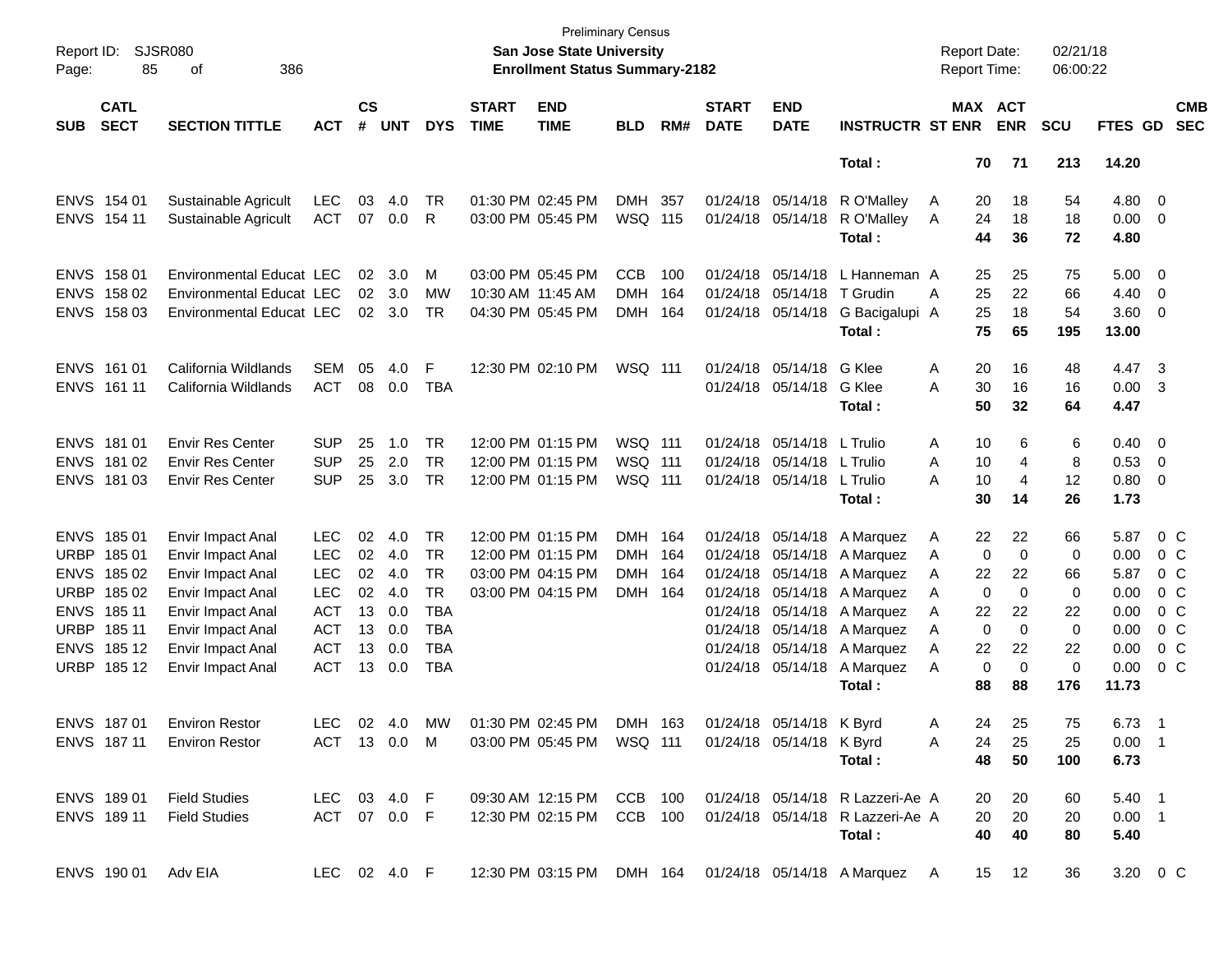| SUB | CATL SECT | SECTION TITTLE | ACT | CS # | UNT | DYS | START TIME | END TIME | BLD | RM# | START DATE | END DATE | INSTRUCTR | ST | MAX ENR | ACT ENR | SCU | FTES | GD | CMB SEC |
|---|---|---|---|---|---|---|---|---|---|---|---|---|---|---|---|---|---|---|---|---|
| | | | | | | | | | | | | | Total : | | 70 | 71 | 213 | 14.20 | | |
| ENVS | 154 01 | Sustainable Agricult | LEC | 03 | 4.0 | TR | 01:30 PM | 02:45 PM | DMH | 357 | 01/24/18 | 05/14/18 | R O'Malley | A | 20 | 18 | 54 | 4.80 | 0 | |
| ENVS | 154 11 | Sustainable Agricult | ACT | 07 | 0.0 | R | 03:00 PM | 05:45 PM | WSQ | 115 | 01/24/18 | 05/14/18 | R O'Malley | A | 24 | 18 | 18 | 0.00 | 0 | |
| | | | | | | | | | | | | | Total : | | 44 | 36 | 72 | 4.80 | | |
| ENVS | 158 01 | Environmental Educat | LEC | 02 | 3.0 | M | 03:00 PM | 05:45 PM | CCB | 100 | 01/24/18 | 05/14/18 | L Hanneman | A | 25 | 25 | 75 | 5.00 | 0 | |
| ENVS | 158 02 | Environmental Educat | LEC | 02 | 3.0 | MW | 10:30 AM | 11:45 AM | DMH | 164 | 01/24/18 | 05/14/18 | T Grudin | A | 25 | 22 | 66 | 4.40 | 0 | |
| ENVS | 158 03 | Environmental Educat | LEC | 02 | 3.0 | TR | 04:30 PM | 05:45 PM | DMH | 164 | 01/24/18 | 05/14/18 | G Bacigalupi | A | 25 | 18 | 54 | 3.60 | 0 | |
| | | | | | | | | | | | | | Total : | | 75 | 65 | 195 | 13.00 | | |
| ENVS | 161 01 | California Wildlands | SEM | 05 | 4.0 | F | 12:30 PM | 02:10 PM | WSQ | 111 | 01/24/18 | 05/14/18 | G Klee | A | 20 | 16 | 48 | 4.47 | 3 | |
| ENVS | 161 11 | California Wildlands | ACT | 08 | 0.0 | TBA | | | | | 01/24/18 | 05/14/18 | G Klee | A | 30 | 16 | 16 | 0.00 | 3 | |
| | | | | | | | | | | | | | Total : | | 50 | 32 | 64 | 4.47 | | |
| ENVS | 181 01 | Envir Res Center | SUP | 25 | 1.0 | TR | 12:00 PM | 01:15 PM | WSQ | 111 | 01/24/18 | 05/14/18 | L Trulio | A | 10 | 6 | 6 | 0.40 | 0 | |
| ENVS | 181 02 | Envir Res Center | SUP | 25 | 2.0 | TR | 12:00 PM | 01:15 PM | WSQ | 111 | 01/24/18 | 05/14/18 | L Trulio | A | 10 | 4 | 8 | 0.53 | 0 | |
| ENVS | 181 03 | Envir Res Center | SUP | 25 | 3.0 | TR | 12:00 PM | 01:15 PM | WSQ | 111 | 01/24/18 | 05/14/18 | L Trulio | A | 10 | 4 | 12 | 0.80 | 0 | |
| | | | | | | | | | | | | | Total : | | 30 | 14 | 26 | 1.73 | | |
| ENVS | 185 01 | Envir Impact Anal | LEC | 02 | 4.0 | TR | 12:00 PM | 01:15 PM | DMH | 164 | 01/24/18 | 05/14/18 | A Marquez | A | 22 | 22 | 66 | 5.87 | 0 | C |
| URBP | 185 01 | Envir Impact Anal | LEC | 02 | 4.0 | TR | 12:00 PM | 01:15 PM | DMH | 164 | 01/24/18 | 05/14/18 | A Marquez | A | 0 | 0 | 0 | 0.00 | 0 | C |
| ENVS | 185 02 | Envir Impact Anal | LEC | 02 | 4.0 | TR | 03:00 PM | 04:15 PM | DMH | 164 | 01/24/18 | 05/14/18 | A Marquez | A | 22 | 22 | 66 | 5.87 | 0 | C |
| URBP | 185 02 | Envir Impact Anal | LEC | 02 | 4.0 | TR | 03:00 PM | 04:15 PM | DMH | 164 | 01/24/18 | 05/14/18 | A Marquez | A | 0 | 0 | 0 | 0.00 | 0 | C |
| ENVS | 185 11 | Envir Impact Anal | ACT | 13 | 0.0 | TBA | | | | | 01/24/18 | 05/14/18 | A Marquez | A | 22 | 22 | 22 | 0.00 | 0 | C |
| URBP | 185 11 | Envir Impact Anal | ACT | 13 | 0.0 | TBA | | | | | 01/24/18 | 05/14/18 | A Marquez | A | 0 | 0 | 0 | 0.00 | 0 | C |
| ENVS | 185 12 | Envir Impact Anal | ACT | 13 | 0.0 | TBA | | | | | 01/24/18 | 05/14/18 | A Marquez | A | 22 | 22 | 22 | 0.00 | 0 | C |
| URBP | 185 12 | Envir Impact Anal | ACT | 13 | 0.0 | TBA | | | | | 01/24/18 | 05/14/18 | A Marquez | A | 0 | 0 | 0 | 0.00 | 0 | C |
| | | | | | | | | | | | | | Total : | | 88 | 88 | 176 | 11.73 | | |
| ENVS | 187 01 | Environ Restor | LEC | 02 | 4.0 | MW | 01:30 PM | 02:45 PM | DMH | 163 | 01/24/18 | 05/14/18 | K Byrd | A | 24 | 25 | 75 | 6.73 | 1 | |
| ENVS | 187 11 | Environ Restor | ACT | 13 | 0.0 | M | 03:00 PM | 05:45 PM | WSQ | 111 | 01/24/18 | 05/14/18 | K Byrd | A | 24 | 25 | 25 | 0.00 | 1 | |
| | | | | | | | | | | | | | Total : | | 48 | 50 | 100 | 6.73 | | |
| ENVS | 189 01 | Field Studies | LEC | 03 | 4.0 | F | 09:30 AM | 12:15 PM | CCB | 100 | 01/24/18 | 05/14/18 | R Lazzeri-Ae | A | 20 | 20 | 60 | 5.40 | 1 | |
| ENVS | 189 11 | Field Studies | ACT | 07 | 0.0 | F | 12:30 PM | 02:15 PM | CCB | 100 | 01/24/18 | 05/14/18 | R Lazzeri-Ae | A | 20 | 20 | 20 | 0.00 | 1 | |
| | | | | | | | | | | | | | Total : | | 40 | 40 | 80 | 5.40 | | |
| ENVS | 190 01 | Adv EIA | LEC | 02 | 4.0 | F | 12:30 PM | 03:15 PM | DMH | 164 | 01/24/18 | 05/14/18 | A Marquez | A | 15 | 12 | 36 | 3.20 | 0 | C |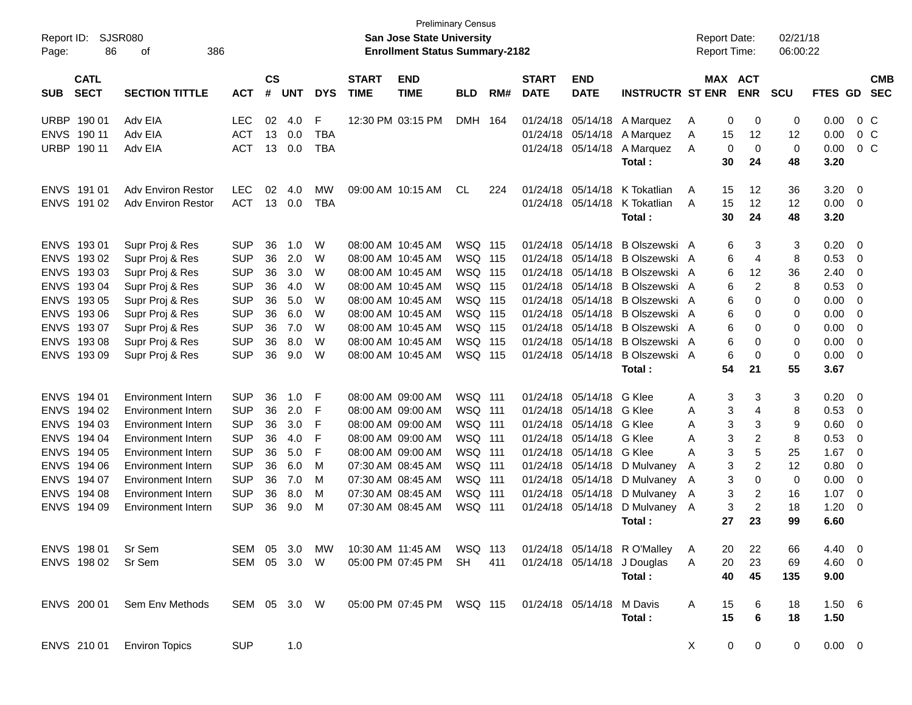Preliminary Census

**San Jose State University**

**Enrollment Status Summary-2182**

Report ID: SJSR080
Report Date: 02/21/18
Report Time: 06:00:22

| SUB | CATL SECT | SECTION TITTLE | ACT | CS # | UNT | DYS | START TIME | END TIME | BLD | RM# | START DATE | END DATE | INSTRUCTR | ST | MAX ENR | ACT ENR | SCU | FTES | GD | CMB SEC |
|---|---|---|---|---|---|---|---|---|---|---|---|---|---|---|---|---|---|---|---|---|
| URBP | 190 01 | Adv EIA | LEC | 02 | 4.0 | F | 12:30 PM | 03:15 PM | DMH | 164 | 01/24/18 | 05/14/18 | A Marquez | A | 0 | 0 | 0 | 0.00 | 0 | C |
| ENVS | 190 11 | Adv EIA | ACT | 13 | 0.0 | TBA | | | | | 01/24/18 | 05/14/18 | A Marquez | A | 15 | 12 | 12 | 0.00 | 0 | C |
| URBP | 190 11 | Adv EIA | ACT | 13 | 0.0 | TBA | | | | | 01/24/18 | 05/14/18 | A Marquez | A | 0 | 0 | 0 | 0.00 | 0 | C |
| | | | | | | | | | | | | | **Total :** | | **30** | **24** | **48** | **3.20** | | |
| ENVS | 191 01 | Adv Environ Restor | LEC | 02 | 4.0 | MW | 09:00 AM | 10:15 AM | CL | 224 | 01/24/18 | 05/14/18 | K Tokatlian | A | 15 | 12 | 36 | 3.20 | 0 | |
| ENVS | 191 02 | Adv Environ Restor | ACT | 13 | 0.0 | TBA | | | | | 01/24/18 | 05/14/18 | K Tokatlian | A | 15 | 12 | 12 | 0.00 | 0 | |
| | | | | | | | | | | | | | **Total :** | | **30** | **24** | **48** | **3.20** | | |
| ENVS | 193 01 | Supr Proj & Res | SUP | 36 | 1.0 | W | 08:00 AM | 10:45 AM | WSQ | 115 | 01/24/18 | 05/14/18 | B Olszewski | A | 6 | 3 | 3 | 0.20 | 0 | |
| ENVS | 193 02 | Supr Proj & Res | SUP | 36 | 2.0 | W | 08:00 AM | 10:45 AM | WSQ | 115 | 01/24/18 | 05/14/18 | B Olszewski | A | 6 | 4 | 8 | 0.53 | 0 | |
| ENVS | 193 03 | Supr Proj & Res | SUP | 36 | 3.0 | W | 08:00 AM | 10:45 AM | WSQ | 115 | 01/24/18 | 05/14/18 | B Olszewski | A | 6 | 12 | 36 | 2.40 | 0 | |
| ENVS | 193 04 | Supr Proj & Res | SUP | 36 | 4.0 | W | 08:00 AM | 10:45 AM | WSQ | 115 | 01/24/18 | 05/14/18 | B Olszewski | A | 6 | 2 | 8 | 0.53 | 0 | |
| ENVS | 193 05 | Supr Proj & Res | SUP | 36 | 5.0 | W | 08:00 AM | 10:45 AM | WSQ | 115 | 01/24/18 | 05/14/18 | B Olszewski | A | 6 | 0 | 0 | 0.00 | 0 | |
| ENVS | 193 06 | Supr Proj & Res | SUP | 36 | 6.0 | W | 08:00 AM | 10:45 AM | WSQ | 115 | 01/24/18 | 05/14/18 | B Olszewski | A | 6 | 0 | 0 | 0.00 | 0 | |
| ENVS | 193 07 | Supr Proj & Res | SUP | 36 | 7.0 | W | 08:00 AM | 10:45 AM | WSQ | 115 | 01/24/18 | 05/14/18 | B Olszewski | A | 6 | 0 | 0 | 0.00 | 0 | |
| ENVS | 193 08 | Supr Proj & Res | SUP | 36 | 8.0 | W | 08:00 AM | 10:45 AM | WSQ | 115 | 01/24/18 | 05/14/18 | B Olszewski | A | 6 | 0 | 0 | 0.00 | 0 | |
| ENVS | 193 09 | Supr Proj & Res | SUP | 36 | 9.0 | W | 08:00 AM | 10:45 AM | WSQ | 115 | 01/24/18 | 05/14/18 | B Olszewski | A | 6 | 0 | 0 | 0.00 | 0 | |
| | | | | | | | | | | | | | **Total :** | | **54** | **21** | **55** | **3.67** | | |
| ENVS | 194 01 | Environment Intern | SUP | 36 | 1.0 | F | 08:00 AM | 09:00 AM | WSQ | 111 | 01/24/18 | 05/14/18 | G Klee | A | 3 | 3 | 3 | 0.20 | 0 | |
| ENVS | 194 02 | Environment Intern | SUP | 36 | 2.0 | F | 08:00 AM | 09:00 AM | WSQ | 111 | 01/24/18 | 05/14/18 | G Klee | A | 3 | 4 | 8 | 0.53 | 0 | |
| ENVS | 194 03 | Environment Intern | SUP | 36 | 3.0 | F | 08:00 AM | 09:00 AM | WSQ | 111 | 01/24/18 | 05/14/18 | G Klee | A | 3 | 3 | 9 | 0.60 | 0 | |
| ENVS | 194 04 | Environment Intern | SUP | 36 | 4.0 | F | 08:00 AM | 09:00 AM | WSQ | 111 | 01/24/18 | 05/14/18 | G Klee | A | 3 | 2 | 8 | 0.53 | 0 | |
| ENVS | 194 05 | Environment Intern | SUP | 36 | 5.0 | F | 08:00 AM | 09:00 AM | WSQ | 111 | 01/24/18 | 05/14/18 | G Klee | A | 3 | 5 | 25 | 1.67 | 0 | |
| ENVS | 194 06 | Environment Intern | SUP | 36 | 6.0 | M | 07:30 AM | 08:45 AM | WSQ | 111 | 01/24/18 | 05/14/18 | D Mulvaney | A | 3 | 2 | 12 | 0.80 | 0 | |
| ENVS | 194 07 | Environment Intern | SUP | 36 | 7.0 | M | 07:30 AM | 08:45 AM | WSQ | 111 | 01/24/18 | 05/14/18 | D Mulvaney | A | 3 | 0 | 0 | 0.00 | 0 | |
| ENVS | 194 08 | Environment Intern | SUP | 36 | 8.0 | M | 07:30 AM | 08:45 AM | WSQ | 111 | 01/24/18 | 05/14/18 | D Mulvaney | A | 3 | 2 | 16 | 1.07 | 0 | |
| ENVS | 194 09 | Environment Intern | SUP | 36 | 9.0 | M | 07:30 AM | 08:45 AM | WSQ | 111 | 01/24/18 | 05/14/18 | D Mulvaney | A | 3 | 2 | 18 | 1.20 | 0 | |
| | | | | | | | | | | | | | **Total :** | | **27** | **23** | **99** | **6.60** | | |
| ENVS | 198 01 | Sr Sem | SEM | 05 | 3.0 | MW | 10:30 AM | 11:45 AM | WSQ | 113 | 01/24/18 | 05/14/18 | R O'Malley | A | 20 | 22 | 66 | 4.40 | 0 | |
| ENVS | 198 02 | Sr Sem | SEM | 05 | 3.0 | W | 05:00 PM | 07:45 PM | SH | 411 | 01/24/18 | 05/14/18 | J Douglas | A | 20 | 23 | 69 | 4.60 | 0 | |
| | | | | | | | | | | | | | **Total :** | | **40** | **45** | **135** | **9.00** | | |
| ENVS | 200 01 | Sem Env Methods | SEM | 05 | 3.0 | W | 05:00 PM | 07:45 PM | WSQ | 115 | 01/24/18 | 05/14/18 | M Davis | A | 15 | 6 | 18 | 1.50 | 6 | |
| | | | | | | | | | | | | | **Total :** | | **15** | **6** | **18** | **1.50** | | |
| ENVS | 210 01 | Environ Topics | SUP | | 1.0 | | | | | | | | | X | 0 | 0 | 0 | 0.00 | 0 | |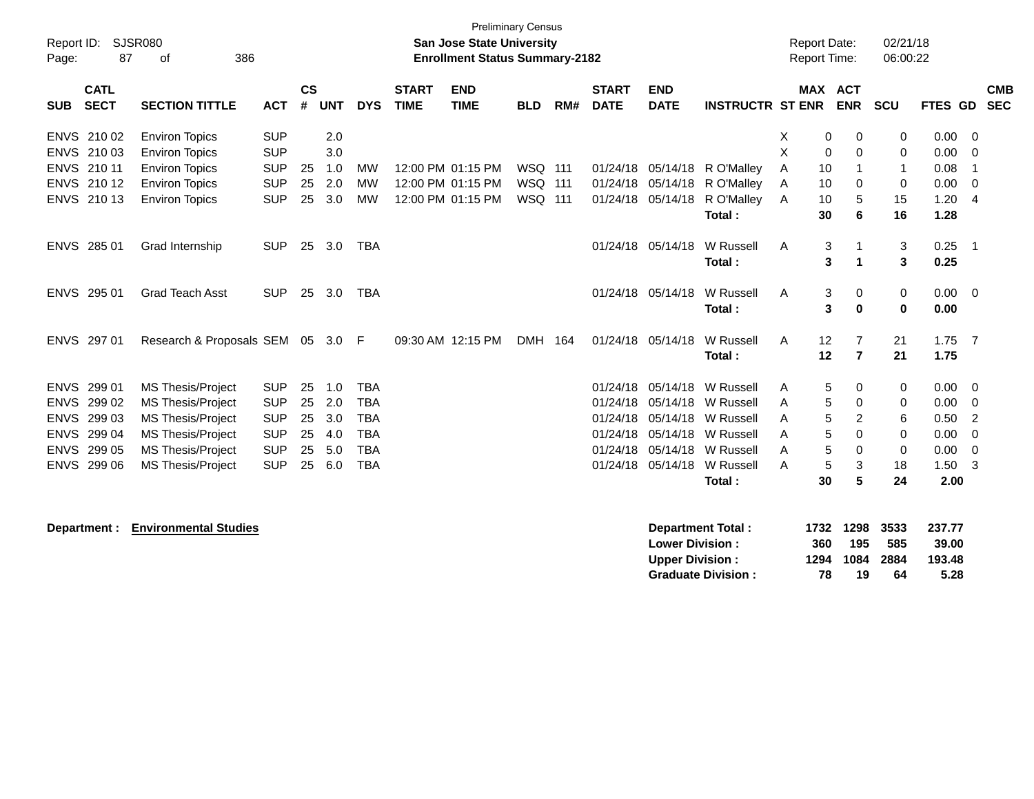Preliminary Census

**San Jose State University**

**Enrollment Status Summary-2182**

Report ID: SJSR080

Report Date: 02/21/18

Report Time: 06:00:22

| SUB | CATL SECT | SECTION TITTLE | ACT | CS # | UNT | DYS | START TIME | END TIME | BLD | RM# | START DATE | END DATE | INSTRUCTR | ST | MAX ENR | ACT ENR | SCU | FTES | GD | CMB SEC |
|---|---|---|---|---|---|---|---|---|---|---|---|---|---|---|---|---|---|---|---|---|
| ENVS | 210 02 | Environ Topics | SUP | | 2.0 | | | | | | | | | X | 0 | 0 | 0 | 0.00 | 0 | |
| ENVS | 210 03 | Environ Topics | SUP | | 3.0 | | | | | | | | | X | 0 | 0 | 0 | 0.00 | 0 | |
| ENVS | 210 11 | Environ Topics | SUP | 25 | 1.0 | MW | 12:00 PM | 01:15 PM | WSQ | 111 | 01/24/18 | 05/14/18 | R O'Malley | A | 10 | 1 | 1 | 0.08 | 1 | |
| ENVS | 210 12 | Environ Topics | SUP | 25 | 2.0 | MW | 12:00 PM | 01:15 PM | WSQ | 111 | 01/24/18 | 05/14/18 | R O'Malley | A | 10 | 0 | 0 | 0.00 | 0 | |
| ENVS | 210 13 | Environ Topics | SUP | 25 | 3.0 | MW | 12:00 PM | 01:15 PM | WSQ | 111 | 01/24/18 | 05/14/18 | R O'Malley | A | 10 | 5 | 15 | 1.20 | 4 | |
| | | | | | | | | | | | | | **Total :** | | **30** | **6** | **16** | **1.28** | | |
| ENVS | 285 01 | Grad Internship | SUP | 25 | 3.0 | TBA | | | | | 01/24/18 | 05/14/18 | W Russell | A | 3 | 1 | 3 | 0.25 | 1 | |
| | | | | | | | | | | | | | **Total :** | | **3** | **1** | **3** | **0.25** | | |
| ENVS | 295 01 | Grad Teach Asst | SUP | 25 | 3.0 | TBA | | | | | 01/24/18 | 05/14/18 | W Russell | A | 3 | 0 | 0 | 0.00 | 0 | |
| | | | | | | | | | | | | | **Total :** | | **3** | **0** | **0** | **0.00** | | |
| ENVS | 297 01 | Research & Proposals | SEM | 05 | 3.0 | F | 09:30 AM | 12:15 PM | DMH | 164 | 01/24/18 | 05/14/18 | W Russell | A | 12 | 7 | 21 | 1.75 | 7 | |
| | | | | | | | | | | | | | **Total :** | | **12** | **7** | **21** | **1.75** | | |
| ENVS | 299 01 | MS Thesis/Project | SUP | 25 | 1.0 | TBA | | | | | 01/24/18 | 05/14/18 | W Russell | A | 5 | 0 | 0 | 0.00 | 0 | |
| ENVS | 299 02 | MS Thesis/Project | SUP | 25 | 2.0 | TBA | | | | | 01/24/18 | 05/14/18 | W Russell | A | 5 | 0 | 0 | 0.00 | 0 | |
| ENVS | 299 03 | MS Thesis/Project | SUP | 25 | 3.0 | TBA | | | | | 01/24/18 | 05/14/18 | W Russell | A | 5 | 2 | 6 | 0.50 | 2 | |
| ENVS | 299 04 | MS Thesis/Project | SUP | 25 | 4.0 | TBA | | | | | 01/24/18 | 05/14/18 | W Russell | A | 5 | 0 | 0 | 0.00 | 0 | |
| ENVS | 299 05 | MS Thesis/Project | SUP | 25 | 5.0 | TBA | | | | | 01/24/18 | 05/14/18 | W Russell | A | 5 | 0 | 0 | 0.00 | 0 | |
| ENVS | 299 06 | MS Thesis/Project | SUP | 25 | 6.0 | TBA | | | | | 01/24/18 | 05/14/18 | W Russell | A | 5 | 3 | 18 | 1.50 | 3 | |
| | | | | | | | | | | | | | **Total :** | | **30** | **5** | **24** | **2.00** | | |

**Department : Environmental Studies**

| | MAX ENR | ACT ENR | SCU | FTES |
|---|---|---|---|---|
| **Department Total :** | **1732** | **1298** | **3533** | **237.77** |
| **Lower Division :** | **360** | **195** | **585** | **39.00** |
| **Upper Division :** | **1294** | **1084** | **2884** | **193.48** |
| **Graduate Division :** | **78** | **19** | **64** | **5.28** |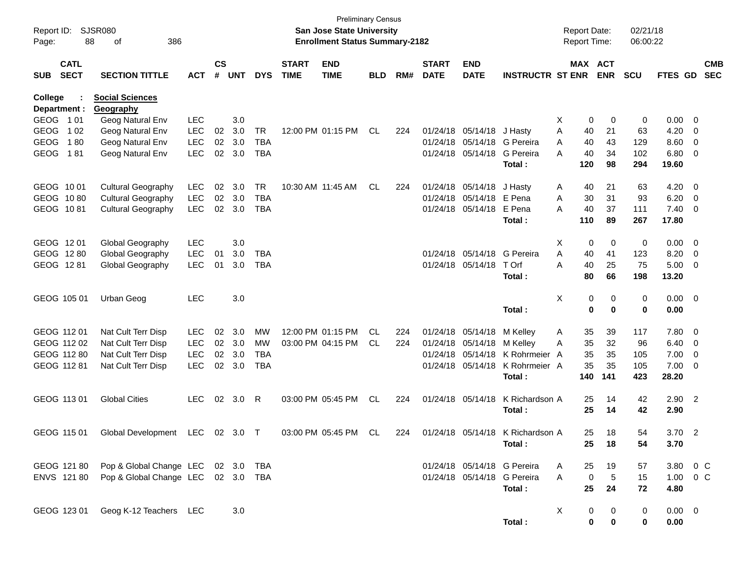Preliminary Census
**San Jose State University**
**Enrollment Status Summary-2182**

Report ID: SJSR080
Report Date: 02/21/18
Report Time: 06:00:22

| SUB | CATL SECT | SECTION TITTLE | ACT | CS # | UNT | DYS | START TIME | END TIME | BLD | RM# | START DATE | END DATE | INSTRUCTR | ST | MAX ENR | ACT ENR | SCU | FTES | GD | CMB SEC |
|---|---|---|---|---|---|---|---|---|---|---|---|---|---|---|---|---|---|---|---|---|
| **College :** | | **Social Sciences** | | | | | | | | | | | | | | | | | | |
| **Department :** | | **Geography** | | | | | | | | | | | | | | | | | | |
| GEOG | 1 01 | Geog Natural Env | LEC | | 3.0 | | | | | | | | | X | 0 | 0 | 0 | 0.00 | 0 | |
| GEOG | 1 02 | Geog Natural Env | LEC | 02 | 3.0 | TR | 12:00 PM | 01:15 PM | CL | 224 | 01/24/18 | 05/14/18 | J Hasty | A | 40 | 21 | 63 | 4.20 | 0 | |
| GEOG | 1 80 | Geog Natural Env | LEC | 02 | 3.0 | TBA | | | | | 01/24/18 | 05/14/18 | G Pereira | A | 40 | 43 | 129 | 8.60 | 0 | |
| GEOG | 1 81 | Geog Natural Env | LEC | 02 | 3.0 | TBA | | | | | 01/24/18 | 05/14/18 | G Pereira | A | 40 | 34 | 102 | 6.80 | 0 | |
| | | | | | | | | | | | | | **Total :** | | **120** | **98** | **294** | **19.60** | | |
| GEOG | 10 01 | Cultural Geography | LEC | 02 | 3.0 | TR | 10:30 AM | 11:45 AM | CL | 224 | 01/24/18 | 05/14/18 | J Hasty | A | 40 | 21 | 63 | 4.20 | 0 | |
| GEOG | 10 80 | Cultural Geography | LEC | 02 | 3.0 | TBA | | | | | 01/24/18 | 05/14/18 | E Pena | A | 30 | 31 | 93 | 6.20 | 0 | |
| GEOG | 10 81 | Cultural Geography | LEC | 02 | 3.0 | TBA | | | | | 01/24/18 | 05/14/18 | E Pena | A | 40 | 37 | 111 | 7.40 | 0 | |
| | | | | | | | | | | | | | **Total :** | | **110** | **89** | **267** | **17.80** | | |
| GEOG | 12 01 | Global Geography | LEC | | 3.0 | | | | | | | | | X | 0 | 0 | 0 | 0.00 | 0 | |
| GEOG | 12 80 | Global Geography | LEC | 01 | 3.0 | TBA | | | | | 01/24/18 | 05/14/18 | G Pereira | A | 40 | 41 | 123 | 8.20 | 0 | |
| GEOG | 12 81 | Global Geography | LEC | 01 | 3.0 | TBA | | | | | 01/24/18 | 05/14/18 | T Orf | A | 40 | 25 | 75 | 5.00 | 0 | |
| | | | | | | | | | | | | | **Total :** | | **80** | **66** | **198** | **13.20** | | |
| GEOG | 105 01 | Urban Geog | LEC | | 3.0 | | | | | | | | | X | 0 | 0 | 0 | 0.00 | 0 | |
| | | | | | | | | | | | | | **Total :** | | **0** | **0** | **0** | **0.00** | | |
| GEOG | 112 01 | Nat Cult Terr Disp | LEC | 02 | 3.0 | MW | 12:00 PM | 01:15 PM | CL | 224 | 01/24/18 | 05/14/18 | M Kelley | A | 35 | 39 | 117 | 7.80 | 0 | |
| GEOG | 112 02 | Nat Cult Terr Disp | LEC | 02 | 3.0 | MW | 03:00 PM | 04:15 PM | CL | 224 | 01/24/18 | 05/14/18 | M Kelley | A | 35 | 32 | 96 | 6.40 | 0 | |
| GEOG | 112 80 | Nat Cult Terr Disp | LEC | 02 | 3.0 | TBA | | | | | 01/24/18 | 05/14/18 | K Rohrmeier | A | 35 | 35 | 105 | 7.00 | 0 | |
| GEOG | 112 81 | Nat Cult Terr Disp | LEC | 02 | 3.0 | TBA | | | | | 01/24/18 | 05/14/18 | K Rohrmeier | A | 35 | 35 | 105 | 7.00 | 0 | |
| | | | | | | | | | | | | | **Total :** | | **140** | **141** | **423** | **28.20** | | |
| GEOG | 113 01 | Global Cities | LEC | 02 | 3.0 | R | 03:00 PM | 05:45 PM | CL | 224 | 01/24/18 | 05/14/18 | K Richardson | A | 25 | 14 | 42 | 2.90 | 2 | |
| | | | | | | | | | | | | | **Total :** | | **25** | **14** | **42** | **2.90** | | |
| GEOG | 115 01 | Global Development | LEC | 02 | 3.0 | T | 03:00 PM | 05:45 PM | CL | 224 | 01/24/18 | 05/14/18 | K Richardson | A | 25 | 18 | 54 | 3.70 | 2 | |
| | | | | | | | | | | | | | **Total :** | | **25** | **18** | **54** | **3.70** | | |
| GEOG | 121 80 | Pop & Global Change | LEC | 02 | 3.0 | TBA | | | | | 01/24/18 | 05/14/18 | G Pereira | A | 25 | 19 | 57 | 3.80 | 0 | C |
| ENVS | 121 80 | Pop & Global Change | LEC | 02 | 3.0 | TBA | | | | | 01/24/18 | 05/14/18 | G Pereira | A | 0 | 5 | 15 | 1.00 | 0 | C |
| | | | | | | | | | | | | | **Total :** | | **25** | **24** | **72** | **4.80** | | |
| GEOG | 123 01 | Geog K-12 Teachers | LEC | | 3.0 | | | | | | | | | X | 0 | 0 | 0 | 0.00 | 0 | |
| | | | | | | | | | | | | | **Total :** | | **0** | **0** | **0** | **0.00** | | |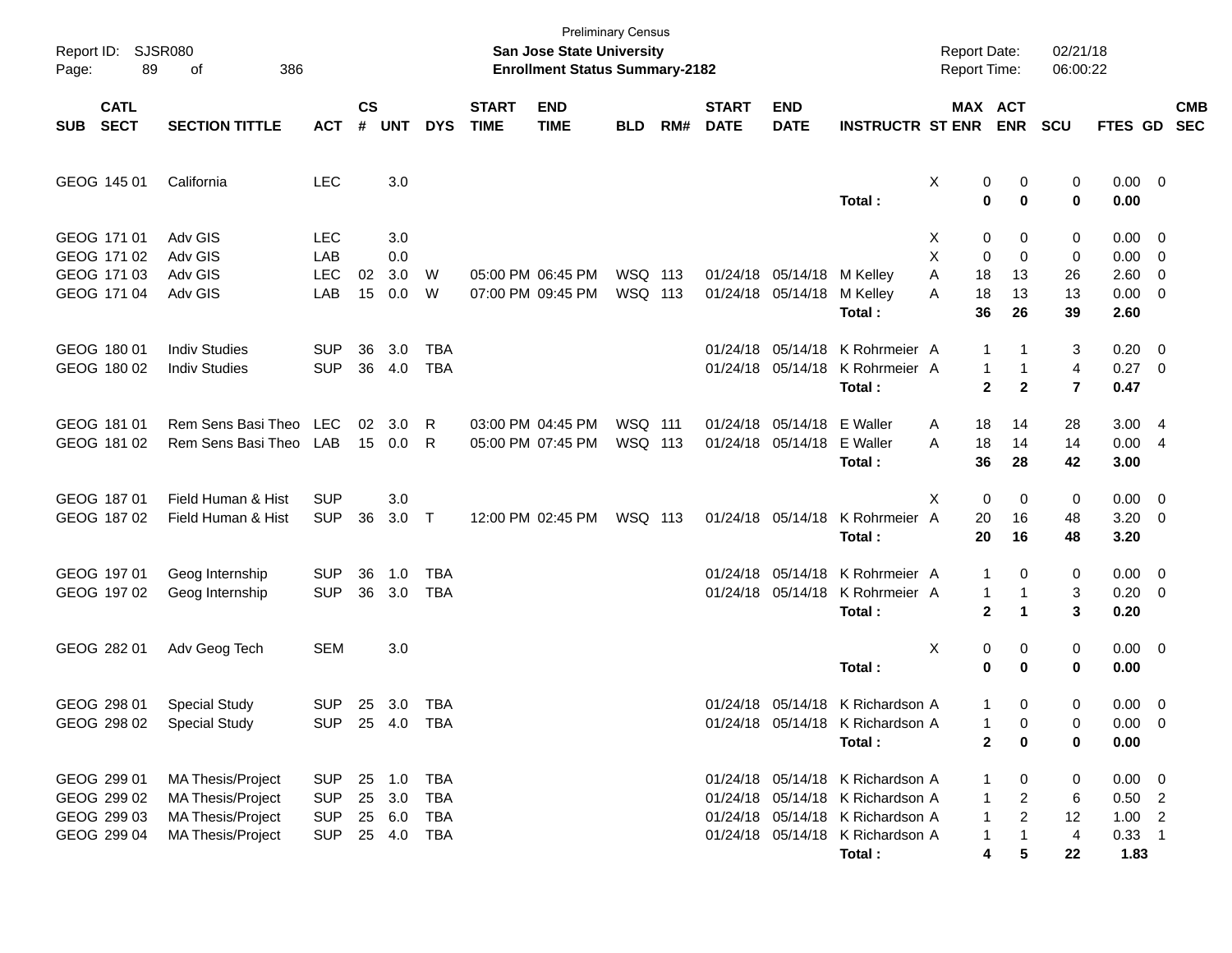Preliminary Census

Report ID: SJSR080 | **San Jose State University** | Report Date: 02/21/18
Page: 89 of 386 | **Enrollment Status Summary-2182** | Report Time: 06:00:22

| SUB | CATL SECT | SECTION TITTLE | ACT | CS # | UNT | DYS | START TIME | END TIME | BLD | RM# | START DATE | END DATE | INSTRUCTR | ST | MAX ENR | ACT ENR | SCU | FTES | GD | CMB SEC |
|---|---|---|---|---|---|---|---|---|---|---|---|---|---|---|---|---|---|---|---|---|
| GEOG | 145 01 | California | LEC | | 3.0 | | | | | | | | | X | 0 | 0 | 0 | 0.00 | 0 | |
| | | | | | | | | | | | | | **Total :** | | **0** | **0** | **0** | **0.00** | | |
| GEOG | 171 01 | Adv GIS | LEC | | 3.0 | | | | | | | | | X | 0 | 0 | 0 | 0.00 | 0 | |
| GEOG | 171 02 | Adv GIS | LAB | | 0.0 | | | | | | | | | X | 0 | 0 | 0 | 0.00 | 0 | |
| GEOG | 171 03 | Adv GIS | LEC | 02 | 3.0 | W | 05:00 PM | 06:45 PM | WSQ | 113 | 01/24/18 | 05/14/18 | M Kelley | A | 18 | 13 | 26 | 2.60 | 0 | |
| GEOG | 171 04 | Adv GIS | LAB | 15 | 0.0 | W | 07:00 PM | 09:45 PM | WSQ | 113 | 01/24/18 | 05/14/18 | M Kelley | A | 18 | 13 | 13 | 0.00 | 0 | |
| | | | | | | | | | | | | | **Total :** | | **36** | **26** | **39** | **2.60** | | |
| GEOG | 180 01 | Indiv Studies | SUP | 36 | 3.0 | TBA | | | | | 01/24/18 | 05/14/18 | K Rohrmeier | A | 1 | 1 | 3 | 0.20 | 0 | |
| GEOG | 180 02 | Indiv Studies | SUP | 36 | 4.0 | TBA | | | | | 01/24/18 | 05/14/18 | K Rohrmeier | A | 1 | 1 | 4 | 0.27 | 0 | |
| | | | | | | | | | | | | | **Total :** | | **2** | **2** | **7** | **0.47** | | |
| GEOG | 181 01 | Rem Sens Basi Theo | LEC | 02 | 3.0 | R | 03:00 PM | 04:45 PM | WSQ | 111 | 01/24/18 | 05/14/18 | E Waller | A | 18 | 14 | 28 | 3.00 | 4 | |
| GEOG | 181 02 | Rem Sens Basi Theo | LAB | 15 | 0.0 | R | 05:00 PM | 07:45 PM | WSQ | 113 | 01/24/18 | 05/14/18 | E Waller | A | 18 | 14 | 14 | 0.00 | 4 | |
| | | | | | | | | | | | | | **Total :** | | **36** | **28** | **42** | **3.00** | | |
| GEOG | 187 01 | Field Human & Hist | SUP | | 3.0 | | | | | | | | | X | 0 | 0 | 0 | 0.00 | 0 | |
| GEOG | 187 02 | Field Human & Hist | SUP | 36 | 3.0 | T | 12:00 PM | 02:45 PM | WSQ | 113 | 01/24/18 | 05/14/18 | K Rohrmeier | A | 20 | 16 | 48 | 3.20 | 0 | |
| | | | | | | | | | | | | | **Total :** | | **20** | **16** | **48** | **3.20** | | |
| GEOG | 197 01 | Geog Internship | SUP | 36 | 1.0 | TBA | | | | | 01/24/18 | 05/14/18 | K Rohrmeier | A | 1 | 0 | 0 | 0.00 | 0 | |
| GEOG | 197 02 | Geog Internship | SUP | 36 | 3.0 | TBA | | | | | 01/24/18 | 05/14/18 | K Rohrmeier | A | 1 | 1 | 3 | 0.20 | 0 | |
| | | | | | | | | | | | | | **Total :** | | **2** | **1** | **3** | **0.20** | | |
| GEOG | 282 01 | Adv Geog Tech | SEM | | 3.0 | | | | | | | | | X | 0 | 0 | 0 | 0.00 | 0 | |
| | | | | | | | | | | | | | **Total :** | | **0** | **0** | **0** | **0.00** | | |
| GEOG | 298 01 | Special Study | SUP | 25 | 3.0 | TBA | | | | | 01/24/18 | 05/14/18 | K Richardson | A | 1 | 0 | 0 | 0.00 | 0 | |
| GEOG | 298 02 | Special Study | SUP | 25 | 4.0 | TBA | | | | | 01/24/18 | 05/14/18 | K Richardson | A | 1 | 0 | 0 | 0.00 | 0 | |
| | | | | | | | | | | | | | **Total :** | | **2** | **0** | **0** | **0.00** | | |
| GEOG | 299 01 | MA Thesis/Project | SUP | 25 | 1.0 | TBA | | | | | 01/24/18 | 05/14/18 | K Richardson | A | 1 | 0 | 0 | 0.00 | 0 | |
| GEOG | 299 02 | MA Thesis/Project | SUP | 25 | 3.0 | TBA | | | | | 01/24/18 | 05/14/18 | K Richardson | A | 1 | 2 | 6 | 0.50 | 2 | |
| GEOG | 299 03 | MA Thesis/Project | SUP | 25 | 6.0 | TBA | | | | | 01/24/18 | 05/14/18 | K Richardson | A | 1 | 2 | 12 | 1.00 | 2 | |
| GEOG | 299 04 | MA Thesis/Project | SUP | 25 | 4.0 | TBA | | | | | 01/24/18 | 05/14/18 | K Richardson | A | 1 | 1 | 4 | 0.33 | 1 | |
| | | | | | | | | | | | | | **Total :** | | **4** | **5** | **22** | **1.83** | | |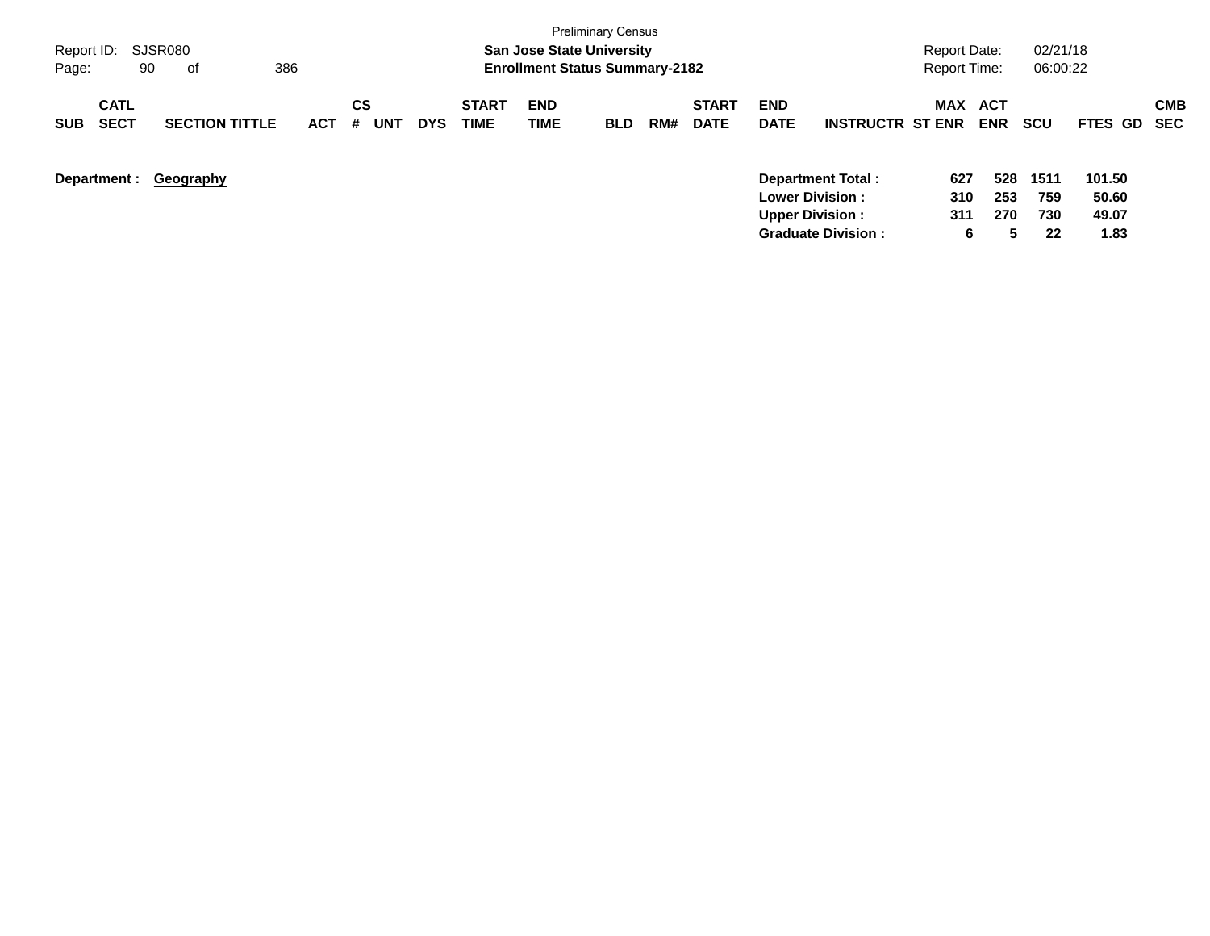Preliminary Census

Report ID: SJSR080

**San Jose State University**

**Enrollment Status Summary-2182**

Report Date: 02/21/18

Report Time: 06:00:22

| SUB | CATL SECT | SECTION TITTLE | ACT | CS # | UNT | DYS | START TIME | END TIME | BLD | RM# | START DATE | END DATE | INSTRUCTR | MAX ST ENR | ACT ENR | SCU | FTES | GD | CMB SEC |
|---|---|---|---|---|---|---|---|---|---|---|---|---|---|---|---|---|---|---|---|

**Department : Geography**

| | MAX ST ENR | ACT ENR | SCU | FTES |
|---|---|---|---|---|
| **Department Total :** | **627** | **528** | **1511** | **101.50** |
| **Lower Division :** | **310** | **253** | **759** | **50.60** |
| **Upper Division :** | **311** | **270** | **730** | **49.07** |
| **Graduate Division :** | **6** | **5** | **22** | **1.83** |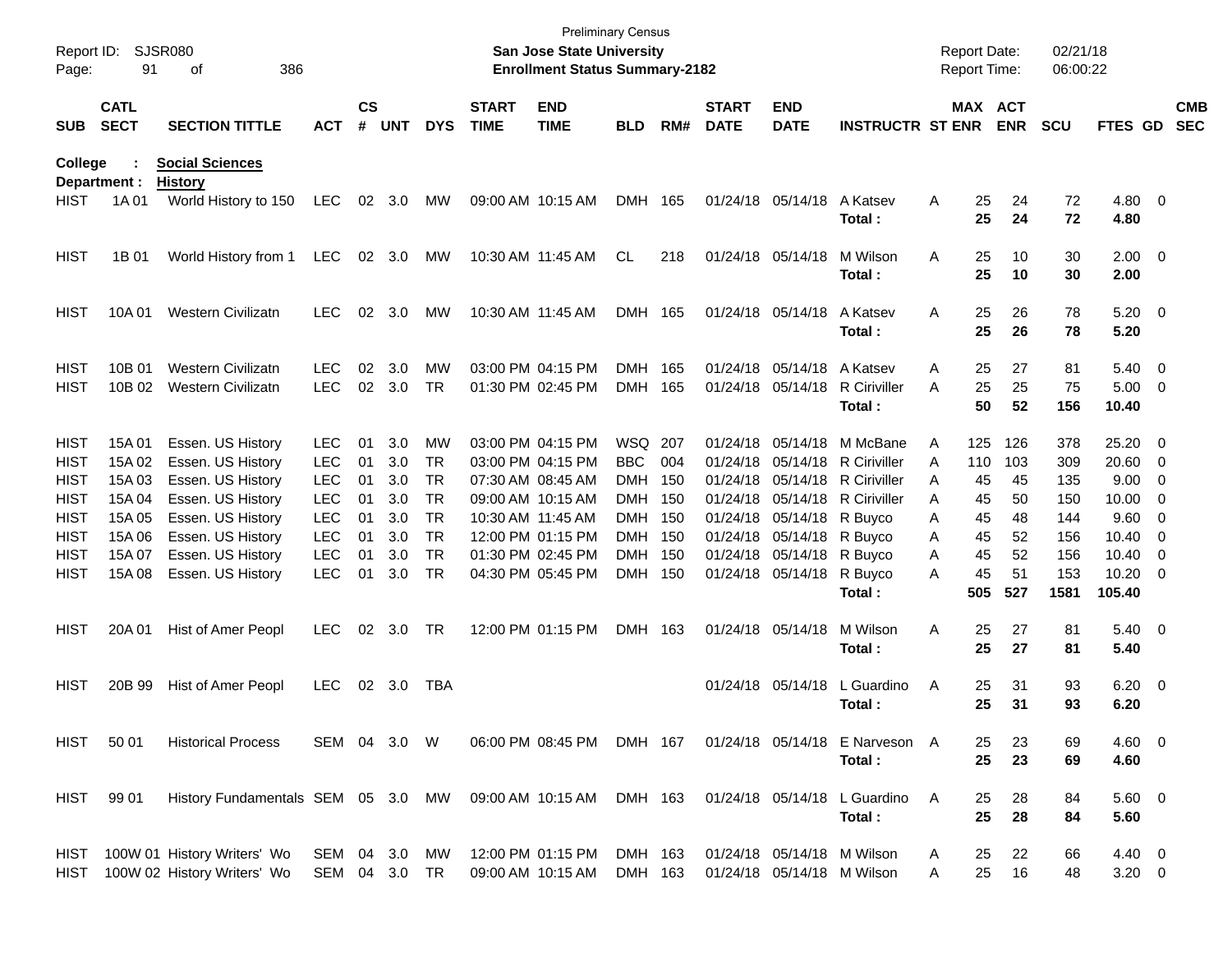Preliminary Census

**San Jose State University**

**Enrollment Status Summary-2182**

Report ID: SJSR080
Report Date: 02/21/18
Report Time: 06:00:22

**College : Social Sciences**
**Department : History**

| SUB | CATL SECT | SECTION TITTLE | ACT | CS # | UNT | DYS | START TIME | END TIME | BLD | RM# | START DATE | END DATE | INSTRUCTR | ST | MAX ENR | ACT ENR | SCU | FTES | GD | CMB SEC |
|---|---|---|---|---|---|---|---|---|---|---|---|---|---|---|---|---|---|---|---|---|
| HIST | 1A 01 | World History to 150 | LEC | 02 | 3.0 | MW | 09:00 AM | 10:15 AM | DMH | 165 | 01/24/18 | 05/14/18 | A Katsev | A | 25 | 24 | 72 | 4.80 | 0 | |
| | | | | | | | | | | | | | **Total :** | | **25** | **24** | **72** | **4.80** | | |
| HIST | 1B 01 | World History from 1 | LEC | 02 | 3.0 | MW | 10:30 AM | 11:45 AM | CL | 218 | 01/24/18 | 05/14/18 | M Wilson | A | 25 | 10 | 30 | 2.00 | 0 | |
| | | | | | | | | | | | | | **Total :** | | **25** | **10** | **30** | **2.00** | | |
| HIST | 10A 01 | Western Civilizatn | LEC | 02 | 3.0 | MW | 10:30 AM | 11:45 AM | DMH | 165 | 01/24/18 | 05/14/18 | A Katsev | A | 25 | 26 | 78 | 5.20 | 0 | |
| | | | | | | | | | | | | | **Total :** | | **25** | **26** | **78** | **5.20** | | |
| HIST | 10B 01 | Western Civilizatn | LEC | 02 | 3.0 | MW | 03:00 PM | 04:15 PM | DMH | 165 | 01/24/18 | 05/14/18 | A Katsev | A | 25 | 27 | 81 | 5.40 | 0 | |
| HIST | 10B 02 | Western Civilizatn | LEC | 02 | 3.0 | TR | 01:30 PM | 02:45 PM | DMH | 165 | 01/24/18 | 05/14/18 | R Ciriviller | A | 25 | 25 | 75 | 5.00 | 0 | |
| | | | | | | | | | | | | | **Total :** | | **50** | **52** | **156** | **10.40** | | |
| HIST | 15A 01 | Essen. US History | LEC | 01 | 3.0 | MW | 03:00 PM | 04:15 PM | WSQ | 207 | 01/24/18 | 05/14/18 | M McBane | A | 125 | 126 | 378 | 25.20 | 0 | |
| HIST | 15A 02 | Essen. US History | LEC | 01 | 3.0 | TR | 03:00 PM | 04:15 PM | BBC | 004 | 01/24/18 | 05/14/18 | R Ciriviller | A | 110 | 103 | 309 | 20.60 | 0 | |
| HIST | 15A 03 | Essen. US History | LEC | 01 | 3.0 | TR | 07:30 AM | 08:45 AM | DMH | 150 | 01/24/18 | 05/14/18 | R Ciriviller | A | 45 | 45 | 135 | 9.00 | 0 | |
| HIST | 15A 04 | Essen. US History | LEC | 01 | 3.0 | TR | 09:00 AM | 10:15 AM | DMH | 150 | 01/24/18 | 05/14/18 | R Ciriviller | A | 45 | 50 | 150 | 10.00 | 0 | |
| HIST | 15A 05 | Essen. US History | LEC | 01 | 3.0 | TR | 10:30 AM | 11:45 AM | DMH | 150 | 01/24/18 | 05/14/18 | R Buyco | A | 45 | 48 | 144 | 9.60 | 0 | |
| HIST | 15A 06 | Essen. US History | LEC | 01 | 3.0 | TR | 12:00 PM | 01:15 PM | DMH | 150 | 01/24/18 | 05/14/18 | R Buyco | A | 45 | 52 | 156 | 10.40 | 0 | |
| HIST | 15A 07 | Essen. US History | LEC | 01 | 3.0 | TR | 01:30 PM | 02:45 PM | DMH | 150 | 01/24/18 | 05/14/18 | R Buyco | A | 45 | 52 | 156 | 10.40 | 0 | |
| HIST | 15A 08 | Essen. US History | LEC | 01 | 3.0 | TR | 04:30 PM | 05:45 PM | DMH | 150 | 01/24/18 | 05/14/18 | R Buyco | A | 45 | 51 | 153 | 10.20 | 0 | |
| | | | | | | | | | | | | | **Total :** | | **505** | **527** | **1581** | **105.40** | | |
| HIST | 20A 01 | Hist of Amer Peopl | LEC | 02 | 3.0 | TR | 12:00 PM | 01:15 PM | DMH | 163 | 01/24/18 | 05/14/18 | M Wilson | A | 25 | 27 | 81 | 5.40 | 0 | |
| | | | | | | | | | | | | | **Total :** | | **25** | **27** | **81** | **5.40** | | |
| HIST | 20B 99 | Hist of Amer Peopl | LEC | 02 | 3.0 | TBA | | | | | 01/24/18 | 05/14/18 | L Guardino | A | 25 | 31 | 93 | 6.20 | 0 | |
| | | | | | | | | | | | | | **Total :** | | **25** | **31** | **93** | **6.20** | | |
| HIST | 50 01 | Historical Process | SEM | 04 | 3.0 | W | 06:00 PM | 08:45 PM | DMH | 167 | 01/24/18 | 05/14/18 | E Narveson | A | 25 | 23 | 69 | 4.60 | 0 | |
| | | | | | | | | | | | | | **Total :** | | **25** | **23** | **69** | **4.60** | | |
| HIST | 99 01 | History Fundamentals | SEM | 05 | 3.0 | MW | 09:00 AM | 10:15 AM | DMH | 163 | 01/24/18 | 05/14/18 | L Guardino | A | 25 | 28 | 84 | 5.60 | 0 | |
| | | | | | | | | | | | | | **Total :** | | **25** | **28** | **84** | **5.60** | | |
| HIST | 100W 01 | History Writers' Wo | SEM | 04 | 3.0 | MW | 12:00 PM | 01:15 PM | DMH | 163 | 01/24/18 | 05/14/18 | M Wilson | A | 25 | 22 | 66 | 4.40 | 0 | |
| HIST | 100W 02 | History Writers' Wo | SEM | 04 | 3.0 | TR | 09:00 AM | 10:15 AM | DMH | 163 | 01/24/18 | 05/14/18 | M Wilson | A | 25 | 16 | 48 | 3.20 | 0 | |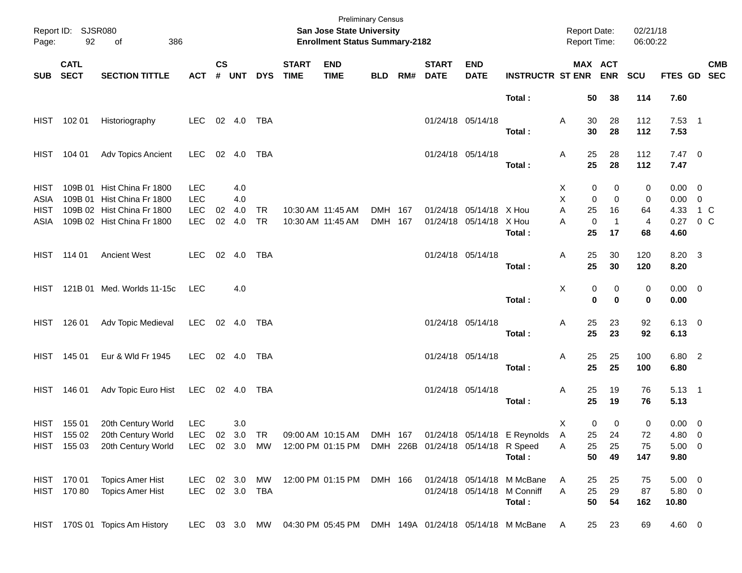Preliminary Census
**San Jose State University**
**Enrollment Status Summary-2182**

Report ID: SJSR080
Report Date: 02/21/18
Report Time: 06:00:22

| SUB | CATL SECT | SECTION TITTLE | ACT | CS # | UNT | DYS | START TIME | END TIME | BLD | RM# | START DATE | END DATE | INSTRUCTR | ST | MAX ENR | ACT ENR | SCU | FTES | GD | CMB SEC |
|---|---|---|---|---|---|---|---|---|---|---|---|---|---|---|---|---|---|---|---|---|
| | | | | | | | | | | | | | **Total :** | | **50** | **38** | **114** | **7.60** | | |
| HIST | 102 01 | Historiography | LEC | 02 | 4.0 | TBA | | | | | 01/24/18 | 05/14/18 | | A | 30 | 28 | 112 | 7.53 | 1 | |
| | | | | | | | | | | | | | **Total :** | | **30** | **28** | **112** | **7.53** | | |
| HIST | 104 01 | Adv Topics Ancient | LEC | 02 | 4.0 | TBA | | | | | 01/24/18 | 05/14/18 | | A | 25 | 28 | 112 | 7.47 | 0 | |
| | | | | | | | | | | | | | **Total :** | | **25** | **28** | **112** | **7.47** | | |
| HIST | 109B 01 | Hist China Fr 1800 | LEC | | 4.0 | | | | | | | | | X | 0 | 0 | 0 | 0.00 | 0 | |
| ASIA | 109B 01 | Hist China Fr 1800 | LEC | | 4.0 | | | | | | | | | X | 0 | 0 | 0 | 0.00 | 0 | |
| HIST | 109B 02 | Hist China Fr 1800 | LEC | 02 | 4.0 | TR | 10:30 AM | 11:45 AM | DMH | 167 | 01/24/18 | 05/14/18 | X Hou | A | 25 | 16 | 64 | 4.33 | 1 | C |
| ASIA | 109B 02 | Hist China Fr 1800 | LEC | 02 | 4.0 | TR | 10:30 AM | 11:45 AM | DMH | 167 | 01/24/18 | 05/14/18 | X Hou | A | 0 | 1 | 4 | 0.27 | 0 | C |
| | | | | | | | | | | | | | **Total :** | | **25** | **17** | **68** | **4.60** | | |
| HIST | 114 01 | Ancient West | LEC | 02 | 4.0 | TBA | | | | | 01/24/18 | 05/14/18 | | A | 25 | 30 | 120 | 8.20 | 3 | |
| | | | | | | | | | | | | | **Total :** | | **25** | **30** | **120** | **8.20** | | |
| HIST | 121B 01 | Med. Worlds 11-15c | LEC | | 4.0 | | | | | | | | | X | 0 | 0 | 0 | 0.00 | 0 | |
| | | | | | | | | | | | | | **Total :** | | **0** | **0** | **0** | **0.00** | | |
| HIST | 126 01 | Adv Topic Medieval | LEC | 02 | 4.0 | TBA | | | | | 01/24/18 | 05/14/18 | | A | 25 | 23 | 92 | 6.13 | 0 | |
| | | | | | | | | | | | | | **Total :** | | **25** | **23** | **92** | **6.13** | | |
| HIST | 145 01 | Eur & Wld Fr 1945 | LEC | 02 | 4.0 | TBA | | | | | 01/24/18 | 05/14/18 | | A | 25 | 25 | 100 | 6.80 | 2 | |
| | | | | | | | | | | | | | **Total :** | | **25** | **25** | **100** | **6.80** | | |
| HIST | 146 01 | Adv Topic Euro Hist | LEC | 02 | 4.0 | TBA | | | | | 01/24/18 | 05/14/18 | | A | 25 | 19 | 76 | 5.13 | 1 | |
| | | | | | | | | | | | | | **Total :** | | **25** | **19** | **76** | **5.13** | | |
| HIST | 155 01 | 20th Century World | LEC | | 3.0 | | | | | | | | | X | 0 | 0 | 0 | 0.00 | 0 | |
| HIST | 155 02 | 20th Century World | LEC | 02 | 3.0 | TR | 09:00 AM | 10:15 AM | DMH | 167 | 01/24/18 | 05/14/18 | E Reynolds | A | 25 | 24 | 72 | 4.80 | 0 | |
| HIST | 155 03 | 20th Century World | LEC | 02 | 3.0 | MW | 12:00 PM | 01:15 PM | DMH | 226B | 01/24/18 | 05/14/18 | R Speed | A | 25 | 25 | 75 | 5.00 | 0 | |
| | | | | | | | | | | | | | **Total :** | | **50** | **49** | **147** | **9.80** | | |
| HIST | 170 01 | Topics Amer Hist | LEC | 02 | 3.0 | MW | 12:00 PM | 01:15 PM | DMH | 166 | 01/24/18 | 05/14/18 | M McBane | A | 25 | 25 | 75 | 5.00 | 0 | |
| HIST | 170 80 | Topics Amer Hist | LEC | 02 | 3.0 | TBA | | | | | 01/24/18 | 05/14/18 | M Conniff | A | 25 | 29 | 87 | 5.80 | 0 | |
| | | | | | | | | | | | | | **Total :** | | **50** | **54** | **162** | **10.80** | | |
| HIST | 170S 01 | Topics Am History | LEC | 03 | 3.0 | MW | 04:30 PM | 05:45 PM | DMH | 149A | 01/24/18 | 05/14/18 | M McBane | A | 25 | 23 | 69 | 4.60 | 0 | |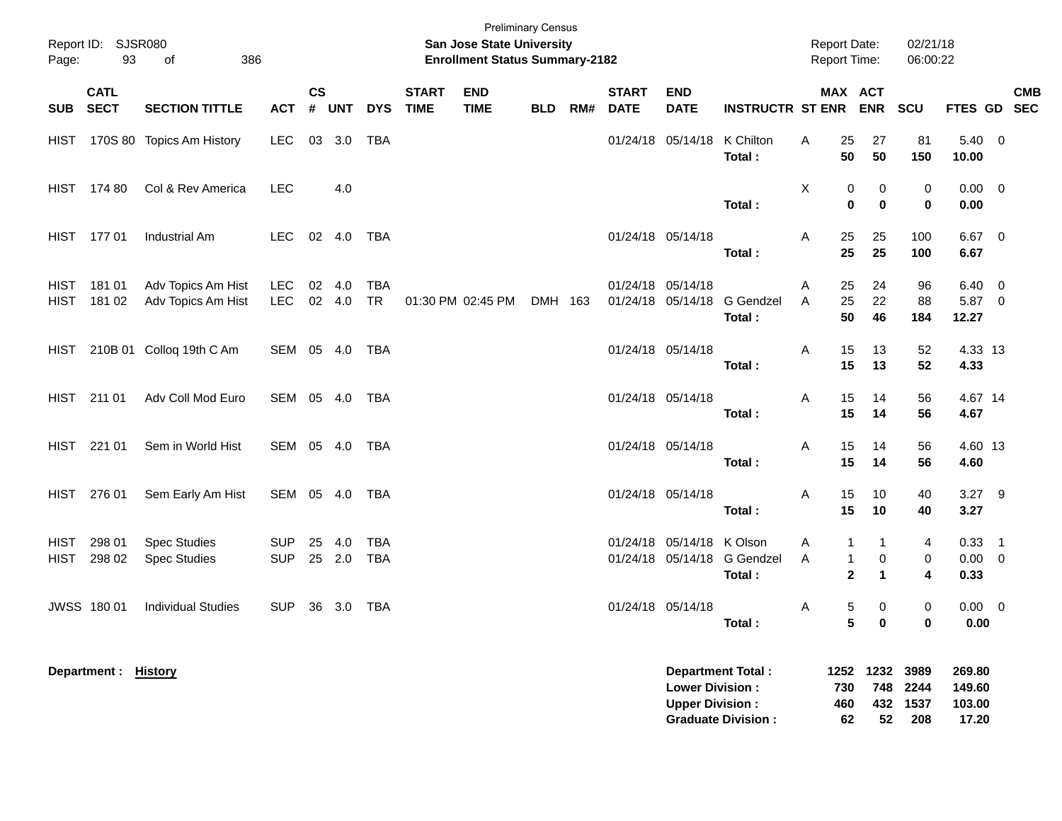Preliminary Census

**San Jose State University**

**Enrollment Status Summary-2182**

Report ID: SJSR080

Report Date: 02/21/18

Report Time: 06:00:22

| SUB | CATL SECT | SECTION TITTLE | ACT | CS # | UNT | DYS | START TIME | END TIME | BLD | RM# | START DATE | END DATE | INSTRUCTR | ST | MAX ENR | ACT ENR | SCU | FTES | GD | CMB SEC |
|---|---|---|---|---|---|---|---|---|---|---|---|---|---|---|---|---|---|---|---|---|
| HIST | 170S 80 | Topics Am History | LEC | 03 | 3.0 | TBA | | | | | 01/24/18 | 05/14/18 | K Chilton | A | 25 | 27 | 81 | 5.40 | 0 | |
| | | | | | | | | | | | | | **Total :** | | **50** | **50** | **150** | **10.00** | | |
| HIST | 174 80 | Col & Rev America | LEC | | 4.0 | | | | | | | | | X | 0 | 0 | 0 | 0.00 | 0 | |
| | | | | | | | | | | | | | **Total :** | | **0** | **0** | **0** | **0.00** | | |
| HIST | 177 01 | Industrial Am | LEC | 02 | 4.0 | TBA | | | | | 01/24/18 | 05/14/18 | | A | 25 | 25 | 100 | 6.67 | 0 | |
| | | | | | | | | | | | | | **Total :** | | **25** | **25** | **100** | **6.67** | | |
| HIST | 181 01 | Adv Topics Am Hist | LEC | 02 | 4.0 | TBA | | | | | 01/24/18 | 05/14/18 | | A | 25 | 24 | 96 | 6.40 | 0 | |
| HIST | 181 02 | Adv Topics Am Hist | LEC | 02 | 4.0 | TR | 01:30 PM | 02:45 PM | DMH | 163 | 01/24/18 | 05/14/18 | G Gendzel | A | 25 | 22 | 88 | 5.87 | 0 | |
| | | | | | | | | | | | | | **Total :** | | **50** | **46** | **184** | **12.27** | | |
| HIST | 210B 01 | Colloq 19th C Am | SEM | 05 | 4.0 | TBA | | | | | 01/24/18 | 05/14/18 | | A | 15 | 13 | 52 | 4.33 | 13 | |
| | | | | | | | | | | | | | **Total :** | | **15** | **13** | **52** | **4.33** | | |
| HIST | 211 01 | Adv Coll Mod Euro | SEM | 05 | 4.0 | TBA | | | | | 01/24/18 | 05/14/18 | | A | 15 | 14 | 56 | 4.67 | 14 | |
| | | | | | | | | | | | | | **Total :** | | **15** | **14** | **56** | **4.67** | | |
| HIST | 221 01 | Sem in World Hist | SEM | 05 | 4.0 | TBA | | | | | 01/24/18 | 05/14/18 | | A | 15 | 14 | 56 | 4.60 | 13 | |
| | | | | | | | | | | | | | **Total :** | | **15** | **14** | **56** | **4.60** | | |
| HIST | 276 01 | Sem Early Am Hist | SEM | 05 | 4.0 | TBA | | | | | 01/24/18 | 05/14/18 | | A | 15 | 10 | 40 | 3.27 | 9 | |
| | | | | | | | | | | | | | **Total :** | | **15** | **10** | **40** | **3.27** | | |
| HIST | 298 01 | Spec Studies | SUP | 25 | 4.0 | TBA | | | | | 01/24/18 | 05/14/18 | K Olson | A | 1 | 1 | 4 | 0.33 | 1 | |
| HIST | 298 02 | Spec Studies | SUP | 25 | 2.0 | TBA | | | | | 01/24/18 | 05/14/18 | G Gendzel | A | 1 | 0 | 0 | 0.00 | 0 | |
| | | | | | | | | | | | | | **Total :** | | **2** | **1** | **4** | **0.33** | | |
| JWSS | 180 01 | Individual Studies | SUP | 36 | 3.0 | TBA | | | | | 01/24/18 | 05/14/18 | | A | 5 | 0 | 0 | 0.00 | 0 | |
| | | | | | | | | | | | | | **Total :** | | **5** | **0** | **0** | **0.00** | | |

**Department : History**

| | MAX ENR | ACT ENR | SCU | FTES |
|---|---|---|---|---|
| **Department Total :** | **1252** | **1232** | **3989** | **269.80** |
| **Lower Division :** | **730** | **748** | **2244** | **149.60** |
| **Upper Division :** | **460** | **432** | **1537** | **103.00** |
| **Graduate Division :** | **62** | **52** | **208** | **17.20** |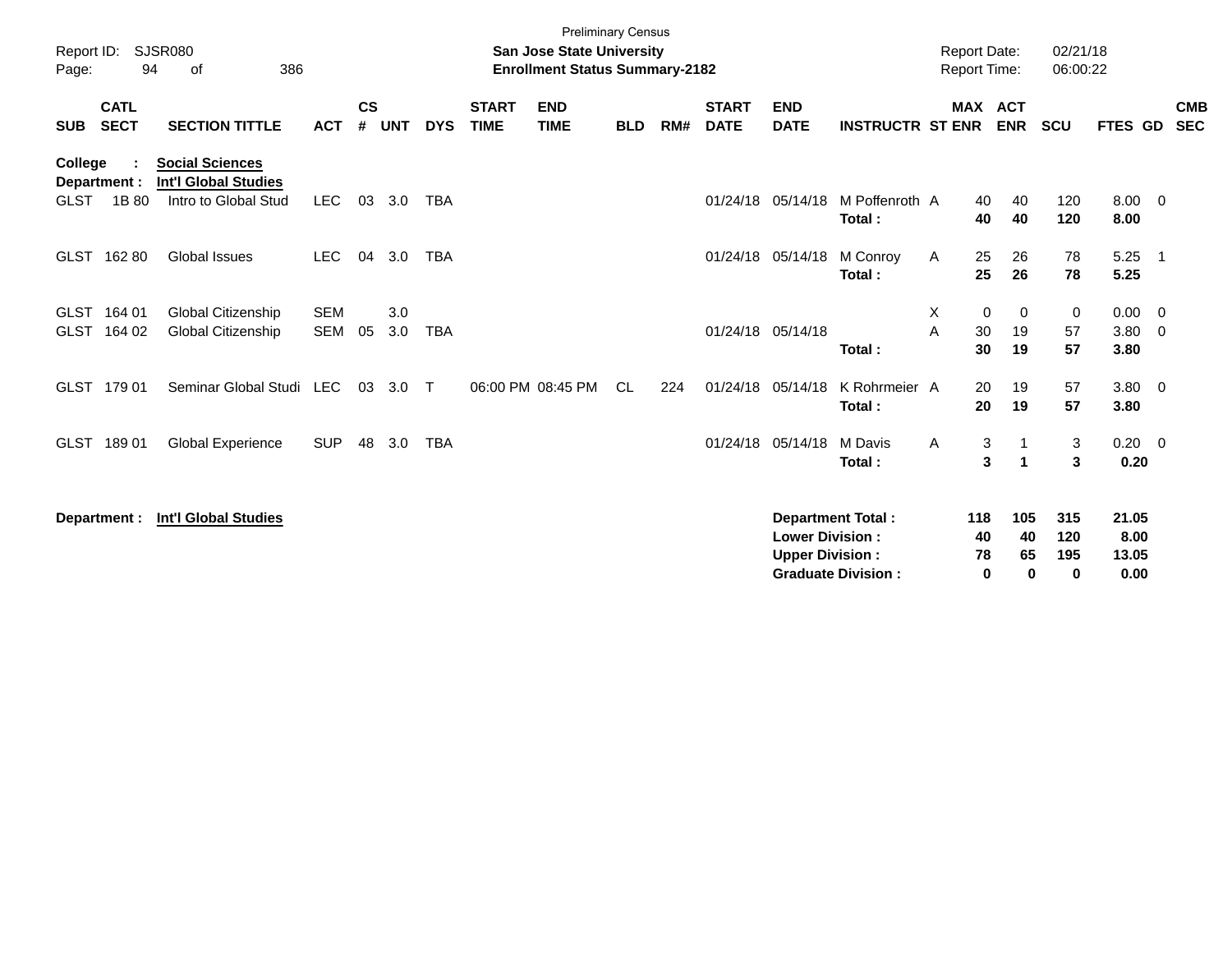Preliminary Census

**San Jose State University**
**Enrollment Status Summary-2182**

Report ID: SJSR080
Report Date: 02/21/18
Report Time: 06:00:22

| SUB | CATL SECT | SECTION TITTLE | ACT | CS # | UNT | DYS | START TIME | END TIME | BLD | RM# | START DATE | END DATE | INSTRUCTR | ST | MAX ENR | ACT ENR | SCU | FTES | GD | CMB SEC |
|---|---|---|---|---|---|---|---|---|---|---|---|---|---|---|---|---|---|---|---|---|
| **College :** | | **Social Sciences** | | | | | | | | | | | | | | | | | | |
| **Department :** | | **Int'l Global Studies** | | | | | | | | | | | | | | | | | | |
| GLST | 1B 80 | Intro to Global Stud | LEC | 03 | 3.0 | TBA | | | | | 01/24/18 | 05/14/18 | M Poffenroth | A | 40 | 40 | 120 | 8.00 | 0 | |
| | | | | | | | | | | | | | **Total :** | | **40** | **40** | **120** | **8.00** | | |
| GLST | 162 80 | Global Issues | LEC | 04 | 3.0 | TBA | | | | | 01/24/18 | 05/14/18 | M Conroy | A | 25 | 26 | 78 | 5.25 | 1 | |
| | | | | | | | | | | | | | **Total :** | | **25** | **26** | **78** | **5.25** | | |
| GLST | 164 01 | Global Citizenship | SEM | | 3.0 | | | | | | | | | X | 0 | 0 | 0 | 0.00 | 0 | |
| GLST | 164 02 | Global Citizenship | SEM | 05 | 3.0 | TBA | | | | | 01/24/18 | 05/14/18 | | A | 30 | 19 | 57 | 3.80 | 0 | |
| | | | | | | | | | | | | | **Total :** | | **30** | **19** | **57** | **3.80** | | |
| GLST | 179 01 | Seminar Global Studi | LEC | 03 | 3.0 | T | 06:00 PM | 08:45 PM | CL | 224 | 01/24/18 | 05/14/18 | K Rohrmeier | A | 20 | 19 | 57 | 3.80 | 0 | |
| | | | | | | | | | | | | | **Total :** | | **20** | **19** | **57** | **3.80** | | |
| GLST | 189 01 | Global Experience | SUP | 48 | 3.0 | TBA | | | | | 01/24/18 | 05/14/18 | M Davis | A | 3 | 1 | 3 | 0.20 | 0 | |
| | | | | | | | | | | | | | **Total :** | | **3** | **1** | **3** | **0.20** | | |

**Department : Int'l Global Studies**

| | MAX ENR | ACT ENR | SCU | FTES |
|---|---|---|---|---|
| **Department Total :** | **118** | **105** | **315** | **21.05** |
| **Lower Division :** | **40** | **40** | **120** | **8.00** |
| **Upper Division :** | **78** | **65** | **195** | **13.05** |
| **Graduate Division :** | **0** | **0** | **0** | **0.00** |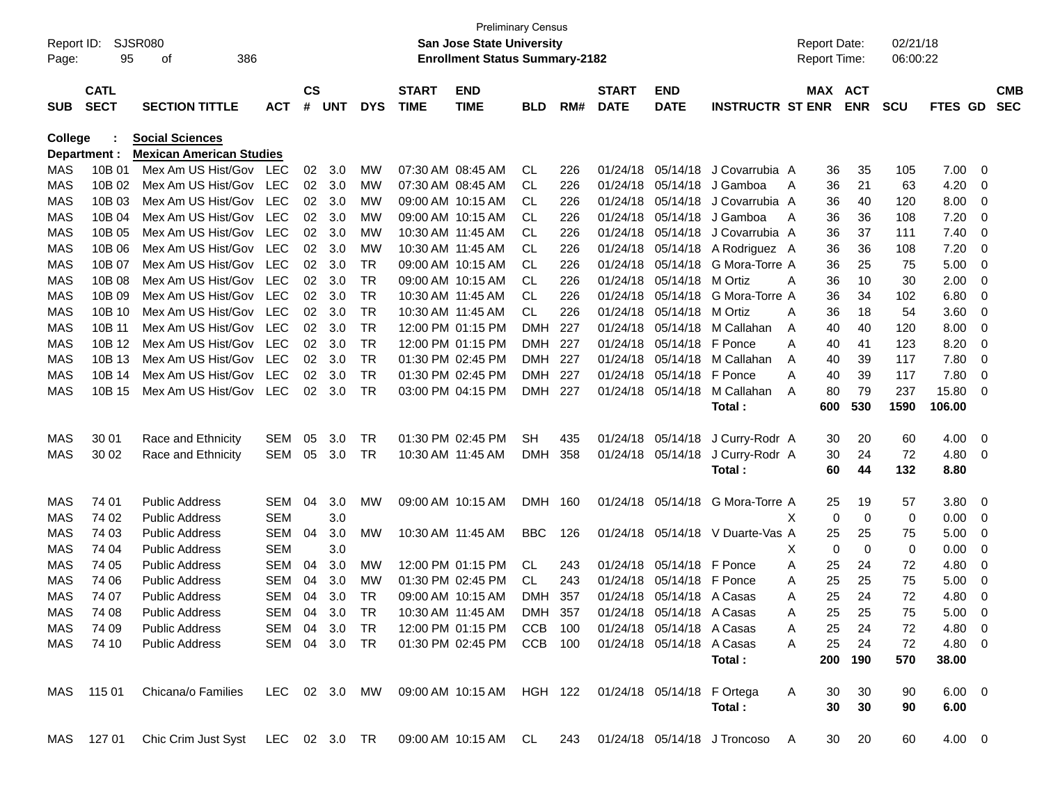Preliminary Census

Report ID: SJSR080 — **San Jose State University** — Report Date: 02/21/18
**Enrollment Status Summary-2182** — Report Time: 06:00:22

**College : Social Sciences**
**Department : Mexican American Studies**

| SUB | CATL SECT | SECTION TITTLE | ACT | CS # | UNT | DYS | START TIME | END TIME | BLD | RM# | START DATE | END DATE | INSTRUCTR | ST | MAX ENR | ACT ENR | SCU | FTES | GD | CMB SEC |
|---|---|---|---|---|---|---|---|---|---|---|---|---|---|---|---|---|---|---|---|---|
| MAS | 10B 01 | Mex Am US Hist/Gov | LEC | 02 | 3.0 | MW | 07:30 AM | 08:45 AM | CL | 226 | 01/24/18 | 05/14/18 | J Covarrubia | A | 36 | 35 | 105 | 7.00 | 0 | |
| MAS | 10B 02 | Mex Am US Hist/Gov | LEC | 02 | 3.0 | MW | 07:30 AM | 08:45 AM | CL | 226 | 01/24/18 | 05/14/18 | J Gamboa | A | 36 | 21 | 63 | 4.20 | 0 | |
| MAS | 10B 03 | Mex Am US Hist/Gov | LEC | 02 | 3.0 | MW | 09:00 AM | 10:15 AM | CL | 226 | 01/24/18 | 05/14/18 | J Covarrubia | A | 36 | 40 | 120 | 8.00 | 0 | |
| MAS | 10B 04 | Mex Am US Hist/Gov | LEC | 02 | 3.0 | MW | 09:00 AM | 10:15 AM | CL | 226 | 01/24/18 | 05/14/18 | J Gamboa | A | 36 | 36 | 108 | 7.20 | 0 | |
| MAS | 10B 05 | Mex Am US Hist/Gov | LEC | 02 | 3.0 | MW | 10:30 AM | 11:45 AM | CL | 226 | 01/24/18 | 05/14/18 | J Covarrubia | A | 36 | 37 | 111 | 7.40 | 0 | |
| MAS | 10B 06 | Mex Am US Hist/Gov | LEC | 02 | 3.0 | MW | 10:30 AM | 11:45 AM | CL | 226 | 01/24/18 | 05/14/18 | A Rodriguez | A | 36 | 36 | 108 | 7.20 | 0 | |
| MAS | 10B 07 | Mex Am US Hist/Gov | LEC | 02 | 3.0 | TR | 09:00 AM | 10:15 AM | CL | 226 | 01/24/18 | 05/14/18 | G Mora-Torre | A | 36 | 25 | 75 | 5.00 | 0 | |
| MAS | 10B 08 | Mex Am US Hist/Gov | LEC | 02 | 3.0 | TR | 09:00 AM | 10:15 AM | CL | 226 | 01/24/18 | 05/14/18 | M Ortiz | A | 36 | 10 | 30 | 2.00 | 0 | |
| MAS | 10B 09 | Mex Am US Hist/Gov | LEC | 02 | 3.0 | TR | 10:30 AM | 11:45 AM | CL | 226 | 01/24/18 | 05/14/18 | G Mora-Torre | A | 36 | 34 | 102 | 6.80 | 0 | |
| MAS | 10B 10 | Mex Am US Hist/Gov | LEC | 02 | 3.0 | TR | 10:30 AM | 11:45 AM | CL | 226 | 01/24/18 | 05/14/18 | M Ortiz | A | 36 | 18 | 54 | 3.60 | 0 | |
| MAS | 10B 11 | Mex Am US Hist/Gov | LEC | 02 | 3.0 | TR | 12:00 PM | 01:15 PM | DMH | 227 | 01/24/18 | 05/14/18 | M Callahan | A | 40 | 40 | 120 | 8.00 | 0 | |
| MAS | 10B 12 | Mex Am US Hist/Gov | LEC | 02 | 3.0 | TR | 12:00 PM | 01:15 PM | DMH | 227 | 01/24/18 | 05/14/18 | F Ponce | A | 40 | 41 | 123 | 8.20 | 0 | |
| MAS | 10B 13 | Mex Am US Hist/Gov | LEC | 02 | 3.0 | TR | 01:30 PM | 02:45 PM | DMH | 227 | 01/24/18 | 05/14/18 | M Callahan | A | 40 | 39 | 117 | 7.80 | 0 | |
| MAS | 10B 14 | Mex Am US Hist/Gov | LEC | 02 | 3.0 | TR | 01:30 PM | 02:45 PM | DMH | 227 | 01/24/18 | 05/14/18 | F Ponce | A | 40 | 39 | 117 | 7.80 | 0 | |
| MAS | 10B 15 | Mex Am US Hist/Gov | LEC | 02 | 3.0 | TR | 03:00 PM | 04:15 PM | DMH | 227 | 01/24/18 | 05/14/18 | M Callahan | A | 80 | 79 | 237 | 15.80 | 0 | |
| | | | | | | | | | | | | | **Total :** | | **600** | **530** | **1590** | **106.00** | | |
| MAS | 30 01 | Race and Ethnicity | SEM | 05 | 3.0 | TR | 01:30 PM | 02:45 PM | SH | 435 | 01/24/18 | 05/14/18 | J Curry-Rodr | A | 30 | 20 | 60 | 4.00 | 0 | |
| MAS | 30 02 | Race and Ethnicity | SEM | 05 | 3.0 | TR | 10:30 AM | 11:45 AM | DMH | 358 | 01/24/18 | 05/14/18 | J Curry-Rodr | A | 30 | 24 | 72 | 4.80 | 0 | |
| | | | | | | | | | | | | | **Total :** | | **60** | **44** | **132** | **8.80** | | |
| MAS | 74 01 | Public Address | SEM | 04 | 3.0 | MW | 09:00 AM | 10:15 AM | DMH | 160 | 01/24/18 | 05/14/18 | G Mora-Torre | A | 25 | 19 | 57 | 3.80 | 0 | |
| MAS | 74 02 | Public Address | SEM | | 3.0 | | | | | | | | | X | 0 | 0 | 0 | 0.00 | 0 | |
| MAS | 74 03 | Public Address | SEM | 04 | 3.0 | MW | 10:30 AM | 11:45 AM | BBC | 126 | 01/24/18 | 05/14/18 | V Duarte-Vas | A | 25 | 25 | 75 | 5.00 | 0 | |
| MAS | 74 04 | Public Address | SEM | | 3.0 | | | | | | | | | X | 0 | 0 | 0 | 0.00 | 0 | |
| MAS | 74 05 | Public Address | SEM | 04 | 3.0 | MW | 12:00 PM | 01:15 PM | CL | 243 | 01/24/18 | 05/14/18 | F Ponce | A | 25 | 24 | 72 | 4.80 | 0 | |
| MAS | 74 06 | Public Address | SEM | 04 | 3.0 | MW | 01:30 PM | 02:45 PM | CL | 243 | 01/24/18 | 05/14/18 | F Ponce | A | 25 | 25 | 75 | 5.00 | 0 | |
| MAS | 74 07 | Public Address | SEM | 04 | 3.0 | TR | 09:00 AM | 10:15 AM | DMH | 357 | 01/24/18 | 05/14/18 | A Casas | A | 25 | 24 | 72 | 4.80 | 0 | |
| MAS | 74 08 | Public Address | SEM | 04 | 3.0 | TR | 10:30 AM | 11:45 AM | DMH | 357 | 01/24/18 | 05/14/18 | A Casas | A | 25 | 25 | 75 | 5.00 | 0 | |
| MAS | 74 09 | Public Address | SEM | 04 | 3.0 | TR | 12:00 PM | 01:15 PM | CCB | 100 | 01/24/18 | 05/14/18 | A Casas | A | 25 | 24 | 72 | 4.80 | 0 | |
| MAS | 74 10 | Public Address | SEM | 04 | 3.0 | TR | 01:30 PM | 02:45 PM | CCB | 100 | 01/24/18 | 05/14/18 | A Casas | A | 25 | 24 | 72 | 4.80 | 0 | |
| | | | | | | | | | | | | | **Total :** | | **200** | **190** | **570** | **38.00** | | |
| MAS | 115 01 | Chicana/o Families | LEC | 02 | 3.0 | MW | 09:00 AM | 10:15 AM | HGH | 122 | 01/24/18 | 05/14/18 | F Ortega | A | 30 | 30 | 90 | 6.00 | 0 | |
| | | | | | | | | | | | | | **Total :** | | **30** | **30** | **90** | **6.00** | | |
| MAS | 127 01 | Chic Crim Just Syst | LEC | 02 | 3.0 | TR | 09:00 AM | 10:15 AM | CL | 243 | 01/24/18 | 05/14/18 | J Troncoso | A | 30 | 20 | 60 | 4.00 | 0 | |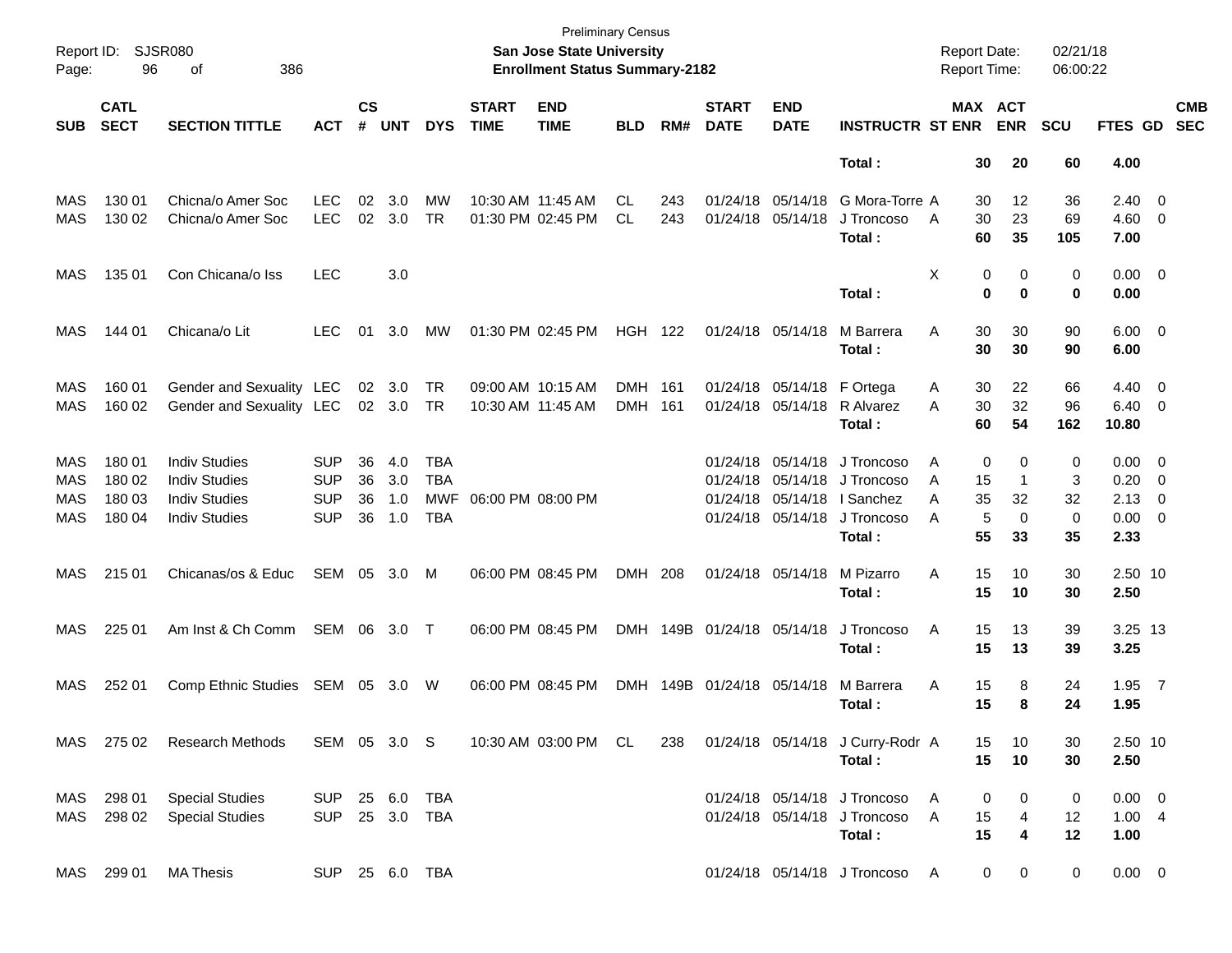Preliminary Census

**San Jose State University**

**Enrollment Status Summary-2182**

Report ID: SJSR080
Report Date: 02/21/18
Report Time: 06:00:22

| SUB | CATL SECT | SECTION TITTLE | ACT | CS # | UNT | DYS | START TIME | END TIME | BLD | RM# | START DATE | END DATE | INSTRUCTR | ST | MAX ENR | ACT ENR | SCU | FTES | GD | CMB SEC |
|---|---|---|---|---|---|---|---|---|---|---|---|---|---|---|---|---|---|---|---|---|
| | | | | | | | | | | | | | **Total :** | | **30** | **20** | **60** | **4.00** | | |
| MAS | 130 01 | Chicna/o Amer Soc | LEC | 02 | 3.0 | MW | 10:30 AM | 11:45 AM | CL | 243 | 01/24/18 | 05/14/18 | G Mora-Torre | A | 30 | 12 | 36 | 2.40 | 0 | |
| MAS | 130 02 | Chicna/o Amer Soc | LEC | 02 | 3.0 | TR | 01:30 PM | 02:45 PM | CL | 243 | 01/24/18 | 05/14/18 | J Troncoso | A | 30 | 23 | 69 | 4.60 | 0 | |
| | | | | | | | | | | | | | **Total :** | | **60** | **35** | **105** | **7.00** | | |
| MAS | 135 01 | Con Chicana/o Iss | LEC | | 3.0 | | | | | | | | | X | 0 | 0 | 0 | 0.00 | 0 | |
| | | | | | | | | | | | | | **Total :** | | **0** | **0** | **0** | **0.00** | | |
| MAS | 144 01 | Chicana/o Lit | LEC | 01 | 3.0 | MW | 01:30 PM | 02:45 PM | HGH | 122 | 01/24/18 | 05/14/18 | M Barrera | A | 30 | 30 | 90 | 6.00 | 0 | |
| | | | | | | | | | | | | | **Total :** | | **30** | **30** | **90** | **6.00** | | |
| MAS | 160 01 | Gender and Sexuality | LEC | 02 | 3.0 | TR | 09:00 AM | 10:15 AM | DMH | 161 | 01/24/18 | 05/14/18 | F Ortega | A | 30 | 22 | 66 | 4.40 | 0 | |
| MAS | 160 02 | Gender and Sexuality | LEC | 02 | 3.0 | TR | 10:30 AM | 11:45 AM | DMH | 161 | 01/24/18 | 05/14/18 | R Alvarez | A | 30 | 32 | 96 | 6.40 | 0 | |
| | | | | | | | | | | | | | **Total :** | | **60** | **54** | **162** | **10.80** | | |
| MAS | 180 01 | Indiv Studies | SUP | 36 | 4.0 | TBA | | | | | 01/24/18 | 05/14/18 | J Troncoso | A | 0 | 0 | 0 | 0.00 | 0 | |
| MAS | 180 02 | Indiv Studies | SUP | 36 | 3.0 | TBA | | | | | 01/24/18 | 05/14/18 | J Troncoso | A | 15 | 1 | 3 | 0.20 | 0 | |
| MAS | 180 03 | Indiv Studies | SUP | 36 | 1.0 | MWF | 06:00 PM | 08:00 PM | | | 01/24/18 | 05/14/18 | I Sanchez | A | 35 | 32 | 32 | 2.13 | 0 | |
| MAS | 180 04 | Indiv Studies | SUP | 36 | 1.0 | TBA | | | | | 01/24/18 | 05/14/18 | J Troncoso | A | 5 | 0 | 0 | 0.00 | 0 | |
| | | | | | | | | | | | | | **Total :** | | **55** | **33** | **35** | **2.33** | | |
| MAS | 215 01 | Chicanas/os & Educ | SEM | 05 | 3.0 | M | 06:00 PM | 08:45 PM | DMH | 208 | 01/24/18 | 05/14/18 | M Pizarro | A | 15 | 10 | 30 | 2.50 | 10 | |
| | | | | | | | | | | | | | **Total :** | | **15** | **10** | **30** | **2.50** | | |
| MAS | 225 01 | Am Inst & Ch Comm | SEM | 06 | 3.0 | T | 06:00 PM | 08:45 PM | DMH | 149B | 01/24/18 | 05/14/18 | J Troncoso | A | 15 | 13 | 39 | 3.25 | 13 | |
| | | | | | | | | | | | | | **Total :** | | **15** | **13** | **39** | **3.25** | | |
| MAS | 252 01 | Comp Ethnic Studies | SEM | 05 | 3.0 | W | 06:00 PM | 08:45 PM | DMH | 149B | 01/24/18 | 05/14/18 | M Barrera | A | 15 | 8 | 24 | 1.95 | 7 | |
| | | | | | | | | | | | | | **Total :** | | **15** | **8** | **24** | **1.95** | | |
| MAS | 275 02 | Research Methods | SEM | 05 | 3.0 | S | 10:30 AM | 03:00 PM | CL | 238 | 01/24/18 | 05/14/18 | J Curry-Rodr | A | 15 | 10 | 30 | 2.50 | 10 | |
| | | | | | | | | | | | | | **Total :** | | **15** | **10** | **30** | **2.50** | | |
| MAS | 298 01 | Special Studies | SUP | 25 | 6.0 | TBA | | | | | 01/24/18 | 05/14/18 | J Troncoso | A | 0 | 0 | 0 | 0.00 | 0 | |
| MAS | 298 02 | Special Studies | SUP | 25 | 3.0 | TBA | | | | | 01/24/18 | 05/14/18 | J Troncoso | A | 15 | 4 | 12 | 1.00 | 4 | |
| | | | | | | | | | | | | | **Total :** | | **15** | **4** | **12** | **1.00** | | |
| MAS | 299 01 | MA Thesis | SUP | 25 | 6.0 | TBA | | | | | 01/24/18 | 05/14/18 | J Troncoso | A | 0 | 0 | 0 | 0.00 | 0 | |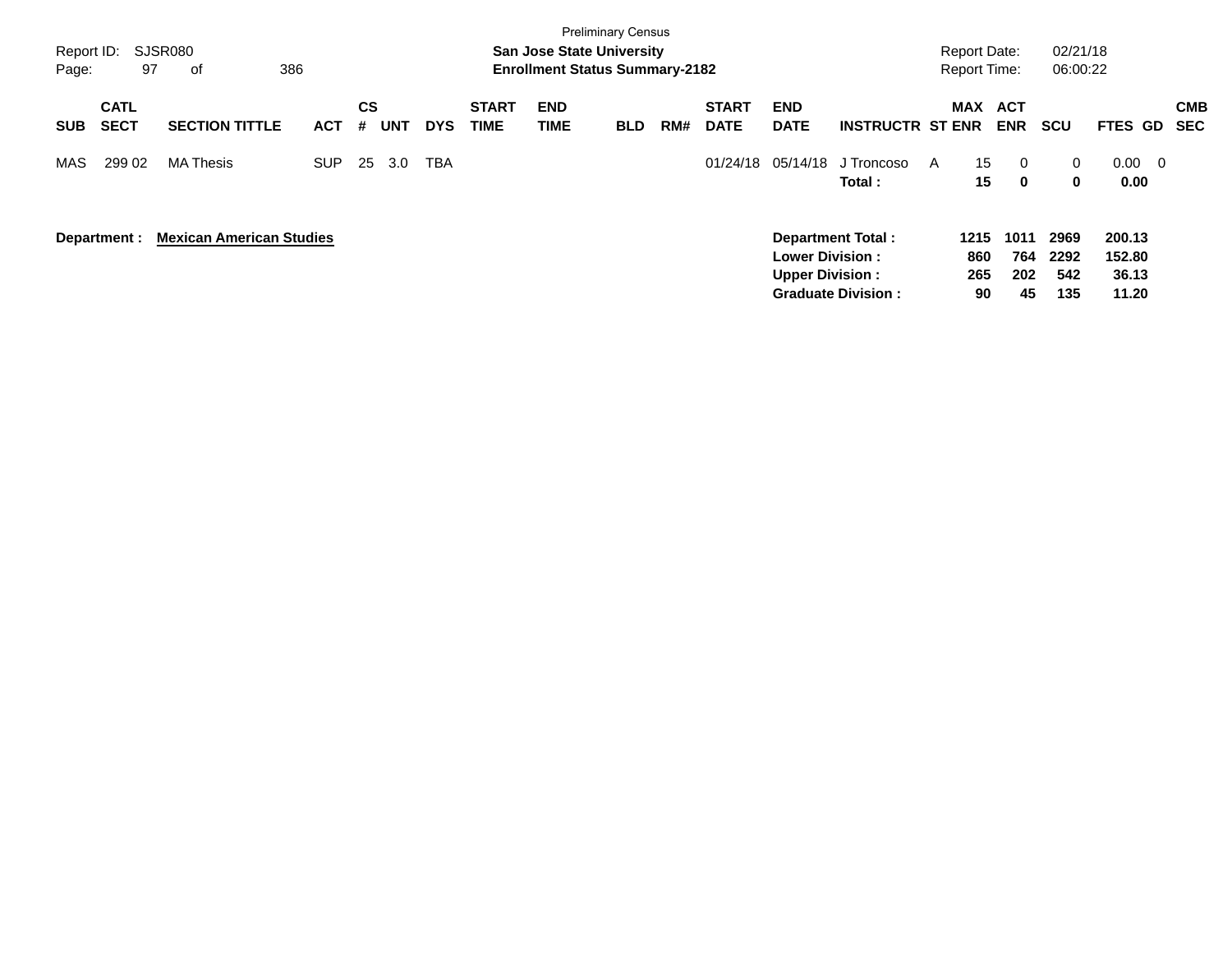Preliminary Census

**San Jose State University**
**Enrollment Status Summary-2182**

Report ID: SJSR080
Report Date: 02/21/18
Report Time: 06:00:22

| SUB | CATL SECT | SECTION TITTLE | ACT | CS # | UNT | DYS | START TIME | END TIME | BLD | RM# | START DATE | END DATE | INSTRUCTR | ST | MAX ENR | ACT ENR | SCU | FTES | GD | CMB SEC |
|---|---|---|---|---|---|---|---|---|---|---|---|---|---|---|---|---|---|---|---|---|
| MAS | 299 02 | MA Thesis | SUP | 25 | 3.0 | TBA | | | | | 01/24/18 | 05/14/18 | J Troncoso | A | 15 | 0 | 0 | 0.00 | 0 | |
| | | | | | | | | | | | | | **Total :** | | **15** | **0** | **0** | **0.00** | | |

**Department :** **Mexican American Studies**

| | MAX ENR | ACT ENR | SCU | FTES |
|---|---|---|---|---|
| **Department Total :** | **1215** | **1011** | **2969** | **200.13** |
| **Lower Division :** | **860** | **764** | **2292** | **152.80** |
| **Upper Division :** | **265** | **202** | **542** | **36.13** |
| **Graduate Division :** | **90** | **45** | **135** | **11.20** |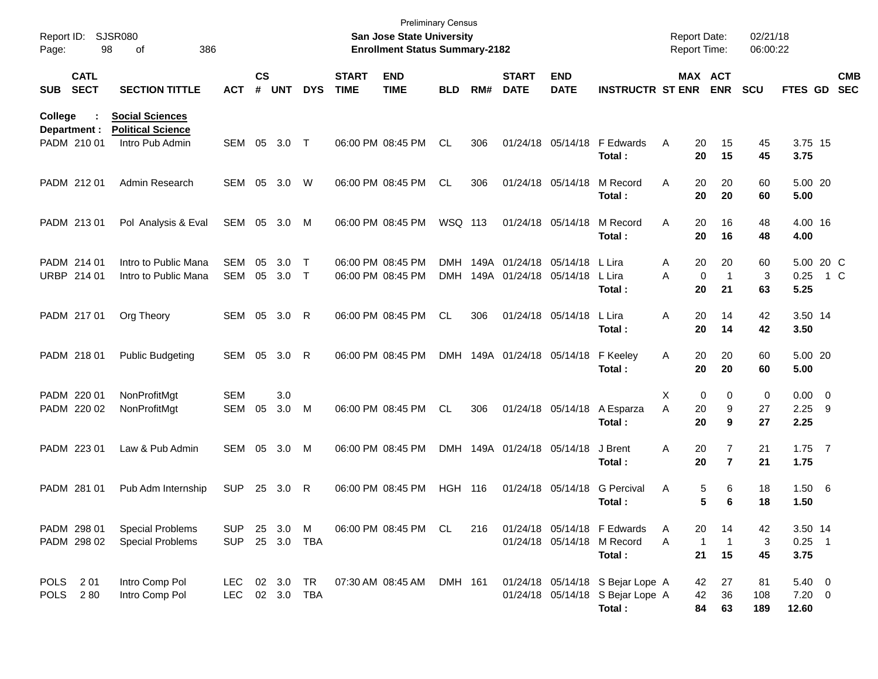Preliminary Census
**San Jose State University**
**Enrollment Status Summary-2182**

Report ID: SJSR080
Report Date: 02/21/18
Report Time: 06:00:22

| SUB | CATL SECT | SECTION TITTLE | ACT | CS # | UNT | DYS | START TIME | END TIME | BLD | RM# | START DATE | END DATE | INSTRUCTR | ST | MAX ENR | ACT ENR | SCU | FTES | GD | CMB SEC |
|---|---|---|---|---|---|---|---|---|---|---|---|---|---|---|---|---|---|---|---|---|
| **College : Social Sciences** | | | | | | | | | | | | | | | | | | | | |
| **Department : Political Science** | | | | | | | | | | | | | | | | | | | | |
| PADM | 210 01 | Intro Pub Admin | SEM | 05 | 3.0 | T | 06:00 PM | 08:45 PM | CL | 306 | 01/24/18 | 05/14/18 | F Edwards | A | 20 | 15 | 45 | 3.75 | 15 | |
| | | | | | | | | | | | | | **Total :** | | **20** | **15** | **45** | **3.75** | | |
| PADM | 212 01 | Admin Research | SEM | 05 | 3.0 | W | 06:00 PM | 08:45 PM | CL | 306 | 01/24/18 | 05/14/18 | M Record | A | 20 | 20 | 60 | 5.00 | 20 | |
| | | | | | | | | | | | | | **Total :** | | **20** | **20** | **60** | **5.00** | | |
| PADM | 213 01 | Pol Analysis & Eval | SEM | 05 | 3.0 | M | 06:00 PM | 08:45 PM | WSQ | 113 | 01/24/18 | 05/14/18 | M Record | A | 20 | 16 | 48 | 4.00 | 16 | |
| | | | | | | | | | | | | | **Total :** | | **20** | **16** | **48** | **4.00** | | |
| PADM | 214 01 | Intro to Public Mana | SEM | 05 | 3.0 | T | 06:00 PM | 08:45 PM | DMH | 149A | 01/24/18 | 05/14/18 | L Lira | A | 20 | 20 | 60 | 5.00 | 20 | C |
| URBP | 214 01 | Intro to Public Mana | SEM | 05 | 3.0 | T | 06:00 PM | 08:45 PM | DMH | 149A | 01/24/18 | 05/14/18 | L Lira | A | 0 | 1 | 3 | 0.25 | 1 | C |
| | | | | | | | | | | | | | **Total :** | | **20** | **21** | **63** | **5.25** | | |
| PADM | 217 01 | Org Theory | SEM | 05 | 3.0 | R | 06:00 PM | 08:45 PM | CL | 306 | 01/24/18 | 05/14/18 | L Lira | A | 20 | 14 | 42 | 3.50 | 14 | |
| | | | | | | | | | | | | | **Total :** | | **20** | **14** | **42** | **3.50** | | |
| PADM | 218 01 | Public Budgeting | SEM | 05 | 3.0 | R | 06:00 PM | 08:45 PM | DMH | 149A | 01/24/18 | 05/14/18 | F Keeley | A | 20 | 20 | 60 | 5.00 | 20 | |
| | | | | | | | | | | | | | **Total :** | | **20** | **20** | **60** | **5.00** | | |
| PADM | 220 01 | NonProfitMgt | SEM | | 3.0 | | | | | | | | | X | 0 | 0 | 0 | 0.00 | 0 | |
| PADM | 220 02 | NonProfitMgt | SEM | 05 | 3.0 | M | 06:00 PM | 08:45 PM | CL | 306 | 01/24/18 | 05/14/18 | A Esparza | A | 20 | 9 | 27 | 2.25 | 9 | |
| | | | | | | | | | | | | | **Total :** | | **20** | **9** | **27** | **2.25** | | |
| PADM | 223 01 | Law & Pub Admin | SEM | 05 | 3.0 | M | 06:00 PM | 08:45 PM | DMH | 149A | 01/24/18 | 05/14/18 | J Brent | A | 20 | 7 | 21 | 1.75 | 7 | |
| | | | | | | | | | | | | | **Total :** | | **20** | **7** | **21** | **1.75** | | |
| PADM | 281 01 | Pub Adm Internship | SUP | 25 | 3.0 | R | 06:00 PM | 08:45 PM | HGH | 116 | 01/24/18 | 05/14/18 | G Percival | A | 5 | 6 | 18 | 1.50 | 6 | |
| | | | | | | | | | | | | | **Total :** | | **5** | **6** | **18** | **1.50** | | |
| PADM | 298 01 | Special Problems | SUP | 25 | 3.0 | M | 06:00 PM | 08:45 PM | CL | 216 | 01/24/18 | 05/14/18 | F Edwards | A | 20 | 14 | 42 | 3.50 | 14 | |
| PADM | 298 02 | Special Problems | SUP | 25 | 3.0 | TBA | | | | | 01/24/18 | 05/14/18 | M Record | A | 1 | 1 | 3 | 0.25 | 1 | |
| | | | | | | | | | | | | | **Total :** | | **21** | **15** | **45** | **3.75** | | |
| POLS | 2 01 | Intro Comp Pol | LEC | 02 | 3.0 | TR | 07:30 AM | 08:45 AM | DMH | 161 | 01/24/18 | 05/14/18 | S Bejar Lope | A | 42 | 27 | 81 | 5.40 | 0 | |
| POLS | 2 80 | Intro Comp Pol | LEC | 02 | 3.0 | TBA | | | | | 01/24/18 | 05/14/18 | S Bejar Lope | A | 42 | 36 | 108 | 7.20 | 0 | |
| | | | | | | | | | | | | | **Total :** | | **84** | **63** | **189** | **12.60** | | |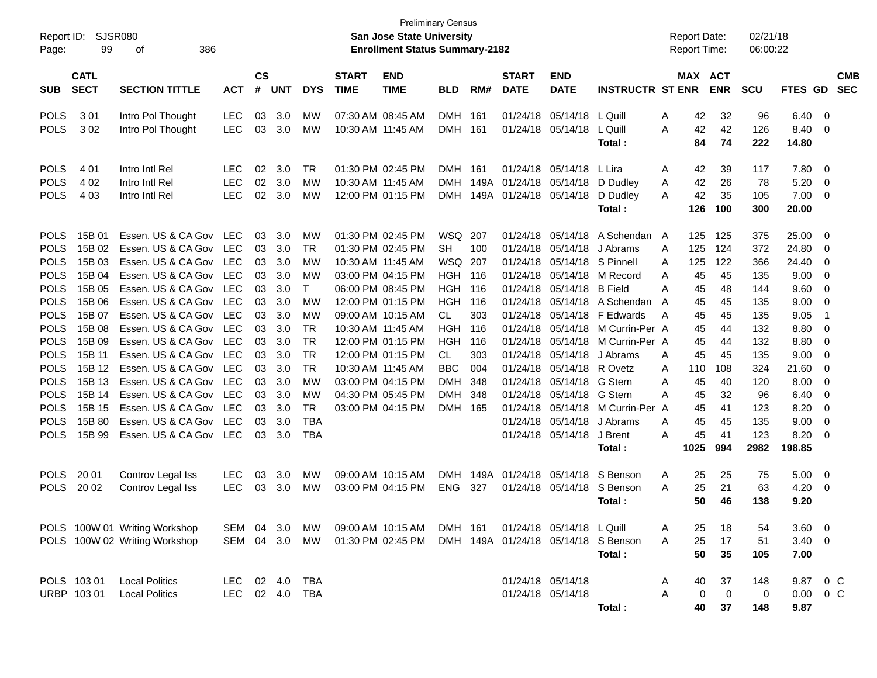Preliminary Census

**San Jose State University**
**Enrollment Status Summary-2182**

Report ID: SJSR080
Report Date: 02/21/18
Report Time: 06:00:22

| SUB | CATL SECT | SECTION TITTLE | ACT | CS # | UNT | DYS | START TIME | END TIME | BLD | RM# | START DATE | END DATE | INSTRUCTR | ST | MAX ENR | ACT ENR | SCU | FTES | GD | CMB SEC |
|---|---|---|---|---|---|---|---|---|---|---|---|---|---|---|---|---|---|---|---|---|
| POLS | 3 01 | Intro Pol Thought | LEC | 03 | 3.0 | MW | 07:30 AM | 08:45 AM | DMH | 161 | 01/24/18 | 05/14/18 | L Quill | A | 42 | 32 | 96 | 6.40 | 0 | |
| POLS | 3 02 | Intro Pol Thought | LEC | 03 | 3.0 | MW | 10:30 AM | 11:45 AM | DMH | 161 | 01/24/18 | 05/14/18 | L Quill | A | 42 | 42 | 126 | 8.40 | 0 | |
| | | | | | | | | | | | | | **Total :** | | **84** | **74** | **222** | **14.80** | | |
| POLS | 4 01 | Intro Intl Rel | LEC | 02 | 3.0 | TR | 01:30 PM | 02:45 PM | DMH | 161 | 01/24/18 | 05/14/18 | L Lira | A | 42 | 39 | 117 | 7.80 | 0 | |
| POLS | 4 02 | Intro Intl Rel | LEC | 02 | 3.0 | MW | 10:30 AM | 11:45 AM | DMH | 149A | 01/24/18 | 05/14/18 | D Dudley | A | 42 | 26 | 78 | 5.20 | 0 | |
| POLS | 4 03 | Intro Intl Rel | LEC | 02 | 3.0 | MW | 12:00 PM | 01:15 PM | DMH | 149A | 01/24/18 | 05/14/18 | D Dudley | A | 42 | 35 | 105 | 7.00 | 0 | |
| | | | | | | | | | | | | | **Total :** | | **126** | **100** | **300** | **20.00** | | |
| POLS | 15B 01 | Essen. US & CA Gov | LEC | 03 | 3.0 | MW | 01:30 PM | 02:45 PM | WSQ | 207 | 01/24/18 | 05/14/18 | A Schendan | A | 125 | 125 | 375 | 25.00 | 0 | |
| POLS | 15B 02 | Essen. US & CA Gov | LEC | 03 | 3.0 | TR | 01:30 PM | 02:45 PM | SH | 100 | 01/24/18 | 05/14/18 | J Abrams | A | 125 | 124 | 372 | 24.80 | 0 | |
| POLS | 15B 03 | Essen. US & CA Gov | LEC | 03 | 3.0 | MW | 10:30 AM | 11:45 AM | WSQ | 207 | 01/24/18 | 05/14/18 | S Pinnell | A | 125 | 122 | 366 | 24.40 | 0 | |
| POLS | 15B 04 | Essen. US & CA Gov | LEC | 03 | 3.0 | MW | 03:00 PM | 04:15 PM | HGH | 116 | 01/24/18 | 05/14/18 | M Record | A | 45 | 45 | 135 | 9.00 | 0 | |
| POLS | 15B 05 | Essen. US & CA Gov | LEC | 03 | 3.0 | T | 06:00 PM | 08:45 PM | HGH | 116 | 01/24/18 | 05/14/18 | B Field | A | 45 | 48 | 144 | 9.60 | 0 | |
| POLS | 15B 06 | Essen. US & CA Gov | LEC | 03 | 3.0 | MW | 12:00 PM | 01:15 PM | HGH | 116 | 01/24/18 | 05/14/18 | A Schendan | A | 45 | 45 | 135 | 9.00 | 0 | |
| POLS | 15B 07 | Essen. US & CA Gov | LEC | 03 | 3.0 | MW | 09:00 AM | 10:15 AM | CL | 303 | 01/24/18 | 05/14/18 | F Edwards | A | 45 | 45 | 135 | 9.05 | 1 | |
| POLS | 15B 08 | Essen. US & CA Gov | LEC | 03 | 3.0 | TR | 10:30 AM | 11:45 AM | HGH | 116 | 01/24/18 | 05/14/18 | M Currin-Per | A | 45 | 44 | 132 | 8.80 | 0 | |
| POLS | 15B 09 | Essen. US & CA Gov | LEC | 03 | 3.0 | TR | 12:00 PM | 01:15 PM | HGH | 116 | 01/24/18 | 05/14/18 | M Currin-Per | A | 45 | 44 | 132 | 8.80 | 0 | |
| POLS | 15B 11 | Essen. US & CA Gov | LEC | 03 | 3.0 | TR | 12:00 PM | 01:15 PM | CL | 303 | 01/24/18 | 05/14/18 | J Abrams | A | 45 | 45 | 135 | 9.00 | 0 | |
| POLS | 15B 12 | Essen. US & CA Gov | LEC | 03 | 3.0 | TR | 10:30 AM | 11:45 AM | BBC | 004 | 01/24/18 | 05/14/18 | R Ovetz | A | 110 | 108 | 324 | 21.60 | 0 | |
| POLS | 15B 13 | Essen. US & CA Gov | LEC | 03 | 3.0 | MW | 03:00 PM | 04:15 PM | DMH | 348 | 01/24/18 | 05/14/18 | G Stern | A | 45 | 40 | 120 | 8.00 | 0 | |
| POLS | 15B 14 | Essen. US & CA Gov | LEC | 03 | 3.0 | MW | 04:30 PM | 05:45 PM | DMH | 348 | 01/24/18 | 05/14/18 | G Stern | A | 45 | 32 | 96 | 6.40 | 0 | |
| POLS | 15B 15 | Essen. US & CA Gov | LEC | 03 | 3.0 | TR | 03:00 PM | 04:15 PM | DMH | 165 | 01/24/18 | 05/14/18 | M Currin-Per | A | 45 | 41 | 123 | 8.20 | 0 | |
| POLS | 15B 80 | Essen. US & CA Gov | LEC | 03 | 3.0 | TBA | | | | | 01/24/18 | 05/14/18 | J Abrams | A | 45 | 45 | 135 | 9.00 | 0 | |
| POLS | 15B 99 | Essen. US & CA Gov | LEC | 03 | 3.0 | TBA | | | | | 01/24/18 | 05/14/18 | J Brent | A | 45 | 41 | 123 | 8.20 | 0 | |
| | | | | | | | | | | | | | **Total :** | | **1025** | **994** | **2982** | **198.85** | | |
| POLS | 20 01 | Controv Legal Iss | LEC | 03 | 3.0 | MW | 09:00 AM | 10:15 AM | DMH | 149A | 01/24/18 | 05/14/18 | S Benson | A | 25 | 25 | 75 | 5.00 | 0 | |
| POLS | 20 02 | Controv Legal Iss | LEC | 03 | 3.0 | MW | 03:00 PM | 04:15 PM | ENG | 327 | 01/24/18 | 05/14/18 | S Benson | A | 25 | 21 | 63 | 4.20 | 0 | |
| | | | | | | | | | | | | | **Total :** | | **50** | **46** | **138** | **9.20** | | |
| POLS | 100W 01 | Writing Workshop | SEM | 04 | 3.0 | MW | 09:00 AM | 10:15 AM | DMH | 161 | 01/24/18 | 05/14/18 | L Quill | A | 25 | 18 | 54 | 3.60 | 0 | |
| POLS | 100W 02 | Writing Workshop | SEM | 04 | 3.0 | MW | 01:30 PM | 02:45 PM | DMH | 149A | 01/24/18 | 05/14/18 | S Benson | A | 25 | 17 | 51 | 3.40 | 0 | |
| | | | | | | | | | | | | | **Total :** | | **50** | **35** | **105** | **7.00** | | |
| POLS | 103 01 | Local Politics | LEC | 02 | 4.0 | TBA | | | | | 01/24/18 | 05/14/18 | | A | 40 | 37 | 148 | 9.87 | 0 | C |
| URBP | 103 01 | Local Politics | LEC | 02 | 4.0 | TBA | | | | | 01/24/18 | 05/14/18 | | A | 0 | 0 | 0 | 0.00 | 0 | C |
| | | | | | | | | | | | | | **Total :** | | **40** | **37** | **148** | **9.87** | | |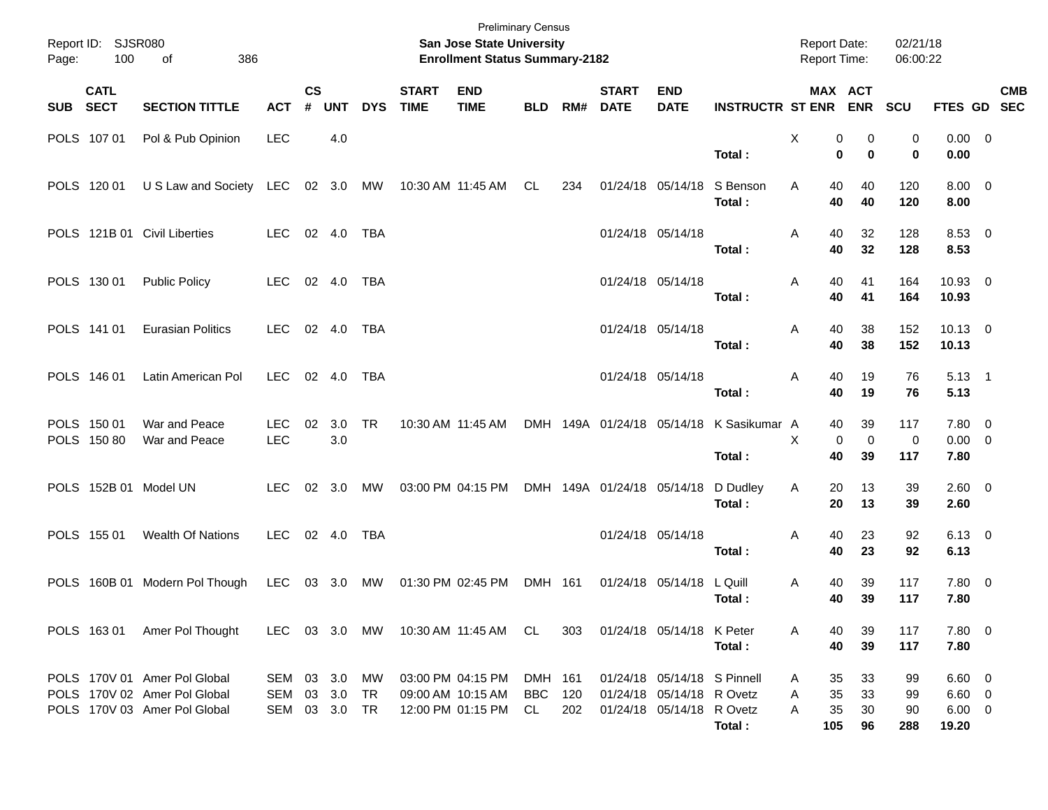Preliminary Census

Report ID: SJSR080
Page: 100 of 386

**San Jose State University**
**Enrollment Status Summary-2182**

Report Date: 02/21/18
Report Time: 06:00:22

| SUB | CATL SECT | SECTION TITTLE | ACT | CS # | UNT | DYS | START TIME | END TIME | BLD | RM# | START DATE | END DATE | INSTRUCTR | ST | MAX ENR | ACT ENR | SCU | FTES | GD | CMB SEC |
|---|---|---|---|---|---|---|---|---|---|---|---|---|---|---|---|---|---|---|---|---|
| POLS | 107 01 | Pol & Pub Opinion | LEC | | 4.0 | | | | | | | | | X | 0 | 0 | 0 | 0.00 | 0 | |
| | | | | | | | | | | | | | **Total :** | | **0** | **0** | **0** | **0.00** | | |
| POLS | 120 01 | U S Law and Society | LEC | 02 | 3.0 | MW | 10:30 AM | 11:45 AM | CL | 234 | 01/24/18 | 05/14/18 | S Benson | A | 40 | 40 | 120 | 8.00 | 0 | |
| | | | | | | | | | | | | | **Total :** | | **40** | **40** | **120** | **8.00** | | |
| POLS | 121B 01 | Civil Liberties | LEC | 02 | 4.0 | TBA | | | | | 01/24/18 | 05/14/18 | | A | 40 | 32 | 128 | 8.53 | 0 | |
| | | | | | | | | | | | | | **Total :** | | **40** | **32** | **128** | **8.53** | | |
| POLS | 130 01 | Public Policy | LEC | 02 | 4.0 | TBA | | | | | 01/24/18 | 05/14/18 | | A | 40 | 41 | 164 | 10.93 | 0 | |
| | | | | | | | | | | | | | **Total :** | | **40** | **41** | **164** | **10.93** | | |
| POLS | 141 01 | Eurasian Politics | LEC | 02 | 4.0 | TBA | | | | | 01/24/18 | 05/14/18 | | A | 40 | 38 | 152 | 10.13 | 0 | |
| | | | | | | | | | | | | | **Total :** | | **40** | **38** | **152** | **10.13** | | |
| POLS | 146 01 | Latin American Pol | LEC | 02 | 4.0 | TBA | | | | | 01/24/18 | 05/14/18 | | A | 40 | 19 | 76 | 5.13 | 1 | |
| | | | | | | | | | | | | | **Total :** | | **40** | **19** | **76** | **5.13** | | |
| POLS | 150 01 | War and Peace | LEC | 02 | 3.0 | TR | 10:30 AM | 11:45 AM | DMH | 149A | 01/24/18 | 05/14/18 | K Sasikumar | A | 40 | 39 | 117 | 7.80 | 0 | |
| POLS | 150 80 | War and Peace | LEC | | 3.0 | | | | | | | | | X | 0 | 0 | 0 | 0.00 | 0 | |
| | | | | | | | | | | | | | **Total :** | | **40** | **39** | **117** | **7.80** | | |
| POLS | 152B 01 | Model UN | LEC | 02 | 3.0 | MW | 03:00 PM | 04:15 PM | DMH | 149A | 01/24/18 | 05/14/18 | D Dudley | A | 20 | 13 | 39 | 2.60 | 0 | |
| | | | | | | | | | | | | | **Total :** | | **20** | **13** | **39** | **2.60** | | |
| POLS | 155 01 | Wealth Of Nations | LEC | 02 | 4.0 | TBA | | | | | 01/24/18 | 05/14/18 | | A | 40 | 23 | 92 | 6.13 | 0 | |
| | | | | | | | | | | | | | **Total :** | | **40** | **23** | **92** | **6.13** | | |
| POLS | 160B 01 | Modern Pol Though | LEC | 03 | 3.0 | MW | 01:30 PM | 02:45 PM | DMH | 161 | 01/24/18 | 05/14/18 | L Quill | A | 40 | 39 | 117 | 7.80 | 0 | |
| | | | | | | | | | | | | | **Total :** | | **40** | **39** | **117** | **7.80** | | |
| POLS | 163 01 | Amer Pol Thought | LEC | 03 | 3.0 | MW | 10:30 AM | 11:45 AM | CL | 303 | 01/24/18 | 05/14/18 | K Peter | A | 40 | 39 | 117 | 7.80 | 0 | |
| | | | | | | | | | | | | | **Total :** | | **40** | **39** | **117** | **7.80** | | |
| POLS | 170V 01 | Amer Pol Global | SEM | 03 | 3.0 | MW | 03:00 PM | 04:15 PM | DMH | 161 | 01/24/18 | 05/14/18 | S Pinnell | A | 35 | 33 | 99 | 6.60 | 0 | |
| POLS | 170V 02 | Amer Pol Global | SEM | 03 | 3.0 | TR | 09:00 AM | 10:15 AM | BBC | 120 | 01/24/18 | 05/14/18 | R Ovetz | A | 35 | 33 | 99 | 6.60 | 0 | |
| POLS | 170V 03 | Amer Pol Global | SEM | 03 | 3.0 | TR | 12:00 PM | 01:15 PM | CL | 202 | 01/24/18 | 05/14/18 | R Ovetz | A | 35 | 30 | 90 | 6.00 | 0 | |
| | | | | | | | | | | | | | **Total :** | | **105** | **96** | **288** | **19.20** | | |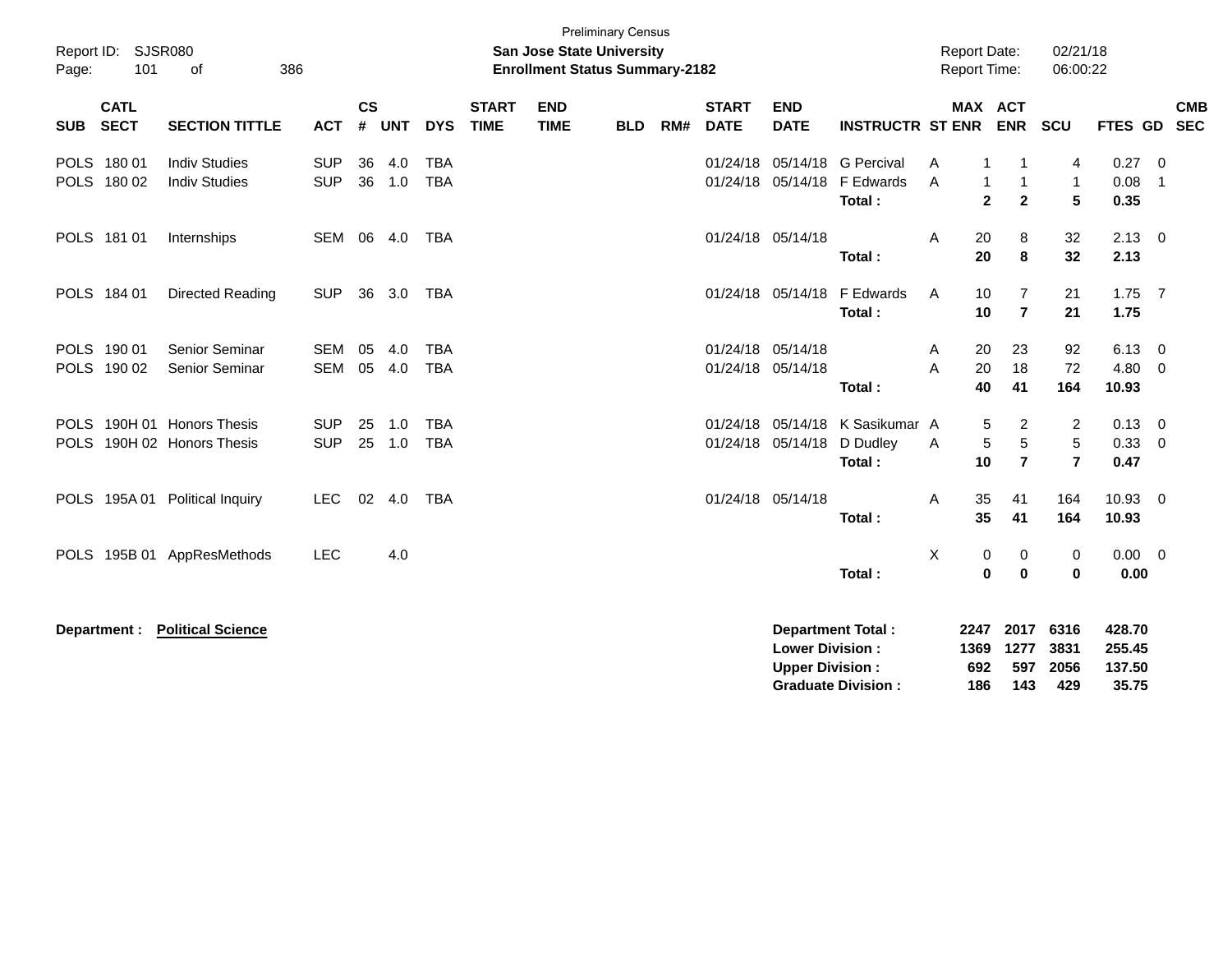Preliminary Census

**San Jose State University**
**Enrollment Status Summary-2182**

Report ID: SJSR080
Report Date: 02/21/18
Report Time: 06:00:22

| SUB | CATL SECT | SECTION TITTLE | ACT | CS # | UNT | DYS | START TIME | END TIME | BLD | RM# | START DATE | END DATE | INSTRUCTR | ST | MAX ENR | ACT ENR | SCU | FTES | GD | CMB SEC |
|---|---|---|---|---|---|---|---|---|---|---|---|---|---|---|---|---|---|---|---|---|
| POLS | 180 01 | Indiv Studies | SUP | 36 | 4.0 | TBA | | | | | 01/24/18 | 05/14/18 | G Percival | A | 1 | 1 | 4 | 0.27 | 0 | |
| POLS | 180 02 | Indiv Studies | SUP | 36 | 1.0 | TBA | | | | | 01/24/18 | 05/14/18 | F Edwards | A | 1 | 1 | 1 | 0.08 | 1 | |
| | | | | | | | | | | | | | **Total :** | | **2** | **2** | **5** | **0.35** | | |
| POLS | 181 01 | Internships | SEM | 06 | 4.0 | TBA | | | | | 01/24/18 | 05/14/18 | | A | 20 | 8 | 32 | 2.13 | 0 | |
| | | | | | | | | | | | | | **Total :** | | **20** | **8** | **32** | **2.13** | | |
| POLS | 184 01 | Directed Reading | SUP | 36 | 3.0 | TBA | | | | | 01/24/18 | 05/14/18 | F Edwards | A | 10 | 7 | 21 | 1.75 | 7 | |
| | | | | | | | | | | | | | **Total :** | | **10** | **7** | **21** | **1.75** | | |
| POLS | 190 01 | Senior Seminar | SEM | 05 | 4.0 | TBA | | | | | 01/24/18 | 05/14/18 | | A | 20 | 23 | 92 | 6.13 | 0 | |
| POLS | 190 02 | Senior Seminar | SEM | 05 | 4.0 | TBA | | | | | 01/24/18 | 05/14/18 | | A | 20 | 18 | 72 | 4.80 | 0 | |
| | | | | | | | | | | | | | **Total :** | | **40** | **41** | **164** | **10.93** | | |
| POLS | 190H 01 | Honors Thesis | SUP | 25 | 1.0 | TBA | | | | | 01/24/18 | 05/14/18 | K Sasikumar | A | 5 | 2 | 2 | 0.13 | 0 | |
| POLS | 190H 02 | Honors Thesis | SUP | 25 | 1.0 | TBA | | | | | 01/24/18 | 05/14/18 | D Dudley | A | 5 | 5 | 5 | 0.33 | 0 | |
| | | | | | | | | | | | | | **Total :** | | **10** | **7** | **7** | **0.47** | | |
| POLS | 195A 01 | Political Inquiry | LEC | 02 | 4.0 | TBA | | | | | 01/24/18 | 05/14/18 | | A | 35 | 41 | 164 | 10.93 | 0 | |
| | | | | | | | | | | | | | **Total :** | | **35** | **41** | **164** | **10.93** | | |
| POLS | 195B 01 | AppResMethods | LEC | | 4.0 | | | | | | | | | X | 0 | 0 | 0 | 0.00 | 0 | |
| | | | | | | | | | | | | | **Total :** | | **0** | **0** | **0** | **0.00** | | |

**Department : Political Science**

| | MAX ENR | ACT ENR | SCU | FTES |
|---|---|---|---|---|
| **Department Total :** | **2247** | **2017** | **6316** | **428.70** |
| **Lower Division :** | **1369** | **1277** | **3831** | **255.45** |
| **Upper Division :** | **692** | **597** | **2056** | **137.50** |
| **Graduate Division :** | **186** | **143** | **429** | **35.75** |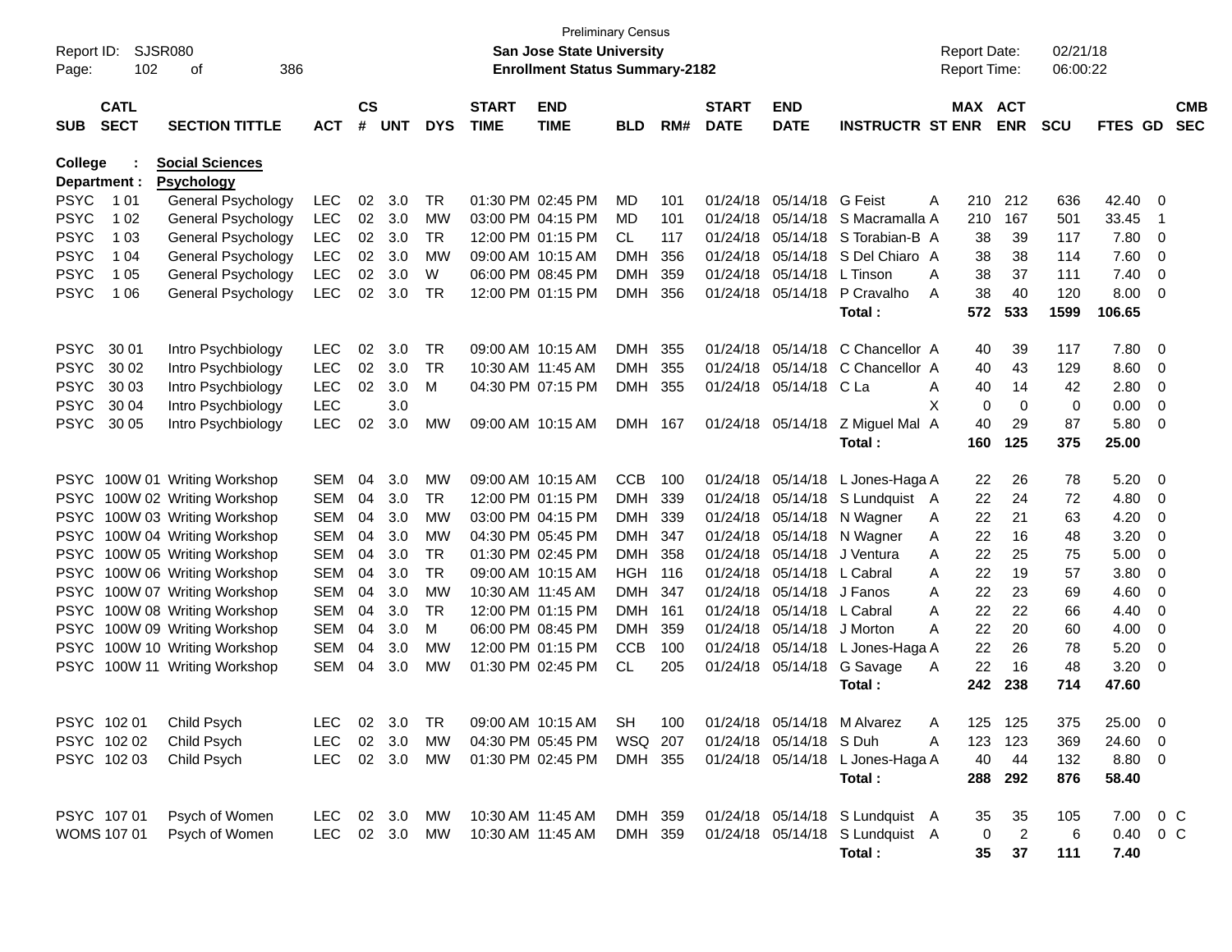Preliminary Census

**San Jose State University**

**Enrollment Status Summary-2182**

Report ID: SJSR080
Report Date: 02/21/18
Report Time: 06:00:22

| SUB | CATL SECT | SECTION TITTLE | ACT | CS # | UNT | DYS | START TIME | END TIME | BLD | RM# | START DATE | END DATE | INSTRUCTR | ST | MAX ENR | ACT ENR | SCU | FTES | GD | CMB SEC |
|---|---|---|---|---|---|---|---|---|---|---|---|---|---|---|---|---|---|---|---|---|
| **College :** | | **Social Sciences** | | | | | | | | | | | | | | | | | | |
| **Department :** | | **Psychology** | | | | | | | | | | | | | | | | | | |
| PSYC | 1 01 | General Psychology | LEC | 02 | 3.0 | TR | 01:30 PM | 02:45 PM | MD | 101 | 01/24/18 | 05/14/18 | G Feist | A | 210 | 212 | 636 | 42.40 | 0 | |
| PSYC | 1 02 | General Psychology | LEC | 02 | 3.0 | MW | 03:00 PM | 04:15 PM | MD | 101 | 01/24/18 | 05/14/18 | S Macramalla | A | 210 | 167 | 501 | 33.45 | 1 | |
| PSYC | 1 03 | General Psychology | LEC | 02 | 3.0 | TR | 12:00 PM | 01:15 PM | CL | 117 | 01/24/18 | 05/14/18 | S Torabian-B | A | 38 | 39 | 117 | 7.80 | 0 | |
| PSYC | 1 04 | General Psychology | LEC | 02 | 3.0 | MW | 09:00 AM | 10:15 AM | DMH | 356 | 01/24/18 | 05/14/18 | S Del Chiaro | A | 38 | 38 | 114 | 7.60 | 0 | |
| PSYC | 1 05 | General Psychology | LEC | 02 | 3.0 | W | 06:00 PM | 08:45 PM | DMH | 359 | 01/24/18 | 05/14/18 | L Tinson | A | 38 | 37 | 111 | 7.40 | 0 | |
| PSYC | 1 06 | General Psychology | LEC | 02 | 3.0 | TR | 12:00 PM | 01:15 PM | DMH | 356 | 01/24/18 | 05/14/18 | P Cravalho | A | 38 | 40 | 120 | 8.00 | 0 | |
| | | | | | | | | | | | | | **Total :** | | **572** | **533** | **1599** | **106.65** | | |
| PSYC | 30 01 | Intro Psychbiology | LEC | 02 | 3.0 | TR | 09:00 AM | 10:15 AM | DMH | 355 | 01/24/18 | 05/14/18 | C Chancellor | A | 40 | 39 | 117 | 7.80 | 0 | |
| PSYC | 30 02 | Intro Psychbiology | LEC | 02 | 3.0 | TR | 10:30 AM | 11:45 AM | DMH | 355 | 01/24/18 | 05/14/18 | C Chancellor | A | 40 | 43 | 129 | 8.60 | 0 | |
| PSYC | 30 03 | Intro Psychbiology | LEC | 02 | 3.0 | M | 04:30 PM | 07:15 PM | DMH | 355 | 01/24/18 | 05/14/18 | C La | A | 40 | 14 | 42 | 2.80 | 0 | |
| PSYC | 30 04 | Intro Psychbiology | LEC | | 3.0 | | | | | | | | | X | 0 | 0 | 0 | 0.00 | 0 | |
| PSYC | 30 05 | Intro Psychbiology | LEC | 02 | 3.0 | MW | 09:00 AM | 10:15 AM | DMH | 167 | 01/24/18 | 05/14/18 | Z Miguel Mal | A | 40 | 29 | 87 | 5.80 | 0 | |
| | | | | | | | | | | | | | **Total :** | | **160** | **125** | **375** | **25.00** | | |
| PSYC | 100W 01 | Writing Workshop | SEM | 04 | 3.0 | MW | 09:00 AM | 10:15 AM | CCB | 100 | 01/24/18 | 05/14/18 | L Jones-Haga | A | 22 | 26 | 78 | 5.20 | 0 | |
| PSYC | 100W 02 | Writing Workshop | SEM | 04 | 3.0 | TR | 12:00 PM | 01:15 PM | DMH | 339 | 01/24/18 | 05/14/18 | S Lundquist | A | 22 | 24 | 72 | 4.80 | 0 | |
| PSYC | 100W 03 | Writing Workshop | SEM | 04 | 3.0 | MW | 03:00 PM | 04:15 PM | DMH | 339 | 01/24/18 | 05/14/18 | N Wagner | A | 22 | 21 | 63 | 4.20 | 0 | |
| PSYC | 100W 04 | Writing Workshop | SEM | 04 | 3.0 | MW | 04:30 PM | 05:45 PM | DMH | 347 | 01/24/18 | 05/14/18 | N Wagner | A | 22 | 16 | 48 | 3.20 | 0 | |
| PSYC | 100W 05 | Writing Workshop | SEM | 04 | 3.0 | TR | 01:30 PM | 02:45 PM | DMH | 358 | 01/24/18 | 05/14/18 | J Ventura | A | 22 | 25 | 75 | 5.00 | 0 | |
| PSYC | 100W 06 | Writing Workshop | SEM | 04 | 3.0 | TR | 09:00 AM | 10:15 AM | HGH | 116 | 01/24/18 | 05/14/18 | L Cabral | A | 22 | 19 | 57 | 3.80 | 0 | |
| PSYC | 100W 07 | Writing Workshop | SEM | 04 | 3.0 | MW | 10:30 AM | 11:45 AM | DMH | 347 | 01/24/18 | 05/14/18 | J Fanos | A | 22 | 23 | 69 | 4.60 | 0 | |
| PSYC | 100W 08 | Writing Workshop | SEM | 04 | 3.0 | TR | 12:00 PM | 01:15 PM | DMH | 161 | 01/24/18 | 05/14/18 | L Cabral | A | 22 | 22 | 66 | 4.40 | 0 | |
| PSYC | 100W 09 | Writing Workshop | SEM | 04 | 3.0 | M | 06:00 PM | 08:45 PM | DMH | 359 | 01/24/18 | 05/14/18 | J Morton | A | 22 | 20 | 60 | 4.00 | 0 | |
| PSYC | 100W 10 | Writing Workshop | SEM | 04 | 3.0 | MW | 12:00 PM | 01:15 PM | CCB | 100 | 01/24/18 | 05/14/18 | L Jones-Haga | A | 22 | 26 | 78 | 5.20 | 0 | |
| PSYC | 100W 11 | Writing Workshop | SEM | 04 | 3.0 | MW | 01:30 PM | 02:45 PM | CL | 205 | 01/24/18 | 05/14/18 | G Savage | A | 22 | 16 | 48 | 3.20 | 0 | |
| | | | | | | | | | | | | | **Total :** | | **242** | **238** | **714** | **47.60** | | |
| PSYC | 102 01 | Child Psych | LEC | 02 | 3.0 | TR | 09:00 AM | 10:15 AM | SH | 100 | 01/24/18 | 05/14/18 | M Alvarez | A | 125 | 125 | 375 | 25.00 | 0 | |
| PSYC | 102 02 | Child Psych | LEC | 02 | 3.0 | MW | 04:30 PM | 05:45 PM | WSQ | 207 | 01/24/18 | 05/14/18 | S Duh | A | 123 | 123 | 369 | 24.60 | 0 | |
| PSYC | 102 03 | Child Psych | LEC | 02 | 3.0 | MW | 01:30 PM | 02:45 PM | DMH | 355 | 01/24/18 | 05/14/18 | L Jones-Haga | A | 40 | 44 | 132 | 8.80 | 0 | |
| | | | | | | | | | | | | | **Total :** | | **288** | **292** | **876** | **58.40** | | |
| PSYC | 107 01 | Psych of Women | LEC | 02 | 3.0 | MW | 10:30 AM | 11:45 AM | DMH | 359 | 01/24/18 | 05/14/18 | S Lundquist | A | 35 | 35 | 105 | 7.00 | 0 | C |
| WOMS | 107 01 | Psych of Women | LEC | 02 | 3.0 | MW | 10:30 AM | 11:45 AM | DMH | 359 | 01/24/18 | 05/14/18 | S Lundquist | A | 0 | 2 | 6 | 0.40 | 0 | C |
| | | | | | | | | | | | | | **Total :** | | **35** | **37** | **111** | **7.40** | | |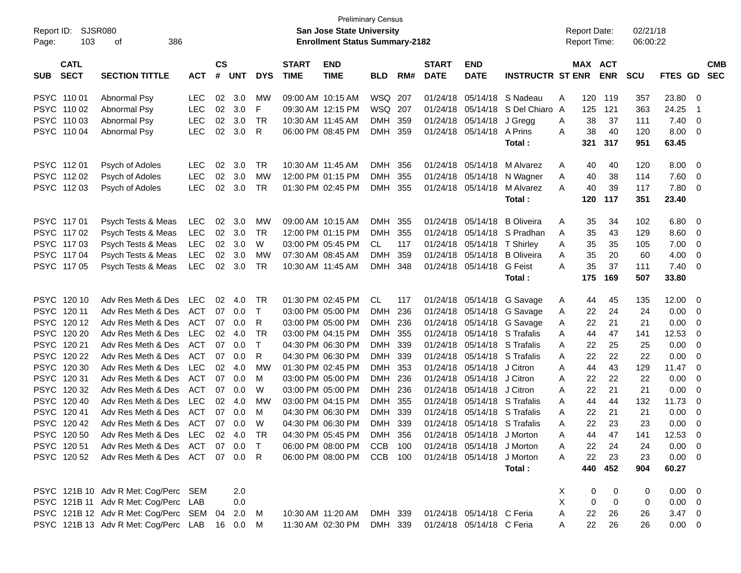Preliminary Census
**San Jose State University**
**Enrollment Status Summary-2182**

Report ID: SJSR080
Report Date: 02/21/18
Report Time: 06:00:22

| SUB | CATL SECT | SECTION TITTLE | ACT | CS # | UNT | DYS | START TIME | END TIME | BLD | RM# | START DATE | END DATE | INSTRUCTR | ST | MAX ENR | ACT ENR | SCU | FTES | GD | CMB SEC |
|---|---|---|---|---|---|---|---|---|---|---|---|---|---|---|---|---|---|---|---|---|
| PSYC | 110 01 | Abnormal Psy | LEC | 02 | 3.0 | MW | 09:00 AM | 10:15 AM | WSQ | 207 | 01/24/18 | 05/14/18 | S Nadeau | A | 120 | 119 | 357 | 23.80 | 0 | |
| PSYC | 110 02 | Abnormal Psy | LEC | 02 | 3.0 | F | 09:30 AM | 12:15 PM | WSQ | 207 | 01/24/18 | 05/14/18 | S Del Chiaro | A | 125 | 121 | 363 | 24.25 | 1 | |
| PSYC | 110 03 | Abnormal Psy | LEC | 02 | 3.0 | TR | 10:30 AM | 11:45 AM | DMH | 359 | 01/24/18 | 05/14/18 | J Gregg | A | 38 | 37 | 111 | 7.40 | 0 | |
| PSYC | 110 04 | Abnormal Psy | LEC | 02 | 3.0 | R | 06:00 PM | 08:45 PM | DMH | 359 | 01/24/18 | 05/14/18 | A Prins | A | 38 | 40 | 120 | 8.00 | 0 | |
| | | | | | | | | | | | | | **Total :** | | **321** | **317** | **951** | **63.45** | | |
| PSYC | 112 01 | Psych of Adoles | LEC | 02 | 3.0 | TR | 10:30 AM | 11:45 AM | DMH | 356 | 01/24/18 | 05/14/18 | M Alvarez | A | 40 | 40 | 120 | 8.00 | 0 | |
| PSYC | 112 02 | Psych of Adoles | LEC | 02 | 3.0 | MW | 12:00 PM | 01:15 PM | DMH | 355 | 01/24/18 | 05/14/18 | N Wagner | A | 40 | 38 | 114 | 7.60 | 0 | |
| PSYC | 112 03 | Psych of Adoles | LEC | 02 | 3.0 | TR | 01:30 PM | 02:45 PM | DMH | 355 | 01/24/18 | 05/14/18 | M Alvarez | A | 40 | 39 | 117 | 7.80 | 0 | |
| | | | | | | | | | | | | | **Total :** | | **120** | **117** | **351** | **23.40** | | |
| PSYC | 117 01 | Psych Tests & Meas | LEC | 02 | 3.0 | MW | 09:00 AM | 10:15 AM | DMH | 355 | 01/24/18 | 05/14/18 | B Oliveira | A | 35 | 34 | 102 | 6.80 | 0 | |
| PSYC | 117 02 | Psych Tests & Meas | LEC | 02 | 3.0 | TR | 12:00 PM | 01:15 PM | DMH | 355 | 01/24/18 | 05/14/18 | S Pradhan | A | 35 | 43 | 129 | 8.60 | 0 | |
| PSYC | 117 03 | Psych Tests & Meas | LEC | 02 | 3.0 | W | 03:00 PM | 05:45 PM | CL | 117 | 01/24/18 | 05/14/18 | T Shirley | A | 35 | 35 | 105 | 7.00 | 0 | |
| PSYC | 117 04 | Psych Tests & Meas | LEC | 02 | 3.0 | MW | 07:30 AM | 08:45 AM | DMH | 359 | 01/24/18 | 05/14/18 | B Oliveira | A | 35 | 20 | 60 | 4.00 | 0 | |
| PSYC | 117 05 | Psych Tests & Meas | LEC | 02 | 3.0 | TR | 10:30 AM | 11:45 AM | DMH | 348 | 01/24/18 | 05/14/18 | G Feist | A | 35 | 37 | 111 | 7.40 | 0 | |
| | | | | | | | | | | | | | **Total :** | | **175** | **169** | **507** | **33.80** | | |
| PSYC | 120 10 | Adv Res Meth & Des | LEC | 02 | 4.0 | TR | 01:30 PM | 02:45 PM | CL | 117 | 01/24/18 | 05/14/18 | G Savage | A | 44 | 45 | 135 | 12.00 | 0 | |
| PSYC | 120 11 | Adv Res Meth & Des | ACT | 07 | 0.0 | T | 03:00 PM | 05:00 PM | DMH | 236 | 01/24/18 | 05/14/18 | G Savage | A | 22 | 24 | 24 | 0.00 | 0 | |
| PSYC | 120 12 | Adv Res Meth & Des | ACT | 07 | 0.0 | R | 03:00 PM | 05:00 PM | DMH | 236 | 01/24/18 | 05/14/18 | G Savage | A | 22 | 21 | 21 | 0.00 | 0 | |
| PSYC | 120 20 | Adv Res Meth & Des | LEC | 02 | 4.0 | TR | 03:00 PM | 04:15 PM | DMH | 355 | 01/24/18 | 05/14/18 | S Trafalis | A | 44 | 47 | 141 | 12.53 | 0 | |
| PSYC | 120 21 | Adv Res Meth & Des | ACT | 07 | 0.0 | T | 04:30 PM | 06:30 PM | DMH | 339 | 01/24/18 | 05/14/18 | S Trafalis | A | 22 | 25 | 25 | 0.00 | 0 | |
| PSYC | 120 22 | Adv Res Meth & Des | ACT | 07 | 0.0 | R | 04:30 PM | 06:30 PM | DMH | 339 | 01/24/18 | 05/14/18 | S Trafalis | A | 22 | 22 | 22 | 0.00 | 0 | |
| PSYC | 120 30 | Adv Res Meth & Des | LEC | 02 | 4.0 | MW | 01:30 PM | 02:45 PM | DMH | 353 | 01/24/18 | 05/14/18 | J Citron | A | 44 | 43 | 129 | 11.47 | 0 | |
| PSYC | 120 31 | Adv Res Meth & Des | ACT | 07 | 0.0 | M | 03:00 PM | 05:00 PM | DMH | 236 | 01/24/18 | 05/14/18 | J Citron | A | 22 | 22 | 22 | 0.00 | 0 | |
| PSYC | 120 32 | Adv Res Meth & Des | ACT | 07 | 0.0 | W | 03:00 PM | 05:00 PM | DMH | 236 | 01/24/18 | 05/14/18 | J Citron | A | 22 | 21 | 21 | 0.00 | 0 | |
| PSYC | 120 40 | Adv Res Meth & Des | LEC | 02 | 4.0 | MW | 03:00 PM | 04:15 PM | DMH | 355 | 01/24/18 | 05/14/18 | S Trafalis | A | 44 | 44 | 132 | 11.73 | 0 | |
| PSYC | 120 41 | Adv Res Meth & Des | ACT | 07 | 0.0 | M | 04:30 PM | 06:30 PM | DMH | 339 | 01/24/18 | 05/14/18 | S Trafalis | A | 22 | 21 | 21 | 0.00 | 0 | |
| PSYC | 120 42 | Adv Res Meth & Des | ACT | 07 | 0.0 | W | 04:30 PM | 06:30 PM | DMH | 339 | 01/24/18 | 05/14/18 | S Trafalis | A | 22 | 23 | 23 | 0.00 | 0 | |
| PSYC | 120 50 | Adv Res Meth & Des | LEC | 02 | 4.0 | TR | 04:30 PM | 05:45 PM | DMH | 356 | 01/24/18 | 05/14/18 | J Morton | A | 44 | 47 | 141 | 12.53 | 0 | |
| PSYC | 120 51 | Adv Res Meth & Des | ACT | 07 | 0.0 | T | 06:00 PM | 08:00 PM | CCB | 100 | 01/24/18 | 05/14/18 | J Morton | A | 22 | 24 | 24 | 0.00 | 0 | |
| PSYC | 120 52 | Adv Res Meth & Des | ACT | 07 | 0.0 | R | 06:00 PM | 08:00 PM | CCB | 100 | 01/24/18 | 05/14/18 | J Morton | A | 22 | 23 | 23 | 0.00 | 0 | |
| | | | | | | | | | | | | | **Total :** | | **440** | **452** | **904** | **60.27** | | |
| PSYC | 121B 10 | Adv R Met: Cog/Perc | SEM | | 2.0 | | | | | | | | | X | 0 | 0 | 0 | 0.00 | 0 | |
| PSYC | 121B 11 | Adv R Met: Cog/Perc | LAB | | 0.0 | | | | | | | | | X | 0 | 0 | 0 | 0.00 | 0 | |
| PSYC | 121B 12 | Adv R Met: Cog/Perc | SEM | 04 | 2.0 | M | 10:30 AM | 11:20 AM | DMH | 339 | 01/24/18 | 05/14/18 | C Feria | A | 22 | 26 | 26 | 3.47 | 0 | |
| PSYC | 121B 13 | Adv R Met: Cog/Perc | LAB | 16 | 0.0 | M | 11:30 AM | 02:30 PM | DMH | 339 | 01/24/18 | 05/14/18 | C Feria | A | 22 | 26 | 26 | 0.00 | 0 | |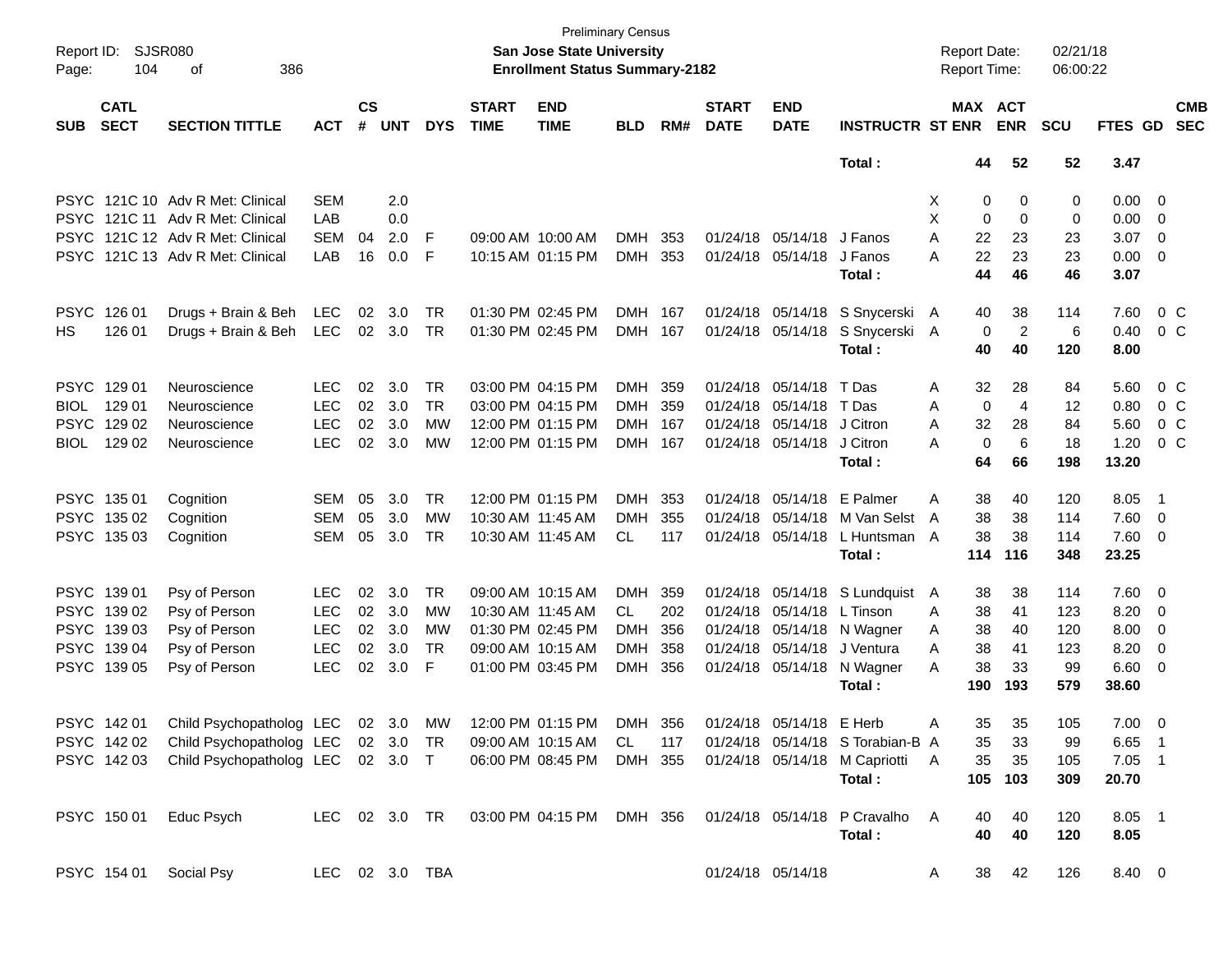Preliminary Census
San Jose State University
Enrollment Status Summary-2182

Report ID: SJSR080
Report Date: 02/21/18
Report Time: 06:00:22

| SUB | CATL SECT | SECTION TITTLE | ACT | CS # | UNT | DYS | START TIME | END TIME | BLD | RM# | START DATE | END DATE | INSTRUCTR | ST | MAX ENR | ACT ENR | SCU | FTES | GD | CMB SEC |
|---|---|---|---|---|---|---|---|---|---|---|---|---|---|---|---|---|---|---|---|---|
| | | | | | | | | | | | | | Total : | | 44 | 52 | 52 | 3.47 | | |
| PSYC | 121C 10 | Adv R Met: Clinical | SEM | | 2.0 | | | | | | | | | X | 0 | 0 | 0 | 0.00 | 0 | |
| PSYC | 121C 11 | Adv R Met: Clinical | LAB | | 0.0 | | | | | | | | | X | 0 | 0 | 0 | 0.00 | 0 | |
| PSYC | 121C 12 | Adv R Met: Clinical | SEM | 04 | 2.0 | F | 09:00 AM | 10:00 AM | DMH | 353 | 01/24/18 | 05/14/18 | J Fanos | A | 22 | 23 | 23 | 3.07 | 0 | |
| PSYC | 121C 13 | Adv R Met: Clinical | LAB | 16 | 0.0 | F | 10:15 AM | 01:15 PM | DMH | 353 | 01/24/18 | 05/14/18 | J Fanos | A | 22 | 23 | 23 | 0.00 | 0 | |
| | | | | | | | | | | | | | Total : | | 44 | 46 | 46 | 3.07 | | |
| PSYC | 126 01 | Drugs + Brain & Beh | LEC | 02 | 3.0 | TR | 01:30 PM | 02:45 PM | DMH | 167 | 01/24/18 | 05/14/18 | S Snycerski | A | 40 | 38 | 114 | 7.60 | 0 | C |
| HS | 126 01 | Drugs + Brain & Beh | LEC | 02 | 3.0 | TR | 01:30 PM | 02:45 PM | DMH | 167 | 01/24/18 | 05/14/18 | S Snycerski | A | 0 | 2 | 6 | 0.40 | 0 | C |
| | | | | | | | | | | | | | Total : | | 40 | 40 | 120 | 8.00 | | |
| PSYC | 129 01 | Neuroscience | LEC | 02 | 3.0 | TR | 03:00 PM | 04:15 PM | DMH | 359 | 01/24/18 | 05/14/18 | T Das | A | 32 | 28 | 84 | 5.60 | 0 | C |
| BIOL | 129 01 | Neuroscience | LEC | 02 | 3.0 | TR | 03:00 PM | 04:15 PM | DMH | 359 | 01/24/18 | 05/14/18 | T Das | A | 0 | 4 | 12 | 0.80 | 0 | C |
| PSYC | 129 02 | Neuroscience | LEC | 02 | 3.0 | MW | 12:00 PM | 01:15 PM | DMH | 167 | 01/24/18 | 05/14/18 | J Citron | A | 32 | 28 | 84 | 5.60 | 0 | C |
| BIOL | 129 02 | Neuroscience | LEC | 02 | 3.0 | MW | 12:00 PM | 01:15 PM | DMH | 167 | 01/24/18 | 05/14/18 | J Citron | A | 0 | 6 | 18 | 1.20 | 0 | C |
| | | | | | | | | | | | | | Total : | | 64 | 66 | 198 | 13.20 | | |
| PSYC | 135 01 | Cognition | SEM | 05 | 3.0 | TR | 12:00 PM | 01:15 PM | DMH | 353 | 01/24/18 | 05/14/18 | E Palmer | A | 38 | 40 | 120 | 8.05 | 1 | |
| PSYC | 135 02 | Cognition | SEM | 05 | 3.0 | MW | 10:30 AM | 11:45 AM | DMH | 355 | 01/24/18 | 05/14/18 | M Van Selst | A | 38 | 38 | 114 | 7.60 | 0 | |
| PSYC | 135 03 | Cognition | SEM | 05 | 3.0 | TR | 10:30 AM | 11:45 AM | CL | 117 | 01/24/18 | 05/14/18 | L Huntsman | A | 38 | 38 | 114 | 7.60 | 0 | |
| | | | | | | | | | | | | | Total : | | 114 | 116 | 348 | 23.25 | | |
| PSYC | 139 01 | Psy of Person | LEC | 02 | 3.0 | TR | 09:00 AM | 10:15 AM | DMH | 359 | 01/24/18 | 05/14/18 | S Lundquist | A | 38 | 38 | 114 | 7.60 | 0 | |
| PSYC | 139 02 | Psy of Person | LEC | 02 | 3.0 | MW | 10:30 AM | 11:45 AM | CL | 202 | 01/24/18 | 05/14/18 | L Tinson | A | 38 | 41 | 123 | 8.20 | 0 | |
| PSYC | 139 03 | Psy of Person | LEC | 02 | 3.0 | MW | 01:30 PM | 02:45 PM | DMH | 356 | 01/24/18 | 05/14/18 | N Wagner | A | 38 | 40 | 120 | 8.00 | 0 | |
| PSYC | 139 04 | Psy of Person | LEC | 02 | 3.0 | TR | 09:00 AM | 10:15 AM | DMH | 358 | 01/24/18 | 05/14/18 | J Ventura | A | 38 | 41 | 123 | 8.20 | 0 | |
| PSYC | 139 05 | Psy of Person | LEC | 02 | 3.0 | F | 01:00 PM | 03:45 PM | DMH | 356 | 01/24/18 | 05/14/18 | N Wagner | A | 38 | 33 | 99 | 6.60 | 0 | |
| | | | | | | | | | | | | | Total : | | 190 | 193 | 579 | 38.60 | | |
| PSYC | 142 01 | Child Psychopatholog | LEC | 02 | 3.0 | MW | 12:00 PM | 01:15 PM | DMH | 356 | 01/24/18 | 05/14/18 | E Herb | A | 35 | 35 | 105 | 7.00 | 0 | |
| PSYC | 142 02 | Child Psychopatholog | LEC | 02 | 3.0 | TR | 09:00 AM | 10:15 AM | CL | 117 | 01/24/18 | 05/14/18 | S Torabian-B | A | 35 | 33 | 99 | 6.65 | 1 | |
| PSYC | 142 03 | Child Psychopatholog | LEC | 02 | 3.0 | T | 06:00 PM | 08:45 PM | DMH | 355 | 01/24/18 | 05/14/18 | M Capriotti | A | 35 | 35 | 105 | 7.05 | 1 | |
| | | | | | | | | | | | | | Total : | | 105 | 103 | 309 | 20.70 | | |
| PSYC | 150 01 | Educ Psych | LEC | 02 | 3.0 | TR | 03:00 PM | 04:15 PM | DMH | 356 | 01/24/18 | 05/14/18 | P Cravalho | A | 40 | 40 | 120 | 8.05 | 1 | |
| | | | | | | | | | | | | | Total : | | 40 | 40 | 120 | 8.05 | | |
| PSYC | 154 01 | Social Psy | LEC | 02 | 3.0 | TBA | | | | | 01/24/18 | 05/14/18 | | A | 38 | 42 | 126 | 8.40 | 0 | |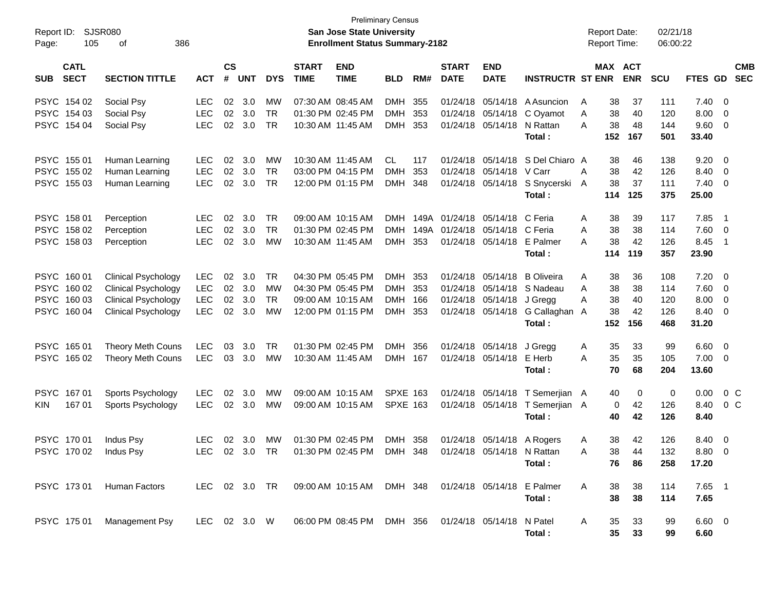Preliminary Census

**San Jose State University**

**Enrollment Status Summary-2182**

Report ID: SJSR080

Report Date: 02/21/18

Report Time: 06:00:22

| SUB | CATL SECT | SECTION TITTLE | ACT | CS # | UNT | DYS | START TIME | END TIME | BLD | RM# | START DATE | END DATE | INSTRUCTR | ST | MAX ENR | ACT ENR | SCU | FTES | GD | CMB SEC |
|---|---|---|---|---|---|---|---|---|---|---|---|---|---|---|---|---|---|---|---|---|
| PSYC | 154 02 | Social Psy | LEC | 02 | 3.0 | MW | 07:30 AM | 08:45 AM | DMH | 355 | 01/24/18 | 05/14/18 | A Asuncion | A | 38 | 37 | 111 | 7.40 | 0 | |
| PSYC | 154 03 | Social Psy | LEC | 02 | 3.0 | TR | 01:30 PM | 02:45 PM | DMH | 353 | 01/24/18 | 05/14/18 | C Oyamot | A | 38 | 40 | 120 | 8.00 | 0 | |
| PSYC | 154 04 | Social Psy | LEC | 02 | 3.0 | TR | 10:30 AM | 11:45 AM | DMH | 353 | 01/24/18 | 05/14/18 | N Rattan | A | 38 | 48 | 144 | 9.60 | 0 | |
| | | | | | | | | | | | | | **Total :** | | **152** | **167** | **501** | **33.40** | | |
| PSYC | 155 01 | Human Learning | LEC | 02 | 3.0 | MW | 10:30 AM | 11:45 AM | CL | 117 | 01/24/18 | 05/14/18 | S Del Chiaro | A | 38 | 46 | 138 | 9.20 | 0 | |
| PSYC | 155 02 | Human Learning | LEC | 02 | 3.0 | TR | 03:00 PM | 04:15 PM | DMH | 353 | 01/24/18 | 05/14/18 | V Carr | A | 38 | 42 | 126 | 8.40 | 0 | |
| PSYC | 155 03 | Human Learning | LEC | 02 | 3.0 | TR | 12:00 PM | 01:15 PM | DMH | 348 | 01/24/18 | 05/14/18 | S Snycerski | A | 38 | 37 | 111 | 7.40 | 0 | |
| | | | | | | | | | | | | | **Total :** | | **114** | **125** | **375** | **25.00** | | |
| PSYC | 158 01 | Perception | LEC | 02 | 3.0 | TR | 09:00 AM | 10:15 AM | DMH | 149A | 01/24/18 | 05/14/18 | C Feria | A | 38 | 39 | 117 | 7.85 | 1 | |
| PSYC | 158 02 | Perception | LEC | 02 | 3.0 | TR | 01:30 PM | 02:45 PM | DMH | 149A | 01/24/18 | 05/14/18 | C Feria | A | 38 | 38 | 114 | 7.60 | 0 | |
| PSYC | 158 03 | Perception | LEC | 02 | 3.0 | MW | 10:30 AM | 11:45 AM | DMH | 353 | 01/24/18 | 05/14/18 | E Palmer | A | 38 | 42 | 126 | 8.45 | 1 | |
| | | | | | | | | | | | | | **Total :** | | **114** | **119** | **357** | **23.90** | | |
| PSYC | 160 01 | Clinical Psychology | LEC | 02 | 3.0 | TR | 04:30 PM | 05:45 PM | DMH | 353 | 01/24/18 | 05/14/18 | B Oliveira | A | 38 | 36 | 108 | 7.20 | 0 | |
| PSYC | 160 02 | Clinical Psychology | LEC | 02 | 3.0 | MW | 04:30 PM | 05:45 PM | DMH | 353 | 01/24/18 | 05/14/18 | S Nadeau | A | 38 | 38 | 114 | 7.60 | 0 | |
| PSYC | 160 03 | Clinical Psychology | LEC | 02 | 3.0 | TR | 09:00 AM | 10:15 AM | DMH | 166 | 01/24/18 | 05/14/18 | J Gregg | A | 38 | 40 | 120 | 8.00 | 0 | |
| PSYC | 160 04 | Clinical Psychology | LEC | 02 | 3.0 | MW | 12:00 PM | 01:15 PM | DMH | 353 | 01/24/18 | 05/14/18 | G Callaghan | A | 38 | 42 | 126 | 8.40 | 0 | |
| | | | | | | | | | | | | | **Total :** | | **152** | **156** | **468** | **31.20** | | |
| PSYC | 165 01 | Theory Meth Couns | LEC | 03 | 3.0 | TR | 01:30 PM | 02:45 PM | DMH | 356 | 01/24/18 | 05/14/18 | J Gregg | A | 35 | 33 | 99 | 6.60 | 0 | |
| PSYC | 165 02 | Theory Meth Couns | LEC | 03 | 3.0 | MW | 10:30 AM | 11:45 AM | DMH | 167 | 01/24/18 | 05/14/18 | E Herb | A | 35 | 35 | 105 | 7.00 | 0 | |
| | | | | | | | | | | | | | **Total :** | | **70** | **68** | **204** | **13.60** | | |
| PSYC | 167 01 | Sports Psychology | LEC | 02 | 3.0 | MW | 09:00 AM | 10:15 AM | SPXE | 163 | 01/24/18 | 05/14/18 | T Semerjian | A | 40 | 0 | 0 | 0.00 | 0 | C |
| KIN | 167 01 | Sports Psychology | LEC | 02 | 3.0 | MW | 09:00 AM | 10:15 AM | SPXE | 163 | 01/24/18 | 05/14/18 | T Semerjian | A | 0 | 42 | 126 | 8.40 | 0 | C |
| | | | | | | | | | | | | | **Total :** | | **40** | **42** | **126** | **8.40** | | |
| PSYC | 170 01 | Indus Psy | LEC | 02 | 3.0 | MW | 01:30 PM | 02:45 PM | DMH | 358 | 01/24/18 | 05/14/18 | A Rogers | A | 38 | 42 | 126 | 8.40 | 0 | |
| PSYC | 170 02 | Indus Psy | LEC | 02 | 3.0 | TR | 01:30 PM | 02:45 PM | DMH | 348 | 01/24/18 | 05/14/18 | N Rattan | A | 38 | 44 | 132 | 8.80 | 0 | |
| | | | | | | | | | | | | | **Total :** | | **76** | **86** | **258** | **17.20** | | |
| PSYC | 173 01 | Human Factors | LEC | 02 | 3.0 | TR | 09:00 AM | 10:15 AM | DMH | 348 | 01/24/18 | 05/14/18 | E Palmer | A | 38 | 38 | 114 | 7.65 | 1 | |
| | | | | | | | | | | | | | **Total :** | | **38** | **38** | **114** | **7.65** | | |
| PSYC | 175 01 | Management Psy | LEC | 02 | 3.0 | W | 06:00 PM | 08:45 PM | DMH | 356 | 01/24/18 | 05/14/18 | N Patel | A | 35 | 33 | 99 | 6.60 | 0 | |
| | | | | | | | | | | | | | **Total :** | | **35** | **33** | **99** | **6.60** | | |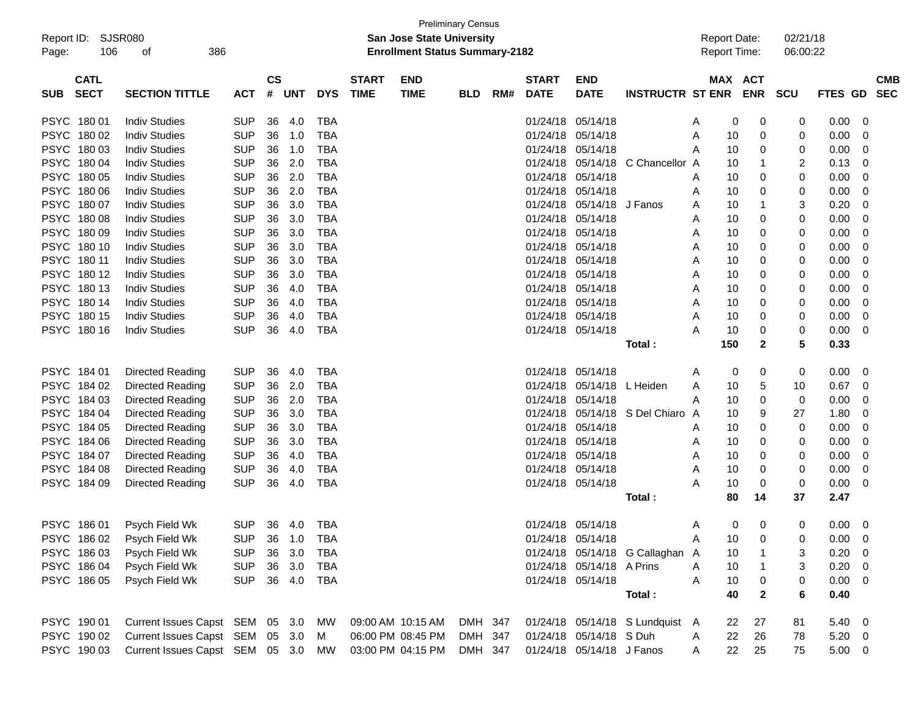Preliminary Census

**San Jose State University**

**Enrollment Status Summary-2182**

Report ID: SJSR080

Report Date: 02/21/18

Report Time: 06:00:22

| SUB | CATL SECT | SECTION TITTLE | ACT | CS # | UNT | DYS | START TIME | END TIME | BLD | RM# | START DATE | END DATE | INSTRUCTR | ST | MAX ENR | ACT ENR | SCU | FTES | GD | CMB SEC |
|---|---|---|---|---|---|---|---|---|---|---|---|---|---|---|---|---|---|---|---|---|
| PSYC | 180 01 | Indiv Studies | SUP | 36 | 4.0 | TBA | | | | | 01/24/18 | 05/14/18 | | A | 0 | 0 | 0 | 0.00 | 0 | |
| PSYC | 180 02 | Indiv Studies | SUP | 36 | 1.0 | TBA | | | | | 01/24/18 | 05/14/18 | | A | 10 | 0 | 0 | 0.00 | 0 | |
| PSYC | 180 03 | Indiv Studies | SUP | 36 | 1.0 | TBA | | | | | 01/24/18 | 05/14/18 | | A | 10 | 0 | 0 | 0.00 | 0 | |
| PSYC | 180 04 | Indiv Studies | SUP | 36 | 2.0 | TBA | | | | | 01/24/18 | 05/14/18 | C Chancellor | A | 10 | 1 | 2 | 0.13 | 0 | |
| PSYC | 180 05 | Indiv Studies | SUP | 36 | 2.0 | TBA | | | | | 01/24/18 | 05/14/18 | | A | 10 | 0 | 0 | 0.00 | 0 | |
| PSYC | 180 06 | Indiv Studies | SUP | 36 | 2.0 | TBA | | | | | 01/24/18 | 05/14/18 | | A | 10 | 0 | 0 | 0.00 | 0 | |
| PSYC | 180 07 | Indiv Studies | SUP | 36 | 3.0 | TBA | | | | | 01/24/18 | 05/14/18 | J Fanos | A | 10 | 1 | 3 | 0.20 | 0 | |
| PSYC | 180 08 | Indiv Studies | SUP | 36 | 3.0 | TBA | | | | | 01/24/18 | 05/14/18 | | A | 10 | 0 | 0 | 0.00 | 0 | |
| PSYC | 180 09 | Indiv Studies | SUP | 36 | 3.0 | TBA | | | | | 01/24/18 | 05/14/18 | | A | 10 | 0 | 0 | 0.00 | 0 | |
| PSYC | 180 10 | Indiv Studies | SUP | 36 | 3.0 | TBA | | | | | 01/24/18 | 05/14/18 | | A | 10 | 0 | 0 | 0.00 | 0 | |
| PSYC | 180 11 | Indiv Studies | SUP | 36 | 3.0 | TBA | | | | | 01/24/18 | 05/14/18 | | A | 10 | 0 | 0 | 0.00 | 0 | |
| PSYC | 180 12 | Indiv Studies | SUP | 36 | 3.0 | TBA | | | | | 01/24/18 | 05/14/18 | | A | 10 | 0 | 0 | 0.00 | 0 | |
| PSYC | 180 13 | Indiv Studies | SUP | 36 | 4.0 | TBA | | | | | 01/24/18 | 05/14/18 | | A | 10 | 0 | 0 | 0.00 | 0 | |
| PSYC | 180 14 | Indiv Studies | SUP | 36 | 4.0 | TBA | | | | | 01/24/18 | 05/14/18 | | A | 10 | 0 | 0 | 0.00 | 0 | |
| PSYC | 180 15 | Indiv Studies | SUP | 36 | 4.0 | TBA | | | | | 01/24/18 | 05/14/18 | | A | 10 | 0 | 0 | 0.00 | 0 | |
| PSYC | 180 16 | Indiv Studies | SUP | 36 | 4.0 | TBA | | | | | 01/24/18 | 05/14/18 | | A | 10 | 0 | 0 | 0.00 | 0 | |
| | | | | | | | | | | | | | **Total :** | | **150** | **2** | **5** | **0.33** | | |
| PSYC | 184 01 | Directed Reading | SUP | 36 | 4.0 | TBA | | | | | 01/24/18 | 05/14/18 | | A | 0 | 0 | 0 | 0.00 | 0 | |
| PSYC | 184 02 | Directed Reading | SUP | 36 | 2.0 | TBA | | | | | 01/24/18 | 05/14/18 | L Heiden | A | 10 | 5 | 10 | 0.67 | 0 | |
| PSYC | 184 03 | Directed Reading | SUP | 36 | 2.0 | TBA | | | | | 01/24/18 | 05/14/18 | | A | 10 | 0 | 0 | 0.00 | 0 | |
| PSYC | 184 04 | Directed Reading | SUP | 36 | 3.0 | TBA | | | | | 01/24/18 | 05/14/18 | S Del Chiaro | A | 10 | 9 | 27 | 1.80 | 0 | |
| PSYC | 184 05 | Directed Reading | SUP | 36 | 3.0 | TBA | | | | | 01/24/18 | 05/14/18 | | A | 10 | 0 | 0 | 0.00 | 0 | |
| PSYC | 184 06 | Directed Reading | SUP | 36 | 3.0 | TBA | | | | | 01/24/18 | 05/14/18 | | A | 10 | 0 | 0 | 0.00 | 0 | |
| PSYC | 184 07 | Directed Reading | SUP | 36 | 4.0 | TBA | | | | | 01/24/18 | 05/14/18 | | A | 10 | 0 | 0 | 0.00 | 0 | |
| PSYC | 184 08 | Directed Reading | SUP | 36 | 4.0 | TBA | | | | | 01/24/18 | 05/14/18 | | A | 10 | 0 | 0 | 0.00 | 0 | |
| PSYC | 184 09 | Directed Reading | SUP | 36 | 4.0 | TBA | | | | | 01/24/18 | 05/14/18 | | A | 10 | 0 | 0 | 0.00 | 0 | |
| | | | | | | | | | | | | | **Total :** | | **80** | **14** | **37** | **2.47** | | |
| PSYC | 186 01 | Psych Field Wk | SUP | 36 | 4.0 | TBA | | | | | 01/24/18 | 05/14/18 | | A | 0 | 0 | 0 | 0.00 | 0 | |
| PSYC | 186 02 | Psych Field Wk | SUP | 36 | 1.0 | TBA | | | | | 01/24/18 | 05/14/18 | | A | 10 | 0 | 0 | 0.00 | 0 | |
| PSYC | 186 03 | Psych Field Wk | SUP | 36 | 3.0 | TBA | | | | | 01/24/18 | 05/14/18 | G Callaghan | A | 10 | 1 | 3 | 0.20 | 0 | |
| PSYC | 186 04 | Psych Field Wk | SUP | 36 | 3.0 | TBA | | | | | 01/24/18 | 05/14/18 | A Prins | A | 10 | 1 | 3 | 0.20 | 0 | |
| PSYC | 186 05 | Psych Field Wk | SUP | 36 | 4.0 | TBA | | | | | 01/24/18 | 05/14/18 | | A | 10 | 0 | 0 | 0.00 | 0 | |
| | | | | | | | | | | | | | **Total :** | | **40** | **2** | **6** | **0.40** | | |
| PSYC | 190 01 | Current Issues Capst | SEM | 05 | 3.0 | MW | 09:00 AM | 10:15 AM | DMH | 347 | 01/24/18 | 05/14/18 | S Lundquist | A | 22 | 27 | 81 | 5.40 | 0 | |
| PSYC | 190 02 | Current Issues Capst | SEM | 05 | 3.0 | M | 06:00 PM | 08:45 PM | DMH | 347 | 01/24/18 | 05/14/18 | S Duh | A | 22 | 26 | 78 | 5.20 | 0 | |
| PSYC | 190 03 | Current Issues Capst | SEM | 05 | 3.0 | MW | 03:00 PM | 04:15 PM | DMH | 347 | 01/24/18 | 05/14/18 | J Fanos | A | 22 | 25 | 75 | 5.00 | 0 | |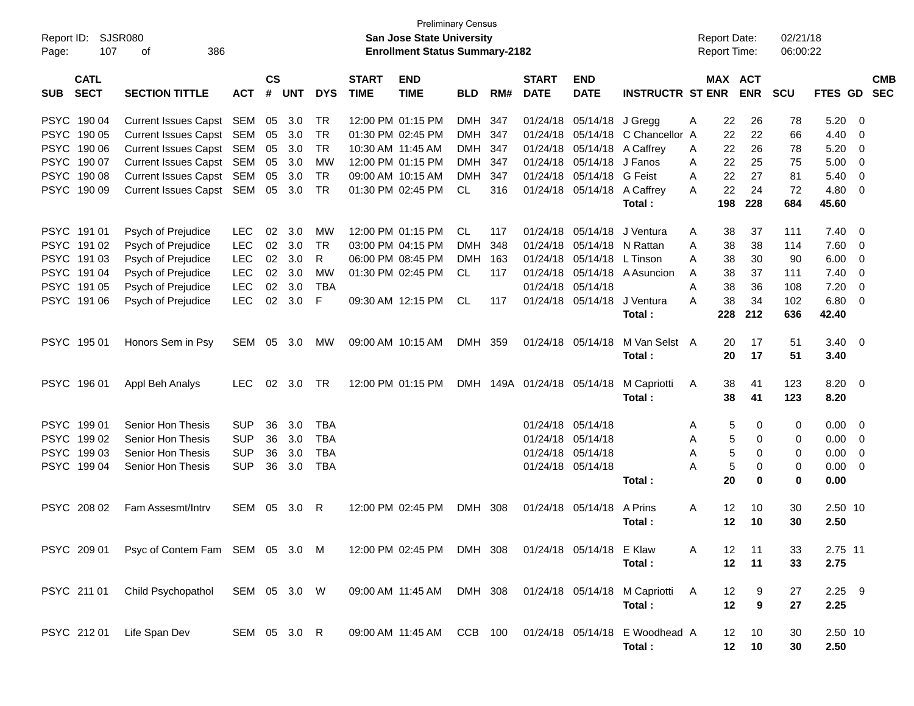Preliminary Census

**San Jose State University**

**Enrollment Status Summary-2182**

Report ID: SJSR080
Report Date: 02/21/18
Report Time: 06:00:22

| SUB | CATL SECT | SECTION TITTLE | ACT | CS # | UNT | DYS | START TIME | END TIME | BLD | RM# | START DATE | END DATE | INSTRUCTR | ST | MAX ENR | ACT ENR | SCU | FTES | GD | CMB SEC |
|---|---|---|---|---|---|---|---|---|---|---|---|---|---|---|---|---|---|---|---|---|
| PSYC | 190 04 | Current Issues Capst | SEM | 05 | 3.0 | TR | 12:00 PM | 01:15 PM | DMH | 347 | 01/24/18 | 05/14/18 | J Gregg | A | 22 | 26 | 78 | 5.20 | 0 | |
| PSYC | 190 05 | Current Issues Capst | SEM | 05 | 3.0 | TR | 01:30 PM | 02:45 PM | DMH | 347 | 01/24/18 | 05/14/18 | C Chancellor | A | 22 | 22 | 66 | 4.40 | 0 | |
| PSYC | 190 06 | Current Issues Capst | SEM | 05 | 3.0 | TR | 10:30 AM | 11:45 AM | DMH | 347 | 01/24/18 | 05/14/18 | A Caffrey | A | 22 | 26 | 78 | 5.20 | 0 | |
| PSYC | 190 07 | Current Issues Capst | SEM | 05 | 3.0 | MW | 12:00 PM | 01:15 PM | DMH | 347 | 01/24/18 | 05/14/18 | J Fanos | A | 22 | 25 | 75 | 5.00 | 0 | |
| PSYC | 190 08 | Current Issues Capst | SEM | 05 | 3.0 | TR | 09:00 AM | 10:15 AM | DMH | 347 | 01/24/18 | 05/14/18 | G Feist | A | 22 | 27 | 81 | 5.40 | 0 | |
| PSYC | 190 09 | Current Issues Capst | SEM | 05 | 3.0 | TR | 01:30 PM | 02:45 PM | CL | 316 | 01/24/18 | 05/14/18 | A Caffrey | A | 22 | 24 | 72 | 4.80 | 0 | |
| | | | | | | | | | | | | | **Total :** | | **198** | **228** | **684** | **45.60** | | |
| PSYC | 191 01 | Psych of Prejudice | LEC | 02 | 3.0 | MW | 12:00 PM | 01:15 PM | CL | 117 | 01/24/18 | 05/14/18 | J Ventura | A | 38 | 37 | 111 | 7.40 | 0 | |
| PSYC | 191 02 | Psych of Prejudice | LEC | 02 | 3.0 | TR | 03:00 PM | 04:15 PM | DMH | 348 | 01/24/18 | 05/14/18 | N Rattan | A | 38 | 38 | 114 | 7.60 | 0 | |
| PSYC | 191 03 | Psych of Prejudice | LEC | 02 | 3.0 | R | 06:00 PM | 08:45 PM | DMH | 163 | 01/24/18 | 05/14/18 | L Tinson | A | 38 | 30 | 90 | 6.00 | 0 | |
| PSYC | 191 04 | Psych of Prejudice | LEC | 02 | 3.0 | MW | 01:30 PM | 02:45 PM | CL | 117 | 01/24/18 | 05/14/18 | A Asuncion | A | 38 | 37 | 111 | 7.40 | 0 | |
| PSYC | 191 05 | Psych of Prejudice | LEC | 02 | 3.0 | TBA | | | | | 01/24/18 | 05/14/18 | | A | 38 | 36 | 108 | 7.20 | 0 | |
| PSYC | 191 06 | Psych of Prejudice | LEC | 02 | 3.0 | F | 09:30 AM | 12:15 PM | CL | 117 | 01/24/18 | 05/14/18 | J Ventura | A | 38 | 34 | 102 | 6.80 | 0 | |
| | | | | | | | | | | | | | **Total :** | | **228** | **212** | **636** | **42.40** | | |
| PSYC | 195 01 | Honors Sem in Psy | SEM | 05 | 3.0 | MW | 09:00 AM | 10:15 AM | DMH | 359 | 01/24/18 | 05/14/18 | M Van Selst | A | 20 | 17 | 51 | 3.40 | 0 | |
| | | | | | | | | | | | | | **Total :** | | **20** | **17** | **51** | **3.40** | | |
| PSYC | 196 01 | Appl Beh Analys | LEC | 02 | 3.0 | TR | 12:00 PM | 01:15 PM | DMH | 149A | 01/24/18 | 05/14/18 | M Capriotti | A | 38 | 41 | 123 | 8.20 | 0 | |
| | | | | | | | | | | | | | **Total :** | | **38** | **41** | **123** | **8.20** | | |
| PSYC | 199 01 | Senior Hon Thesis | SUP | 36 | 3.0 | TBA | | | | | 01/24/18 | 05/14/18 | | A | 5 | 0 | 0 | 0.00 | 0 | |
| PSYC | 199 02 | Senior Hon Thesis | SUP | 36 | 3.0 | TBA | | | | | 01/24/18 | 05/14/18 | | A | 5 | 0 | 0 | 0.00 | 0 | |
| PSYC | 199 03 | Senior Hon Thesis | SUP | 36 | 3.0 | TBA | | | | | 01/24/18 | 05/14/18 | | A | 5 | 0 | 0 | 0.00 | 0 | |
| PSYC | 199 04 | Senior Hon Thesis | SUP | 36 | 3.0 | TBA | | | | | 01/24/18 | 05/14/18 | | A | 5 | 0 | 0 | 0.00 | 0 | |
| | | | | | | | | | | | | | **Total :** | | **20** | **0** | **0** | **0.00** | | |
| PSYC | 208 02 | Fam Assesmt/Intrv | SEM | 05 | 3.0 | R | 12:00 PM | 02:45 PM | DMH | 308 | 01/24/18 | 05/14/18 | A Prins | A | 12 | 10 | 30 | 2.50 | 10 | |
| | | | | | | | | | | | | | **Total :** | | **12** | **10** | **30** | **2.50** | | |
| PSYC | 209 01 | Psyc of Contem Fam | SEM | 05 | 3.0 | M | 12:00 PM | 02:45 PM | DMH | 308 | 01/24/18 | 05/14/18 | E Klaw | A | 12 | 11 | 33 | 2.75 | 11 | |
| | | | | | | | | | | | | | **Total :** | | **12** | **11** | **33** | **2.75** | | |
| PSYC | 211 01 | Child Psychopathol | SEM | 05 | 3.0 | W | 09:00 AM | 11:45 AM | DMH | 308 | 01/24/18 | 05/14/18 | M Capriotti | A | 12 | 9 | 27 | 2.25 | 9 | |
| | | | | | | | | | | | | | **Total :** | | **12** | **9** | **27** | **2.25** | | |
| PSYC | 212 01 | Life Span Dev | SEM | 05 | 3.0 | R | 09:00 AM | 11:45 AM | CCB | 100 | 01/24/18 | 05/14/18 | E Woodhead | A | 12 | 10 | 30 | 2.50 | 10 | |
| | | | | | | | | | | | | | **Total :** | | **12** | **10** | **30** | **2.50** | | |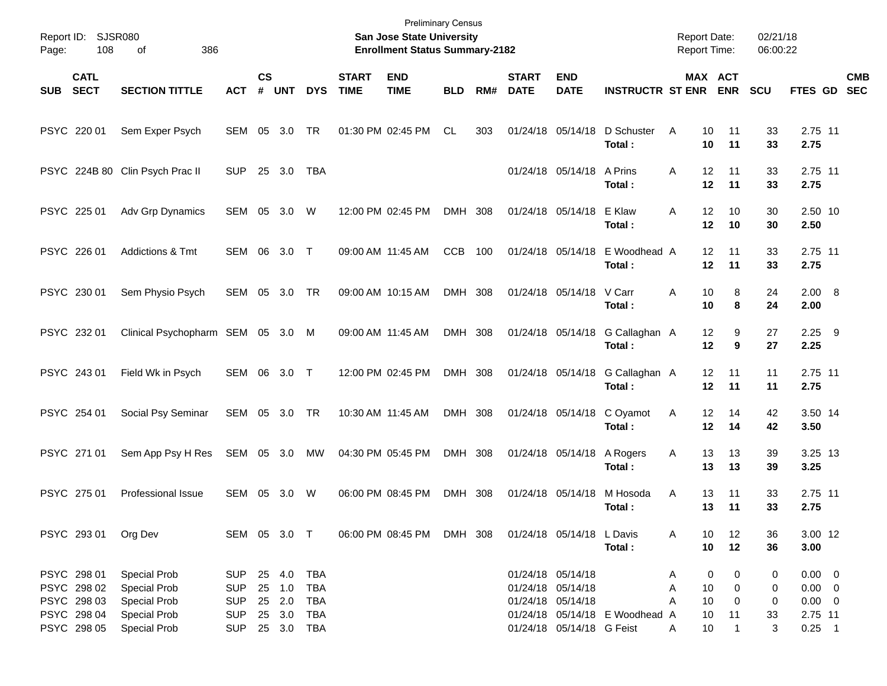Preliminary Census
**San Jose State University**
**Enrollment Status Summary-2182**

Report ID: SJSR080
Report Date: 02/21/18
Report Time: 06:00:22

| SUB | CATL SECT | SECTION TITTLE | ACT | CS # | UNT | DYS | START TIME | END TIME | BLD | RM# | START DATE | END DATE | INSTRUCTR | ST | MAX ENR | ACT ENR | SCU | FTES | GD | CMB SEC |
|---|---|---|---|---|---|---|---|---|---|---|---|---|---|---|---|---|---|---|---|---|
| PSYC | 220 01 | Sem Exper Psych | SEM | 05 | 3.0 | TR | 01:30 PM | 02:45 PM | CL | 303 | 01/24/18 | 05/14/18 | D Schuster | A | 10 | 11 | 33 | 2.75 | 11 | |
| | | | | | | | | | | | | | **Total :** | | **10** | **11** | **33** | **2.75** | | |
| PSYC | 224B 80 | Clin Psych Prac II | SUP | 25 | 3.0 | TBA | | | | | 01/24/18 | 05/14/18 | A Prins | A | 12 | 11 | 33 | 2.75 | 11 | |
| | | | | | | | | | | | | | **Total :** | | **12** | **11** | **33** | **2.75** | | |
| PSYC | 225 01 | Adv Grp Dynamics | SEM | 05 | 3.0 | W | 12:00 PM | 02:45 PM | DMH | 308 | 01/24/18 | 05/14/18 | E Klaw | A | 12 | 10 | 30 | 2.50 | 10 | |
| | | | | | | | | | | | | | **Total :** | | **12** | **10** | **30** | **2.50** | | |
| PSYC | 226 01 | Addictions & Tmt | SEM | 06 | 3.0 | T | 09:00 AM | 11:45 AM | CCB | 100 | 01/24/18 | 05/14/18 | E Woodhead | A | 12 | 11 | 33 | 2.75 | 11 | |
| | | | | | | | | | | | | | **Total :** | | **12** | **11** | **33** | **2.75** | | |
| PSYC | 230 01 | Sem Physio Psych | SEM | 05 | 3.0 | TR | 09:00 AM | 10:15 AM | DMH | 308 | 01/24/18 | 05/14/18 | V Carr | A | 10 | 8 | 24 | 2.00 | 8 | |
| | | | | | | | | | | | | | **Total :** | | **10** | **8** | **24** | **2.00** | | |
| PSYC | 232 01 | Clinical Psychopharm | SEM | 05 | 3.0 | M | 09:00 AM | 11:45 AM | DMH | 308 | 01/24/18 | 05/14/18 | G Callaghan | A | 12 | 9 | 27 | 2.25 | 9 | |
| | | | | | | | | | | | | | **Total :** | | **12** | **9** | **27** | **2.25** | | |
| PSYC | 243 01 | Field Wk in Psych | SEM | 06 | 3.0 | T | 12:00 PM | 02:45 PM | DMH | 308 | 01/24/18 | 05/14/18 | G Callaghan | A | 12 | 11 | 11 | 2.75 | 11 | |
| | | | | | | | | | | | | | **Total :** | | **12** | **11** | **11** | **2.75** | | |
| PSYC | 254 01 | Social Psy Seminar | SEM | 05 | 3.0 | TR | 10:30 AM | 11:45 AM | DMH | 308 | 01/24/18 | 05/14/18 | C Oyamot | A | 12 | 14 | 42 | 3.50 | 14 | |
| | | | | | | | | | | | | | **Total :** | | **12** | **14** | **42** | **3.50** | | |
| PSYC | 271 01 | Sem App Psy H Res | SEM | 05 | 3.0 | MW | 04:30 PM | 05:45 PM | DMH | 308 | 01/24/18 | 05/14/18 | A Rogers | A | 13 | 13 | 39 | 3.25 | 13 | |
| | | | | | | | | | | | | | **Total :** | | **13** | **13** | **39** | **3.25** | | |
| PSYC | 275 01 | Professional Issue | SEM | 05 | 3.0 | W | 06:00 PM | 08:45 PM | DMH | 308 | 01/24/18 | 05/14/18 | M Hosoda | A | 13 | 11 | 33 | 2.75 | 11 | |
| | | | | | | | | | | | | | **Total :** | | **13** | **11** | **33** | **2.75** | | |
| PSYC | 293 01 | Org Dev | SEM | 05 | 3.0 | T | 06:00 PM | 08:45 PM | DMH | 308 | 01/24/18 | 05/14/18 | L Davis | A | 10 | 12 | 36 | 3.00 | 12 | |
| | | | | | | | | | | | | | **Total :** | | **10** | **12** | **36** | **3.00** | | |
| PSYC | 298 01 | Special Prob | SUP | 25 | 4.0 | TBA | | | | | 01/24/18 | 05/14/18 | | A | 0 | 0 | 0 | 0.00 | 0 | |
| PSYC | 298 02 | Special Prob | SUP | 25 | 1.0 | TBA | | | | | 01/24/18 | 05/14/18 | | A | 10 | 0 | 0 | 0.00 | 0 | |
| PSYC | 298 03 | Special Prob | SUP | 25 | 2.0 | TBA | | | | | 01/24/18 | 05/14/18 | | A | 10 | 0 | 0 | 0.00 | 0 | |
| PSYC | 298 04 | Special Prob | SUP | 25 | 3.0 | TBA | | | | | 01/24/18 | 05/14/18 | E Woodhead | A | 10 | 11 | 33 | 2.75 | 11 | |
| PSYC | 298 05 | Special Prob | SUP | 25 | 3.0 | TBA | | | | | 01/24/18 | 05/14/18 | G Feist | A | 10 | 1 | 3 | 0.25 | 1 | |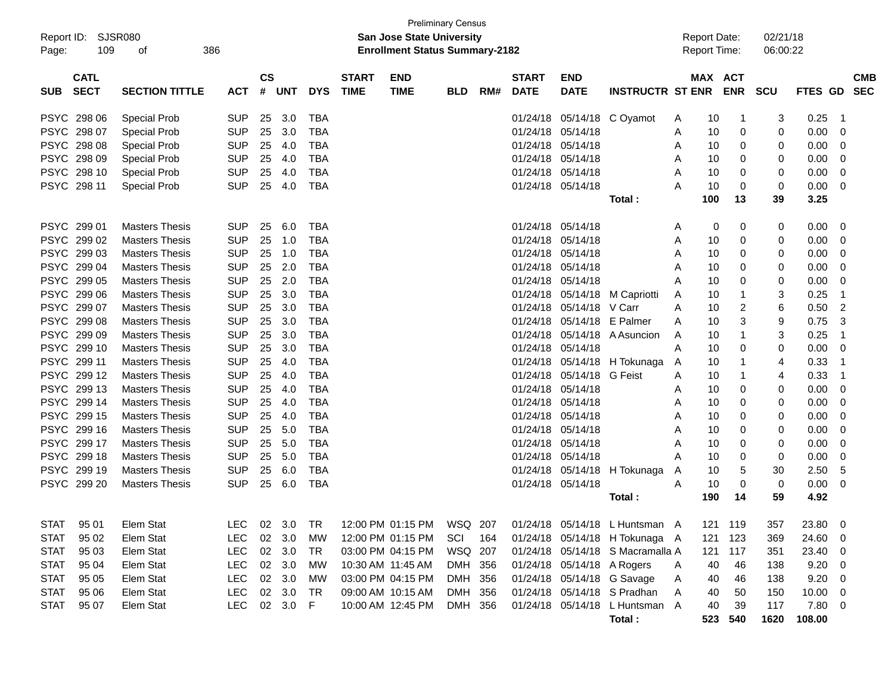Preliminary Census

Report ID: SJSR080
Page: 109 of 386

**San Jose State University**
**Enrollment Status Summary-2182**

Report Date: 02/21/18
Report Time: 06:00:22

| SUB | CATL SECT | SECTION TITTLE | ACT | CS # | UNT | DYS | START TIME | END TIME | BLD | RM# | START DATE | END DATE | INSTRUCTR | ST | MAX ENR | ACT ENR | SCU | FTES | GD | CMB SEC |
|---|---|---|---|---|---|---|---|---|---|---|---|---|---|---|---|---|---|---|---|---|
| PSYC | 298 06 | Special Prob | SUP | 25 | 3.0 | TBA | | | | | 01/24/18 | 05/14/18 | C Oyamot | A | 10 | 1 | 3 | 0.25 | 1 | |
| PSYC | 298 07 | Special Prob | SUP | 25 | 3.0 | TBA | | | | | 01/24/18 | 05/14/18 | | A | 10 | 0 | 0 | 0.00 | 0 | |
| PSYC | 298 08 | Special Prob | SUP | 25 | 4.0 | TBA | | | | | 01/24/18 | 05/14/18 | | A | 10 | 0 | 0 | 0.00 | 0 | |
| PSYC | 298 09 | Special Prob | SUP | 25 | 4.0 | TBA | | | | | 01/24/18 | 05/14/18 | | A | 10 | 0 | 0 | 0.00 | 0 | |
| PSYC | 298 10 | Special Prob | SUP | 25 | 4.0 | TBA | | | | | 01/24/18 | 05/14/18 | | A | 10 | 0 | 0 | 0.00 | 0 | |
| PSYC | 298 11 | Special Prob | SUP | 25 | 4.0 | TBA | | | | | 01/24/18 | 05/14/18 | | A | 10 | 0 | 0 | 0.00 | 0 | |
| | | | | | | | | | | | | | **Total :** | | **100** | **13** | **39** | **3.25** | | |
| PSYC | 299 01 | Masters Thesis | SUP | 25 | 6.0 | TBA | | | | | 01/24/18 | 05/14/18 | | A | 0 | 0 | 0 | 0.00 | 0 | |
| PSYC | 299 02 | Masters Thesis | SUP | 25 | 1.0 | TBA | | | | | 01/24/18 | 05/14/18 | | A | 10 | 0 | 0 | 0.00 | 0 | |
| PSYC | 299 03 | Masters Thesis | SUP | 25 | 1.0 | TBA | | | | | 01/24/18 | 05/14/18 | | A | 10 | 0 | 0 | 0.00 | 0 | |
| PSYC | 299 04 | Masters Thesis | SUP | 25 | 2.0 | TBA | | | | | 01/24/18 | 05/14/18 | | A | 10 | 0 | 0 | 0.00 | 0 | |
| PSYC | 299 05 | Masters Thesis | SUP | 25 | 2.0 | TBA | | | | | 01/24/18 | 05/14/18 | | A | 10 | 0 | 0 | 0.00 | 0 | |
| PSYC | 299 06 | Masters Thesis | SUP | 25 | 3.0 | TBA | | | | | 01/24/18 | 05/14/18 | M Capriotti | A | 10 | 1 | 3 | 0.25 | 1 | |
| PSYC | 299 07 | Masters Thesis | SUP | 25 | 3.0 | TBA | | | | | 01/24/18 | 05/14/18 | V Carr | A | 10 | 2 | 6 | 0.50 | 2 | |
| PSYC | 299 08 | Masters Thesis | SUP | 25 | 3.0 | TBA | | | | | 01/24/18 | 05/14/18 | E Palmer | A | 10 | 3 | 9 | 0.75 | 3 | |
| PSYC | 299 09 | Masters Thesis | SUP | 25 | 3.0 | TBA | | | | | 01/24/18 | 05/14/18 | A Asuncion | A | 10 | 1 | 3 | 0.25 | 1 | |
| PSYC | 299 10 | Masters Thesis | SUP | 25 | 3.0 | TBA | | | | | 01/24/18 | 05/14/18 | | A | 10 | 0 | 0 | 0.00 | 0 | |
| PSYC | 299 11 | Masters Thesis | SUP | 25 | 4.0 | TBA | | | | | 01/24/18 | 05/14/18 | H Tokunaga | A | 10 | 1 | 4 | 0.33 | 1 | |
| PSYC | 299 12 | Masters Thesis | SUP | 25 | 4.0 | TBA | | | | | 01/24/18 | 05/14/18 | G Feist | A | 10 | 1 | 4 | 0.33 | 1 | |
| PSYC | 299 13 | Masters Thesis | SUP | 25 | 4.0 | TBA | | | | | 01/24/18 | 05/14/18 | | A | 10 | 0 | 0 | 0.00 | 0 | |
| PSYC | 299 14 | Masters Thesis | SUP | 25 | 4.0 | TBA | | | | | 01/24/18 | 05/14/18 | | A | 10 | 0 | 0 | 0.00 | 0 | |
| PSYC | 299 15 | Masters Thesis | SUP | 25 | 4.0 | TBA | | | | | 01/24/18 | 05/14/18 | | A | 10 | 0 | 0 | 0.00 | 0 | |
| PSYC | 299 16 | Masters Thesis | SUP | 25 | 5.0 | TBA | | | | | 01/24/18 | 05/14/18 | | A | 10 | 0 | 0 | 0.00 | 0 | |
| PSYC | 299 17 | Masters Thesis | SUP | 25 | 5.0 | TBA | | | | | 01/24/18 | 05/14/18 | | A | 10 | 0 | 0 | 0.00 | 0 | |
| PSYC | 299 18 | Masters Thesis | SUP | 25 | 5.0 | TBA | | | | | 01/24/18 | 05/14/18 | | A | 10 | 0 | 0 | 0.00 | 0 | |
| PSYC | 299 19 | Masters Thesis | SUP | 25 | 6.0 | TBA | | | | | 01/24/18 | 05/14/18 | H Tokunaga | A | 10 | 5 | 30 | 2.50 | 5 | |
| PSYC | 299 20 | Masters Thesis | SUP | 25 | 6.0 | TBA | | | | | 01/24/18 | 05/14/18 | | A | 10 | 0 | 0 | 0.00 | 0 | |
| | | | | | | | | | | | | | **Total :** | | **190** | **14** | **59** | **4.92** | | |
| STAT | 95 01 | Elem Stat | LEC | 02 | 3.0 | TR | 12:00 PM | 01:15 PM | WSQ | 207 | 01/24/18 | 05/14/18 | L Huntsman | A | 121 | 119 | 357 | 23.80 | 0 | |
| STAT | 95 02 | Elem Stat | LEC | 02 | 3.0 | MW | 12:00 PM | 01:15 PM | SCI | 164 | 01/24/18 | 05/14/18 | H Tokunaga | A | 121 | 123 | 369 | 24.60 | 0 | |
| STAT | 95 03 | Elem Stat | LEC | 02 | 3.0 | TR | 03:00 PM | 04:15 PM | WSQ | 207 | 01/24/18 | 05/14/18 | S Macramalla | A | 121 | 117 | 351 | 23.40 | 0 | |
| STAT | 95 04 | Elem Stat | LEC | 02 | 3.0 | MW | 10:30 AM | 11:45 AM | DMH | 356 | 01/24/18 | 05/14/18 | A Rogers | A | 40 | 46 | 138 | 9.20 | 0 | |
| STAT | 95 05 | Elem Stat | LEC | 02 | 3.0 | MW | 03:00 PM | 04:15 PM | DMH | 356 | 01/24/18 | 05/14/18 | G Savage | A | 40 | 46 | 138 | 9.20 | 0 | |
| STAT | 95 06 | Elem Stat | LEC | 02 | 3.0 | TR | 09:00 AM | 10:15 AM | DMH | 356 | 01/24/18 | 05/14/18 | S Pradhan | A | 40 | 50 | 150 | 10.00 | 0 | |
| STAT | 95 07 | Elem Stat | LEC | 02 | 3.0 | F | 10:00 AM | 12:45 PM | DMH | 356 | 01/24/18 | 05/14/18 | L Huntsman | A | 40 | 39 | 117 | 7.80 | 0 | |
| | | | | | | | | | | | | | **Total :** | | **523** | **540** | **1620** | **108.00** | | |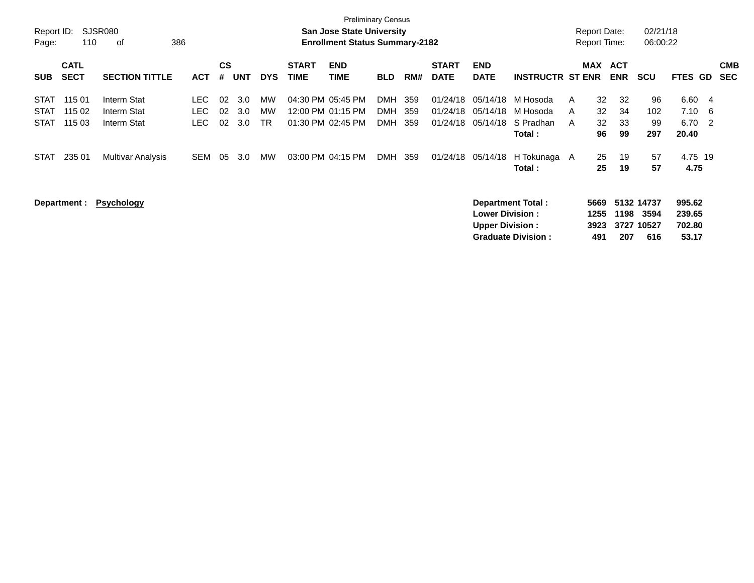Preliminary Census

**San Jose State University**
**Enrollment Status Summary-2182**

Report ID: SJSR080
Report Date: 02/21/18
Report Time: 06:00:22

| SUB | CATL SECT | SECTION TITTLE | ACT | CS # | UNT | DYS | START TIME | END TIME | BLD | RM# | START DATE | END DATE | INSTRUCTR | ST | MAX ENR | ACT ENR | SCU | FTES | GD | CMB SEC |
|---|---|---|---|---|---|---|---|---|---|---|---|---|---|---|---|---|---|---|---|---|
| STAT | 115 01 | Interm Stat | LEC | 02 | 3.0 | MW | 04:30 PM | 05:45 PM | DMH | 359 | 01/24/18 | 05/14/18 | M Hosoda | A | 32 | 32 | 96 | 6.60 | 4 | |
| STAT | 115 02 | Interm Stat | LEC | 02 | 3.0 | MW | 12:00 PM | 01:15 PM | DMH | 359 | 01/24/18 | 05/14/18 | M Hosoda | A | 32 | 34 | 102 | 7.10 | 6 | |
| STAT | 115 03 | Interm Stat | LEC | 02 | 3.0 | TR | 01:30 PM | 02:45 PM | DMH | 359 | 01/24/18 | 05/14/18 | S Pradhan | A | 32 | 33 | 99 | 6.70 | 2 | |
| | | | | | | | | | | | | | **Total :** | | **96** | **99** | **297** | **20.40** | | |
| STAT | 235 01 | Multivar Analysis | SEM | 05 | 3.0 | MW | 03:00 PM | 04:15 PM | DMH | 359 | 01/24/18 | 05/14/18 | H Tokunaga | A | 25 | 19 | 57 | 4.75 | 19 | |
| | | | | | | | | | | | | | **Total :** | | **25** | **19** | **57** | **4.75** | | |

**Department : Psychology**

| | MAX ENR | ACT ENR | SCU | FTES |
|---|---|---|---|---|
| **Department Total :** | **5669** | **5132** | **14737** | **995.62** |
| **Lower Division :** | **1255** | **1198** | **3594** | **239.65** |
| **Upper Division :** | **3923** | **3727** | **10527** | **702.80** |
| **Graduate Division :** | **491** | **207** | **616** | **53.17** |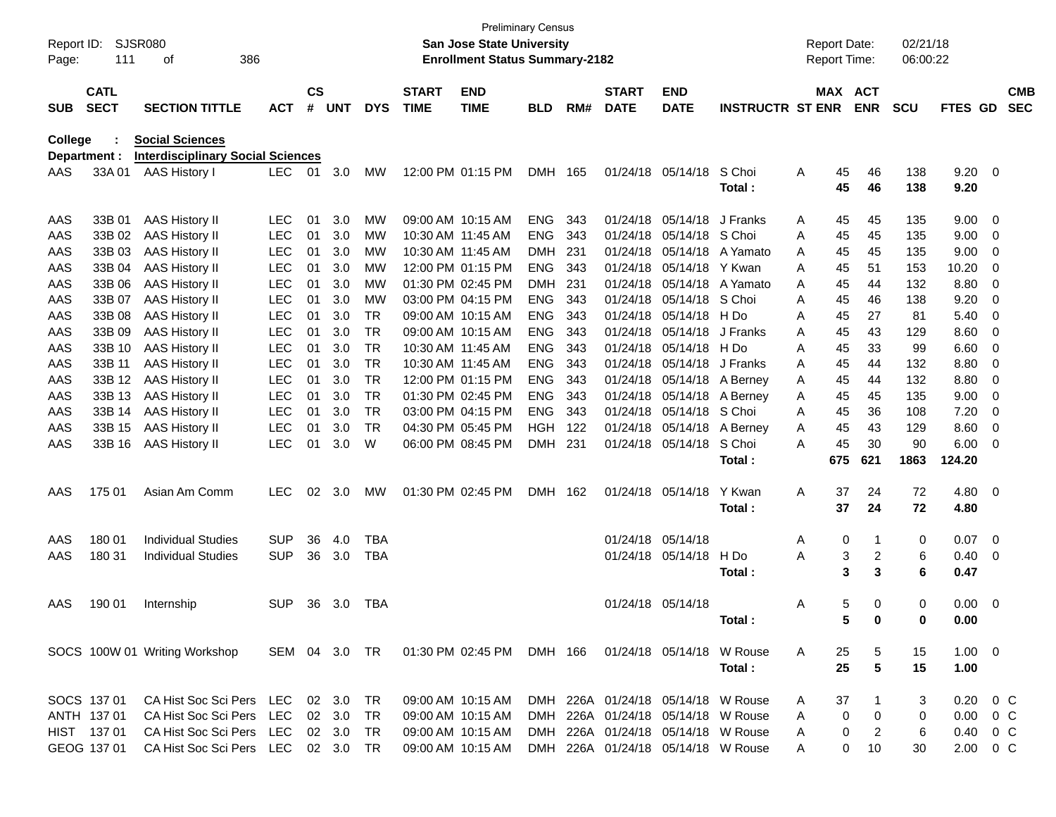Preliminary Census
**San Jose State University**
**Enrollment Status Summary-2182**

Report ID: SJSR080
Report Date: 02/21/18
Report Time: 06:00:22

**College : Social Sciences**
**Department : Interdisciplinary Social Sciences**

| SUB | CATL SECT | SECTION TITTLE | ACT | CS # | UNT | DYS | START TIME | END TIME | BLD | RM# | START DATE | END DATE | INSTRUCTR | ST | MAX ENR | ACT ENR | SCU | FTES | GD | CMB SEC |
|---|---|---|---|---|---|---|---|---|---|---|---|---|---|---|---|---|---|---|---|---|
| AAS | 33A 01 | AAS History I | LEC | 01 | 3.0 | MW | 12:00 PM | 01:15 PM | DMH | 165 | 01/24/18 | 05/14/18 | S Choi | A | 45 | 46 | 138 | 9.20 | 0 | |
| | | | | | | | | | | | | | **Total :** | | **45** | **46** | **138** | **9.20** | | |
| AAS | 33B 01 | AAS History II | LEC | 01 | 3.0 | MW | 09:00 AM | 10:15 AM | ENG | 343 | 01/24/18 | 05/14/18 | J Franks | A | 45 | 45 | 135 | 9.00 | 0 | |
| AAS | 33B 02 | AAS History II | LEC | 01 | 3.0 | MW | 10:30 AM | 11:45 AM | ENG | 343 | 01/24/18 | 05/14/18 | S Choi | A | 45 | 45 | 135 | 9.00 | 0 | |
| AAS | 33B 03 | AAS History II | LEC | 01 | 3.0 | MW | 10:30 AM | 11:45 AM | DMH | 231 | 01/24/18 | 05/14/18 | A Yamato | A | 45 | 45 | 135 | 9.00 | 0 | |
| AAS | 33B 04 | AAS History II | LEC | 01 | 3.0 | MW | 12:00 PM | 01:15 PM | ENG | 343 | 01/24/18 | 05/14/18 | Y Kwan | A | 45 | 51 | 153 | 10.20 | 0 | |
| AAS | 33B 06 | AAS History II | LEC | 01 | 3.0 | MW | 01:30 PM | 02:45 PM | DMH | 231 | 01/24/18 | 05/14/18 | A Yamato | A | 45 | 44 | 132 | 8.80 | 0 | |
| AAS | 33B 07 | AAS History II | LEC | 01 | 3.0 | MW | 03:00 PM | 04:15 PM | ENG | 343 | 01/24/18 | 05/14/18 | S Choi | A | 45 | 46 | 138 | 9.20 | 0 | |
| AAS | 33B 08 | AAS History II | LEC | 01 | 3.0 | TR | 09:00 AM | 10:15 AM | ENG | 343 | 01/24/18 | 05/14/18 | H Do | A | 45 | 27 | 81 | 5.40 | 0 | |
| AAS | 33B 09 | AAS History II | LEC | 01 | 3.0 | TR | 09:00 AM | 10:15 AM | ENG | 343 | 01/24/18 | 05/14/18 | J Franks | A | 45 | 43 | 129 | 8.60 | 0 | |
| AAS | 33B 10 | AAS History II | LEC | 01 | 3.0 | TR | 10:30 AM | 11:45 AM | ENG | 343 | 01/24/18 | 05/14/18 | H Do | A | 45 | 33 | 99 | 6.60 | 0 | |
| AAS | 33B 11 | AAS History II | LEC | 01 | 3.0 | TR | 10:30 AM | 11:45 AM | ENG | 343 | 01/24/18 | 05/14/18 | J Franks | A | 45 | 44 | 132 | 8.80 | 0 | |
| AAS | 33B 12 | AAS History II | LEC | 01 | 3.0 | TR | 12:00 PM | 01:15 PM | ENG | 343 | 01/24/18 | 05/14/18 | A Berney | A | 45 | 44 | 132 | 8.80 | 0 | |
| AAS | 33B 13 | AAS History II | LEC | 01 | 3.0 | TR | 01:30 PM | 02:45 PM | ENG | 343 | 01/24/18 | 05/14/18 | A Berney | A | 45 | 45 | 135 | 9.00 | 0 | |
| AAS | 33B 14 | AAS History II | LEC | 01 | 3.0 | TR | 03:00 PM | 04:15 PM | ENG | 343 | 01/24/18 | 05/14/18 | S Choi | A | 45 | 36 | 108 | 7.20 | 0 | |
| AAS | 33B 15 | AAS History II | LEC | 01 | 3.0 | TR | 04:30 PM | 05:45 PM | HGH | 122 | 01/24/18 | 05/14/18 | A Berney | A | 45 | 43 | 129 | 8.60 | 0 | |
| AAS | 33B 16 | AAS History II | LEC | 01 | 3.0 | W | 06:00 PM | 08:45 PM | DMH | 231 | 01/24/18 | 05/14/18 | S Choi | A | 45 | 30 | 90 | 6.00 | 0 | |
| | | | | | | | | | | | | | **Total :** | | **675** | **621** | **1863** | **124.20** | | |
| AAS | 175 01 | Asian Am Comm | LEC | 02 | 3.0 | MW | 01:30 PM | 02:45 PM | DMH | 162 | 01/24/18 | 05/14/18 | Y Kwan | A | 37 | 24 | 72 | 4.80 | 0 | |
| | | | | | | | | | | | | | **Total :** | | **37** | **24** | **72** | **4.80** | | |
| AAS | 180 01 | Individual Studies | SUP | 36 | 4.0 | TBA | | | | | 01/24/18 | 05/14/18 | | A | 0 | 1 | 0 | 0.07 | 0 | |
| AAS | 180 31 | Individual Studies | SUP | 36 | 3.0 | TBA | | | | | 01/24/18 | 05/14/18 | H Do | A | 3 | 2 | 6 | 0.40 | 0 | |
| | | | | | | | | | | | | | **Total :** | | **3** | **3** | **6** | **0.47** | | |
| AAS | 190 01 | Internship | SUP | 36 | 3.0 | TBA | | | | | 01/24/18 | 05/14/18 | | A | 5 | 0 | 0 | 0.00 | 0 | |
| | | | | | | | | | | | | | **Total :** | | **5** | **0** | **0** | **0.00** | | |
| SOCS | 100W 01 | Writing Workshop | SEM | 04 | 3.0 | TR | 01:30 PM | 02:45 PM | DMH | 166 | 01/24/18 | 05/14/18 | W Rouse | A | 25 | 5 | 15 | 1.00 | 0 | |
| | | | | | | | | | | | | | **Total :** | | **25** | **5** | **15** | **1.00** | | |
| SOCS | 137 01 | CA Hist Soc Sci Pers | LEC | 02 | 3.0 | TR | 09:00 AM | 10:15 AM | DMH | 226A | 01/24/18 | 05/14/18 | W Rouse | A | 37 | 1 | 3 | 0.20 | 0 | C |
| ANTH | 137 01 | CA Hist Soc Sci Pers | LEC | 02 | 3.0 | TR | 09:00 AM | 10:15 AM | DMH | 226A | 01/24/18 | 05/14/18 | W Rouse | A | 0 | 0 | 0 | 0.00 | 0 | C |
| HIST | 137 01 | CA Hist Soc Sci Pers | LEC | 02 | 3.0 | TR | 09:00 AM | 10:15 AM | DMH | 226A | 01/24/18 | 05/14/18 | W Rouse | A | 0 | 2 | 6 | 0.40 | 0 | C |
| GEOG | 137 01 | CA Hist Soc Sci Pers | LEC | 02 | 3.0 | TR | 09:00 AM | 10:15 AM | DMH | 226A | 01/24/18 | 05/14/18 | W Rouse | A | 0 | 10 | 30 | 2.00 | 0 | C |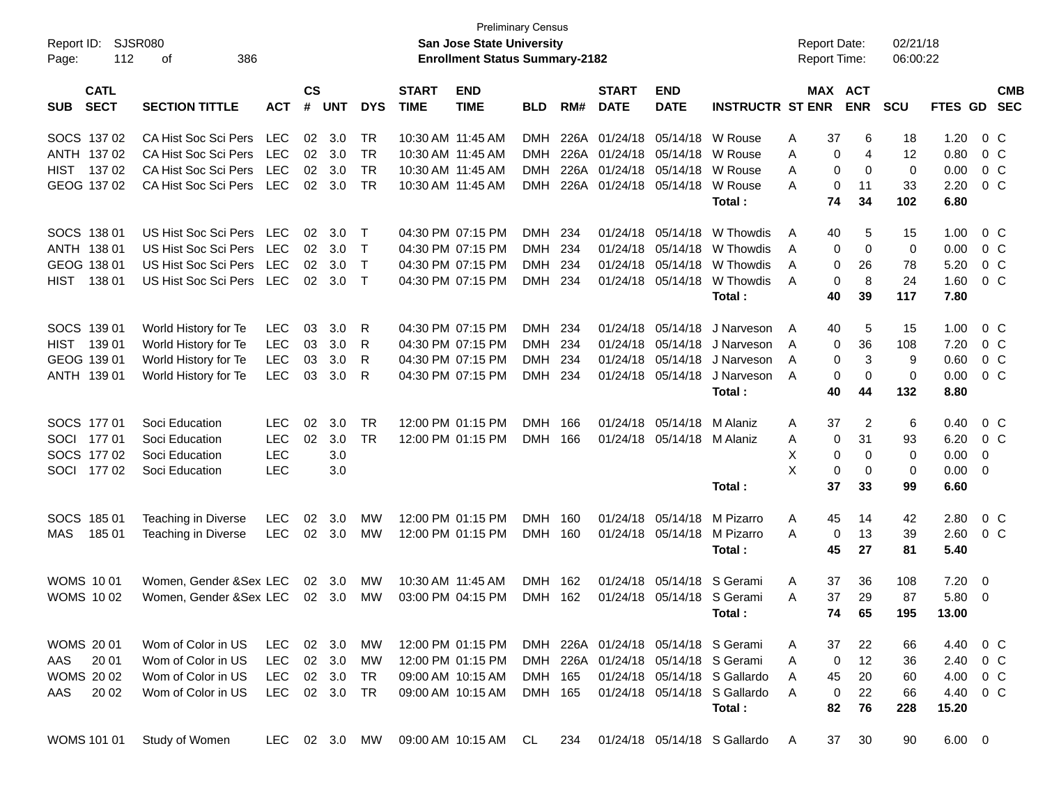Preliminary Census

**San Jose State University**

**Enrollment Status Summary-2182**

Report ID: SJSR080

Report Date: 02/21/18

Report Time: 06:00:22

| SUB | CATL SECT | SECTION TITTLE | ACT | CS # | UNT | DYS | START TIME | END TIME | BLD | RM# | START DATE | END DATE | INSTRUCTR | ST | MAX ENR | ACT ENR | SCU | FTES | GD | CMB SEC |
|---|---|---|---|---|---|---|---|---|---|---|---|---|---|---|---|---|---|---|---|---|
| SOCS | 137 02 | CA Hist Soc Sci Pers | LEC | 02 | 3.0 | TR | 10:30 AM | 11:45 AM | DMH | 226A | 01/24/18 | 05/14/18 | W Rouse | A | 37 | 6 | 18 | 1.20 | 0 | C |
| ANTH | 137 02 | CA Hist Soc Sci Pers | LEC | 02 | 3.0 | TR | 10:30 AM | 11:45 AM | DMH | 226A | 01/24/18 | 05/14/18 | W Rouse | A | 0 | 4 | 12 | 0.80 | 0 | C |
| HIST | 137 02 | CA Hist Soc Sci Pers | LEC | 02 | 3.0 | TR | 10:30 AM | 11:45 AM | DMH | 226A | 01/24/18 | 05/14/18 | W Rouse | A | 0 | 0 | 0 | 0.00 | 0 | C |
| GEOG | 137 02 | CA Hist Soc Sci Pers | LEC | 02 | 3.0 | TR | 10:30 AM | 11:45 AM | DMH | 226A | 01/24/18 | 05/14/18 | W Rouse | A | 0 | 11 | 33 | 2.20 | 0 | C |
| | | | | | | | | | | | | | **Total :** | | **74** | **34** | **102** | **6.80** | | |
| SOCS | 138 01 | US Hist Soc Sci Pers | LEC | 02 | 3.0 | T | 04:30 PM | 07:15 PM | DMH | 234 | 01/24/18 | 05/14/18 | W Thowdis | A | 40 | 5 | 15 | 1.00 | 0 | C |
| ANTH | 138 01 | US Hist Soc Sci Pers | LEC | 02 | 3.0 | T | 04:30 PM | 07:15 PM | DMH | 234 | 01/24/18 | 05/14/18 | W Thowdis | A | 0 | 0 | 0 | 0.00 | 0 | C |
| GEOG | 138 01 | US Hist Soc Sci Pers | LEC | 02 | 3.0 | T | 04:30 PM | 07:15 PM | DMH | 234 | 01/24/18 | 05/14/18 | W Thowdis | A | 0 | 26 | 78 | 5.20 | 0 | C |
| HIST | 138 01 | US Hist Soc Sci Pers | LEC | 02 | 3.0 | T | 04:30 PM | 07:15 PM | DMH | 234 | 01/24/18 | 05/14/18 | W Thowdis | A | 0 | 8 | 24 | 1.60 | 0 | C |
| | | | | | | | | | | | | | **Total :** | | **40** | **39** | **117** | **7.80** | | |
| SOCS | 139 01 | World History for Te | LEC | 03 | 3.0 | R | 04:30 PM | 07:15 PM | DMH | 234 | 01/24/18 | 05/14/18 | J Narveson | A | 40 | 5 | 15 | 1.00 | 0 | C |
| HIST | 139 01 | World History for Te | LEC | 03 | 3.0 | R | 04:30 PM | 07:15 PM | DMH | 234 | 01/24/18 | 05/14/18 | J Narveson | A | 0 | 36 | 108 | 7.20 | 0 | C |
| GEOG | 139 01 | World History for Te | LEC | 03 | 3.0 | R | 04:30 PM | 07:15 PM | DMH | 234 | 01/24/18 | 05/14/18 | J Narveson | A | 0 | 3 | 9 | 0.60 | 0 | C |
| ANTH | 139 01 | World History for Te | LEC | 03 | 3.0 | R | 04:30 PM | 07:15 PM | DMH | 234 | 01/24/18 | 05/14/18 | J Narveson | A | 0 | 0 | 0 | 0.00 | 0 | C |
| | | | | | | | | | | | | | **Total :** | | **40** | **44** | **132** | **8.80** | | |
| SOCS | 177 01 | Soci Education | LEC | 02 | 3.0 | TR | 12:00 PM | 01:15 PM | DMH | 166 | 01/24/18 | 05/14/18 | M Alaniz | A | 37 | 2 | 6 | 0.40 | 0 | C |
| SOCI | 177 01 | Soci Education | LEC | 02 | 3.0 | TR | 12:00 PM | 01:15 PM | DMH | 166 | 01/24/18 | 05/14/18 | M Alaniz | A | 0 | 31 | 93 | 6.20 | 0 | C |
| SOCS | 177 02 | Soci Education | LEC | | 3.0 | | | | | | | | | X | 0 | 0 | 0 | 0.00 | 0 | |
| SOCI | 177 02 | Soci Education | LEC | | 3.0 | | | | | | | | | X | 0 | 0 | 0 | 0.00 | 0 | |
| | | | | | | | | | | | | | **Total :** | | **37** | **33** | **99** | **6.60** | | |
| SOCS | 185 01 | Teaching in Diverse | LEC | 02 | 3.0 | MW | 12:00 PM | 01:15 PM | DMH | 160 | 01/24/18 | 05/14/18 | M Pizarro | A | 45 | 14 | 42 | 2.80 | 0 | C |
| MAS | 185 01 | Teaching in Diverse | LEC | 02 | 3.0 | MW | 12:00 PM | 01:15 PM | DMH | 160 | 01/24/18 | 05/14/18 | M Pizarro | A | 0 | 13 | 39 | 2.60 | 0 | C |
| | | | | | | | | | | | | | **Total :** | | **45** | **27** | **81** | **5.40** | | |
| WOMS | 10 01 | Women, Gender &Sex | LEC | 02 | 3.0 | MW | 10:30 AM | 11:45 AM | DMH | 162 | 01/24/18 | 05/14/18 | S Gerami | A | 37 | 36 | 108 | 7.20 | 0 | |
| WOMS | 10 02 | Women, Gender &Sex | LEC | 02 | 3.0 | MW | 03:00 PM | 04:15 PM | DMH | 162 | 01/24/18 | 05/14/18 | S Gerami | A | 37 | 29 | 87 | 5.80 | 0 | |
| | | | | | | | | | | | | | **Total :** | | **74** | **65** | **195** | **13.00** | | |
| WOMS | 20 01 | Wom of Color in US | LEC | 02 | 3.0 | MW | 12:00 PM | 01:15 PM | DMH | 226A | 01/24/18 | 05/14/18 | S Gerami | A | 37 | 22 | 66 | 4.40 | 0 | C |
| AAS | 20 01 | Wom of Color in US | LEC | 02 | 3.0 | MW | 12:00 PM | 01:15 PM | DMH | 226A | 01/24/18 | 05/14/18 | S Gerami | A | 0 | 12 | 36 | 2.40 | 0 | C |
| WOMS | 20 02 | Wom of Color in US | LEC | 02 | 3.0 | TR | 09:00 AM | 10:15 AM | DMH | 165 | 01/24/18 | 05/14/18 | S Gallardo | A | 45 | 20 | 60 | 4.00 | 0 | C |
| AAS | 20 02 | Wom of Color in US | LEC | 02 | 3.0 | TR | 09:00 AM | 10:15 AM | DMH | 165 | 01/24/18 | 05/14/18 | S Gallardo | A | 0 | 22 | 66 | 4.40 | 0 | C |
| | | | | | | | | | | | | | **Total :** | | **82** | **76** | **228** | **15.20** | | |
| WOMS | 101 01 | Study of Women | LEC | 02 | 3.0 | MW | 09:00 AM | 10:15 AM | CL | 234 | 01/24/18 | 05/14/18 | S Gallardo | A | 37 | 30 | 90 | 6.00 | 0 | |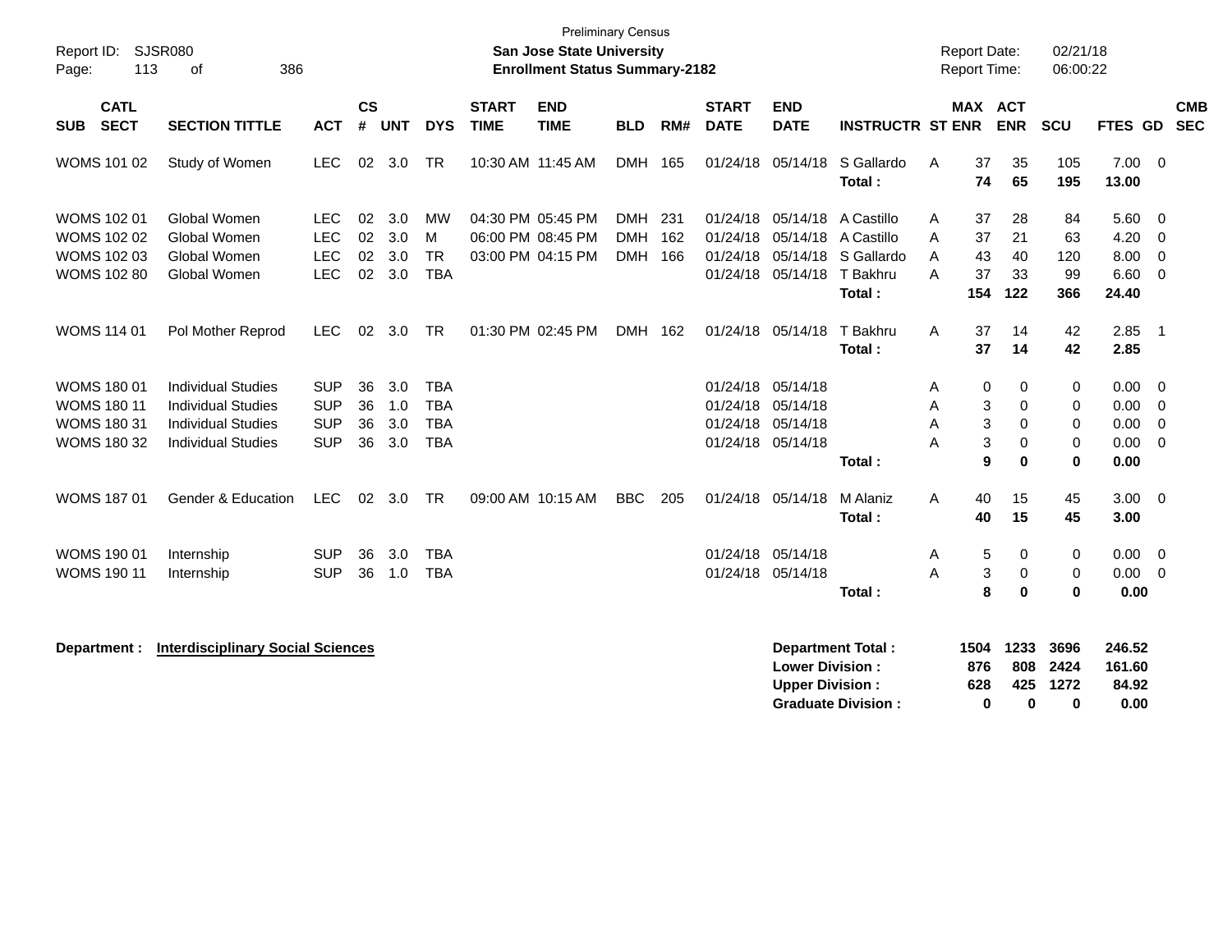Preliminary Census

**San Jose State University**
**Enrollment Status Summary-2182**

Report ID: SJSR080 | Report Date: 02/21/18 | Report Time: 06:00:22

| SUB | CATL SECT | SECTION TITTLE | ACT | CS # | UNT | DYS | START TIME | END TIME | BLD | RM# | START DATE | END DATE | INSTRUCTR | ST | MAX ENR | ACT ENR | SCU | FTES | GD | CMB SEC |
|---|---|---|---|---|---|---|---|---|---|---|---|---|---|---|---|---|---|---|---|---|
| WOMS | 101 02 | Study of Women | LEC | 02 | 3.0 | TR | 10:30 AM | 11:45 AM | DMH | 165 | 01/24/18 | 05/14/18 | S Gallardo | A | 37 | 35 | 105 | 7.00 | 0 | |
| | | | | | | | | | | | | | **Total :** | | **74** | **65** | **195** | **13.00** | | |
| WOMS | 102 01 | Global Women | LEC | 02 | 3.0 | MW | 04:30 PM | 05:45 PM | DMH | 231 | 01/24/18 | 05/14/18 | A Castillo | A | 37 | 28 | 84 | 5.60 | 0 | |
| WOMS | 102 02 | Global Women | LEC | 02 | 3.0 | M | 06:00 PM | 08:45 PM | DMH | 162 | 01/24/18 | 05/14/18 | A Castillo | A | 37 | 21 | 63 | 4.20 | 0 | |
| WOMS | 102 03 | Global Women | LEC | 02 | 3.0 | TR | 03:00 PM | 04:15 PM | DMH | 166 | 01/24/18 | 05/14/18 | S Gallardo | A | 43 | 40 | 120 | 8.00 | 0 | |
| WOMS | 102 80 | Global Women | LEC | 02 | 3.0 | TBA | | | | | 01/24/18 | 05/14/18 | T Bakhru | A | 37 | 33 | 99 | 6.60 | 0 | |
| | | | | | | | | | | | | | **Total :** | | **154** | **122** | **366** | **24.40** | | |
| WOMS | 114 01 | Pol Mother Reprod | LEC | 02 | 3.0 | TR | 01:30 PM | 02:45 PM | DMH | 162 | 01/24/18 | 05/14/18 | T Bakhru | A | 37 | 14 | 42 | 2.85 | 1 | |
| | | | | | | | | | | | | | **Total :** | | **37** | **14** | **42** | **2.85** | | |
| WOMS | 180 01 | Individual Studies | SUP | 36 | 3.0 | TBA | | | | | 01/24/18 | 05/14/18 | | A | 0 | 0 | 0 | 0.00 | 0 | |
| WOMS | 180 11 | Individual Studies | SUP | 36 | 1.0 | TBA | | | | | 01/24/18 | 05/14/18 | | A | 3 | 0 | 0 | 0.00 | 0 | |
| WOMS | 180 31 | Individual Studies | SUP | 36 | 3.0 | TBA | | | | | 01/24/18 | 05/14/18 | | A | 3 | 0 | 0 | 0.00 | 0 | |
| WOMS | 180 32 | Individual Studies | SUP | 36 | 3.0 | TBA | | | | | 01/24/18 | 05/14/18 | | A | 3 | 0 | 0 | 0.00 | 0 | |
| | | | | | | | | | | | | | **Total :** | | **9** | **0** | **0** | **0.00** | | |
| WOMS | 187 01 | Gender & Education | LEC | 02 | 3.0 | TR | 09:00 AM | 10:15 AM | BBC | 205 | 01/24/18 | 05/14/18 | M Alaniz | A | 40 | 15 | 45 | 3.00 | 0 | |
| | | | | | | | | | | | | | **Total :** | | **40** | **15** | **45** | **3.00** | | |
| WOMS | 190 01 | Internship | SUP | 36 | 3.0 | TBA | | | | | 01/24/18 | 05/14/18 | | A | 5 | 0 | 0 | 0.00 | 0 | |
| WOMS | 190 11 | Internship | SUP | 36 | 1.0 | TBA | | | | | 01/24/18 | 05/14/18 | | A | 3 | 0 | 0 | 0.00 | 0 | |
| | | | | | | | | | | | | | **Total :** | | **8** | **0** | **0** | **0.00** | | |

**Department :** **Interdisciplinary Social Sciences**

| | MAX ENR | ACT ENR | SCU | FTES |
|---|---|---|---|---|
| **Department Total :** | **1504** | **1233** | **3696** | **246.52** |
| **Lower Division :** | **876** | **808** | **2424** | **161.60** |
| **Upper Division :** | **628** | **425** | **1272** | **84.92** |
| **Graduate Division :** | **0** | **0** | **0** | **0.00** |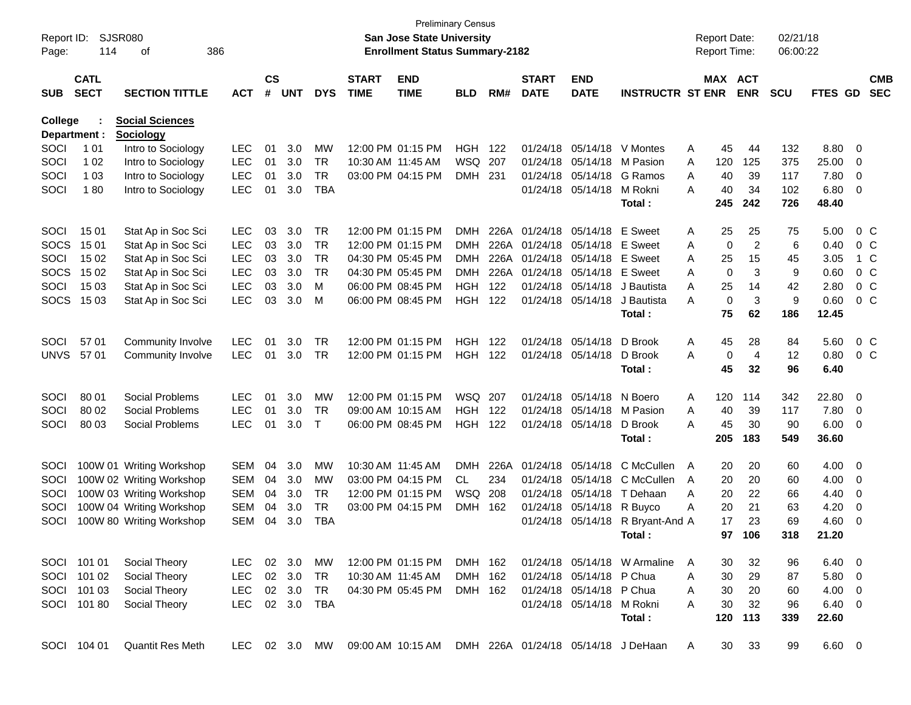Preliminary Census
**San Jose State University**
**Enrollment Status Summary-2182**

Report ID: SJSR080
Report Date: 02/21/18
Report Time: 06:00:22

**College : Social Sciences**
**Department : Sociology**

| SUB | CATL SECT | SECTION TITTLE | ACT | CS # | UNT | DYS | START TIME | END TIME | BLD | RM# | START DATE | END DATE | INSTRUCTR | ST | MAX ENR | ACT ENR | SCU | FTES | GD | CMB SEC |
|---|---|---|---|---|---|---|---|---|---|---|---|---|---|---|---|---|---|---|---|---|
| SOCI | 1 01 | Intro to Sociology | LEC | 01 | 3.0 | MW | 12:00 PM | 01:15 PM | HGH | 122 | 01/24/18 | 05/14/18 | V Montes | A | 45 | 44 | 132 | 8.80 | 0 | |
| SOCI | 1 02 | Intro to Sociology | LEC | 01 | 3.0 | TR | 10:30 AM | 11:45 AM | WSQ | 207 | 01/24/18 | 05/14/18 | M Pasion | A | 120 | 125 | 375 | 25.00 | 0 | |
| SOCI | 1 03 | Intro to Sociology | LEC | 01 | 3.0 | TR | 03:00 PM | 04:15 PM | DMH | 231 | 01/24/18 | 05/14/18 | G Ramos | A | 40 | 39 | 117 | 7.80 | 0 | |
| SOCI | 1 80 | Intro to Sociology | LEC | 01 | 3.0 | TBA | | | | | 01/24/18 | 05/14/18 | M Rokni | A | 40 | 34 | 102 | 6.80 | 0 | |
| | | | | | | | | | | | | | **Total :** | | **245** | **242** | **726** | **48.40** | | |
| SOCI | 15 01 | Stat Ap in Soc Sci | LEC | 03 | 3.0 | TR | 12:00 PM | 01:15 PM | DMH | 226A | 01/24/18 | 05/14/18 | E Sweet | A | 25 | 25 | 75 | 5.00 | 0 | C |
| SOCS | 15 01 | Stat Ap in Soc Sci | LEC | 03 | 3.0 | TR | 12:00 PM | 01:15 PM | DMH | 226A | 01/24/18 | 05/14/18 | E Sweet | A | 0 | 2 | 6 | 0.40 | 0 | C |
| SOCI | 15 02 | Stat Ap in Soc Sci | LEC | 03 | 3.0 | TR | 04:30 PM | 05:45 PM | DMH | 226A | 01/24/18 | 05/14/18 | E Sweet | A | 25 | 15 | 45 | 3.05 | 1 | C |
| SOCS | 15 02 | Stat Ap in Soc Sci | LEC | 03 | 3.0 | TR | 04:30 PM | 05:45 PM | DMH | 226A | 01/24/18 | 05/14/18 | E Sweet | A | 0 | 3 | 9 | 0.60 | 0 | C |
| SOCI | 15 03 | Stat Ap in Soc Sci | LEC | 03 | 3.0 | M | 06:00 PM | 08:45 PM | HGH | 122 | 01/24/18 | 05/14/18 | J Bautista | A | 25 | 14 | 42 | 2.80 | 0 | C |
| SOCS | 15 03 | Stat Ap in Soc Sci | LEC | 03 | 3.0 | M | 06:00 PM | 08:45 PM | HGH | 122 | 01/24/18 | 05/14/18 | J Bautista | A | 0 | 3 | 9 | 0.60 | 0 | C |
| | | | | | | | | | | | | | **Total :** | | **75** | **62** | **186** | **12.45** | | |
| SOCI | 57 01 | Community Involve | LEC | 01 | 3.0 | TR | 12:00 PM | 01:15 PM | HGH | 122 | 01/24/18 | 05/14/18 | D Brook | A | 45 | 28 | 84 | 5.60 | 0 | C |
| UNVS | 57 01 | Community Involve | LEC | 01 | 3.0 | TR | 12:00 PM | 01:15 PM | HGH | 122 | 01/24/18 | 05/14/18 | D Brook | A | 0 | 4 | 12 | 0.80 | 0 | C |
| | | | | | | | | | | | | | **Total :** | | **45** | **32** | **96** | **6.40** | | |
| SOCI | 80 01 | Social Problems | LEC | 01 | 3.0 | MW | 12:00 PM | 01:15 PM | WSQ | 207 | 01/24/18 | 05/14/18 | N Boero | A | 120 | 114 | 342 | 22.80 | 0 | |
| SOCI | 80 02 | Social Problems | LEC | 01 | 3.0 | TR | 09:00 AM | 10:15 AM | HGH | 122 | 01/24/18 | 05/14/18 | M Pasion | A | 40 | 39 | 117 | 7.80 | 0 | |
| SOCI | 80 03 | Social Problems | LEC | 01 | 3.0 | T | 06:00 PM | 08:45 PM | HGH | 122 | 01/24/18 | 05/14/18 | D Brook | A | 45 | 30 | 90 | 6.00 | 0 | |
| | | | | | | | | | | | | | **Total :** | | **205** | **183** | **549** | **36.60** | | |
| SOCI | 100W 01 | Writing Workshop | SEM | 04 | 3.0 | MW | 10:30 AM | 11:45 AM | DMH | 226A | 01/24/18 | 05/14/18 | C McCullen | A | 20 | 20 | 60 | 4.00 | 0 | |
| SOCI | 100W 02 | Writing Workshop | SEM | 04 | 3.0 | MW | 03:00 PM | 04:15 PM | CL | 234 | 01/24/18 | 05/14/18 | C McCullen | A | 20 | 20 | 60 | 4.00 | 0 | |
| SOCI | 100W 03 | Writing Workshop | SEM | 04 | 3.0 | TR | 12:00 PM | 01:15 PM | WSQ | 208 | 01/24/18 | 05/14/18 | T Dehaan | A | 20 | 22 | 66 | 4.40 | 0 | |
| SOCI | 100W 04 | Writing Workshop | SEM | 04 | 3.0 | TR | 03:00 PM | 04:15 PM | DMH | 162 | 01/24/18 | 05/14/18 | R Buyco | A | 20 | 21 | 63 | 4.20 | 0 | |
| SOCI | 100W 80 | Writing Workshop | SEM | 04 | 3.0 | TBA | | | | | 01/24/18 | 05/14/18 | R Bryant-And | A | 17 | 23 | 69 | 4.60 | 0 | |
| | | | | | | | | | | | | | **Total :** | | **97** | **106** | **318** | **21.20** | | |
| SOCI | 101 01 | Social Theory | LEC | 02 | 3.0 | MW | 12:00 PM | 01:15 PM | DMH | 162 | 01/24/18 | 05/14/18 | W Armaline | A | 30 | 32 | 96 | 6.40 | 0 | |
| SOCI | 101 02 | Social Theory | LEC | 02 | 3.0 | TR | 10:30 AM | 11:45 AM | DMH | 162 | 01/24/18 | 05/14/18 | P Chua | A | 30 | 29 | 87 | 5.80 | 0 | |
| SOCI | 101 03 | Social Theory | LEC | 02 | 3.0 | TR | 04:30 PM | 05:45 PM | DMH | 162 | 01/24/18 | 05/14/18 | P Chua | A | 30 | 20 | 60 | 4.00 | 0 | |
| SOCI | 101 80 | Social Theory | LEC | 02 | 3.0 | TBA | | | | | 01/24/18 | 05/14/18 | M Rokni | A | 30 | 32 | 96 | 6.40 | 0 | |
| | | | | | | | | | | | | | **Total :** | | **120** | **113** | **339** | **22.60** | | |
| SOCI | 104 01 | Quantit Res Meth | LEC | 02 | 3.0 | MW | 09:00 AM | 10:15 AM | DMH | 226A | 01/24/18 | 05/14/18 | J DeHaan | A | 30 | 33 | 99 | 6.60 | 0 | |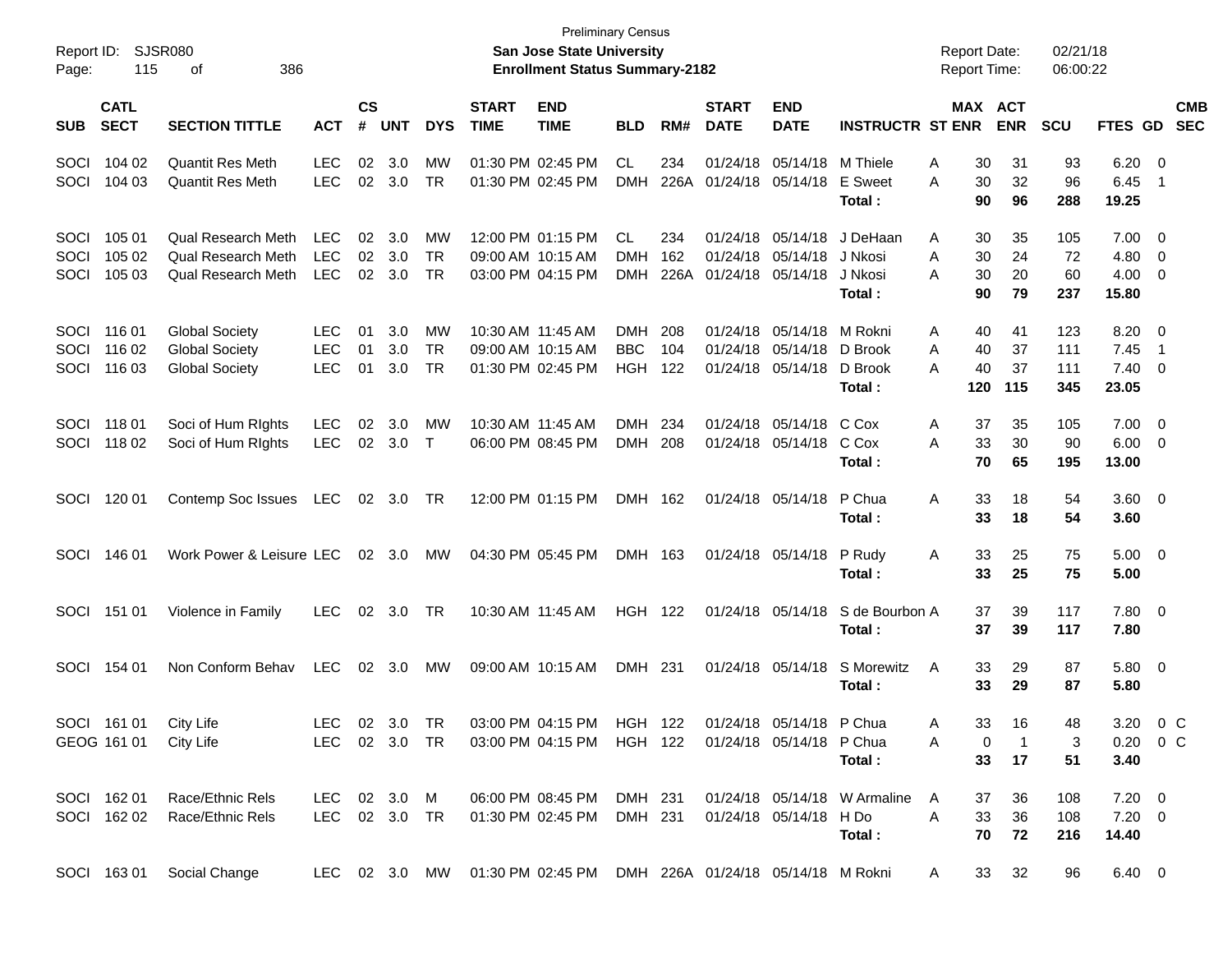Preliminary Census

**San Jose State University**

**Enrollment Status Summary-2182**

Report ID: SJSR080
Report Date: 02/21/18
Report Time: 06:00:22

| SUB | CATL SECT | SECTION TITTLE | ACT | CS # | UNT | DYS | START TIME | END TIME | BLD | RM# | START DATE | END DATE | INSTRUCTR | ST | MAX ENR | ACT ENR | SCU | FTES | GD | CMB SEC |
|---|---|---|---|---|---|---|---|---|---|---|---|---|---|---|---|---|---|---|---|---|
| SOCI | 104 02 | Quantit Res Meth | LEC | 02 | 3.0 | MW | 01:30 PM | 02:45 PM | CL | 234 | 01/24/18 | 05/14/18 | M Thiele | A | 30 | 31 | 93 | 6.20 | 0 | |
| SOCI | 104 03 | Quantit Res Meth | LEC | 02 | 3.0 | TR | 01:30 PM | 02:45 PM | DMH | 226A | 01/24/18 | 05/14/18 | E Sweet | A | 30 | 32 | 96 | 6.45 | 1 | |
| | | | | | | | | | | | | | **Total :** | | **90** | **96** | **288** | **19.25** | | |
| SOCI | 105 01 | Qual Research Meth | LEC | 02 | 3.0 | MW | 12:00 PM | 01:15 PM | CL | 234 | 01/24/18 | 05/14/18 | J DeHaan | A | 30 | 35 | 105 | 7.00 | 0 | |
| SOCI | 105 02 | Qual Research Meth | LEC | 02 | 3.0 | TR | 09:00 AM | 10:15 AM | DMH | 162 | 01/24/18 | 05/14/18 | J Nkosi | A | 30 | 24 | 72 | 4.80 | 0 | |
| SOCI | 105 03 | Qual Research Meth | LEC | 02 | 3.0 | TR | 03:00 PM | 04:15 PM | DMH | 226A | 01/24/18 | 05/14/18 | J Nkosi | A | 30 | 20 | 60 | 4.00 | 0 | |
| | | | | | | | | | | | | | **Total :** | | **90** | **79** | **237** | **15.80** | | |
| SOCI | 116 01 | Global Society | LEC | 01 | 3.0 | MW | 10:30 AM | 11:45 AM | DMH | 208 | 01/24/18 | 05/14/18 | M Rokni | A | 40 | 41 | 123 | 8.20 | 0 | |
| SOCI | 116 02 | Global Society | LEC | 01 | 3.0 | TR | 09:00 AM | 10:15 AM | BBC | 104 | 01/24/18 | 05/14/18 | D Brook | A | 40 | 37 | 111 | 7.45 | 1 | |
| SOCI | 116 03 | Global Society | LEC | 01 | 3.0 | TR | 01:30 PM | 02:45 PM | HGH | 122 | 01/24/18 | 05/14/18 | D Brook | A | 40 | 37 | 111 | 7.40 | 0 | |
| | | | | | | | | | | | | | **Total :** | | **120** | **115** | **345** | **23.05** | | |
| SOCI | 118 01 | Soci of Hum RIghts | LEC | 02 | 3.0 | MW | 10:30 AM | 11:45 AM | DMH | 234 | 01/24/18 | 05/14/18 | C Cox | A | 37 | 35 | 105 | 7.00 | 0 | |
| SOCI | 118 02 | Soci of Hum RIghts | LEC | 02 | 3.0 | T | 06:00 PM | 08:45 PM | DMH | 208 | 01/24/18 | 05/14/18 | C Cox | A | 33 | 30 | 90 | 6.00 | 0 | |
| | | | | | | | | | | | | | **Total :** | | **70** | **65** | **195** | **13.00** | | |
| SOCI | 120 01 | Contemp Soc Issues | LEC | 02 | 3.0 | TR | 12:00 PM | 01:15 PM | DMH | 162 | 01/24/18 | 05/14/18 | P Chua | A | 33 | 18 | 54 | 3.60 | 0 | |
| | | | | | | | | | | | | | **Total :** | | **33** | **18** | **54** | **3.60** | | |
| SOCI | 146 01 | Work Power & Leisure | LEC | 02 | 3.0 | MW | 04:30 PM | 05:45 PM | DMH | 163 | 01/24/18 | 05/14/18 | P Rudy | A | 33 | 25 | 75 | 5.00 | 0 | |
| | | | | | | | | | | | | | **Total :** | | **33** | **25** | **75** | **5.00** | | |
| SOCI | 151 01 | Violence in Family | LEC | 02 | 3.0 | TR | 10:30 AM | 11:45 AM | HGH | 122 | 01/24/18 | 05/14/18 | S de Bourbon | A | 37 | 39 | 117 | 7.80 | 0 | |
| | | | | | | | | | | | | | **Total :** | | **37** | **39** | **117** | **7.80** | | |
| SOCI | 154 01 | Non Conform Behav | LEC | 02 | 3.0 | MW | 09:00 AM | 10:15 AM | DMH | 231 | 01/24/18 | 05/14/18 | S Morewitz | A | 33 | 29 | 87 | 5.80 | 0 | |
| | | | | | | | | | | | | | **Total :** | | **33** | **29** | **87** | **5.80** | | |
| SOCI | 161 01 | City Life | LEC | 02 | 3.0 | TR | 03:00 PM | 04:15 PM | HGH | 122 | 01/24/18 | 05/14/18 | P Chua | A | 33 | 16 | 48 | 3.20 | 0 | C |
| GEOG | 161 01 | City Life | LEC | 02 | 3.0 | TR | 03:00 PM | 04:15 PM | HGH | 122 | 01/24/18 | 05/14/18 | P Chua | A | 0 | 1 | 3 | 0.20 | 0 | C |
| | | | | | | | | | | | | | **Total :** | | **33** | **17** | **51** | **3.40** | | |
| SOCI | 162 01 | Race/Ethnic Rels | LEC | 02 | 3.0 | M | 06:00 PM | 08:45 PM | DMH | 231 | 01/24/18 | 05/14/18 | W Armaline | A | 37 | 36 | 108 | 7.20 | 0 | |
| SOCI | 162 02 | Race/Ethnic Rels | LEC | 02 | 3.0 | TR | 01:30 PM | 02:45 PM | DMH | 231 | 01/24/18 | 05/14/18 | H Do | A | 33 | 36 | 108 | 7.20 | 0 | |
| | | | | | | | | | | | | | **Total :** | | **70** | **72** | **216** | **14.40** | | |
| SOCI | 163 01 | Social Change | LEC | 02 | 3.0 | MW | 01:30 PM | 02:45 PM | DMH | 226A | 01/24/18 | 05/14/18 | M Rokni | A | 33 | 32 | 96 | 6.40 | 0 | |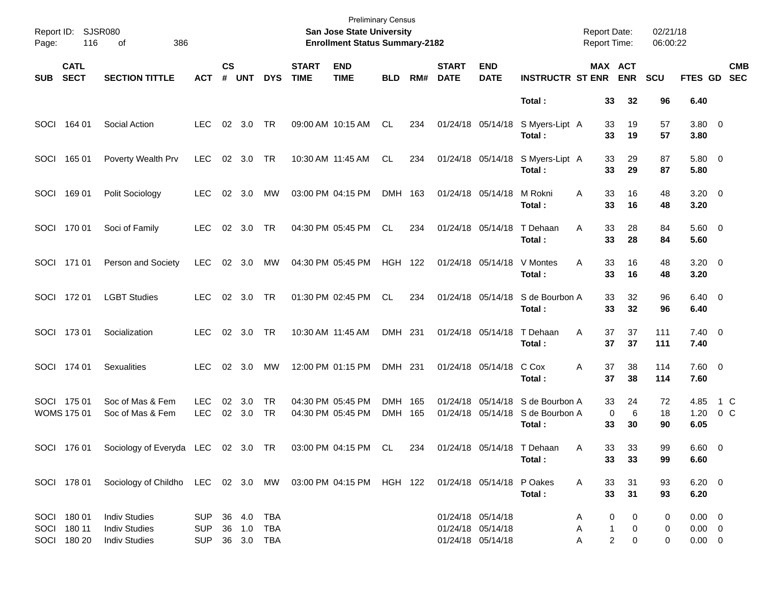Preliminary Census
**San Jose State University**
**Enrollment Status Summary-2182**

Report ID: SJSR080
Report Date: 02/21/18
Report Time: 06:00:22

| SUB | CATL SECT | SECTION TITTLE | ACT | CS # | UNT | DYS | START TIME | END TIME | BLD | RM# | START DATE | END DATE | INSTRUCTR | ST | MAX ENR | ACT ENR | SCU | FTES | GD | CMB SEC |
|---|---|---|---|---|---|---|---|---|---|---|---|---|---|---|---|---|---|---|---|---|
| | | | | | | | | | | | | | **Total :** | | **33** | **32** | **96** | **6.40** | | |
| SOCI | 164 01 | Social Action | LEC | 02 | 3.0 | TR | 09:00 AM | 10:15 AM | CL | 234 | 01/24/18 | 05/14/18 | S Myers-Lipt | A | 33 | 19 | 57 | 3.80 | 0 | |
| | | | | | | | | | | | | | **Total :** | | **33** | **19** | **57** | **3.80** | | |
| SOCI | 165 01 | Poverty Wealth Prv | LEC | 02 | 3.0 | TR | 10:30 AM | 11:45 AM | CL | 234 | 01/24/18 | 05/14/18 | S Myers-Lipt | A | 33 | 29 | 87 | 5.80 | 0 | |
| | | | | | | | | | | | | | **Total :** | | **33** | **29** | **87** | **5.80** | | |
| SOCI | 169 01 | Polit Sociology | LEC | 02 | 3.0 | MW | 03:00 PM | 04:15 PM | DMH | 163 | 01/24/18 | 05/14/18 | M Rokni | A | 33 | 16 | 48 | 3.20 | 0 | |
| | | | | | | | | | | | | | **Total :** | | **33** | **16** | **48** | **3.20** | | |
| SOCI | 170 01 | Soci of Family | LEC | 02 | 3.0 | TR | 04:30 PM | 05:45 PM | CL | 234 | 01/24/18 | 05/14/18 | T Dehaan | A | 33 | 28 | 84 | 5.60 | 0 | |
| | | | | | | | | | | | | | **Total :** | | **33** | **28** | **84** | **5.60** | | |
| SOCI | 171 01 | Person and Society | LEC | 02 | 3.0 | MW | 04:30 PM | 05:45 PM | HGH | 122 | 01/24/18 | 05/14/18 | V Montes | A | 33 | 16 | 48 | 3.20 | 0 | |
| | | | | | | | | | | | | | **Total :** | | **33** | **16** | **48** | **3.20** | | |
| SOCI | 172 01 | LGBT Studies | LEC | 02 | 3.0 | TR | 01:30 PM | 02:45 PM | CL | 234 | 01/24/18 | 05/14/18 | S de Bourbon | A | 33 | 32 | 96 | 6.40 | 0 | |
| | | | | | | | | | | | | | **Total :** | | **33** | **32** | **96** | **6.40** | | |
| SOCI | 173 01 | Socialization | LEC | 02 | 3.0 | TR | 10:30 AM | 11:45 AM | DMH | 231 | 01/24/18 | 05/14/18 | T Dehaan | A | 37 | 37 | 111 | 7.40 | 0 | |
| | | | | | | | | | | | | | **Total :** | | **37** | **37** | **111** | **7.40** | | |
| SOCI | 174 01 | Sexualities | LEC | 02 | 3.0 | MW | 12:00 PM | 01:15 PM | DMH | 231 | 01/24/18 | 05/14/18 | C Cox | A | 37 | 38 | 114 | 7.60 | 0 | |
| | | | | | | | | | | | | | **Total :** | | **37** | **38** | **114** | **7.60** | | |
| SOCI | 175 01 | Soc of Mas & Fem | LEC | 02 | 3.0 | TR | 04:30 PM | 05:45 PM | DMH | 165 | 01/24/18 | 05/14/18 | S de Bourbon | A | 33 | 24 | 72 | 4.85 | 1 | C |
| WOMS | 175 01 | Soc of Mas & Fem | LEC | 02 | 3.0 | TR | 04:30 PM | 05:45 PM | DMH | 165 | 01/24/18 | 05/14/18 | S de Bourbon | A | 0 | 6 | 18 | 1.20 | 0 | C |
| | | | | | | | | | | | | | **Total :** | | **33** | **30** | **90** | **6.05** | | |
| SOCI | 176 01 | Sociology of Everyda | LEC | 02 | 3.0 | TR | 03:00 PM | 04:15 PM | CL | 234 | 01/24/18 | 05/14/18 | T Dehaan | A | 33 | 33 | 99 | 6.60 | 0 | |
| | | | | | | | | | | | | | **Total :** | | **33** | **33** | **99** | **6.60** | | |
| SOCI | 178 01 | Sociology of Childho | LEC | 02 | 3.0 | MW | 03:00 PM | 04:15 PM | HGH | 122 | 01/24/18 | 05/14/18 | P Oakes | A | 33 | 31 | 93 | 6.20 | 0 | |
| | | | | | | | | | | | | | **Total :** | | **33** | **31** | **93** | **6.20** | | |
| SOCI | 180 01 | Indiv Studies | SUP | 36 | 4.0 | TBA | | | | | 01/24/18 | 05/14/18 | | A | 0 | 0 | 0 | 0.00 | 0 | |
| SOCI | 180 11 | Indiv Studies | SUP | 36 | 1.0 | TBA | | | | | 01/24/18 | 05/14/18 | | A | 1 | 0 | 0 | 0.00 | 0 | |
| SOCI | 180 20 | Indiv Studies | SUP | 36 | 3.0 | TBA | | | | | 01/24/18 | 05/14/18 | | A | 2 | 0 | 0 | 0.00 | 0 | |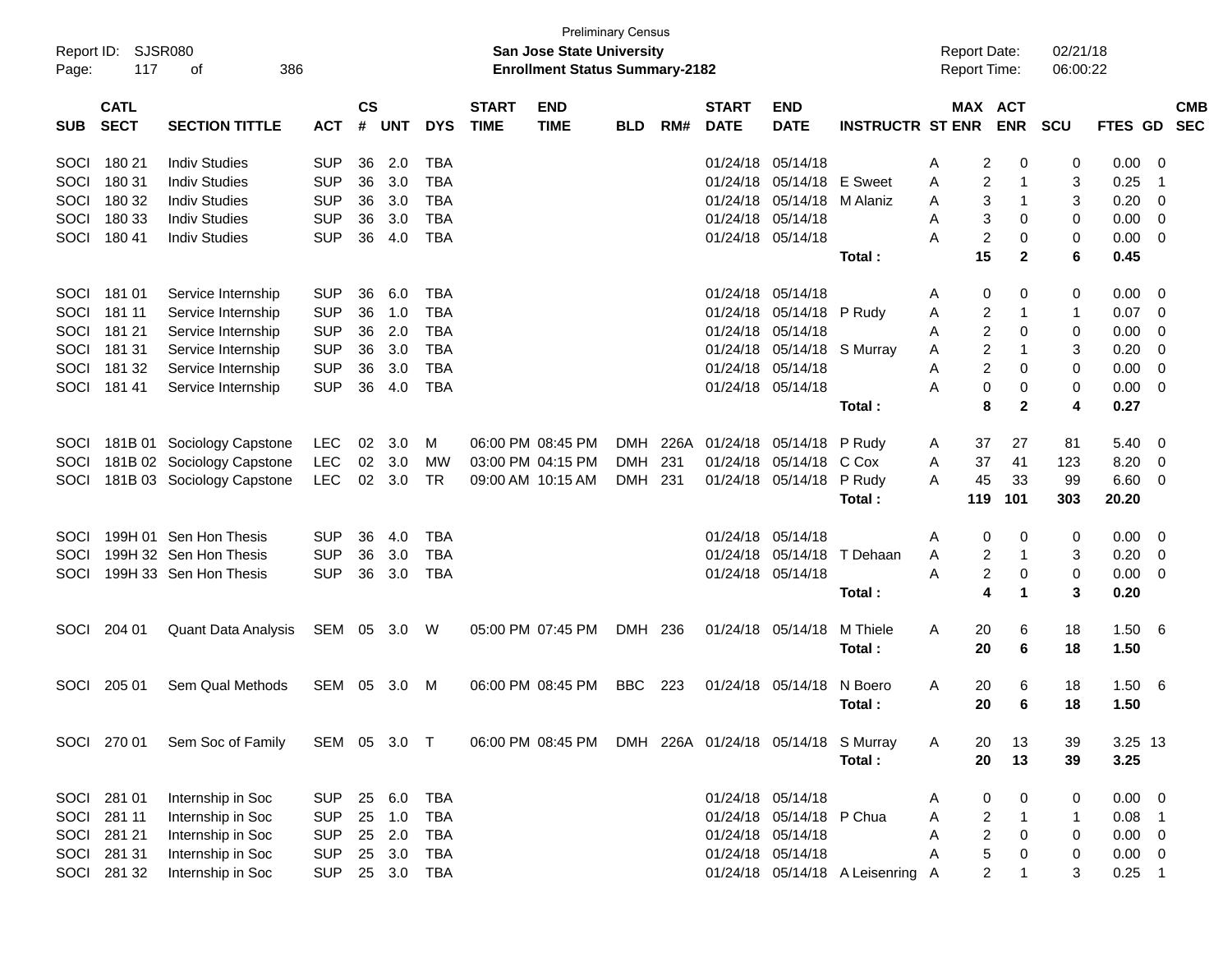Preliminary Census

**San Jose State University**

**Enrollment Status Summary-2182**

Report ID: SJSR080

Report Date: 02/21/18

Report Time: 06:00:22

| SUB | CATL SECT | SECTION TITTLE | ACT | CS # | UNT | DYS | START TIME | END TIME | BLD | RM# | START DATE | END DATE | INSTRUCTR | ST | MAX ENR | ACT ENR | SCU | FTES | GD | CMB SEC |
|---|---|---|---|---|---|---|---|---|---|---|---|---|---|---|---|---|---|---|---|---|
| SOCI | 180 21 | Indiv Studies | SUP | 36 | 2.0 | TBA | | | | | 01/24/18 | 05/14/18 | | A | 2 | 0 | 0 | 0.00 | 0 | |
| SOCI | 180 31 | Indiv Studies | SUP | 36 | 3.0 | TBA | | | | | 01/24/18 | 05/14/18 | E Sweet | A | 2 | 1 | 3 | 0.25 | 1 | |
| SOCI | 180 32 | Indiv Studies | SUP | 36 | 3.0 | TBA | | | | | 01/24/18 | 05/14/18 | M Alaniz | A | 3 | 1 | 3 | 0.20 | 0 | |
| SOCI | 180 33 | Indiv Studies | SUP | 36 | 3.0 | TBA | | | | | 01/24/18 | 05/14/18 | | A | 3 | 0 | 0 | 0.00 | 0 | |
| SOCI | 180 41 | Indiv Studies | SUP | 36 | 4.0 | TBA | | | | | 01/24/18 | 05/14/18 | | A | 2 | 0 | 0 | 0.00 | 0 | |
| | | | | | | | | | | | | | **Total :** | | **15** | **2** | **6** | **0.45** | | |
| SOCI | 181 01 | Service Internship | SUP | 36 | 6.0 | TBA | | | | | 01/24/18 | 05/14/18 | | A | 0 | 0 | 0 | 0.00 | 0 | |
| SOCI | 181 11 | Service Internship | SUP | 36 | 1.0 | TBA | | | | | 01/24/18 | 05/14/18 | P Rudy | A | 2 | 1 | 1 | 0.07 | 0 | |
| SOCI | 181 21 | Service Internship | SUP | 36 | 2.0 | TBA | | | | | 01/24/18 | 05/14/18 | | A | 2 | 0 | 0 | 0.00 | 0 | |
| SOCI | 181 31 | Service Internship | SUP | 36 | 3.0 | TBA | | | | | 01/24/18 | 05/14/18 | S Murray | A | 2 | 1 | 3 | 0.20 | 0 | |
| SOCI | 181 32 | Service Internship | SUP | 36 | 3.0 | TBA | | | | | 01/24/18 | 05/14/18 | | A | 2 | 0 | 0 | 0.00 | 0 | |
| SOCI | 181 41 | Service Internship | SUP | 36 | 4.0 | TBA | | | | | 01/24/18 | 05/14/18 | | A | 0 | 0 | 0 | 0.00 | 0 | |
| | | | | | | | | | | | | | **Total :** | | **8** | **2** | **4** | **0.27** | | |
| SOCI | 181B 01 | Sociology Capstone | LEC | 02 | 3.0 | M | 06:00 PM | 08:45 PM | DMH | 226A | 01/24/18 | 05/14/18 | P Rudy | A | 37 | 27 | 81 | 5.40 | 0 | |
| SOCI | 181B 02 | Sociology Capstone | LEC | 02 | 3.0 | MW | 03:00 PM | 04:15 PM | DMH | 231 | 01/24/18 | 05/14/18 | C Cox | A | 37 | 41 | 123 | 8.20 | 0 | |
| SOCI | 181B 03 | Sociology Capstone | LEC | 02 | 3.0 | TR | 09:00 AM | 10:15 AM | DMH | 231 | 01/24/18 | 05/14/18 | P Rudy | A | 45 | 33 | 99 | 6.60 | 0 | |
| | | | | | | | | | | | | | **Total :** | | **119** | **101** | **303** | **20.20** | | |
| SOCI | 199H 01 | Sen Hon Thesis | SUP | 36 | 4.0 | TBA | | | | | 01/24/18 | 05/14/18 | | A | 0 | 0 | 0 | 0.00 | 0 | |
| SOCI | 199H 32 | Sen Hon Thesis | SUP | 36 | 3.0 | TBA | | | | | 01/24/18 | 05/14/18 | T Dehaan | A | 2 | 1 | 3 | 0.20 | 0 | |
| SOCI | 199H 33 | Sen Hon Thesis | SUP | 36 | 3.0 | TBA | | | | | 01/24/18 | 05/14/18 | | A | 2 | 0 | 0 | 0.00 | 0 | |
| | | | | | | | | | | | | | **Total :** | | **4** | **1** | **3** | **0.20** | | |
| SOCI | 204 01 | Quant Data Analysis | SEM | 05 | 3.0 | W | 05:00 PM | 07:45 PM | DMH | 236 | 01/24/18 | 05/14/18 | M Thiele | A | 20 | 6 | 18 | 1.50 | 6 | |
| | | | | | | | | | | | | | **Total :** | | **20** | **6** | **18** | **1.50** | | |
| SOCI | 205 01 | Sem Qual Methods | SEM | 05 | 3.0 | M | 06:00 PM | 08:45 PM | BBC | 223 | 01/24/18 | 05/14/18 | N Boero | A | 20 | 6 | 18 | 1.50 | 6 | |
| | | | | | | | | | | | | | **Total :** | | **20** | **6** | **18** | **1.50** | | |
| SOCI | 270 01 | Sem Soc of Family | SEM | 05 | 3.0 | T | 06:00 PM | 08:45 PM | DMH | 226A | 01/24/18 | 05/14/18 | S Murray | A | 20 | 13 | 39 | 3.25 | 13 | |
| | | | | | | | | | | | | | **Total :** | | **20** | **13** | **39** | **3.25** | | |
| SOCI | 281 01 | Internship in Soc | SUP | 25 | 6.0 | TBA | | | | | 01/24/18 | 05/14/18 | | A | 0 | 0 | 0 | 0.00 | 0 | |
| SOCI | 281 11 | Internship in Soc | SUP | 25 | 1.0 | TBA | | | | | 01/24/18 | 05/14/18 | P Chua | A | 2 | 1 | 1 | 0.08 | 1 | |
| SOCI | 281 21 | Internship in Soc | SUP | 25 | 2.0 | TBA | | | | | 01/24/18 | 05/14/18 | | A | 2 | 0 | 0 | 0.00 | 0 | |
| SOCI | 281 31 | Internship in Soc | SUP | 25 | 3.0 | TBA | | | | | 01/24/18 | 05/14/18 | | A | 5 | 0 | 0 | 0.00 | 0 | |
| SOCI | 281 32 | Internship in Soc | SUP | 25 | 3.0 | TBA | | | | | 01/24/18 | 05/14/18 | A Leisenring | A | 2 | 1 | 3 | 0.25 | 1 | |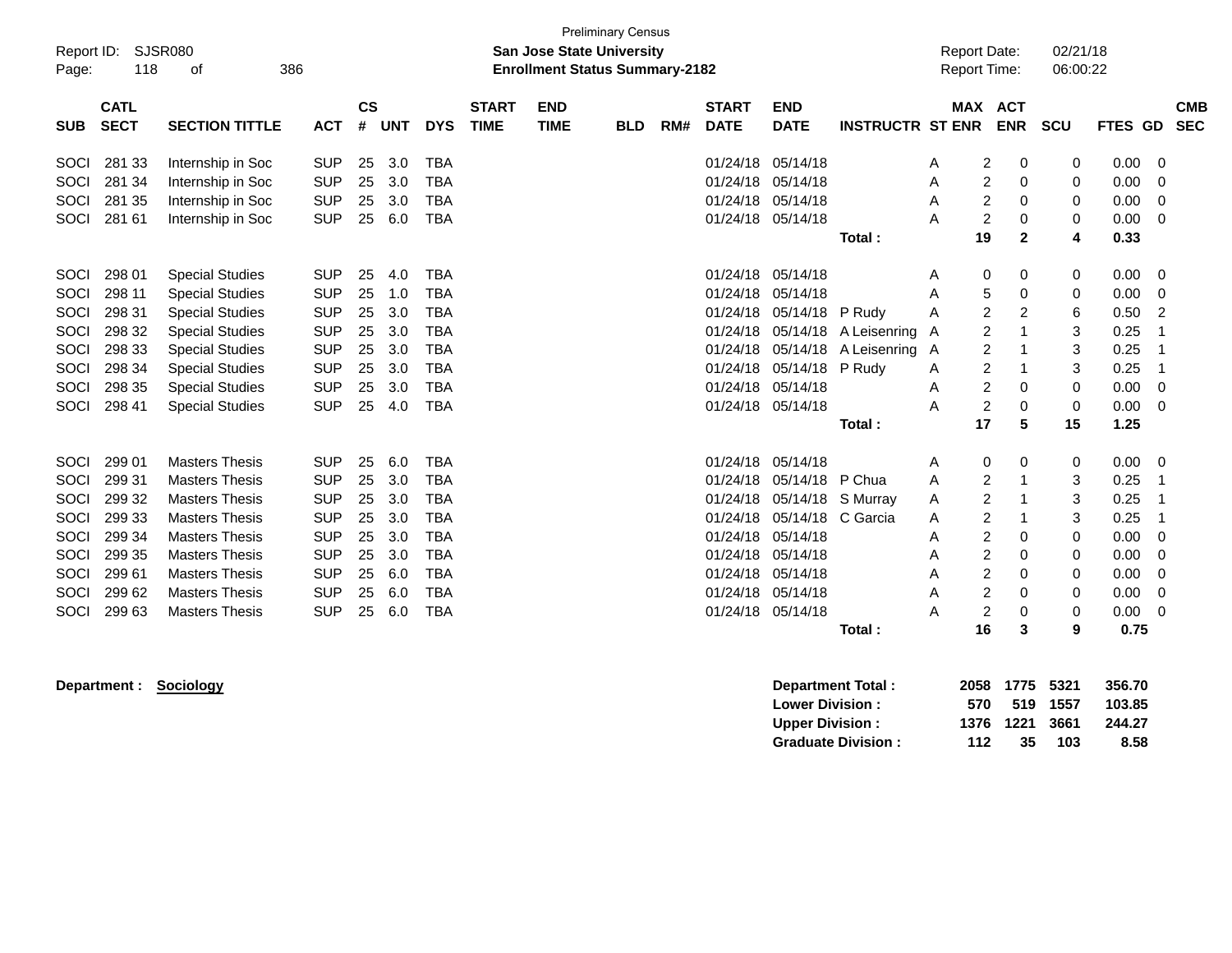Preliminary Census

**San Jose State University**
**Enrollment Status Summary-2182**

Report ID: SJSR080
Report Date: 02/21/18
Report Time: 06:00:22

| SUB | CATL SECT | SECTION TITTLE | ACT | CS # | UNT | DYS | START TIME | END TIME | BLD | RM# | START DATE | END DATE | INSTRUCTR | ST | MAX ENR | ACT ENR | SCU | FTES | GD | CMB SEC |
|---|---|---|---|---|---|---|---|---|---|---|---|---|---|---|---|---|---|---|---|---|
| SOCI | 281 33 | Internship in Soc | SUP | 25 | 3.0 | TBA | | | | | 01/24/18 | 05/14/18 | | A | 2 | 0 | 0 | 0.00 | 0 | |
| SOCI | 281 34 | Internship in Soc | SUP | 25 | 3.0 | TBA | | | | | 01/24/18 | 05/14/18 | | A | 2 | 0 | 0 | 0.00 | 0 | |
| SOCI | 281 35 | Internship in Soc | SUP | 25 | 3.0 | TBA | | | | | 01/24/18 | 05/14/18 | | A | 2 | 0 | 0 | 0.00 | 0 | |
| SOCI | 281 61 | Internship in Soc | SUP | 25 | 6.0 | TBA | | | | | 01/24/18 | 05/14/18 | | A | 2 | 0 | 0 | 0.00 | 0 | |
| | | | | | | | | | | | | | **Total :** | | **19** | **2** | **4** | **0.33** | | |
| SOCI | 298 01 | Special Studies | SUP | 25 | 4.0 | TBA | | | | | 01/24/18 | 05/14/18 | | A | 0 | 0 | 0 | 0.00 | 0 | |
| SOCI | 298 11 | Special Studies | SUP | 25 | 1.0 | TBA | | | | | 01/24/18 | 05/14/18 | | A | 5 | 0 | 0 | 0.00 | 0 | |
| SOCI | 298 31 | Special Studies | SUP | 25 | 3.0 | TBA | | | | | 01/24/18 | 05/14/18 | P Rudy | A | 2 | 2 | 6 | 0.50 | 2 | |
| SOCI | 298 32 | Special Studies | SUP | 25 | 3.0 | TBA | | | | | 01/24/18 | 05/14/18 | A Leisenring | A | 2 | 1 | 3 | 0.25 | 1 | |
| SOCI | 298 33 | Special Studies | SUP | 25 | 3.0 | TBA | | | | | 01/24/18 | 05/14/18 | A Leisenring | A | 2 | 1 | 3 | 0.25 | 1 | |
| SOCI | 298 34 | Special Studies | SUP | 25 | 3.0 | TBA | | | | | 01/24/18 | 05/14/18 | P Rudy | A | 2 | 1 | 3 | 0.25 | 1 | |
| SOCI | 298 35 | Special Studies | SUP | 25 | 3.0 | TBA | | | | | 01/24/18 | 05/14/18 | | A | 2 | 0 | 0 | 0.00 | 0 | |
| SOCI | 298 41 | Special Studies | SUP | 25 | 4.0 | TBA | | | | | 01/24/18 | 05/14/18 | | A | 2 | 0 | 0 | 0.00 | 0 | |
| | | | | | | | | | | | | | **Total :** | | **17** | **5** | **15** | **1.25** | | |
| SOCI | 299 01 | Masters Thesis | SUP | 25 | 6.0 | TBA | | | | | 01/24/18 | 05/14/18 | | A | 0 | 0 | 0 | 0.00 | 0 | |
| SOCI | 299 31 | Masters Thesis | SUP | 25 | 3.0 | TBA | | | | | 01/24/18 | 05/14/18 | P Chua | A | 2 | 1 | 3 | 0.25 | 1 | |
| SOCI | 299 32 | Masters Thesis | SUP | 25 | 3.0 | TBA | | | | | 01/24/18 | 05/14/18 | S Murray | A | 2 | 1 | 3 | 0.25 | 1 | |
| SOCI | 299 33 | Masters Thesis | SUP | 25 | 3.0 | TBA | | | | | 01/24/18 | 05/14/18 | C Garcia | A | 2 | 1 | 3 | 0.25 | 1 | |
| SOCI | 299 34 | Masters Thesis | SUP | 25 | 3.0 | TBA | | | | | 01/24/18 | 05/14/18 | | A | 2 | 0 | 0 | 0.00 | 0 | |
| SOCI | 299 35 | Masters Thesis | SUP | 25 | 3.0 | TBA | | | | | 01/24/18 | 05/14/18 | | A | 2 | 0 | 0 | 0.00 | 0 | |
| SOCI | 299 61 | Masters Thesis | SUP | 25 | 6.0 | TBA | | | | | 01/24/18 | 05/14/18 | | A | 2 | 0 | 0 | 0.00 | 0 | |
| SOCI | 299 62 | Masters Thesis | SUP | 25 | 6.0 | TBA | | | | | 01/24/18 | 05/14/18 | | A | 2 | 0 | 0 | 0.00 | 0 | |
| SOCI | 299 63 | Masters Thesis | SUP | 25 | 6.0 | TBA | | | | | 01/24/18 | 05/14/18 | | A | 2 | 0 | 0 | 0.00 | 0 | |
| | | | | | | | | | | | | | **Total :** | | **16** | **3** | **9** | **0.75** | | |

**Department :** **Sociology**

| | MAX ENR | ACT ENR | SCU | FTES |
|---|---|---|---|---|
| **Department Total :** | **2058** | **1775** | **5321** | **356.70** |
| **Lower Division :** | **570** | **519** | **1557** | **103.85** |
| **Upper Division :** | **1376** | **1221** | **3661** | **244.27** |
| **Graduate Division :** | **112** | **35** | **103** | **8.58** |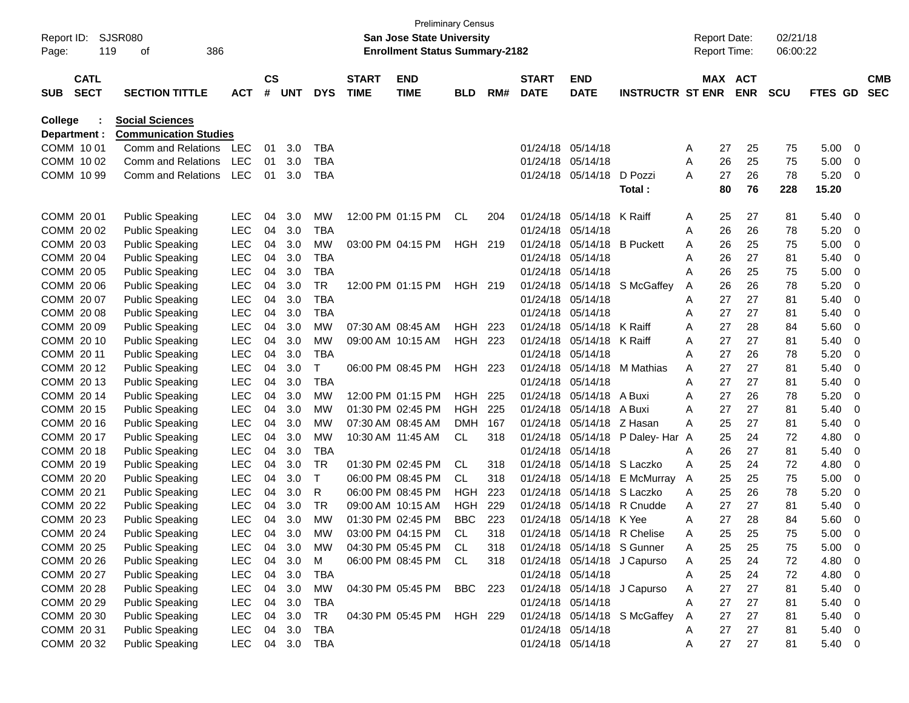Preliminary Census

**San Jose State University**

**Enrollment Status Summary-2182**

Report ID: SJSR080
Report Date: 02/21/18
Report Time: 06:00:22

| SUB | CATL SECT | SECTION TITTLE | ACT | CS # | UNT | DYS | START TIME | END TIME | BLD | RM# | START DATE | END DATE | INSTRUCTR | ST | MAX ENR | ACT ENR | SCU | FTES | GD | CMB SEC |
|---|---|---|---|---|---|---|---|---|---|---|---|---|---|---|---|---|---|---|---|---|
| **College : Social Sciences** | | | | | | | | | | | | | | | | | | | | |
| **Department : Communication Studies** | | | | | | | | | | | | | | | | | | | | |
| COMM | 10 01 | Comm and Relations | LEC | 01 | 3.0 | TBA | | | | | 01/24/18 | 05/14/18 | | A | 27 | 25 | 75 | 5.00 | 0 | |
| COMM | 10 02 | Comm and Relations | LEC | 01 | 3.0 | TBA | | | | | 01/24/18 | 05/14/18 | | A | 26 | 25 | 75 | 5.00 | 0 | |
| COMM | 10 99 | Comm and Relations | LEC | 01 | 3.0 | TBA | | | | | 01/24/18 | 05/14/18 | D Pozzi | A | 27 | 26 | 78 | 5.20 | 0 | |
| | | | | | | | | | | | | | **Total :** | | **80** | **76** | **228** | **15.20** | | |
| COMM | 20 01 | Public Speaking | LEC | 04 | 3.0 | MW | 12:00 PM | 01:15 PM | CL | 204 | 01/24/18 | 05/14/18 | K Raiff | A | 25 | 27 | 81 | 5.40 | 0 | |
| COMM | 20 02 | Public Speaking | LEC | 04 | 3.0 | TBA | | | | | 01/24/18 | 05/14/18 | | A | 26 | 26 | 78 | 5.20 | 0 | |
| COMM | 20 03 | Public Speaking | LEC | 04 | 3.0 | MW | 03:00 PM | 04:15 PM | HGH | 219 | 01/24/18 | 05/14/18 | B Puckett | A | 26 | 25 | 75 | 5.00 | 0 | |
| COMM | 20 04 | Public Speaking | LEC | 04 | 3.0 | TBA | | | | | 01/24/18 | 05/14/18 | | A | 26 | 27 | 81 | 5.40 | 0 | |
| COMM | 20 05 | Public Speaking | LEC | 04 | 3.0 | TBA | | | | | 01/24/18 | 05/14/18 | | A | 26 | 25 | 75 | 5.00 | 0 | |
| COMM | 20 06 | Public Speaking | LEC | 04 | 3.0 | TR | 12:00 PM | 01:15 PM | HGH | 219 | 01/24/18 | 05/14/18 | S McGaffey | A | 26 | 26 | 78 | 5.20 | 0 | |
| COMM | 20 07 | Public Speaking | LEC | 04 | 3.0 | TBA | | | | | 01/24/18 | 05/14/18 | | A | 27 | 27 | 81 | 5.40 | 0 | |
| COMM | 20 08 | Public Speaking | LEC | 04 | 3.0 | TBA | | | | | 01/24/18 | 05/14/18 | | A | 27 | 27 | 81 | 5.40 | 0 | |
| COMM | 20 09 | Public Speaking | LEC | 04 | 3.0 | MW | 07:30 AM | 08:45 AM | HGH | 223 | 01/24/18 | 05/14/18 | K Raiff | A | 27 | 28 | 84 | 5.60 | 0 | |
| COMM | 20 10 | Public Speaking | LEC | 04 | 3.0 | MW | 09:00 AM | 10:15 AM | HGH | 223 | 01/24/18 | 05/14/18 | K Raiff | A | 27 | 27 | 81 | 5.40 | 0 | |
| COMM | 20 11 | Public Speaking | LEC | 04 | 3.0 | TBA | | | | | 01/24/18 | 05/14/18 | | A | 27 | 26 | 78 | 5.20 | 0 | |
| COMM | 20 12 | Public Speaking | LEC | 04 | 3.0 | T | 06:00 PM | 08:45 PM | HGH | 223 | 01/24/18 | 05/14/18 | M Mathias | A | 27 | 27 | 81 | 5.40 | 0 | |
| COMM | 20 13 | Public Speaking | LEC | 04 | 3.0 | TBA | | | | | 01/24/18 | 05/14/18 | | A | 27 | 27 | 81 | 5.40 | 0 | |
| COMM | 20 14 | Public Speaking | LEC | 04 | 3.0 | MW | 12:00 PM | 01:15 PM | HGH | 225 | 01/24/18 | 05/14/18 | A Buxi | A | 27 | 26 | 78 | 5.20 | 0 | |
| COMM | 20 15 | Public Speaking | LEC | 04 | 3.0 | MW | 01:30 PM | 02:45 PM | HGH | 225 | 01/24/18 | 05/14/18 | A Buxi | A | 27 | 27 | 81 | 5.40 | 0 | |
| COMM | 20 16 | Public Speaking | LEC | 04 | 3.0 | MW | 07:30 AM | 08:45 AM | DMH | 167 | 01/24/18 | 05/14/18 | Z Hasan | A | 25 | 27 | 81 | 5.40 | 0 | |
| COMM | 20 17 | Public Speaking | LEC | 04 | 3.0 | MW | 10:30 AM | 11:45 AM | CL | 318 | 01/24/18 | 05/14/18 | P Daley- Har | A | 25 | 24 | 72 | 4.80 | 0 | |
| COMM | 20 18 | Public Speaking | LEC | 04 | 3.0 | TBA | | | | | 01/24/18 | 05/14/18 | | A | 26 | 27 | 81 | 5.40 | 0 | |
| COMM | 20 19 | Public Speaking | LEC | 04 | 3.0 | TR | 01:30 PM | 02:45 PM | CL | 318 | 01/24/18 | 05/14/18 | S Laczko | A | 25 | 24 | 72 | 4.80 | 0 | |
| COMM | 20 20 | Public Speaking | LEC | 04 | 3.0 | T | 06:00 PM | 08:45 PM | CL | 318 | 01/24/18 | 05/14/18 | E McMurray | A | 25 | 25 | 75 | 5.00 | 0 | |
| COMM | 20 21 | Public Speaking | LEC | 04 | 3.0 | R | 06:00 PM | 08:45 PM | HGH | 223 | 01/24/18 | 05/14/18 | S Laczko | A | 25 | 26 | 78 | 5.20 | 0 | |
| COMM | 20 22 | Public Speaking | LEC | 04 | 3.0 | TR | 09:00 AM | 10:15 AM | HGH | 229 | 01/24/18 | 05/14/18 | R Cnudde | A | 27 | 27 | 81 | 5.40 | 0 | |
| COMM | 20 23 | Public Speaking | LEC | 04 | 3.0 | MW | 01:30 PM | 02:45 PM | BBC | 223 | 01/24/18 | 05/14/18 | K Yee | A | 27 | 28 | 84 | 5.60 | 0 | |
| COMM | 20 24 | Public Speaking | LEC | 04 | 3.0 | MW | 03:00 PM | 04:15 PM | CL | 318 | 01/24/18 | 05/14/18 | R Chelise | A | 25 | 25 | 75 | 5.00 | 0 | |
| COMM | 20 25 | Public Speaking | LEC | 04 | 3.0 | MW | 04:30 PM | 05:45 PM | CL | 318 | 01/24/18 | 05/14/18 | S Gunner | A | 25 | 25 | 75 | 5.00 | 0 | |
| COMM | 20 26 | Public Speaking | LEC | 04 | 3.0 | M | 06:00 PM | 08:45 PM | CL | 318 | 01/24/18 | 05/14/18 | J Capurso | A | 25 | 24 | 72 | 4.80 | 0 | |
| COMM | 20 27 | Public Speaking | LEC | 04 | 3.0 | TBA | | | | | 01/24/18 | 05/14/18 | | A | 25 | 24 | 72 | 4.80 | 0 | |
| COMM | 20 28 | Public Speaking | LEC | 04 | 3.0 | MW | 04:30 PM | 05:45 PM | BBC | 223 | 01/24/18 | 05/14/18 | J Capurso | A | 27 | 27 | 81 | 5.40 | 0 | |
| COMM | 20 29 | Public Speaking | LEC | 04 | 3.0 | TBA | | | | | 01/24/18 | 05/14/18 | | A | 27 | 27 | 81 | 5.40 | 0 | |
| COMM | 20 30 | Public Speaking | LEC | 04 | 3.0 | TR | 04:30 PM | 05:45 PM | HGH | 229 | 01/24/18 | 05/14/18 | S McGaffey | A | 27 | 27 | 81 | 5.40 | 0 | |
| COMM | 20 31 | Public Speaking | LEC | 04 | 3.0 | TBA | | | | | 01/24/18 | 05/14/18 | | A | 27 | 27 | 81 | 5.40 | 0 | |
| COMM | 20 32 | Public Speaking | LEC | 04 | 3.0 | TBA | | | | | 01/24/18 | 05/14/18 | | A | 27 | 27 | 81 | 5.40 | 0 | |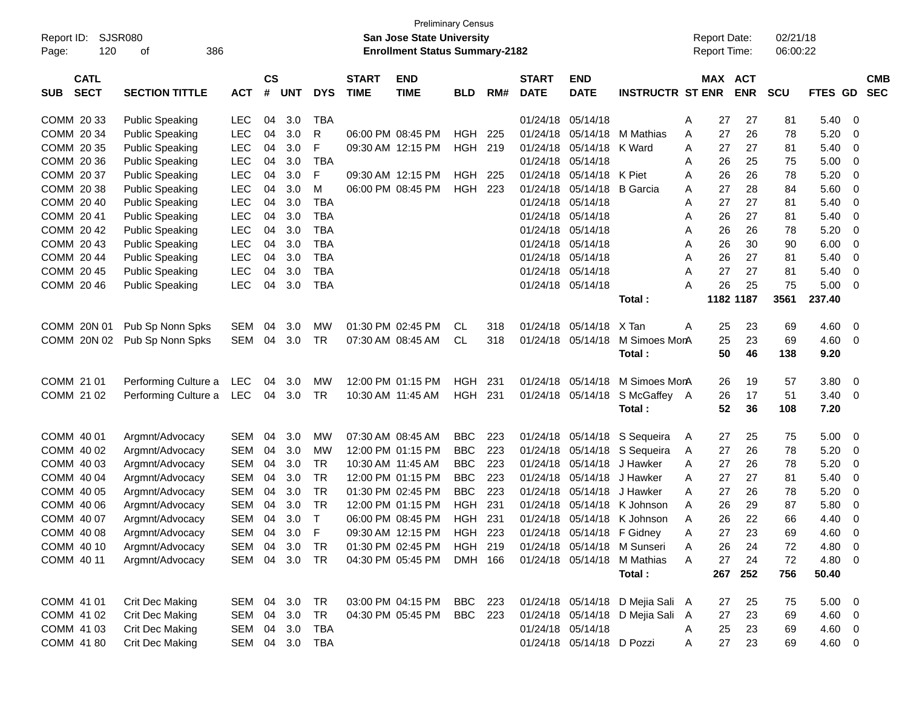Preliminary Census

Report ID: SJSR080 | **San Jose State University** | Report Date: 02/21/18
Page: 120 of 386 | **Enrollment Status Summary-2182** | Report Time: 06:00:22

| SUB | CATL SECT | SECTION TITTLE | ACT | CS # | UNT | DYS | START TIME | END TIME | BLD | RM# | START DATE | END DATE | INSTRUCTR | ST | MAX ENR | ACT ENR | SCU | FTES | GD | CMB SEC |
|---|---|---|---|---|---|---|---|---|---|---|---|---|---|---|---|---|---|---|---|---|
| COMM | 20 33 | Public Speaking | LEC | 04 | 3.0 | TBA | | | | | 01/24/18 | 05/14/18 | | A | 27 | 27 | 81 | 5.40 | 0 | |
| COMM | 20 34 | Public Speaking | LEC | 04 | 3.0 | R | 06:00 PM | 08:45 PM | HGH | 225 | 01/24/18 | 05/14/18 | M Mathias | A | 27 | 26 | 78 | 5.20 | 0 | |
| COMM | 20 35 | Public Speaking | LEC | 04 | 3.0 | F | 09:30 AM | 12:15 PM | HGH | 219 | 01/24/18 | 05/14/18 | K Ward | A | 27 | 27 | 81 | 5.40 | 0 | |
| COMM | 20 36 | Public Speaking | LEC | 04 | 3.0 | TBA | | | | | 01/24/18 | 05/14/18 | | A | 26 | 25 | 75 | 5.00 | 0 | |
| COMM | 20 37 | Public Speaking | LEC | 04 | 3.0 | F | 09:30 AM | 12:15 PM | HGH | 225 | 01/24/18 | 05/14/18 | K Piet | A | 26 | 26 | 78 | 5.20 | 0 | |
| COMM | 20 38 | Public Speaking | LEC | 04 | 3.0 | M | 06:00 PM | 08:45 PM | HGH | 223 | 01/24/18 | 05/14/18 | B Garcia | A | 27 | 28 | 84 | 5.60 | 0 | |
| COMM | 20 40 | Public Speaking | LEC | 04 | 3.0 | TBA | | | | | 01/24/18 | 05/14/18 | | A | 27 | 27 | 81 | 5.40 | 0 | |
| COMM | 20 41 | Public Speaking | LEC | 04 | 3.0 | TBA | | | | | 01/24/18 | 05/14/18 | | A | 26 | 27 | 81 | 5.40 | 0 | |
| COMM | 20 42 | Public Speaking | LEC | 04 | 3.0 | TBA | | | | | 01/24/18 | 05/14/18 | | A | 26 | 26 | 78 | 5.20 | 0 | |
| COMM | 20 43 | Public Speaking | LEC | 04 | 3.0 | TBA | | | | | 01/24/18 | 05/14/18 | | A | 26 | 30 | 90 | 6.00 | 0 | |
| COMM | 20 44 | Public Speaking | LEC | 04 | 3.0 | TBA | | | | | 01/24/18 | 05/14/18 | | A | 26 | 27 | 81 | 5.40 | 0 | |
| COMM | 20 45 | Public Speaking | LEC | 04 | 3.0 | TBA | | | | | 01/24/18 | 05/14/18 | | A | 27 | 27 | 81 | 5.40 | 0 | |
| COMM | 20 46 | Public Speaking | LEC | 04 | 3.0 | TBA | | | | | 01/24/18 | 05/14/18 | | A | 26 | 25 | 75 | 5.00 | 0 | |
| | | | | | | | | | | | | | **Total :** | | **1182** | **1187** | **3561** | **237.40** | | |
| COMM | 20N 01 | Pub Sp Nonn Spks | SEM | 04 | 3.0 | MW | 01:30 PM | 02:45 PM | CL | 318 | 01/24/18 | 05/14/18 | X Tan | A | 25 | 23 | 69 | 4.60 | 0 | |
| COMM | 20N 02 | Pub Sp Nonn Spks | SEM | 04 | 3.0 | TR | 07:30 AM | 08:45 AM | CL | 318 | 01/24/18 | 05/14/18 | M Simoes Mon | A | 25 | 23 | 69 | 4.60 | 0 | |
| | | | | | | | | | | | | | **Total :** | | **50** | **46** | **138** | **9.20** | | |
| COMM | 21 01 | Performing Culture a | LEC | 04 | 3.0 | MW | 12:00 PM | 01:15 PM | HGH | 231 | 01/24/18 | 05/14/18 | M Simoes Mon | A | 26 | 19 | 57 | 3.80 | 0 | |
| COMM | 21 02 | Performing Culture a | LEC | 04 | 3.0 | TR | 10:30 AM | 11:45 AM | HGH | 231 | 01/24/18 | 05/14/18 | S McGaffey | A | 26 | 17 | 51 | 3.40 | 0 | |
| | | | | | | | | | | | | | **Total :** | | **52** | **36** | **108** | **7.20** | | |
| COMM | 40 01 | Argmnt/Advocacy | SEM | 04 | 3.0 | MW | 07:30 AM | 08:45 AM | BBC | 223 | 01/24/18 | 05/14/18 | S Sequeira | A | 27 | 25 | 75 | 5.00 | 0 | |
| COMM | 40 02 | Argmnt/Advocacy | SEM | 04 | 3.0 | MW | 12:00 PM | 01:15 PM | BBC | 223 | 01/24/18 | 05/14/18 | S Sequeira | A | 27 | 26 | 78 | 5.20 | 0 | |
| COMM | 40 03 | Argmnt/Advocacy | SEM | 04 | 3.0 | TR | 10:30 AM | 11:45 AM | BBC | 223 | 01/24/18 | 05/14/18 | J Hawker | A | 27 | 26 | 78 | 5.20 | 0 | |
| COMM | 40 04 | Argmnt/Advocacy | SEM | 04 | 3.0 | TR | 12:00 PM | 01:15 PM | BBC | 223 | 01/24/18 | 05/14/18 | J Hawker | A | 27 | 27 | 81 | 5.40 | 0 | |
| COMM | 40 05 | Argmnt/Advocacy | SEM | 04 | 3.0 | TR | 01:30 PM | 02:45 PM | BBC | 223 | 01/24/18 | 05/14/18 | J Hawker | A | 27 | 26 | 78 | 5.20 | 0 | |
| COMM | 40 06 | Argmnt/Advocacy | SEM | 04 | 3.0 | TR | 12:00 PM | 01:15 PM | HGH | 231 | 01/24/18 | 05/14/18 | K Johnson | A | 26 | 29 | 87 | 5.80 | 0 | |
| COMM | 40 07 | Argmnt/Advocacy | SEM | 04 | 3.0 | T | 06:00 PM | 08:45 PM | HGH | 231 | 01/24/18 | 05/14/18 | K Johnson | A | 26 | 22 | 66 | 4.40 | 0 | |
| COMM | 40 08 | Argmnt/Advocacy | SEM | 04 | 3.0 | F | 09:30 AM | 12:15 PM | HGH | 223 | 01/24/18 | 05/14/18 | F Gidney | A | 27 | 23 | 69 | 4.60 | 0 | |
| COMM | 40 10 | Argmnt/Advocacy | SEM | 04 | 3.0 | TR | 01:30 PM | 02:45 PM | HGH | 219 | 01/24/18 | 05/14/18 | M Sunseri | A | 26 | 24 | 72 | 4.80 | 0 | |
| COMM | 40 11 | Argmnt/Advocacy | SEM | 04 | 3.0 | TR | 04:30 PM | 05:45 PM | DMH | 166 | 01/24/18 | 05/14/18 | M Mathias | A | 27 | 24 | 72 | 4.80 | 0 | |
| | | | | | | | | | | | | | **Total :** | | **267** | **252** | **756** | **50.40** | | |
| COMM | 41 01 | Crit Dec Making | SEM | 04 | 3.0 | TR | 03:00 PM | 04:15 PM | BBC | 223 | 01/24/18 | 05/14/18 | D Mejia Sali | A | 27 | 25 | 75 | 5.00 | 0 | |
| COMM | 41 02 | Crit Dec Making | SEM | 04 | 3.0 | TR | 04:30 PM | 05:45 PM | BBC | 223 | 01/24/18 | 05/14/18 | D Mejia Sali | A | 27 | 23 | 69 | 4.60 | 0 | |
| COMM | 41 03 | Crit Dec Making | SEM | 04 | 3.0 | TBA | | | | | 01/24/18 | 05/14/18 | | A | 25 | 23 | 69 | 4.60 | 0 | |
| COMM | 41 80 | Crit Dec Making | SEM | 04 | 3.0 | TBA | | | | | 01/24/18 | 05/14/18 | D Pozzi | A | 27 | 23 | 69 | 4.60 | 0 | |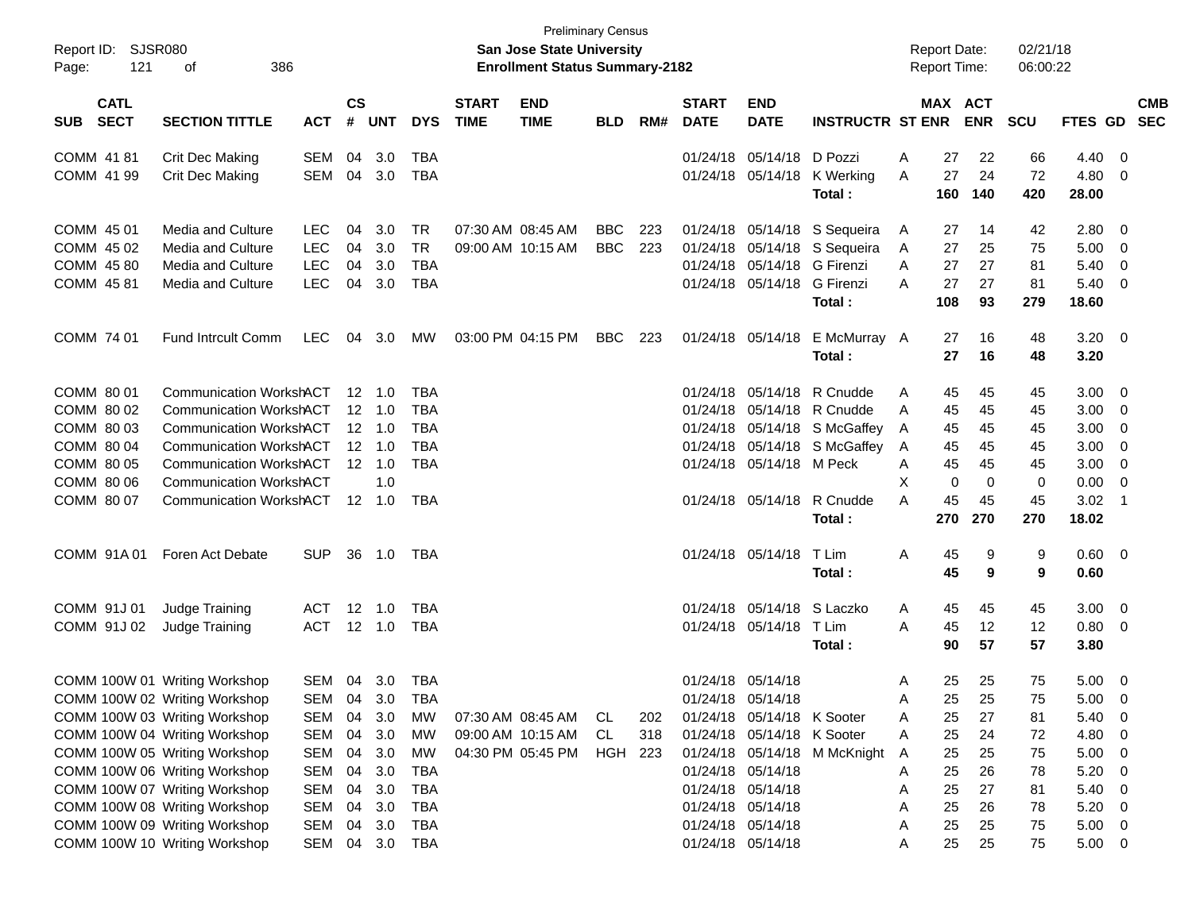Preliminary Census

**San Jose State University**

**Enrollment Status Summary-2182**

Report ID: SJSR080

Report Date: 02/21/18

Report Time: 06:00:22

| SUB | CATL SECT | SECTION TITTLE | ACT | CS # | UNT | DYS | START TIME | END TIME | BLD | RM# | START DATE | END DATE | INSTRUCTR | ST | MAX ENR | ACT ENR | SCU | FTES | GD | CMB SEC |
|---|---|---|---|---|---|---|---|---|---|---|---|---|---|---|---|---|---|---|---|---|
| COMM | 41 81 | Crit Dec Making | SEM | 04 | 3.0 | TBA | | | | | 01/24/18 | 05/14/18 | D Pozzi | A | 27 | 22 | 66 | 4.40 | 0 | |
| COMM | 41 99 | Crit Dec Making | SEM | 04 | 3.0 | TBA | | | | | 01/24/18 | 05/14/18 | K Werking | A | 27 | 24 | 72 | 4.80 | 0 | |
| | | | | | | | | | | | | | **Total :** | | **160** | **140** | **420** | **28.00** | | |
| COMM | 45 01 | Media and Culture | LEC | 04 | 3.0 | TR | 07:30 AM | 08:45 AM | BBC | 223 | 01/24/18 | 05/14/18 | S Sequeira | A | 27 | 14 | 42 | 2.80 | 0 | |
| COMM | 45 02 | Media and Culture | LEC | 04 | 3.0 | TR | 09:00 AM | 10:15 AM | BBC | 223 | 01/24/18 | 05/14/18 | S Sequeira | A | 27 | 25 | 75 | 5.00 | 0 | |
| COMM | 45 80 | Media and Culture | LEC | 04 | 3.0 | TBA | | | | | 01/24/18 | 05/14/18 | G Firenzi | A | 27 | 27 | 81 | 5.40 | 0 | |
| COMM | 45 81 | Media and Culture | LEC | 04 | 3.0 | TBA | | | | | 01/24/18 | 05/14/18 | G Firenzi | A | 27 | 27 | 81 | 5.40 | 0 | |
| | | | | | | | | | | | | | **Total :** | | **108** | **93** | **279** | **18.60** | | |
| COMM | 74 01 | Fund Intrcult Comm | LEC | 04 | 3.0 | MW | 03:00 PM | 04:15 PM | BBC | 223 | 01/24/18 | 05/14/18 | E McMurray | A | 27 | 16 | 48 | 3.20 | 0 | |
| | | | | | | | | | | | | | **Total :** | | **27** | **16** | **48** | **3.20** | | |
| COMM | 80 01 | Communication Worksh | ACT | 12 | 1.0 | TBA | | | | | 01/24/18 | 05/14/18 | R Cnudde | A | 45 | 45 | 45 | 3.00 | 0 | |
| COMM | 80 02 | Communication Worksh | ACT | 12 | 1.0 | TBA | | | | | 01/24/18 | 05/14/18 | R Cnudde | A | 45 | 45 | 45 | 3.00 | 0 | |
| COMM | 80 03 | Communication Worksh | ACT | 12 | 1.0 | TBA | | | | | 01/24/18 | 05/14/18 | S McGaffey | A | 45 | 45 | 45 | 3.00 | 0 | |
| COMM | 80 04 | Communication Worksh | ACT | 12 | 1.0 | TBA | | | | | 01/24/18 | 05/14/18 | S McGaffey | A | 45 | 45 | 45 | 3.00 | 0 | |
| COMM | 80 05 | Communication Worksh | ACT | 12 | 1.0 | TBA | | | | | 01/24/18 | 05/14/18 | M Peck | A | 45 | 45 | 45 | 3.00 | 0 | |
| COMM | 80 06 | Communication Worksh | ACT | | 1.0 | | | | | | | | | X | 0 | 0 | 0 | 0.00 | 0 | |
| COMM | 80 07 | Communication Worksh | ACT | 12 | 1.0 | TBA | | | | | 01/24/18 | 05/14/18 | R Cnudde | A | 45 | 45 | 45 | 3.02 | 1 | |
| | | | | | | | | | | | | | **Total :** | | **270** | **270** | **270** | **18.02** | | |
| COMM | 91A 01 | Foren Act Debate | SUP | 36 | 1.0 | TBA | | | | | 01/24/18 | 05/14/18 | T Lim | A | 45 | 9 | 9 | 0.60 | 0 | |
| | | | | | | | | | | | | | **Total :** | | **45** | **9** | **9** | **0.60** | | |
| COMM | 91J 01 | Judge Training | ACT | 12 | 1.0 | TBA | | | | | 01/24/18 | 05/14/18 | S Laczko | A | 45 | 45 | 45 | 3.00 | 0 | |
| COMM | 91J 02 | Judge Training | ACT | 12 | 1.0 | TBA | | | | | 01/24/18 | 05/14/18 | T Lim | A | 45 | 12 | 12 | 0.80 | 0 | |
| | | | | | | | | | | | | | **Total :** | | **90** | **57** | **57** | **3.80** | | |
| COMM | 100W 01 | Writing Workshop | SEM | 04 | 3.0 | TBA | | | | | 01/24/18 | 05/14/18 | | A | 25 | 25 | 75 | 5.00 | 0 | |
| COMM | 100W 02 | Writing Workshop | SEM | 04 | 3.0 | TBA | | | | | 01/24/18 | 05/14/18 | | A | 25 | 25 | 75 | 5.00 | 0 | |
| COMM | 100W 03 | Writing Workshop | SEM | 04 | 3.0 | MW | 07:30 AM | 08:45 AM | CL | 202 | 01/24/18 | 05/14/18 | K Sooter | A | 25 | 27 | 81 | 5.40 | 0 | |
| COMM | 100W 04 | Writing Workshop | SEM | 04 | 3.0 | MW | 09:00 AM | 10:15 AM | CL | 318 | 01/24/18 | 05/14/18 | K Sooter | A | 25 | 24 | 72 | 4.80 | 0 | |
| COMM | 100W 05 | Writing Workshop | SEM | 04 | 3.0 | MW | 04:30 PM | 05:45 PM | HGH | 223 | 01/24/18 | 05/14/18 | M McKnight | A | 25 | 25 | 75 | 5.00 | 0 | |
| COMM | 100W 06 | Writing Workshop | SEM | 04 | 3.0 | TBA | | | | | 01/24/18 | 05/14/18 | | A | 25 | 26 | 78 | 5.20 | 0 | |
| COMM | 100W 07 | Writing Workshop | SEM | 04 | 3.0 | TBA | | | | | 01/24/18 | 05/14/18 | | A | 25 | 27 | 81 | 5.40 | 0 | |
| COMM | 100W 08 | Writing Workshop | SEM | 04 | 3.0 | TBA | | | | | 01/24/18 | 05/14/18 | | A | 25 | 26 | 78 | 5.20 | 0 | |
| COMM | 100W 09 | Writing Workshop | SEM | 04 | 3.0 | TBA | | | | | 01/24/18 | 05/14/18 | | A | 25 | 25 | 75 | 5.00 | 0 | |
| COMM | 100W 10 | Writing Workshop | SEM | 04 | 3.0 | TBA | | | | | 01/24/18 | 05/14/18 | | A | 25 | 25 | 75 | 5.00 | 0 | |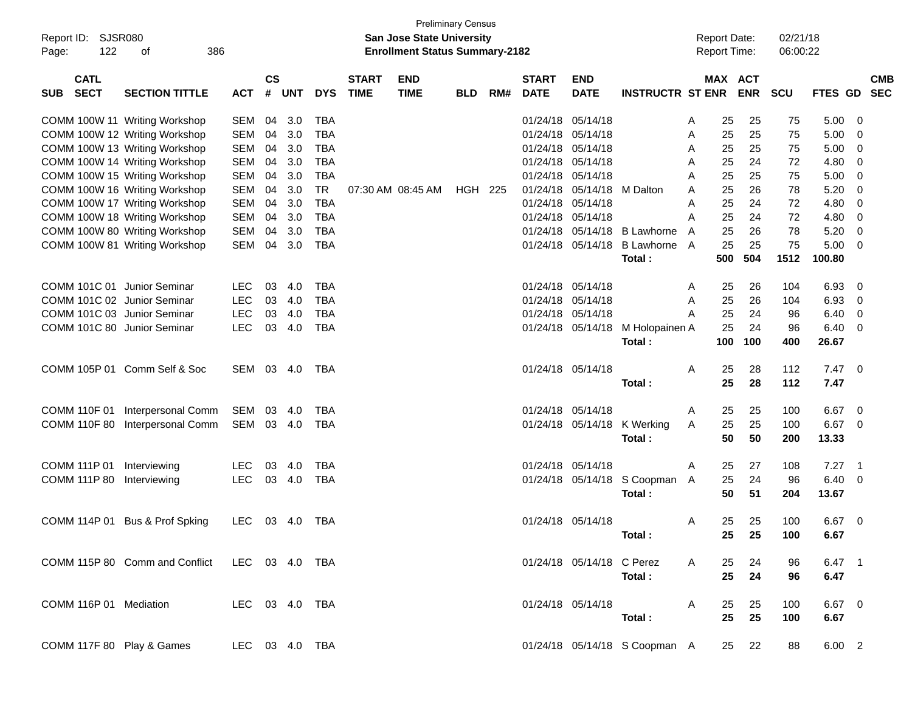Preliminary Census

Report ID: SJSR080

**San Jose State University**

**Enrollment Status Summary-2182**

Report Date: 02/21/18

Report Time: 06:00:22

| SUB | CATL SECT | SECTION TITTLE | ACT | CS # | UNT | DYS | START TIME | END TIME | BLD | RM# | START DATE | END DATE | INSTRUCTR | ST | MAX ENR | ACT ENR | SCU | FTES | GD | CMB SEC |
|---|---|---|---|---|---|---|---|---|---|---|---|---|---|---|---|---|---|---|---|---|
| COMM | 100W 11 | Writing Workshop | SEM | 04 | 3.0 | TBA | | | | | 01/24/18 | 05/14/18 | | A | 25 | 25 | 75 | 5.00 | 0 | |
| COMM | 100W 12 | Writing Workshop | SEM | 04 | 3.0 | TBA | | | | | 01/24/18 | 05/14/18 | | A | 25 | 25 | 75 | 5.00 | 0 | |
| COMM | 100W 13 | Writing Workshop | SEM | 04 | 3.0 | TBA | | | | | 01/24/18 | 05/14/18 | | A | 25 | 25 | 75 | 5.00 | 0 | |
| COMM | 100W 14 | Writing Workshop | SEM | 04 | 3.0 | TBA | | | | | 01/24/18 | 05/14/18 | | A | 25 | 24 | 72 | 4.80 | 0 | |
| COMM | 100W 15 | Writing Workshop | SEM | 04 | 3.0 | TBA | | | | | 01/24/18 | 05/14/18 | | A | 25 | 25 | 75 | 5.00 | 0 | |
| COMM | 100W 16 | Writing Workshop | SEM | 04 | 3.0 | TR | 07:30 AM | 08:45 AM | HGH | 225 | 01/24/18 | 05/14/18 | M Dalton | A | 25 | 26 | 78 | 5.20 | 0 | |
| COMM | 100W 17 | Writing Workshop | SEM | 04 | 3.0 | TBA | | | | | 01/24/18 | 05/14/18 | | A | 25 | 24 | 72 | 4.80 | 0 | |
| COMM | 100W 18 | Writing Workshop | SEM | 04 | 3.0 | TBA | | | | | 01/24/18 | 05/14/18 | | A | 25 | 24 | 72 | 4.80 | 0 | |
| COMM | 100W 80 | Writing Workshop | SEM | 04 | 3.0 | TBA | | | | | 01/24/18 | 05/14/18 | B Lawhorne | A | 25 | 26 | 78 | 5.20 | 0 | |
| COMM | 100W 81 | Writing Workshop | SEM | 04 | 3.0 | TBA | | | | | 01/24/18 | 05/14/18 | B Lawhorne | A | 25 | 25 | 75 | 5.00 | 0 | |
| | | | | | | | | | | | | | **Total :** | | **500** | **504** | **1512** | **100.80** | | |
| COMM | 101C 01 | Junior Seminar | LEC | 03 | 4.0 | TBA | | | | | 01/24/18 | 05/14/18 | | A | 25 | 26 | 104 | 6.93 | 0 | |
| COMM | 101C 02 | Junior Seminar | LEC | 03 | 4.0 | TBA | | | | | 01/24/18 | 05/14/18 | | A | 25 | 26 | 104 | 6.93 | 0 | |
| COMM | 101C 03 | Junior Seminar | LEC | 03 | 4.0 | TBA | | | | | 01/24/18 | 05/14/18 | | A | 25 | 24 | 96 | 6.40 | 0 | |
| COMM | 101C 80 | Junior Seminar | LEC | 03 | 4.0 | TBA | | | | | 01/24/18 | 05/14/18 | M Holopainen | A | 25 | 24 | 96 | 6.40 | 0 | |
| | | | | | | | | | | | | | **Total :** | | **100** | **100** | **400** | **26.67** | | |
| COMM | 105P 01 | Comm Self & Soc | SEM | 03 | 4.0 | TBA | | | | | 01/24/18 | 05/14/18 | | A | 25 | 28 | 112 | 7.47 | 0 | |
| | | | | | | | | | | | | | **Total :** | | **25** | **28** | **112** | **7.47** | | |
| COMM | 110F 01 | Interpersonal Comm | SEM | 03 | 4.0 | TBA | | | | | 01/24/18 | 05/14/18 | | A | 25 | 25 | 100 | 6.67 | 0 | |
| COMM | 110F 80 | Interpersonal Comm | SEM | 03 | 4.0 | TBA | | | | | 01/24/18 | 05/14/18 | K Werking | A | 25 | 25 | 100 | 6.67 | 0 | |
| | | | | | | | | | | | | | **Total :** | | **50** | **50** | **200** | **13.33** | | |
| COMM | 111P 01 | Interviewing | LEC | 03 | 4.0 | TBA | | | | | 01/24/18 | 05/14/18 | | A | 25 | 27 | 108 | 7.27 | 1 | |
| COMM | 111P 80 | Interviewing | LEC | 03 | 4.0 | TBA | | | | | 01/24/18 | 05/14/18 | S Coopman | A | 25 | 24 | 96 | 6.40 | 0 | |
| | | | | | | | | | | | | | **Total :** | | **50** | **51** | **204** | **13.67** | | |
| COMM | 114P 01 | Bus & Prof Spking | LEC | 03 | 4.0 | TBA | | | | | 01/24/18 | 05/14/18 | | A | 25 | 25 | 100 | 6.67 | 0 | |
| | | | | | | | | | | | | | **Total :** | | **25** | **25** | **100** | **6.67** | | |
| COMM | 115P 80 | Comm and Conflict | LEC | 03 | 4.0 | TBA | | | | | 01/24/18 | 05/14/18 | C Perez | A | 25 | 24 | 96 | 6.47 | 1 | |
| | | | | | | | | | | | | | **Total :** | | **25** | **24** | **96** | **6.47** | | |
| COMM | 116P 01 | Mediation | LEC | 03 | 4.0 | TBA | | | | | 01/24/18 | 05/14/18 | | A | 25 | 25 | 100 | 6.67 | 0 | |
| | | | | | | | | | | | | | **Total :** | | **25** | **25** | **100** | **6.67** | | |
| COMM | 117F 80 | Play & Games | LEC | 03 | 4.0 | TBA | | | | | 01/24/18 | 05/14/18 | S Coopman | A | 25 | 22 | 88 | 6.00 | 2 | |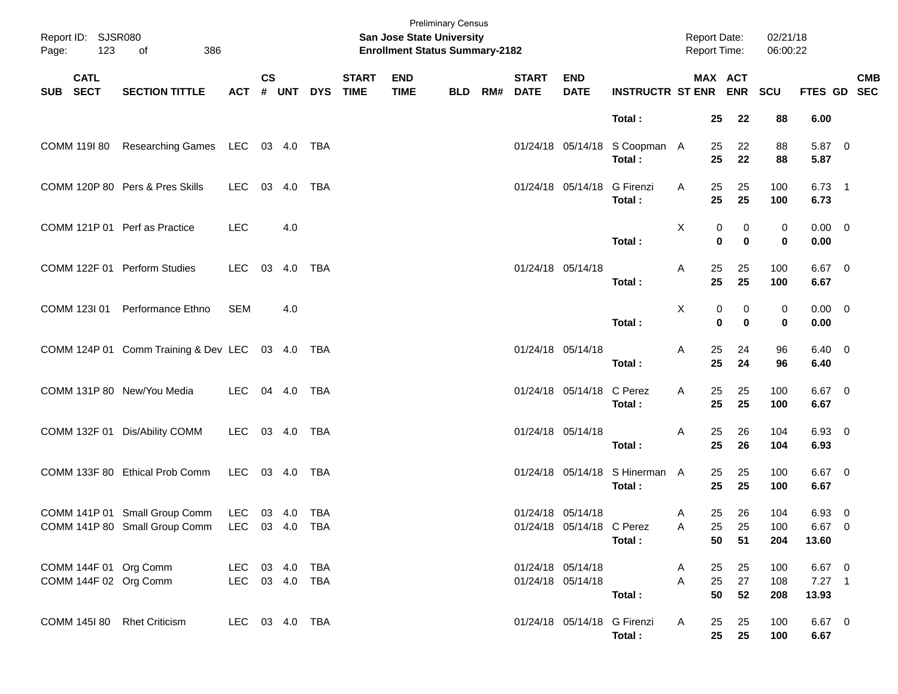Preliminary Census

**San Jose State University**

**Enrollment Status Summary-2182**

Report ID: SJSR080

Report Date: 02/21/18

Report Time: 06:00:22

| SUB | CATL SECT | SECTION TITTLE | ACT | CS # | UNT | DYS | START TIME | END TIME | BLD | RM# | START DATE | END DATE | INSTRUCTR | ST | MAX ENR | ACT ENR | SCU | FTES | GD | CMB SEC |
|---|---|---|---|---|---|---|---|---|---|---|---|---|---|---|---|---|---|---|---|---|
| | | | | | | | | | | | | | **Total :** | | **25** | **22** | **88** | **6.00** | | |
| COMM | 119I 80 | Researching Games | LEC | 03 | 4.0 | TBA | | | | | 01/24/18 | 05/14/18 | S Coopman | A | 25 | 22 | 88 | 5.87 | 0 | |
| | | | | | | | | | | | | | **Total :** | | **25** | **22** | **88** | **5.87** | | |
| COMM | 120P 80 | Pers & Pres Skills | LEC | 03 | 4.0 | TBA | | | | | 01/24/18 | 05/14/18 | G Firenzi | A | 25 | 25 | 100 | 6.73 | 1 | |
| | | | | | | | | | | | | | **Total :** | | **25** | **25** | **100** | **6.73** | | |
| COMM | 121P 01 | Perf as Practice | LEC | | 4.0 | | | | | | | | | X | 0 | 0 | 0 | 0.00 | 0 | |
| | | | | | | | | | | | | | **Total :** | | **0** | **0** | **0** | **0.00** | | |
| COMM | 122F 01 | Perform Studies | LEC | 03 | 4.0 | TBA | | | | | 01/24/18 | 05/14/18 | | A | 25 | 25 | 100 | 6.67 | 0 | |
| | | | | | | | | | | | | | **Total :** | | **25** | **25** | **100** | **6.67** | | |
| COMM | 123I 01 | Performance Ethno | SEM | | 4.0 | | | | | | | | | X | 0 | 0 | 0 | 0.00 | 0 | |
| | | | | | | | | | | | | | **Total :** | | **0** | **0** | **0** | **0.00** | | |
| COMM | 124P 01 | Comm Training & Dev | LEC | 03 | 4.0 | TBA | | | | | 01/24/18 | 05/14/18 | | A | 25 | 24 | 96 | 6.40 | 0 | |
| | | | | | | | | | | | | | **Total :** | | **25** | **24** | **96** | **6.40** | | |
| COMM | 131P 80 | New/You Media | LEC | 04 | 4.0 | TBA | | | | | 01/24/18 | 05/14/18 | C Perez | A | 25 | 25 | 100 | 6.67 | 0 | |
| | | | | | | | | | | | | | **Total :** | | **25** | **25** | **100** | **6.67** | | |
| COMM | 132F 01 | Dis/Ability COMM | LEC | 03 | 4.0 | TBA | | | | | 01/24/18 | 05/14/18 | | A | 25 | 26 | 104 | 6.93 | 0 | |
| | | | | | | | | | | | | | **Total :** | | **25** | **26** | **104** | **6.93** | | |
| COMM | 133F 80 | Ethical Prob Comm | LEC | 03 | 4.0 | TBA | | | | | 01/24/18 | 05/14/18 | S Hinerman | A | 25 | 25 | 100 | 6.67 | 0 | |
| | | | | | | | | | | | | | **Total :** | | **25** | **25** | **100** | **6.67** | | |
| COMM | 141P 01 | Small Group Comm | LEC | 03 | 4.0 | TBA | | | | | 01/24/18 | 05/14/18 | | A | 25 | 26 | 104 | 6.93 | 0 | |
| COMM | 141P 80 | Small Group Comm | LEC | 03 | 4.0 | TBA | | | | | 01/24/18 | 05/14/18 | C Perez | A | 25 | 25 | 100 | 6.67 | 0 | |
| | | | | | | | | | | | | | **Total :** | | **50** | **51** | **204** | **13.60** | | |
| COMM | 144F 01 | Org Comm | LEC | 03 | 4.0 | TBA | | | | | 01/24/18 | 05/14/18 | | A | 25 | 25 | 100 | 6.67 | 0 | |
| COMM | 144F 02 | Org Comm | LEC | 03 | 4.0 | TBA | | | | | 01/24/18 | 05/14/18 | | A | 25 | 27 | 108 | 7.27 | 1 | |
| | | | | | | | | | | | | | **Total :** | | **50** | **52** | **208** | **13.93** | | |
| COMM | 145I 80 | Rhet Criticism | LEC | 03 | 4.0 | TBA | | | | | 01/24/18 | 05/14/18 | G Firenzi | A | 25 | 25 | 100 | 6.67 | 0 | |
| | | | | | | | | | | | | | **Total :** | | **25** | **25** | **100** | **6.67** | | |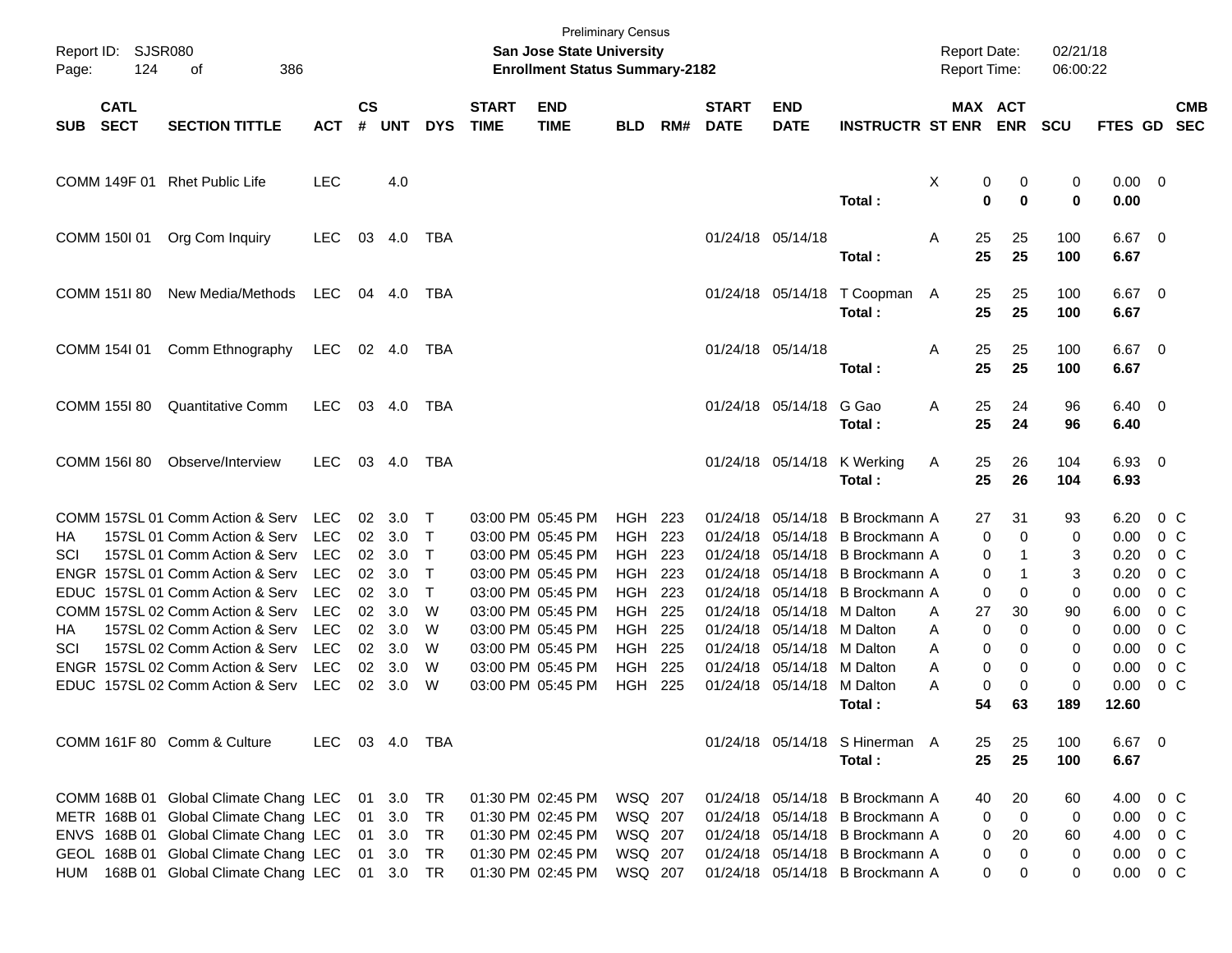Preliminary Census

**San Jose State University**

**Enrollment Status Summary-2182**

Report ID: SJSR080

Report Date: 02/21/18

Report Time: 06:00:22

| SUB | CATL SECT | SECTION TITTLE | ACT | CS # | UNT | DYS | START TIME | END TIME | BLD | RM# | START DATE | END DATE | INSTRUCTR | ST | MAX ENR | ACT ENR | SCU | FTES | GD | CMB SEC |
|---|---|---|---|---|---|---|---|---|---|---|---|---|---|---|---|---|---|---|---|---|
| COMM | 149F 01 | Rhet Public Life | LEC | | 4.0 | | | | | | | | | X | 0 | 0 | 0 | 0.00 | 0 | |
| | | | | | | | | | | | | | **Total :** | | **0** | **0** | **0** | **0.00** | | |
| COMM | 150I 01 | Org Com Inquiry | LEC | 03 | 4.0 | TBA | | | | | 01/24/18 | 05/14/18 | | A | 25 | 25 | 100 | 6.67 | 0 | |
| | | | | | | | | | | | | | **Total :** | | **25** | **25** | **100** | **6.67** | | |
| COMM | 151I 80 | New Media/Methods | LEC | 04 | 4.0 | TBA | | | | | 01/24/18 | 05/14/18 | T Coopman | A | 25 | 25 | 100 | 6.67 | 0 | |
| | | | | | | | | | | | | | **Total :** | | **25** | **25** | **100** | **6.67** | | |
| COMM | 154I 01 | Comm Ethnography | LEC | 02 | 4.0 | TBA | | | | | 01/24/18 | 05/14/18 | | A | 25 | 25 | 100 | 6.67 | 0 | |
| | | | | | | | | | | | | | **Total :** | | **25** | **25** | **100** | **6.67** | | |
| COMM | 155I 80 | Quantitative Comm | LEC | 03 | 4.0 | TBA | | | | | 01/24/18 | 05/14/18 | G Gao | A | 25 | 24 | 96 | 6.40 | 0 | |
| | | | | | | | | | | | | | **Total :** | | **25** | **24** | **96** | **6.40** | | |
| COMM | 156I 80 | Observe/Interview | LEC | 03 | 4.0 | TBA | | | | | 01/24/18 | 05/14/18 | K Werking | A | 25 | 26 | 104 | 6.93 | 0 | |
| | | | | | | | | | | | | | **Total :** | | **25** | **26** | **104** | **6.93** | | |
| COMM | 157SL 01 | Comm Action & Serv | LEC | 02 | 3.0 | T | 03:00 PM | 05:45 PM | HGH | 223 | 01/24/18 | 05/14/18 | B Brockmann | A | 27 | 31 | 93 | 6.20 | 0 | C |
| HA | 157SL 01 | Comm Action & Serv | LEC | 02 | 3.0 | T | 03:00 PM | 05:45 PM | HGH | 223 | 01/24/18 | 05/14/18 | B Brockmann | A | 0 | 0 | 0 | 0.00 | 0 | C |
| SCI | 157SL 01 | Comm Action & Serv | LEC | 02 | 3.0 | T | 03:00 PM | 05:45 PM | HGH | 223 | 01/24/18 | 05/14/18 | B Brockmann | A | 0 | 1 | 3 | 0.20 | 0 | C |
| ENGR | 157SL 01 | Comm Action & Serv | LEC | 02 | 3.0 | T | 03:00 PM | 05:45 PM | HGH | 223 | 01/24/18 | 05/14/18 | B Brockmann | A | 0 | 1 | 3 | 0.20 | 0 | C |
| EDUC | 157SL 01 | Comm Action & Serv | LEC | 02 | 3.0 | T | 03:00 PM | 05:45 PM | HGH | 223 | 01/24/18 | 05/14/18 | B Brockmann | A | 0 | 0 | 0 | 0.00 | 0 | C |
| COMM | 157SL 02 | Comm Action & Serv | LEC | 02 | 3.0 | W | 03:00 PM | 05:45 PM | HGH | 225 | 01/24/18 | 05/14/18 | M Dalton | A | 27 | 30 | 90 | 6.00 | 0 | C |
| HA | 157SL 02 | Comm Action & Serv | LEC | 02 | 3.0 | W | 03:00 PM | 05:45 PM | HGH | 225 | 01/24/18 | 05/14/18 | M Dalton | A | 0 | 0 | 0 | 0.00 | 0 | C |
| SCI | 157SL 02 | Comm Action & Serv | LEC | 02 | 3.0 | W | 03:00 PM | 05:45 PM | HGH | 225 | 01/24/18 | 05/14/18 | M Dalton | A | 0 | 0 | 0 | 0.00 | 0 | C |
| ENGR | 157SL 02 | Comm Action & Serv | LEC | 02 | 3.0 | W | 03:00 PM | 05:45 PM | HGH | 225 | 01/24/18 | 05/14/18 | M Dalton | A | 0 | 0 | 0 | 0.00 | 0 | C |
| EDUC | 157SL 02 | Comm Action & Serv | LEC | 02 | 3.0 | W | 03:00 PM | 05:45 PM | HGH | 225 | 01/24/18 | 05/14/18 | M Dalton | A | 0 | 0 | 0 | 0.00 | 0 | C |
| | | | | | | | | | | | | | **Total :** | | **54** | **63** | **189** | **12.60** | | |
| COMM | 161F 80 | Comm & Culture | LEC | 03 | 4.0 | TBA | | | | | 01/24/18 | 05/14/18 | S Hinerman | A | 25 | 25 | 100 | 6.67 | 0 | |
| | | | | | | | | | | | | | **Total :** | | **25** | **25** | **100** | **6.67** | | |
| COMM | 168B 01 | Global Climate Chang | LEC | 01 | 3.0 | TR | 01:30 PM | 02:45 PM | WSQ | 207 | 01/24/18 | 05/14/18 | B Brockmann | A | 40 | 20 | 60 | 4.00 | 0 | C |
| METR | 168B 01 | Global Climate Chang | LEC | 01 | 3.0 | TR | 01:30 PM | 02:45 PM | WSQ | 207 | 01/24/18 | 05/14/18 | B Brockmann | A | 0 | 0 | 0 | 0.00 | 0 | C |
| ENVS | 168B 01 | Global Climate Chang | LEC | 01 | 3.0 | TR | 01:30 PM | 02:45 PM | WSQ | 207 | 01/24/18 | 05/14/18 | B Brockmann | A | 0 | 20 | 60 | 4.00 | 0 | C |
| GEOL | 168B 01 | Global Climate Chang | LEC | 01 | 3.0 | TR | 01:30 PM | 02:45 PM | WSQ | 207 | 01/24/18 | 05/14/18 | B Brockmann | A | 0 | 0 | 0 | 0.00 | 0 | C |
| HUM | 168B 01 | Global Climate Chang | LEC | 01 | 3.0 | TR | 01:30 PM | 02:45 PM | WSQ | 207 | 01/24/18 | 05/14/18 | B Brockmann | A | 0 | 0 | 0 | 0.00 | 0 | C |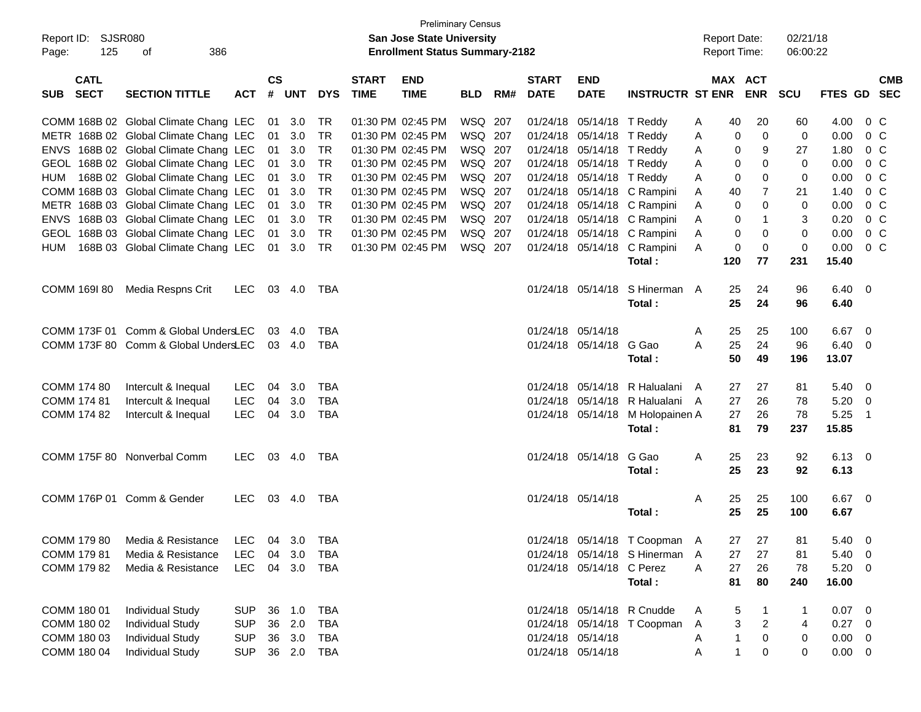Preliminary Census

**San Jose State University**
**Enrollment Status Summary-2182**

Report ID: SJSR080
Report Date: 02/21/18
Report Time: 06:00:22

| SUB | CATL SECT | SECTION TITTLE | ACT | CS # | UNT | DYS | START TIME | END TIME | BLD | RM# | START DATE | END DATE | INSTRUCTR | ST | MAX ENR | ACT ENR | SCU | FTES | GD | CMB SEC |
|---|---|---|---|---|---|---|---|---|---|---|---|---|---|---|---|---|---|---|---|---|
| COMM | 168B 02 | Global Climate Chang | LEC | 01 | 3.0 | TR | 01:30 PM | 02:45 PM | WSQ | 207 | 01/24/18 | 05/14/18 | T Reddy | A | 40 | 20 | 60 | 4.00 | 0 | C |
| METR | 168B 02 | Global Climate Chang | LEC | 01 | 3.0 | TR | 01:30 PM | 02:45 PM | WSQ | 207 | 01/24/18 | 05/14/18 | T Reddy | A | 0 | 0 | 0 | 0.00 | 0 | C |
| ENVS | 168B 02 | Global Climate Chang | LEC | 01 | 3.0 | TR | 01:30 PM | 02:45 PM | WSQ | 207 | 01/24/18 | 05/14/18 | T Reddy | A | 0 | 9 | 27 | 1.80 | 0 | C |
| GEOL | 168B 02 | Global Climate Chang | LEC | 01 | 3.0 | TR | 01:30 PM | 02:45 PM | WSQ | 207 | 01/24/18 | 05/14/18 | T Reddy | A | 0 | 0 | 0 | 0.00 | 0 | C |
| HUM | 168B 02 | Global Climate Chang | LEC | 01 | 3.0 | TR | 01:30 PM | 02:45 PM | WSQ | 207 | 01/24/18 | 05/14/18 | T Reddy | A | 0 | 0 | 0 | 0.00 | 0 | C |
| COMM | 168B 03 | Global Climate Chang | LEC | 01 | 3.0 | TR | 01:30 PM | 02:45 PM | WSQ | 207 | 01/24/18 | 05/14/18 | C Rampini | A | 40 | 7 | 21 | 1.40 | 0 | C |
| METR | 168B 03 | Global Climate Chang | LEC | 01 | 3.0 | TR | 01:30 PM | 02:45 PM | WSQ | 207 | 01/24/18 | 05/14/18 | C Rampini | A | 0 | 0 | 0 | 0.00 | 0 | C |
| ENVS | 168B 03 | Global Climate Chang | LEC | 01 | 3.0 | TR | 01:30 PM | 02:45 PM | WSQ | 207 | 01/24/18 | 05/14/18 | C Rampini | A | 0 | 1 | 3 | 0.20 | 0 | C |
| GEOL | 168B 03 | Global Climate Chang | LEC | 01 | 3.0 | TR | 01:30 PM | 02:45 PM | WSQ | 207 | 01/24/18 | 05/14/18 | C Rampini | A | 0 | 0 | 0 | 0.00 | 0 | C |
| HUM | 168B 03 | Global Climate Chang | LEC | 01 | 3.0 | TR | 01:30 PM | 02:45 PM | WSQ | 207 | 01/24/18 | 05/14/18 | C Rampini | A | 0 | 0 | 0 | 0.00 | 0 | C |
| | | | | | | | | | | | | | **Total :** | | **120** | **77** | **231** | **15.40** | | |
| COMM | 169I 80 | Media Respns Crit | LEC | 03 | 4.0 | TBA | | | | | 01/24/18 | 05/14/18 | S Hinerman | A | 25 | 24 | 96 | 6.40 | 0 | |
| | | | | | | | | | | | | | **Total :** | | **25** | **24** | **96** | **6.40** | | |
| COMM | 173F 01 | Comm & Global Unders | LEC | 03 | 4.0 | TBA | | | | | 01/24/18 | 05/14/18 | | A | 25 | 25 | 100 | 6.67 | 0 | |
| COMM | 173F 80 | Comm & Global Unders | LEC | 03 | 4.0 | TBA | | | | | 01/24/18 | 05/14/18 | G Gao | A | 25 | 24 | 96 | 6.40 | 0 | |
| | | | | | | | | | | | | | **Total :** | | **50** | **49** | **196** | **13.07** | | |
| COMM | 174 80 | Intercult & Inequal | LEC | 04 | 3.0 | TBA | | | | | 01/24/18 | 05/14/18 | R Halualani | A | 27 | 27 | 81 | 5.40 | 0 | |
| COMM | 174 81 | Intercult & Inequal | LEC | 04 | 3.0 | TBA | | | | | 01/24/18 | 05/14/18 | R Halualani | A | 27 | 26 | 78 | 5.20 | 0 | |
| COMM | 174 82 | Intercult & Inequal | LEC | 04 | 3.0 | TBA | | | | | 01/24/18 | 05/14/18 | M Holopainen | A | 27 | 26 | 78 | 5.25 | 1 | |
| | | | | | | | | | | | | | **Total :** | | **81** | **79** | **237** | **15.85** | | |
| COMM | 175F 80 | Nonverbal Comm | LEC | 03 | 4.0 | TBA | | | | | 01/24/18 | 05/14/18 | G Gao | A | 25 | 23 | 92 | 6.13 | 0 | |
| | | | | | | | | | | | | | **Total :** | | **25** | **23** | **92** | **6.13** | | |
| COMM | 176P 01 | Comm & Gender | LEC | 03 | 4.0 | TBA | | | | | 01/24/18 | 05/14/18 | | A | 25 | 25 | 100 | 6.67 | 0 | |
| | | | | | | | | | | | | | **Total :** | | **25** | **25** | **100** | **6.67** | | |
| COMM | 179 80 | Media & Resistance | LEC | 04 | 3.0 | TBA | | | | | 01/24/18 | 05/14/18 | T Coopman | A | 27 | 27 | 81 | 5.40 | 0 | |
| COMM | 179 81 | Media & Resistance | LEC | 04 | 3.0 | TBA | | | | | 01/24/18 | 05/14/18 | S Hinerman | A | 27 | 27 | 81 | 5.40 | 0 | |
| COMM | 179 82 | Media & Resistance | LEC | 04 | 3.0 | TBA | | | | | 01/24/18 | 05/14/18 | C Perez | A | 27 | 26 | 78 | 5.20 | 0 | |
| | | | | | | | | | | | | | **Total :** | | **81** | **80** | **240** | **16.00** | | |
| COMM | 180 01 | Individual Study | SUP | 36 | 1.0 | TBA | | | | | 01/24/18 | 05/14/18 | R Cnudde | A | 5 | 1 | 1 | 0.07 | 0 | |
| COMM | 180 02 | Individual Study | SUP | 36 | 2.0 | TBA | | | | | 01/24/18 | 05/14/18 | T Coopman | A | 3 | 2 | 4 | 0.27 | 0 | |
| COMM | 180 03 | Individual Study | SUP | 36 | 3.0 | TBA | | | | | 01/24/18 | 05/14/18 | | A | 1 | 0 | 0 | 0.00 | 0 | |
| COMM | 180 04 | Individual Study | SUP | 36 | 2.0 | TBA | | | | | 01/24/18 | 05/14/18 | | A | 1 | 0 | 0 | 0.00 | 0 | |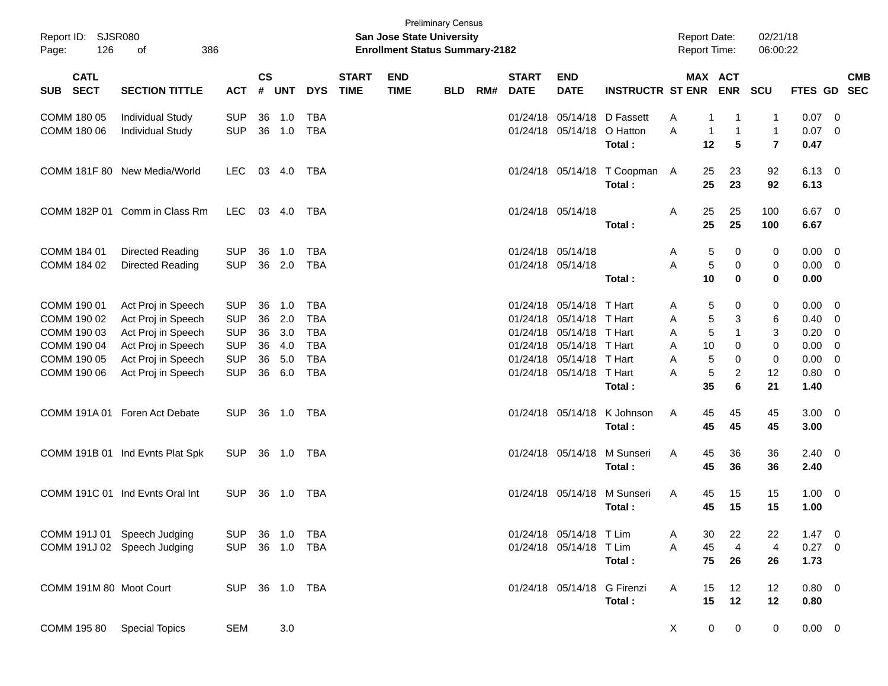Preliminary Census

**San Jose State University**

**Enrollment Status Summary-2182**

Report ID: SJSR080
Report Date: 02/21/18
Report Time: 06:00:22

| SUB | CATL SECT | SECTION TITTLE | ACT | CS # | UNT | DYS | START TIME | END TIME | BLD | RM# | START DATE | END DATE | INSTRUCTR | ST | MAX ENR | ACT ENR | SCU | FTES | GD | CMB SEC |
|---|---|---|---|---|---|---|---|---|---|---|---|---|---|---|---|---|---|---|---|---|
| COMM | 180 05 | Individual Study | SUP | 36 | 1.0 | TBA | | | | | 01/24/18 | 05/14/18 | D Fassett | A | 1 | 1 | 1 | 0.07 | 0 | |
| COMM | 180 06 | Individual Study | SUP | 36 | 1.0 | TBA | | | | | 01/24/18 | 05/14/18 | O Hatton | A | 1 | 1 | 1 | 0.07 | 0 | |
| | | | | | | | | | | | | | **Total :** | | **12** | **5** | **7** | **0.47** | | |
| COMM | 181F 80 | New Media/World | LEC | 03 | 4.0 | TBA | | | | | 01/24/18 | 05/14/18 | T Coopman | A | 25 | 23 | 92 | 6.13 | 0 | |
| | | | | | | | | | | | | | **Total :** | | **25** | **23** | **92** | **6.13** | | |
| COMM | 182P 01 | Comm in Class Rm | LEC | 03 | 4.0 | TBA | | | | | 01/24/18 | 05/14/18 | | A | 25 | 25 | 100 | 6.67 | 0 | |
| | | | | | | | | | | | | | **Total :** | | **25** | **25** | **100** | **6.67** | | |
| COMM | 184 01 | Directed Reading | SUP | 36 | 1.0 | TBA | | | | | 01/24/18 | 05/14/18 | | A | 5 | 0 | 0 | 0.00 | 0 | |
| COMM | 184 02 | Directed Reading | SUP | 36 | 2.0 | TBA | | | | | 01/24/18 | 05/14/18 | | A | 5 | 0 | 0 | 0.00 | 0 | |
| | | | | | | | | | | | | | **Total :** | | **10** | **0** | **0** | **0.00** | | |
| COMM | 190 01 | Act Proj in Speech | SUP | 36 | 1.0 | TBA | | | | | 01/24/18 | 05/14/18 | T Hart | A | 5 | 0 | 0 | 0.00 | 0 | |
| COMM | 190 02 | Act Proj in Speech | SUP | 36 | 2.0 | TBA | | | | | 01/24/18 | 05/14/18 | T Hart | A | 5 | 3 | 6 | 0.40 | 0 | |
| COMM | 190 03 | Act Proj in Speech | SUP | 36 | 3.0 | TBA | | | | | 01/24/18 | 05/14/18 | T Hart | A | 5 | 1 | 3 | 0.20 | 0 | |
| COMM | 190 04 | Act Proj in Speech | SUP | 36 | 4.0 | TBA | | | | | 01/24/18 | 05/14/18 | T Hart | A | 10 | 0 | 0 | 0.00 | 0 | |
| COMM | 190 05 | Act Proj in Speech | SUP | 36 | 5.0 | TBA | | | | | 01/24/18 | 05/14/18 | T Hart | A | 5 | 0 | 0 | 0.00 | 0 | |
| COMM | 190 06 | Act Proj in Speech | SUP | 36 | 6.0 | TBA | | | | | 01/24/18 | 05/14/18 | T Hart | A | 5 | 2 | 12 | 0.80 | 0 | |
| | | | | | | | | | | | | | **Total :** | | **35** | **6** | **21** | **1.40** | | |
| COMM | 191A 01 | Foren Act Debate | SUP | 36 | 1.0 | TBA | | | | | 01/24/18 | 05/14/18 | K Johnson | A | 45 | 45 | 45 | 3.00 | 0 | |
| | | | | | | | | | | | | | **Total :** | | **45** | **45** | **45** | **3.00** | | |
| COMM | 191B 01 | Ind Evnts Plat Spk | SUP | 36 | 1.0 | TBA | | | | | 01/24/18 | 05/14/18 | M Sunseri | A | 45 | 36 | 36 | 2.40 | 0 | |
| | | | | | | | | | | | | | **Total :** | | **45** | **36** | **36** | **2.40** | | |
| COMM | 191C 01 | Ind Evnts Oral Int | SUP | 36 | 1.0 | TBA | | | | | 01/24/18 | 05/14/18 | M Sunseri | A | 45 | 15 | 15 | 1.00 | 0 | |
| | | | | | | | | | | | | | **Total :** | | **45** | **15** | **15** | **1.00** | | |
| COMM | 191J 01 | Speech Judging | SUP | 36 | 1.0 | TBA | | | | | 01/24/18 | 05/14/18 | T Lim | A | 30 | 22 | 22 | 1.47 | 0 | |
| COMM | 191J 02 | Speech Judging | SUP | 36 | 1.0 | TBA | | | | | 01/24/18 | 05/14/18 | T Lim | A | 45 | 4 | 4 | 0.27 | 0 | |
| | | | | | | | | | | | | | **Total :** | | **75** | **26** | **26** | **1.73** | | |
| COMM | 191M 80 | Moot Court | SUP | 36 | 1.0 | TBA | | | | | 01/24/18 | 05/14/18 | G Firenzi | A | 15 | 12 | 12 | 0.80 | 0 | |
| | | | | | | | | | | | | | **Total :** | | **15** | **12** | **12** | **0.80** | | |
| COMM | 195 80 | Special Topics | SEM | | 3.0 | | | | | | | | | X | 0 | 0 | 0 | 0.00 | 0 | |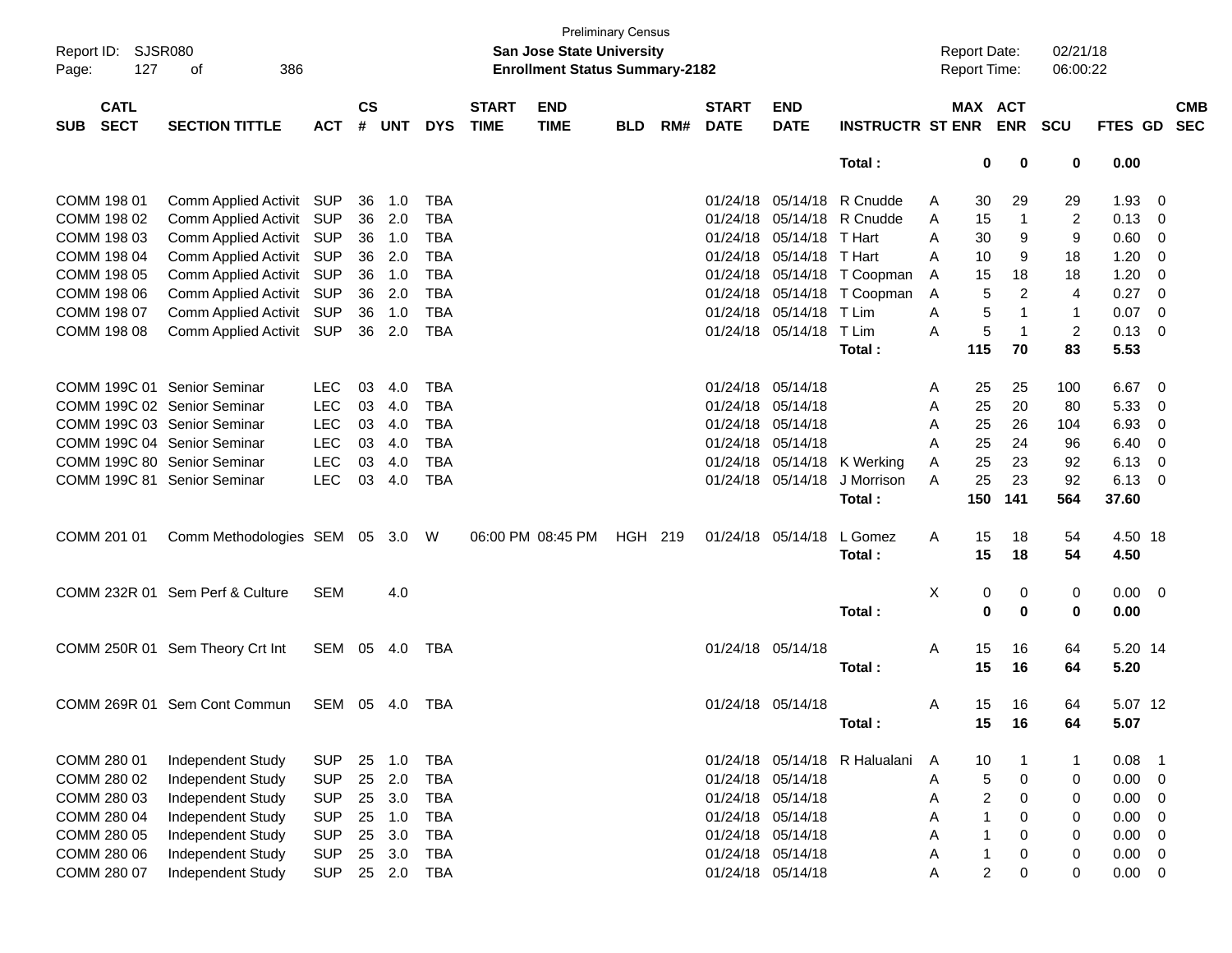Preliminary Census

**San Jose State University**

**Enrollment Status Summary-2182**

Report ID: SJSR080

Report Date: 02/21/18

Report Time: 06:00:22

| SUB | CATL SECT | SECTION TITTLE | ACT | CS # | UNT | DYS | START TIME | END TIME | BLD | RM# | START DATE | END DATE | INSTRUCTR | ST | MAX ENR | ACT ENR | SCU | FTES | GD | CMB SEC |
|---|---|---|---|---|---|---|---|---|---|---|---|---|---|---|---|---|---|---|---|---|
| | | | | | | | | | | | | | **Total :** | | **0** | **0** | **0** | **0.00** | | |
| COMM | 198 01 | Comm Applied Activit | SUP | 36 | 1.0 | TBA | | | | | 01/24/18 | 05/14/18 | R Cnudde | A | 30 | 29 | 29 | 1.93 | 0 | |
| COMM | 198 02 | Comm Applied Activit | SUP | 36 | 2.0 | TBA | | | | | 01/24/18 | 05/14/18 | R Cnudde | A | 15 | 1 | 2 | 0.13 | 0 | |
| COMM | 198 03 | Comm Applied Activit | SUP | 36 | 1.0 | TBA | | | | | 01/24/18 | 05/14/18 | T Hart | A | 30 | 9 | 9 | 0.60 | 0 | |
| COMM | 198 04 | Comm Applied Activit | SUP | 36 | 2.0 | TBA | | | | | 01/24/18 | 05/14/18 | T Hart | A | 10 | 9 | 18 | 1.20 | 0 | |
| COMM | 198 05 | Comm Applied Activit | SUP | 36 | 1.0 | TBA | | | | | 01/24/18 | 05/14/18 | T Coopman | A | 15 | 18 | 18 | 1.20 | 0 | |
| COMM | 198 06 | Comm Applied Activit | SUP | 36 | 2.0 | TBA | | | | | 01/24/18 | 05/14/18 | T Coopman | A | 5 | 2 | 4 | 0.27 | 0 | |
| COMM | 198 07 | Comm Applied Activit | SUP | 36 | 1.0 | TBA | | | | | 01/24/18 | 05/14/18 | T Lim | A | 5 | 1 | 1 | 0.07 | 0 | |
| COMM | 198 08 | Comm Applied Activit | SUP | 36 | 2.0 | TBA | | | | | 01/24/18 | 05/14/18 | T Lim | A | 5 | 1 | 2 | 0.13 | 0 | |
| | | | | | | | | | | | | | **Total :** | | **115** | **70** | **83** | **5.53** | | |
| COMM | 199C 01 | Senior Seminar | LEC | 03 | 4.0 | TBA | | | | | 01/24/18 | 05/14/18 | | A | 25 | 25 | 100 | 6.67 | 0 | |
| COMM | 199C 02 | Senior Seminar | LEC | 03 | 4.0 | TBA | | | | | 01/24/18 | 05/14/18 | | A | 25 | 20 | 80 | 5.33 | 0 | |
| COMM | 199C 03 | Senior Seminar | LEC | 03 | 4.0 | TBA | | | | | 01/24/18 | 05/14/18 | | A | 25 | 26 | 104 | 6.93 | 0 | |
| COMM | 199C 04 | Senior Seminar | LEC | 03 | 4.0 | TBA | | | | | 01/24/18 | 05/14/18 | | A | 25 | 24 | 96 | 6.40 | 0 | |
| COMM | 199C 80 | Senior Seminar | LEC | 03 | 4.0 | TBA | | | | | 01/24/18 | 05/14/18 | K Werking | A | 25 | 23 | 92 | 6.13 | 0 | |
| COMM | 199C 81 | Senior Seminar | LEC | 03 | 4.0 | TBA | | | | | 01/24/18 | 05/14/18 | J Morrison | A | 25 | 23 | 92 | 6.13 | 0 | |
| | | | | | | | | | | | | | **Total :** | | **150** | **141** | **564** | **37.60** | | |
| COMM | 201 01 | Comm Methodologies | SEM | 05 | 3.0 | W | 06:00 PM | 08:45 PM | HGH | 219 | 01/24/18 | 05/14/18 | L Gomez | A | 15 | 18 | 54 | 4.50 | 18 | |
| | | | | | | | | | | | | | **Total :** | | **15** | **18** | **54** | **4.50** | | |
| COMM | 232R 01 | Sem Perf & Culture | SEM | | 4.0 | | | | | | | | | X | 0 | 0 | 0 | 0.00 | 0 | |
| | | | | | | | | | | | | | **Total :** | | **0** | **0** | **0** | **0.00** | | |
| COMM | 250R 01 | Sem Theory Crt Int | SEM | 05 | 4.0 | TBA | | | | | 01/24/18 | 05/14/18 | | A | 15 | 16 | 64 | 5.20 | 14 | |
| | | | | | | | | | | | | | **Total :** | | **15** | **16** | **64** | **5.20** | | |
| COMM | 269R 01 | Sem Cont Commun | SEM | 05 | 4.0 | TBA | | | | | 01/24/18 | 05/14/18 | | A | 15 | 16 | 64 | 5.07 | 12 | |
| | | | | | | | | | | | | | **Total :** | | **15** | **16** | **64** | **5.07** | | |
| COMM | 280 01 | Independent Study | SUP | 25 | 1.0 | TBA | | | | | 01/24/18 | 05/14/18 | R Halualani | A | 10 | 1 | 1 | 0.08 | 1 | |
| COMM | 280 02 | Independent Study | SUP | 25 | 2.0 | TBA | | | | | 01/24/18 | 05/14/18 | | A | 5 | 0 | 0 | 0.00 | 0 | |
| COMM | 280 03 | Independent Study | SUP | 25 | 3.0 | TBA | | | | | 01/24/18 | 05/14/18 | | A | 2 | 0 | 0 | 0.00 | 0 | |
| COMM | 280 04 | Independent Study | SUP | 25 | 1.0 | TBA | | | | | 01/24/18 | 05/14/18 | | A | 1 | 0 | 0 | 0.00 | 0 | |
| COMM | 280 05 | Independent Study | SUP | 25 | 3.0 | TBA | | | | | 01/24/18 | 05/14/18 | | A | 1 | 0 | 0 | 0.00 | 0 | |
| COMM | 280 06 | Independent Study | SUP | 25 | 3.0 | TBA | | | | | 01/24/18 | 05/14/18 | | A | 1 | 0 | 0 | 0.00 | 0 | |
| COMM | 280 07 | Independent Study | SUP | 25 | 2.0 | TBA | | | | | 01/24/18 | 05/14/18 | | A | 2 | 0 | 0 | 0.00 | 0 | |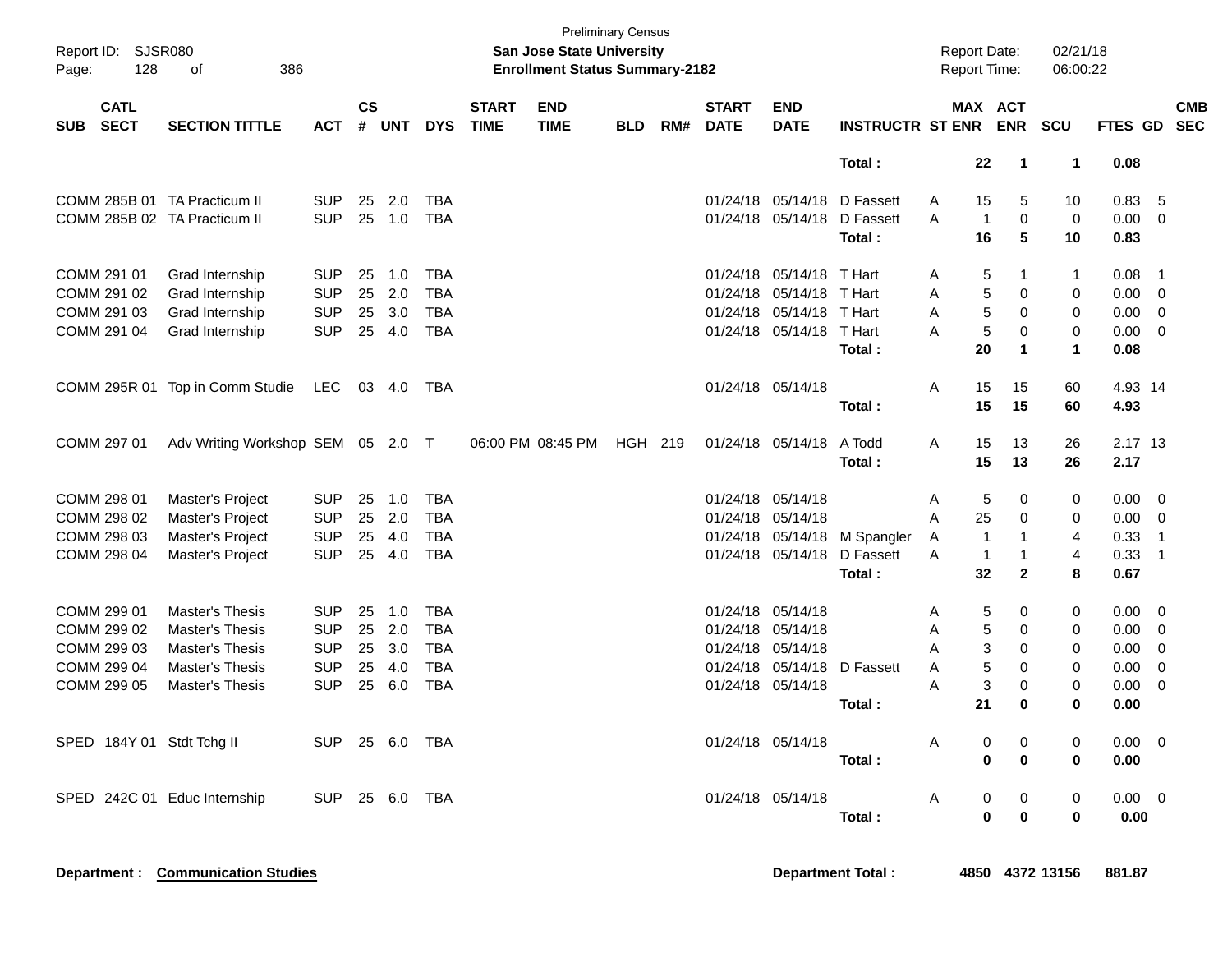Preliminary Census
**San Jose State University**
**Enrollment Status Summary-2182**

Report ID: SJSR080
Report Date: 02/21/18
Report Time: 06:00:22

| SUB | CATL SECT | SECTION TITTLE | ACT | CS # | UNT | DYS | START TIME | END TIME | BLD | RM# | START DATE | END DATE | INSTRUCTR | ST | MAX ENR | ACT ENR | SCU | FTES | GD | CMB SEC |
|---|---|---|---|---|---|---|---|---|---|---|---|---|---|---|---|---|---|---|---|---|
| | | | | | | | | | | | | | **Total :** | | **22** | **1** | **1** | **0.08** | | |
| COMM | 285B 01 | TA Practicum II | SUP | 25 | 2.0 | TBA | | | | | 01/24/18 | 05/14/18 | D Fassett | A | 15 | 5 | 10 | 0.83 | 5 | |
| COMM | 285B 02 | TA Practicum II | SUP | 25 | 1.0 | TBA | | | | | 01/24/18 | 05/14/18 | D Fassett | A | 1 | 0 | 0 | 0.00 | 0 | |
| | | | | | | | | | | | | | **Total :** | | **16** | **5** | **10** | **0.83** | | |
| COMM | 291 01 | Grad Internship | SUP | 25 | 1.0 | TBA | | | | | 01/24/18 | 05/14/18 | T Hart | A | 5 | 1 | 1 | 0.08 | 1 | |
| COMM | 291 02 | Grad Internship | SUP | 25 | 2.0 | TBA | | | | | 01/24/18 | 05/14/18 | T Hart | A | 5 | 0 | 0 | 0.00 | 0 | |
| COMM | 291 03 | Grad Internship | SUP | 25 | 3.0 | TBA | | | | | 01/24/18 | 05/14/18 | T Hart | A | 5 | 0 | 0 | 0.00 | 0 | |
| COMM | 291 04 | Grad Internship | SUP | 25 | 4.0 | TBA | | | | | 01/24/18 | 05/14/18 | T Hart | A | 5 | 0 | 0 | 0.00 | 0 | |
| | | | | | | | | | | | | | **Total :** | | **20** | **1** | **1** | **0.08** | | |
| COMM | 295R 01 | Top in Comm Studie | LEC | 03 | 4.0 | TBA | | | | | 01/24/18 | 05/14/18 | | A | 15 | 15 | 60 | 4.93 | 14 | |
| | | | | | | | | | | | | | **Total :** | | **15** | **15** | **60** | **4.93** | | |
| COMM | 297 01 | Adv Writing Workshop | SEM | 05 | 2.0 | T | 06:00 PM | 08:45 PM | HGH | 219 | 01/24/18 | 05/14/18 | A Todd | A | 15 | 13 | 26 | 2.17 | 13 | |
| | | | | | | | | | | | | | **Total :** | | **15** | **13** | **26** | **2.17** | | |
| COMM | 298 01 | Master's Project | SUP | 25 | 1.0 | TBA | | | | | 01/24/18 | 05/14/18 | | A | 5 | 0 | 0 | 0.00 | 0 | |
| COMM | 298 02 | Master's Project | SUP | 25 | 2.0 | TBA | | | | | 01/24/18 | 05/14/18 | | A | 25 | 0 | 0 | 0.00 | 0 | |
| COMM | 298 03 | Master's Project | SUP | 25 | 4.0 | TBA | | | | | 01/24/18 | 05/14/18 | M Spangler | A | 1 | 1 | 4 | 0.33 | 1 | |
| COMM | 298 04 | Master's Project | SUP | 25 | 4.0 | TBA | | | | | 01/24/18 | 05/14/18 | D Fassett | A | 1 | 1 | 4 | 0.33 | 1 | |
| | | | | | | | | | | | | | **Total :** | | **32** | **2** | **8** | **0.67** | | |
| COMM | 299 01 | Master's Thesis | SUP | 25 | 1.0 | TBA | | | | | 01/24/18 | 05/14/18 | | A | 5 | 0 | 0 | 0.00 | 0 | |
| COMM | 299 02 | Master's Thesis | SUP | 25 | 2.0 | TBA | | | | | 01/24/18 | 05/14/18 | | A | 5 | 0 | 0 | 0.00 | 0 | |
| COMM | 299 03 | Master's Thesis | SUP | 25 | 3.0 | TBA | | | | | 01/24/18 | 05/14/18 | | A | 3 | 0 | 0 | 0.00 | 0 | |
| COMM | 299 04 | Master's Thesis | SUP | 25 | 4.0 | TBA | | | | | 01/24/18 | 05/14/18 | D Fassett | A | 5 | 0 | 0 | 0.00 | 0 | |
| COMM | 299 05 | Master's Thesis | SUP | 25 | 6.0 | TBA | | | | | 01/24/18 | 05/14/18 | | A | 3 | 0 | 0 | 0.00 | 0 | |
| | | | | | | | | | | | | | **Total :** | | **21** | **0** | **0** | **0.00** | | |
| SPED | 184Y 01 | Stdt Tchg II | SUP | 25 | 6.0 | TBA | | | | | 01/24/18 | 05/14/18 | | A | 0 | 0 | 0 | 0.00 | 0 | |
| | | | | | | | | | | | | | **Total :** | | **0** | **0** | **0** | **0.00** | | |
| SPED | 242C 01 | Educ Internship | SUP | 25 | 6.0 | TBA | | | | | 01/24/18 | 05/14/18 | | A | 0 | 0 | 0 | 0.00 | 0 | |
| | | | | | | | | | | | | | **Total :** | | **0** | **0** | **0** | **0.00** | | |

**Department : Communication Studies** — **Department Total : 4850 4372 13156 881.87**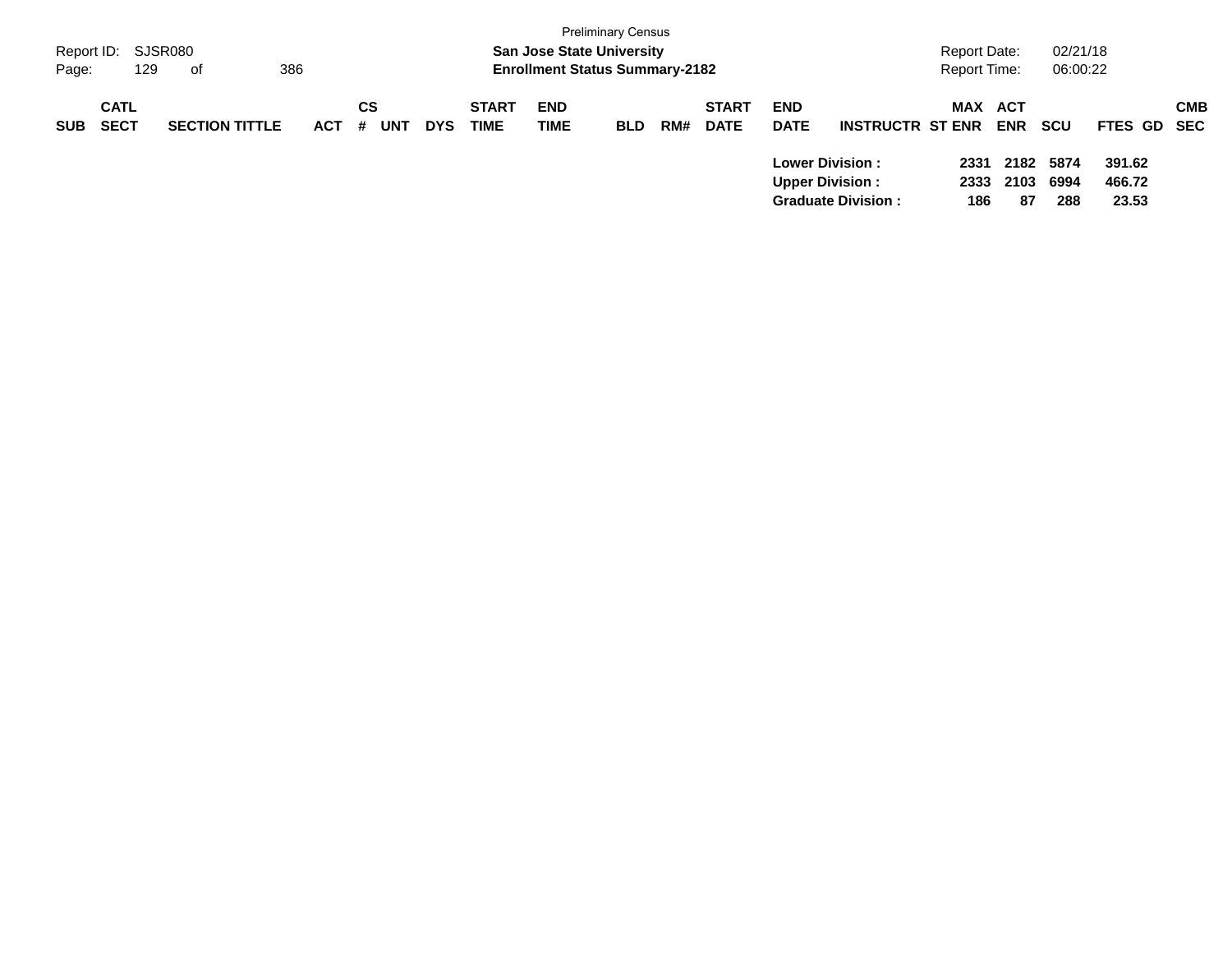Preliminary Census

Report ID: SJSR080 **San Jose State University** Report Date: 02/21/18

Page: 129 of 386 **Enrollment Status Summary-2182** Report Time: 06:00:22

| SUB | CATL SECT | SECTION TITTLE | ACT | CS # | UNT | DYS | START TIME | END TIME | BLD | RM# | START DATE | END DATE | INSTRUCTR | ST | MAX ENR | ACT ENR | SCU | FTES | GD | CMB SEC |
|---|---|---|---|---|---|---|---|---|---|---|---|---|---|---|---|---|---|---|---|---|
| | | | | | | | | | | | | **Lower Division :** | | | **2331** | **2182** | **5874** | **391.62** | | |
| | | | | | | | | | | | | **Upper Division :** | | | **2333** | **2103** | **6994** | **466.72** | | |
| | | | | | | | | | | | | **Graduate Division :** | | | **186** | **87** | **288** | **23.53** | | |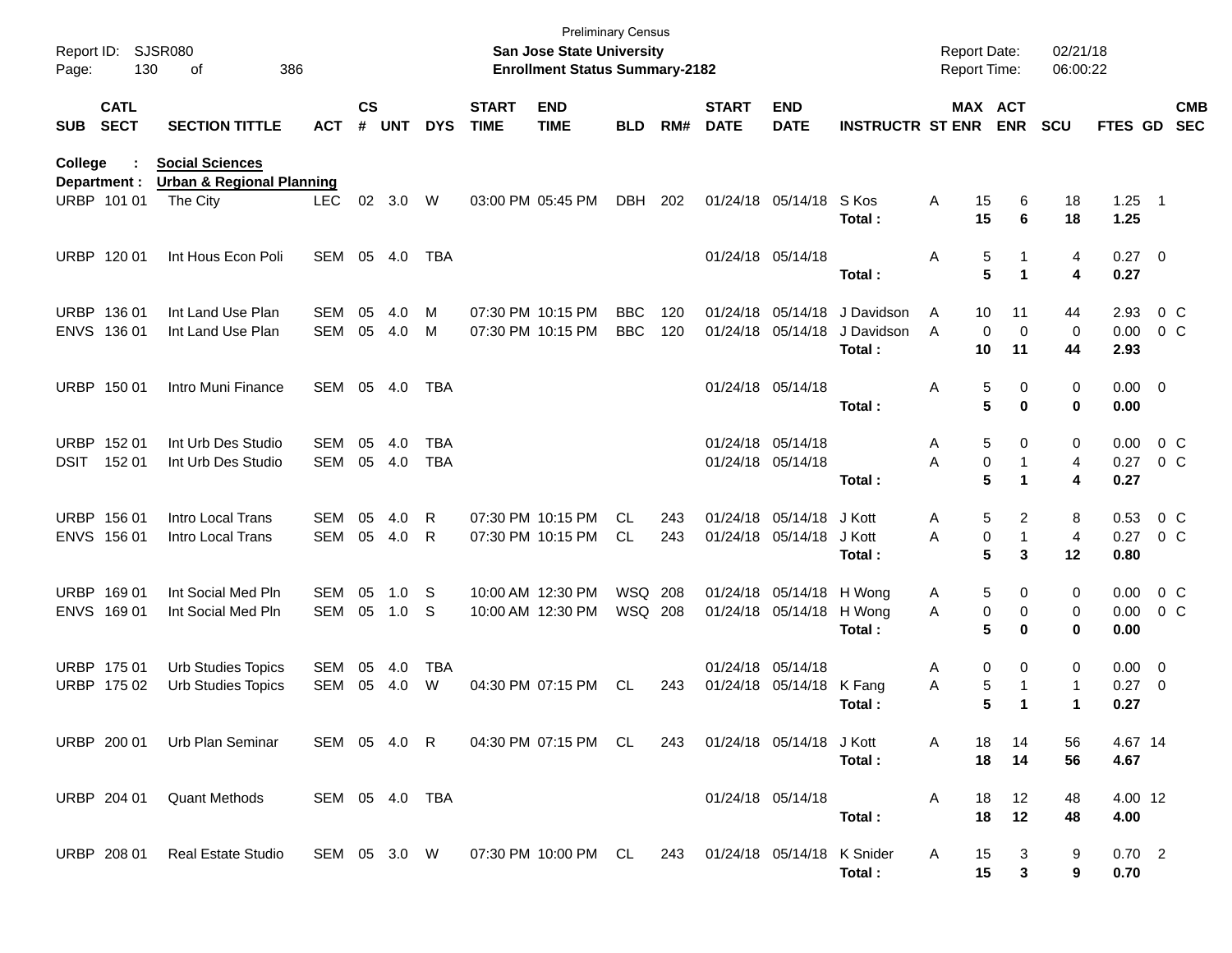Preliminary Census
**San Jose State University**
**Enrollment Status Summary-2182**

Report ID: SJSR080
Report Date: 02/21/18
Report Time: 06:00:22

**College : Social Sciences**
**Department : Urban & Regional Planning**

| SUB | CATL SECT | SECTION TITTLE | ACT | CS # | UNT | DYS | START TIME | END TIME | BLD | RM# | START DATE | END DATE | INSTRUCTR | ST | MAX ENR | ACT ENR | SCU | FTES | GD | CMB SEC |
|---|---|---|---|---|---|---|---|---|---|---|---|---|---|---|---|---|---|---|---|---|
| URBP | 101 01 | The City | LEC | 02 | 3.0 | W | 03:00 PM | 05:45 PM | DBH | 202 | 01/24/18 | 05/14/18 | S Kos | A | 15 | 6 | 18 | 1.25 | 1 | |
| | | | | | | | | | | | | | **Total :** | | **15** | **6** | **18** | **1.25** | | |
| URBP | 120 01 | Int Hous Econ Poli | SEM | 05 | 4.0 | TBA | | | | | 01/24/18 | 05/14/18 | | A | 5 | 1 | 4 | 0.27 | 0 | |
| | | | | | | | | | | | | | **Total :** | | **5** | **1** | **4** | **0.27** | | |
| URBP | 136 01 | Int Land Use Plan | SEM | 05 | 4.0 | M | 07:30 PM | 10:15 PM | BBC | 120 | 01/24/18 | 05/14/18 | J Davidson | A | 10 | 11 | 44 | 2.93 | 0 | C |
| ENVS | 136 01 | Int Land Use Plan | SEM | 05 | 4.0 | M | 07:30 PM | 10:15 PM | BBC | 120 | 01/24/18 | 05/14/18 | J Davidson | A | 0 | 0 | 0 | 0.00 | 0 | C |
| | | | | | | | | | | | | | **Total :** | | **10** | **11** | **44** | **2.93** | | |
| URBP | 150 01 | Intro Muni Finance | SEM | 05 | 4.0 | TBA | | | | | 01/24/18 | 05/14/18 | | A | 5 | 0 | 0 | 0.00 | 0 | |
| | | | | | | | | | | | | | **Total :** | | **5** | **0** | **0** | **0.00** | | |
| URBP | 152 01 | Int Urb Des Studio | SEM | 05 | 4.0 | TBA | | | | | 01/24/18 | 05/14/18 | | A | 5 | 0 | 0 | 0.00 | 0 | C |
| DSIT | 152 01 | Int Urb Des Studio | SEM | 05 | 4.0 | TBA | | | | | 01/24/18 | 05/14/18 | | A | 0 | 1 | 4 | 0.27 | 0 | C |
| | | | | | | | | | | | | | **Total :** | | **5** | **1** | **4** | **0.27** | | |
| URBP | 156 01 | Intro Local Trans | SEM | 05 | 4.0 | R | 07:30 PM | 10:15 PM | CL | 243 | 01/24/18 | 05/14/18 | J Kott | A | 5 | 2 | 8 | 0.53 | 0 | C |
| ENVS | 156 01 | Intro Local Trans | SEM | 05 | 4.0 | R | 07:30 PM | 10:15 PM | CL | 243 | 01/24/18 | 05/14/18 | J Kott | A | 0 | 1 | 4 | 0.27 | 0 | C |
| | | | | | | | | | | | | | **Total :** | | **5** | **3** | **12** | **0.80** | | |
| URBP | 169 01 | Int Social Med Pln | SEM | 05 | 1.0 | S | 10:00 AM | 12:30 PM | WSQ | 208 | 01/24/18 | 05/14/18 | H Wong | A | 5 | 0 | 0 | 0.00 | 0 | C |
| ENVS | 169 01 | Int Social Med Pln | SEM | 05 | 1.0 | S | 10:00 AM | 12:30 PM | WSQ | 208 | 01/24/18 | 05/14/18 | H Wong | A | 0 | 0 | 0 | 0.00 | 0 | C |
| | | | | | | | | | | | | | **Total :** | | **5** | **0** | **0** | **0.00** | | |
| URBP | 175 01 | Urb Studies Topics | SEM | 05 | 4.0 | TBA | | | | | 01/24/18 | 05/14/18 | | A | 0 | 0 | 0 | 0.00 | 0 | |
| URBP | 175 02 | Urb Studies Topics | SEM | 05 | 4.0 | W | 04:30 PM | 07:15 PM | CL | 243 | 01/24/18 | 05/14/18 | K Fang | A | 5 | 1 | 1 | 0.27 | 0 | |
| | | | | | | | | | | | | | **Total :** | | **5** | **1** | **1** | **0.27** | | |
| URBP | 200 01 | Urb Plan Seminar | SEM | 05 | 4.0 | R | 04:30 PM | 07:15 PM | CL | 243 | 01/24/18 | 05/14/18 | J Kott | A | 18 | 14 | 56 | 4.67 | 14 | |
| | | | | | | | | | | | | | **Total :** | | **18** | **14** | **56** | **4.67** | | |
| URBP | 204 01 | Quant Methods | SEM | 05 | 4.0 | TBA | | | | | 01/24/18 | 05/14/18 | | A | 18 | 12 | 48 | 4.00 | 12 | |
| | | | | | | | | | | | | | **Total :** | | **18** | **12** | **48** | **4.00** | | |
| URBP | 208 01 | Real Estate Studio | SEM | 05 | 3.0 | W | 07:30 PM | 10:00 PM | CL | 243 | 01/24/18 | 05/14/18 | K Snider | A | 15 | 3 | 9 | 0.70 | 2 | |
| | | | | | | | | | | | | | **Total :** | | **15** | **3** | **9** | **0.70** | | |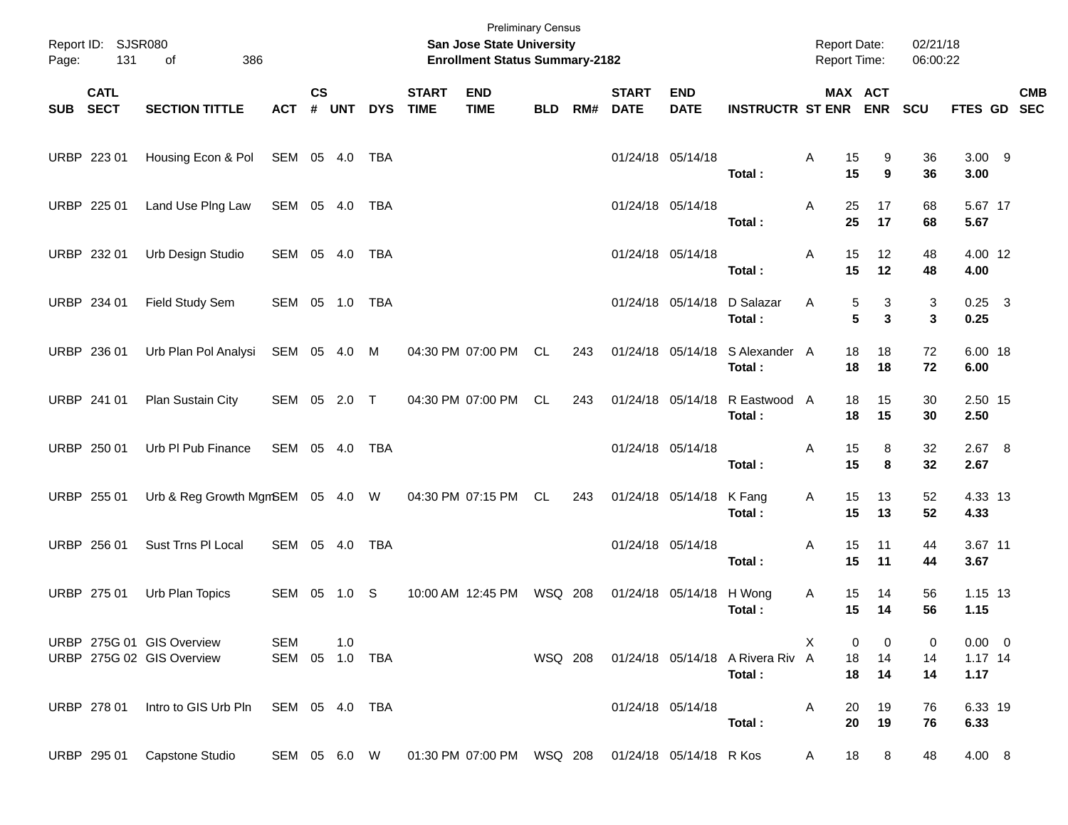Preliminary Census
**San Jose State University**
**Enrollment Status Summary-2182**

Report ID: SJSR080
Report Date: 02/21/18
Report Time: 06:00:22

| SUB | CATL SECT | SECTION TITTLE | ACT | CS # | UNT | DYS | START TIME | END TIME | BLD | RM# | START DATE | END DATE | INSTRUCTR | ST | MAX ENR | ACT ENR | SCU | FTES | GD | CMB SEC |
|---|---|---|---|---|---|---|---|---|---|---|---|---|---|---|---|---|---|---|---|---|
| URBP | 223 01 | Housing Econ & Pol | SEM | 05 | 4.0 | TBA | | | | | 01/24/18 | 05/14/18 | | A | 15 | 9 | 36 | 3.00 | 9 | |
| | | | | | | | | | | | | | **Total :** | | **15** | **9** | **36** | **3.00** | | |
| URBP | 225 01 | Land Use Plng Law | SEM | 05 | 4.0 | TBA | | | | | 01/24/18 | 05/14/18 | | A | 25 | 17 | 68 | 5.67 | 17 | |
| | | | | | | | | | | | | | **Total :** | | **25** | **17** | **68** | **5.67** | | |
| URBP | 232 01 | Urb Design Studio | SEM | 05 | 4.0 | TBA | | | | | 01/24/18 | 05/14/18 | | A | 15 | 12 | 48 | 4.00 | 12 | |
| | | | | | | | | | | | | | **Total :** | | **15** | **12** | **48** | **4.00** | | |
| URBP | 234 01 | Field Study Sem | SEM | 05 | 1.0 | TBA | | | | | 01/24/18 | 05/14/18 | D Salazar | A | 5 | 3 | 3 | 0.25 | 3 | |
| | | | | | | | | | | | | | **Total :** | | **5** | **3** | **3** | **0.25** | | |
| URBP | 236 01 | Urb Plan Pol Analysi | SEM | 05 | 4.0 | M | 04:30 PM | 07:00 PM | CL | 243 | 01/24/18 | 05/14/18 | S Alexander | A | 18 | 18 | 72 | 6.00 | 18 | |
| | | | | | | | | | | | | | **Total :** | | **18** | **18** | **72** | **6.00** | | |
| URBP | 241 01 | Plan Sustain City | SEM | 05 | 2.0 | T | 04:30 PM | 07:00 PM | CL | 243 | 01/24/18 | 05/14/18 | R Eastwood | A | 18 | 15 | 30 | 2.50 | 15 | |
| | | | | | | | | | | | | | **Total :** | | **18** | **15** | **30** | **2.50** | | |
| URBP | 250 01 | Urb Pl Pub Finance | SEM | 05 | 4.0 | TBA | | | | | 01/24/18 | 05/14/18 | | A | 15 | 8 | 32 | 2.67 | 8 | |
| | | | | | | | | | | | | | **Total :** | | **15** | **8** | **32** | **2.67** | | |
| URBP | 255 01 | Urb & Reg Growth Mgm | SEM | 05 | 4.0 | W | 04:30 PM | 07:15 PM | CL | 243 | 01/24/18 | 05/14/18 | K Fang | A | 15 | 13 | 52 | 4.33 | 13 | |
| | | | | | | | | | | | | | **Total :** | | **15** | **13** | **52** | **4.33** | | |
| URBP | 256 01 | Sust Trns Pl Local | SEM | 05 | 4.0 | TBA | | | | | 01/24/18 | 05/14/18 | | A | 15 | 11 | 44 | 3.67 | 11 | |
| | | | | | | | | | | | | | **Total :** | | **15** | **11** | **44** | **3.67** | | |
| URBP | 275 01 | Urb Plan Topics | SEM | 05 | 1.0 | S | 10:00 AM | 12:45 PM | WSQ | 208 | 01/24/18 | 05/14/18 | H Wong | A | 15 | 14 | 56 | 1.15 | 13 | |
| | | | | | | | | | | | | | **Total :** | | **15** | **14** | **56** | **1.15** | | |
| URBP | 275G 01 | GIS Overview | SEM | | 1.0 | | | | | | | | | X | 0 | 0 | 0 | 0.00 | 0 | |
| URBP | 275G 02 | GIS Overview | SEM | 05 | 1.0 | TBA | | | WSQ | 208 | 01/24/18 | 05/14/18 | A Rivera Riv | A | 18 | 14 | 14 | 1.17 | 14 | |
| | | | | | | | | | | | | | **Total :** | | **18** | **14** | **14** | **1.17** | | |
| URBP | 278 01 | Intro to GIS Urb Pln | SEM | 05 | 4.0 | TBA | | | | | 01/24/18 | 05/14/18 | | A | 20 | 19 | 76 | 6.33 | 19 | |
| | | | | | | | | | | | | | **Total :** | | **20** | **19** | **76** | **6.33** | | |
| URBP | 295 01 | Capstone Studio | SEM | 05 | 6.0 | W | 01:30 PM | 07:00 PM | WSQ | 208 | 01/24/18 | 05/14/18 | R Kos | A | 18 | 8 | 48 | 4.00 | 8 | |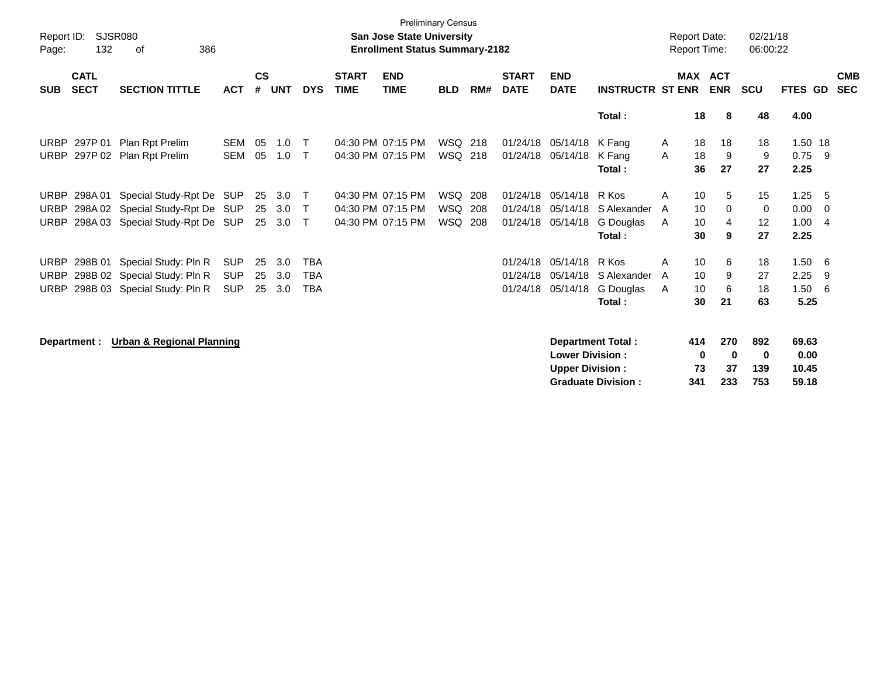Preliminary Census

**San Jose State University**
**Enrollment Status Summary-2182**

Report ID: SJSR080
Report Date: 02/21/18
Report Time: 06:00:22

| SUB | CATL SECT | SECTION TITTLE | ACT | CS # | UNT | DYS | START TIME | END TIME | BLD | RM# | START DATE | END DATE | INSTRUCTR | ST | MAX ENR | ACT ENR | SCU | FTES | GD | CMB SEC |
|---|---|---|---|---|---|---|---|---|---|---|---|---|---|---|---|---|---|---|---|---|
| | | | | | | | | | | | | | **Total :** | | **18** | **8** | **48** | **4.00** | | |
| URBP | 297P 01 | Plan Rpt Prelim | SEM | 05 | 1.0 | T | 04:30 PM | 07:15 PM | WSQ | 218 | 01/24/18 | 05/14/18 | K Fang | A | 18 | 18 | 18 | 1.50 | 18 | |
| URBP | 297P 02 | Plan Rpt Prelim | SEM | 05 | 1.0 | T | 04:30 PM | 07:15 PM | WSQ | 218 | 01/24/18 | 05/14/18 | K Fang | A | 18 | 9 | 9 | 0.75 | 9 | |
| | | | | | | | | | | | | | **Total :** | | **36** | **27** | **27** | **2.25** | | |
| URBP | 298A 01 | Special Study-Rpt De | SUP | 25 | 3.0 | T | 04:30 PM | 07:15 PM | WSQ | 208 | 01/24/18 | 05/14/18 | R Kos | A | 10 | 5 | 15 | 1.25 | 5 | |
| URBP | 298A 02 | Special Study-Rpt De | SUP | 25 | 3.0 | T | 04:30 PM | 07:15 PM | WSQ | 208 | 01/24/18 | 05/14/18 | S Alexander | A | 10 | 0 | 0 | 0.00 | 0 | |
| URBP | 298A 03 | Special Study-Rpt De | SUP | 25 | 3.0 | T | 04:30 PM | 07:15 PM | WSQ | 208 | 01/24/18 | 05/14/18 | G Douglas | A | 10 | 4 | 12 | 1.00 | 4 | |
| | | | | | | | | | | | | | **Total :** | | **30** | **9** | **27** | **2.25** | | |
| URBP | 298B 01 | Special Study: Pln R | SUP | 25 | 3.0 | TBA | | | | | 01/24/18 | 05/14/18 | R Kos | A | 10 | 6 | 18 | 1.50 | 6 | |
| URBP | 298B 02 | Special Study: Pln R | SUP | 25 | 3.0 | TBA | | | | | 01/24/18 | 05/14/18 | S Alexander | A | 10 | 9 | 27 | 2.25 | 9 | |
| URBP | 298B 03 | Special Study: Pln R | SUP | 25 | 3.0 | TBA | | | | | 01/24/18 | 05/14/18 | G Douglas | A | 10 | 6 | 18 | 1.50 | 6 | |
| | | | | | | | | | | | | | **Total :** | | **30** | **21** | **63** | **5.25** | | |

**Department : Urban & Regional Planning**

| | MAX ENR | ACT ENR | SCU | FTES |
|---|---|---|---|---|
| **Department Total :** | **414** | **270** | **892** | **69.63** |
| **Lower Division :** | **0** | **0** | **0** | **0.00** |
| **Upper Division :** | **73** | **37** | **139** | **10.45** |
| **Graduate Division :** | **341** | **233** | **753** | **59.18** |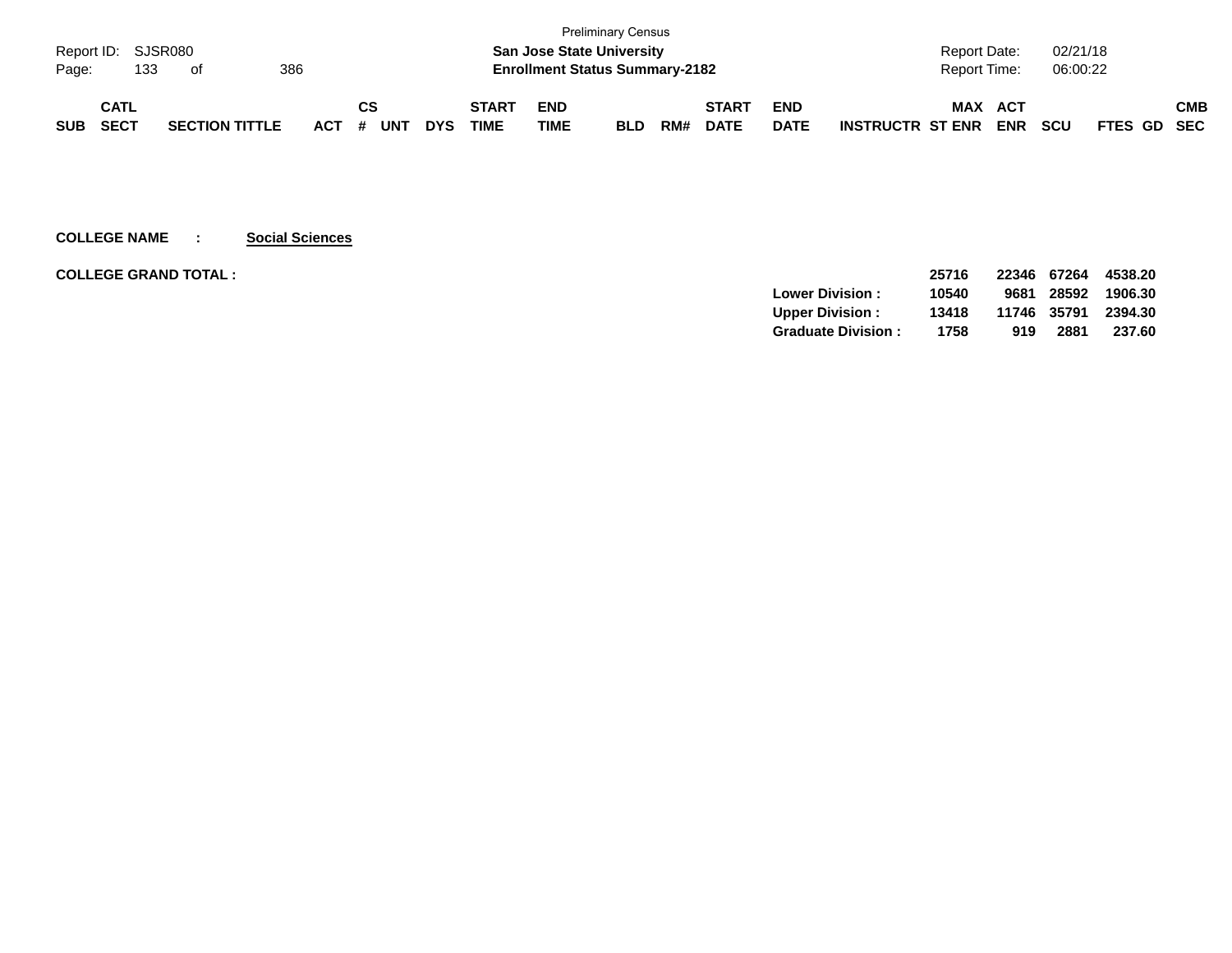Preliminary Census

Report ID: SJSR080

**San Jose State University**

**Enrollment Status Summary-2182**

Report Date: 02/21/18

Report Time: 06:00:22

| SUB | CATL SECT | SECTION TITTLE | ACT | CS # | UNT | DYS | START TIME | END TIME | BLD | RM# | START DATE | END DATE | INSTRUCTR | MAX ST ENR | ACT ENR | SCU | FTES | GD | CMB SEC |
|---|---|---|---|---|---|---|---|---|---|---|---|---|---|---|---|---|---|---|---|

**COLLEGE NAME : Social Sciences**

**COLLEGE GRAND TOTAL :**

| | MAX ST ENR | ACT ENR | SCU | FTES |
|---|---|---|---|---|
| | **25716** | **22346** | **67264** | **4538.20** |
| **Lower Division :** | **10540** | **9681** | **28592** | **1906.30** |
| **Upper Division :** | **13418** | **11746** | **35791** | **2394.30** |
| **Graduate Division :** | **1758** | **919** | **2881** | **237.60** |